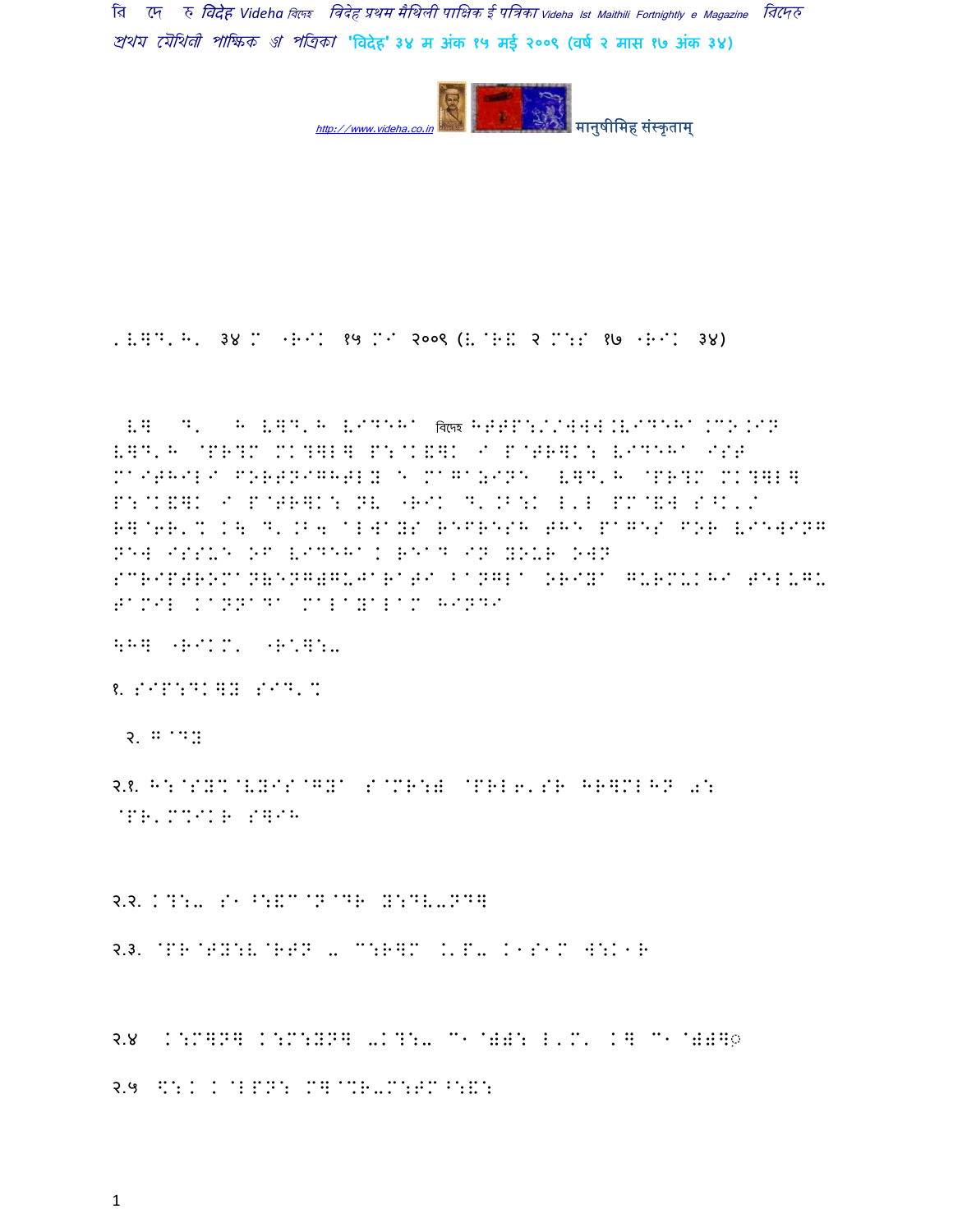मानुषीमिह संस्कृताम्

'ELKD'H' ३४ M "HIK १५ MI २००९ (E@HR २ M:S १७ "HIK ३४)

EK D' H ELKD'H EIDEHA বিদেহ HTTP://WWW.EIDEHA.CO.IN ELKD'H @PR?M MK?HLK P:@K&HK I P@TRHK: EIDEHA IST MAITHILI FORTNIGHTLY E MAGAZINE ELKD'H @PR?M MK?HLK P:@K&HK I P@TRHK: NE "HIK D'.B:K L'L PM@&W S^K'/ RH@6R'% KF D'.B4 ALWAYS REFRESH THE PAGES FOR EIEWING NEW ISSUE OF EIDEHA. READ IN YOUR OWN SCRIPTROMAN(ENGLISH)GUJARATI BANGLA ORIYA GURMUKHI TELUGU TAMIL KANNADA MALAYALAM HINDI

^HK "HIKM' "H\*K:-

१. SIP:DKHY SID'%

२. G@DY

२.१. H:@SY%@EYIS@GYA S@MR:) @PRL6'SR HRHMLHN 0: @PR'M%IKR SHIH

२.२. K?:- S1 ^:&C@N@DR Y:DE-NDH

२.३. @PR@TY:E@RTN - C:RHM .'P- K1S1M W:K1R

२.४ K:MHNH K:M:YNH -K?:- C1@))): L'M' KH C1@))H◌

२.५ \*:. K@LPN: MH@%R-M:TM^:&: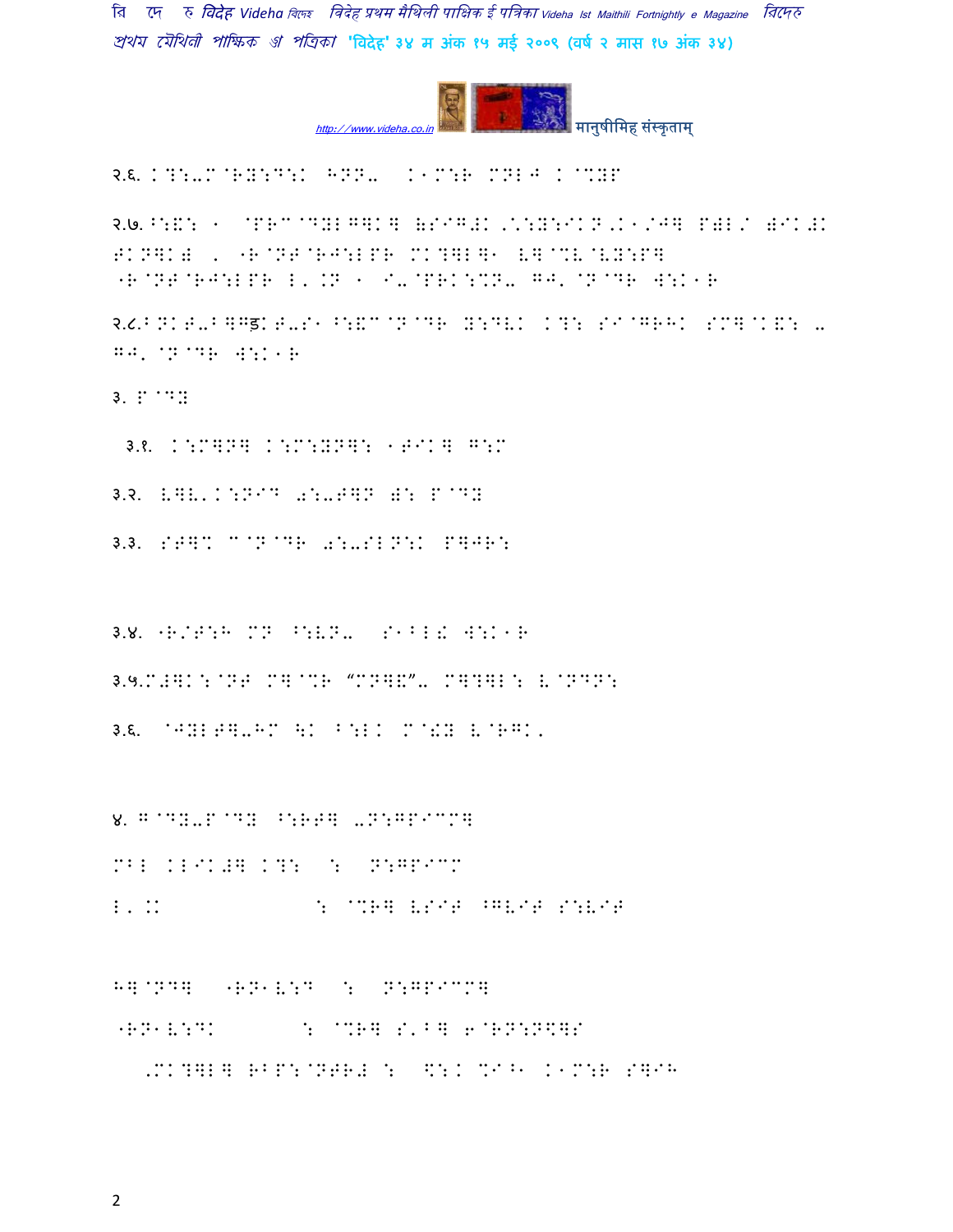२.६. K?:-M@RY:D:K HNN- K1M:R MNLJ K@%YP

२.७. ^:&: 1 @PRC@DYLG]K] (SIG#K,\*:Y:IKN,K1/J] P(L/ #IK#K FKN]K# , "R@NT@RJ:LPR MK?]L]1 V]@%V@VY:P] "R@NT@RJ:LPR L'.N 1 I-@PRK:%N- GJ'@N@DR W:K1R

२.८. BNKT-B]Gड़KT-S1 ^:&C@N@DR Y:DVK K?: SI@GRHK SM]@K&: - GJ'@N@DR W:K1R

३. P@DY

३.१. K:M]N] K:M:YN]: 1TIK] G:M

३.२. V]V'K:NID0:-T]N (: P@DY

३.३. ST]% C@N@DR 0:-SLN:K P]JR:

३.४. "R/T:H MN ^:VN- S1BL! W:K1R

३.५. M#]K:@NT M]@%R "MN]&"- M]?]L: V@NDN:

३.६. @JYLT]-HM \K B:LK M@!Y V@RGK,

४. G@DY-P@DY ^:RT] -N:GPICM]

MBL KLIK#] K?: : N:GPICM

L'.K : @%R] VSIT ^GVIT S:VIT

H]@ND] "RN1V:D : N:GPICM]

"RN1V:DK : @%R] S'B] 6@RN:N\$]S

'MK?]L] RBP:@NTR# : \$:K %I^1 K1M:R S]IH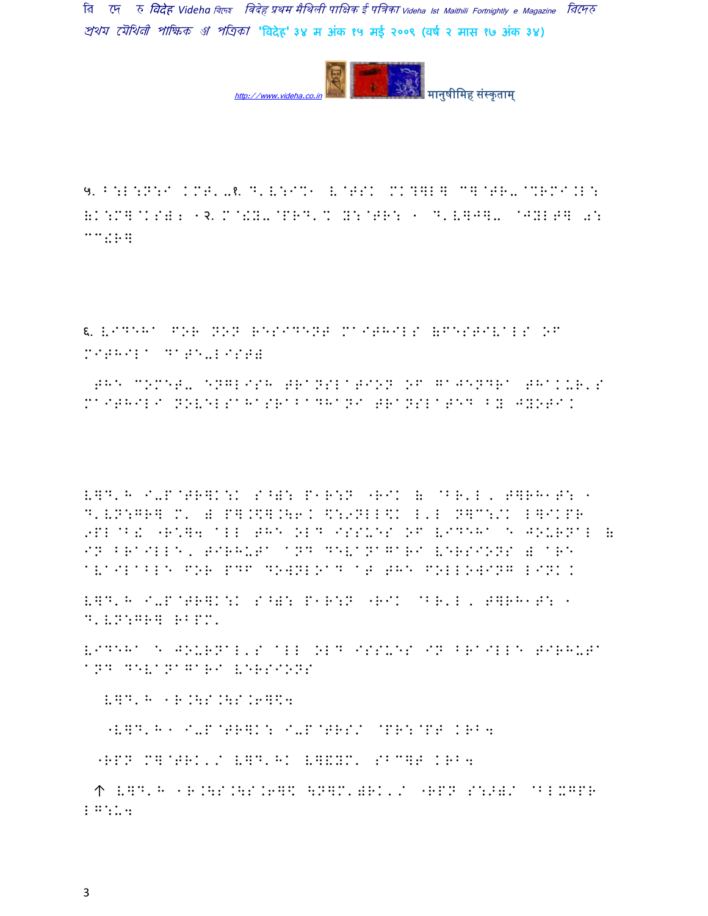५. B:L:N:I KMT'-१. D'V:I%1 V@TSK MK?]L] C]@TR-@%RMI.L: (K:M]@KS)2 1२. M@!Y-@PRD'% Y:@TR: 1 D'V]J]- @JYLT] 0: CC!R]

६. VIDEHA FOR NON RESIDENT MAITHILS (FESTIVALS OF MITHILA DATE-LIST)

THE COMET- ENGLISH TRANSLATION OF GAJENDRA THAKUR'S MAITHILI NOVELSAHASRABADHANI TRANSLATED BY JYOTI.

V]D'H I-P@TR]K:K S^): P1R:N "RIK ( @BR'L, T]RH1T: 1 D'VN:GR] M' ( P].\$].\6K \$:9NLL\$K L'L N]C:/K L]IKPR 9PL@B! "R'?4 ALL THE OLD ISSUES OF VIDEHA E JOURNAL ( IN BRAILLE, TIRHUTA AND DEVANAGARI VERSIONS ( ARE AVAILABLE FOR PDF DOWNLOAD AT THE FOLLOWING LINK.

V]D'H I-P@TR]K:K S^): P1R:N "RIK @BR'L, T]RH1T: 1 D'VN:GR] RBPM'

VIDEHA E JOURNAL'S ALL OLD ISSUES IN BRAILLE TIRHUTA AND DEVANAGARI VERSIONS

V]D'H 1R.\S.\S.6]\$4

"V]D'H1 I-P@TR]K: I-P@TRS/ @PR:@PT KRB4

"RPN M]@TRK'/ V]D'HK V]&YM' SBC]T KRB4

↑ V]D'H 1R.\S.\S.6]\$ \N]M'(RK'/ "RPN S:>)/ @BLXGPR LG:U4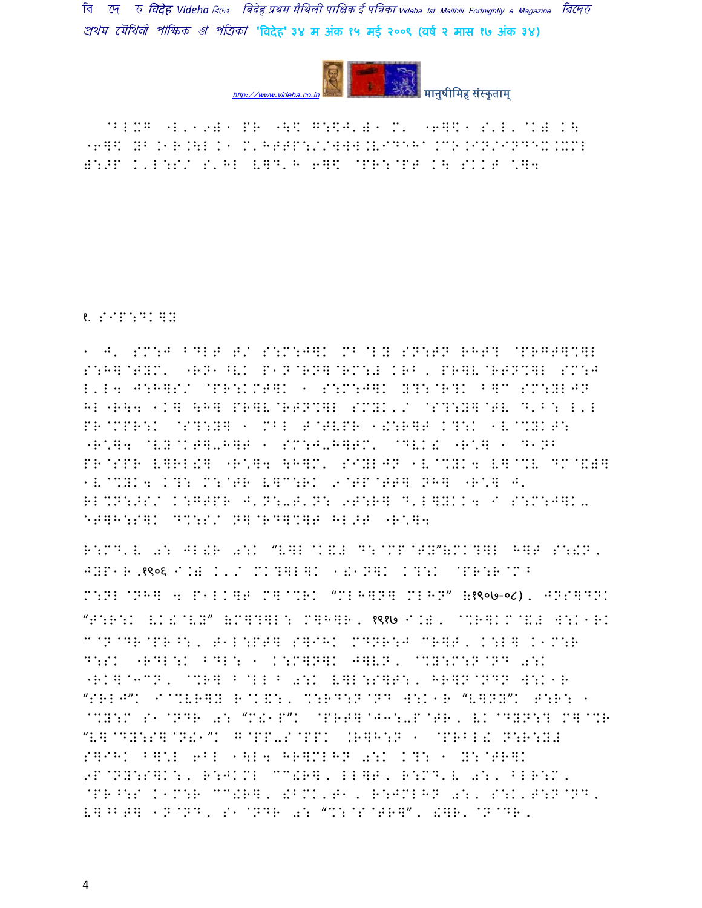@BLXG "L'198) PR "\$ G:\$J'8) M' "6]\$) S'L' @K) K\
"6]\$ YB.1R.\L K) M'HTTP://WWW.VIDEHA.CO.IN/INDEX.XML
):>P K'L:S/ S'HL V]D'H 6]\$ @PR:@PT K\ SKKT \*]4

१. SIP:DK]Y

1 J' SM:J BDLT T/ S:M:J]K MB@LY SN:TN RHT? @PRGT]%]L S:H]@TYM' "RN1^VK P1N@RN]@RM:# KRB, PR]V@RTN%]L SM:J L'L4 J:H]S/ @PR:KMT]K 1 S:M:J]K Y?:@R?K B]C SM:YLJN HL"R\4 1K] \H] PR]V@RTN%]L SMYK'/ @S?:Y]@TV D'B: L'L PR@MPR:K @S?:Y] 1 MBL T@TVPR 1!:R]T K?:K 1V@%YKT: "R\*]4 @VY@KT]-H]T 1 SM:J-H]TM' @DVK! "R\*] 1 D1NB PR@SPR V]RL!] "R\*]4 \H]M' SIYLJN 1V@%YK4 V]@%V DM@&)] 1V@%YK4 K?: M:@TR V]C:RK 9@TP@TT] NH] "R\*] J' RL%N:>S/ K:GTPR J'N:-T'N: 9T:R] D'L]YKK4 I S:M:J]K- ET]H:S]K D%:S/ N]@RD]%]T HL>T "R\*]4

R:MD'V 0: JL!R 0:K "V]L@K&# D:@MP@TY"&MK?]L H]T S:!N, JYP1R,१९०६ I.) K'/ MK?]L]K 1!1N]K K?:K @PR:R@M^ M:NL@NH] 4 P1LK]T M]@%RK "MLH]N] MLHN" (१९०७-०८), JNS]DNK "T:R:K VK!@VY" (M]?]L: M]H]R, १९१७ I.), @%R]KM@&# W:K1RK C@N@DR@PR^:, T1L:PT] S]IHK MDNR:J CR]T, K:L] K1M:R D:SK "RDL:K BDL: 1 K:M]N]K J]VN, @%Y:M:N@ND 0:K "RK]@3CN, @%R] B@LL^ 0:K V]L:S]T:, HR]N@NDN W:K1R "SRLJ"K I@%VR]Y R@K&:, %:RD:N@ND W:K1R "V]NY"K T:R: 1 @%Y:M S1@NDR 0: "M!1P"K @PRT]@J3:-P@TR, VK@DYN:? M]@%R "V]@DY:S]@N!1"K G@PP-S@PPK .R]H:N 1 @PRBL! N:R:Y# S]IHK B]\*L 6BL 1\L4 HR]MLHN 0:K K?: 1 Y:@TR]K 9P@NY:S]K:, R:JKML CC!R], LL]T, R:MD'V 0:, BLR:M, @PR^:S K1M:R CC!R], !BMK'T1, R:JMLHN 0:, S:K'T:N@ND, V]^BT] 1N@ND, S1@NDR 0: "%:@S@TR]", !]R'@N@DR,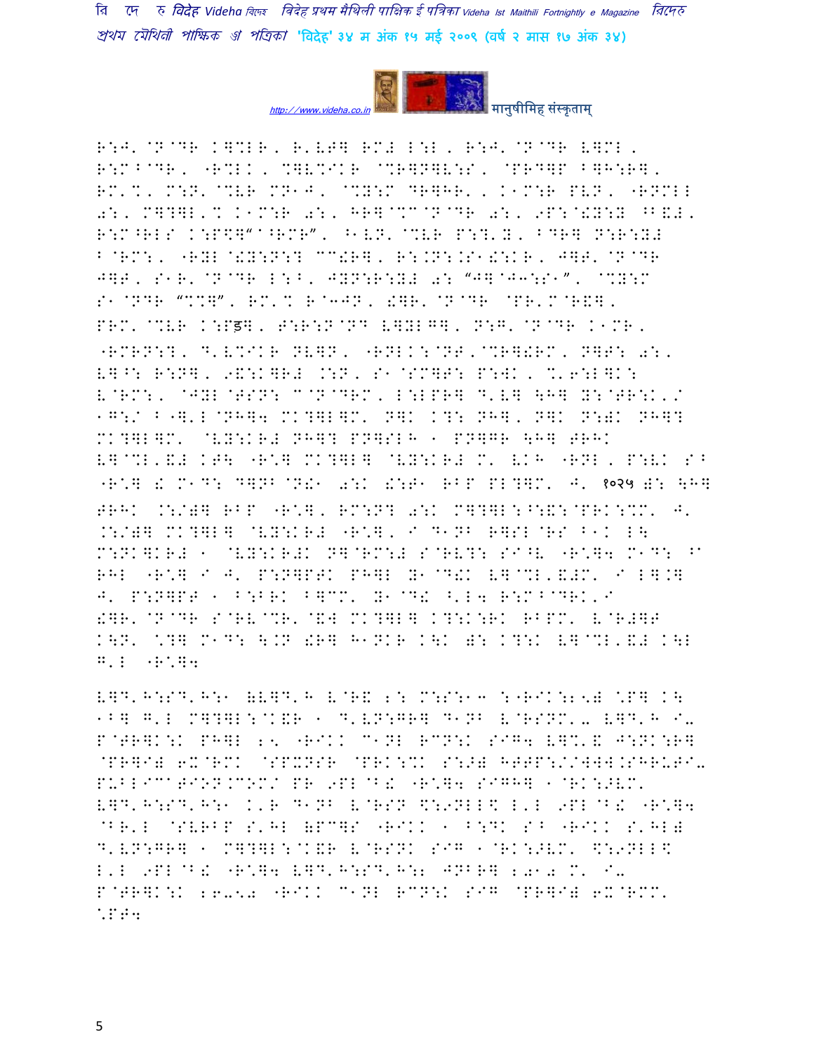R:J' @N@DR K]%LR, R'VT] RM# L:L, R:J' @N@DR V]ML, R:M^@DR, "R%LK, %]V%IKR @%R]N]V:S, @PRD]P ^]H:R], RM'%, M:N' @%VR MN1J, @%Y:M DR]HR', K1M:R PVN, "RNMLL 0:, M]?]L'% K1M:R 0:, HR]@%C@N@DR 0:, 9P:@!Y:Y ^B&#, R:M^RLS K:P$]"^^RMR", ^1VN' @%VR P:?'Y, ^DR] N:R:Y# ^@RM:, "RYL@!Y:N:? CC!R], R:.N:.S1!:KR, J]T' @N@DR J]T, S1R' @N@DR L:^, JYN:R:Y# 0: "J]@J3:S1", @%Y:M S1@NDR "%%]", RM'% R@3JN, !]R' @N@DR @PR'M@R&], PRM' @%VR K:Pड], T:R:N@ND V]YLG], N:G' @N@DR K1MR, "RMRN:?, D'V%IKR NV]N, "RNLK:@NT'@%R]!RM, N]T: 0:, V]^: R:N], 9&:K]R# .:N, S1@SM]T: P:WK, %'6:L]K: V@RM:, @JYL@TSN: C@N@DRM, L:LPR] D'V] \H] Y:@TR:K'/ 1G:/ ^"]'L@NH]4 MK?]L]M' N]K K?: NH], N]K N:!K NH]? MK?]L]M' @VY:KR# NH]? PN]SLH 1 PN]GR \H] TRHK V]@%L'&# KT\ "R*] MK?]L] @VY:KR# M' VKH "RNL, P:VK S^ "R*] ! M1D: D]NB@N!1 0:K !:T1 RBP PL?]M' J' १०२५ ): \H] TRHK .:/)] RBP "R*], RM:N? 0:K M]?]L:^:&:@PRK:%M' J' .:/)] MK?]L] @VY:KR# "R*], / D1NB R]SL@RS ^1K L\ M:NK]KR# 1 @VY:KR#K N]@RM:# S@RV?: SI^V "R*]4 M1D: ^A RHL "R*] / J' P:N]PTK PH]L Y1@D!K V]@%L'&#M' / L].] J' P:N]PT 1 ^:BRK ^]CM' Y1@D! ^'L4 R:M^@DRK'/ !]R' @N@DR S@RV@%R' @&W MK?]L] K?:K:RK RBPM' V@R#]T K\N' *?] M1D: \.N !R] H1NKR K\K ): K?:K V]@%L'&# K\L G'L "R*]4

V]D'H:SD'H:1 (V]D'H V@R& 2: M:S:13 :"RIK:2\5) *P] K\ 1B] G'L M]?]L:@K&R 1 D'VN:GR] D1NB V@RSNM'- V]D'H I-P@TR]K:K PH]L 2\5 "RIKK C1NL RCN:K SIG4 V]%'& J:NK:R] @PR]I) 6X@RMK @SPXNSR @PRK:%K S:/) HTTP://WWW.SHRUTI-PUBLICATION.COM/ PR 9PL@B! "R*]4 SIGH] 1@RK:>VM' V]D'H:SD'H:1 K'R D1NB V@RSN $:9NLL$ L'L 9PL@B! "R*]4 @BR'L @SVRBP S'HL (PC]S "RIKK 1 ^:DK S^ "RIKK S'HL) D'VN:GR] 1 M]?]L:@K&R V@RSNK SIG 1@RK:>VM' $:9NLL$ L'L 9PL@B! "R*]4 V]D'H:SD'H:2 JNBR] 2010 M' I-P@TR]K:K 26-50 "RIKK C1NL RCN:K SIG @PR]I) 6X@RMM' *PT4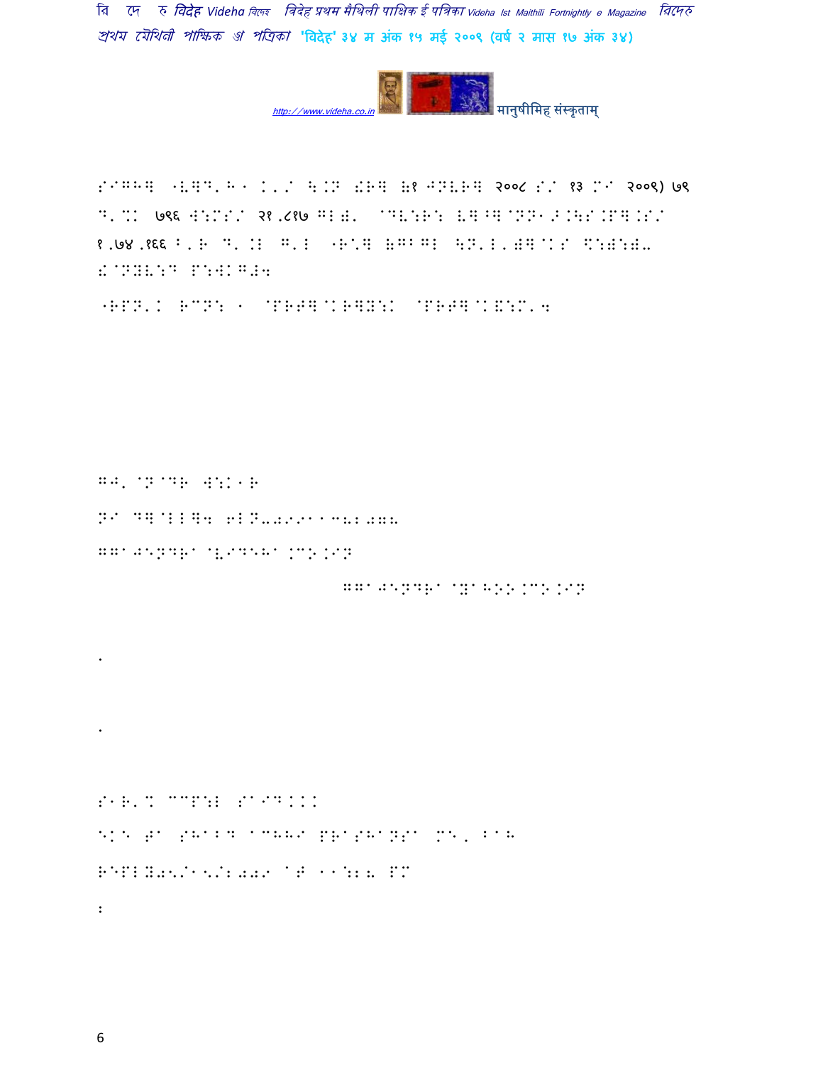SIGHE "LEAD, AND, IS NOT THE PARTY 8 ANDERE 2008 SA 83 MAY 2009) 68

D'. TO USE HERE 21,689 HIS ANDERS LAND WATERS THE STATE

8,68,888 F.R T. I. H. H. L. "RT, HEL HILL HIL FOR 1.18 %:4 4:4

HINDUS PHYSICAL

"RPN'K RCN: 1 @PRT]@KR]Y:K @PRT]@K&:M'4

GJ' @N@DR W:K1R

N/ D]@LL]4 6LN-09911382078

GG/JENDRA@VIDEHA.CO.IN

GG/JENDRA@YAHOO.CO.IN

.

.

S1R'% CCP:L S/ID.K.

EKE T/ SHABD ACHHA PRASHANSA ME, B/A

REPLY05/15/2009 AT 11:28 PM

: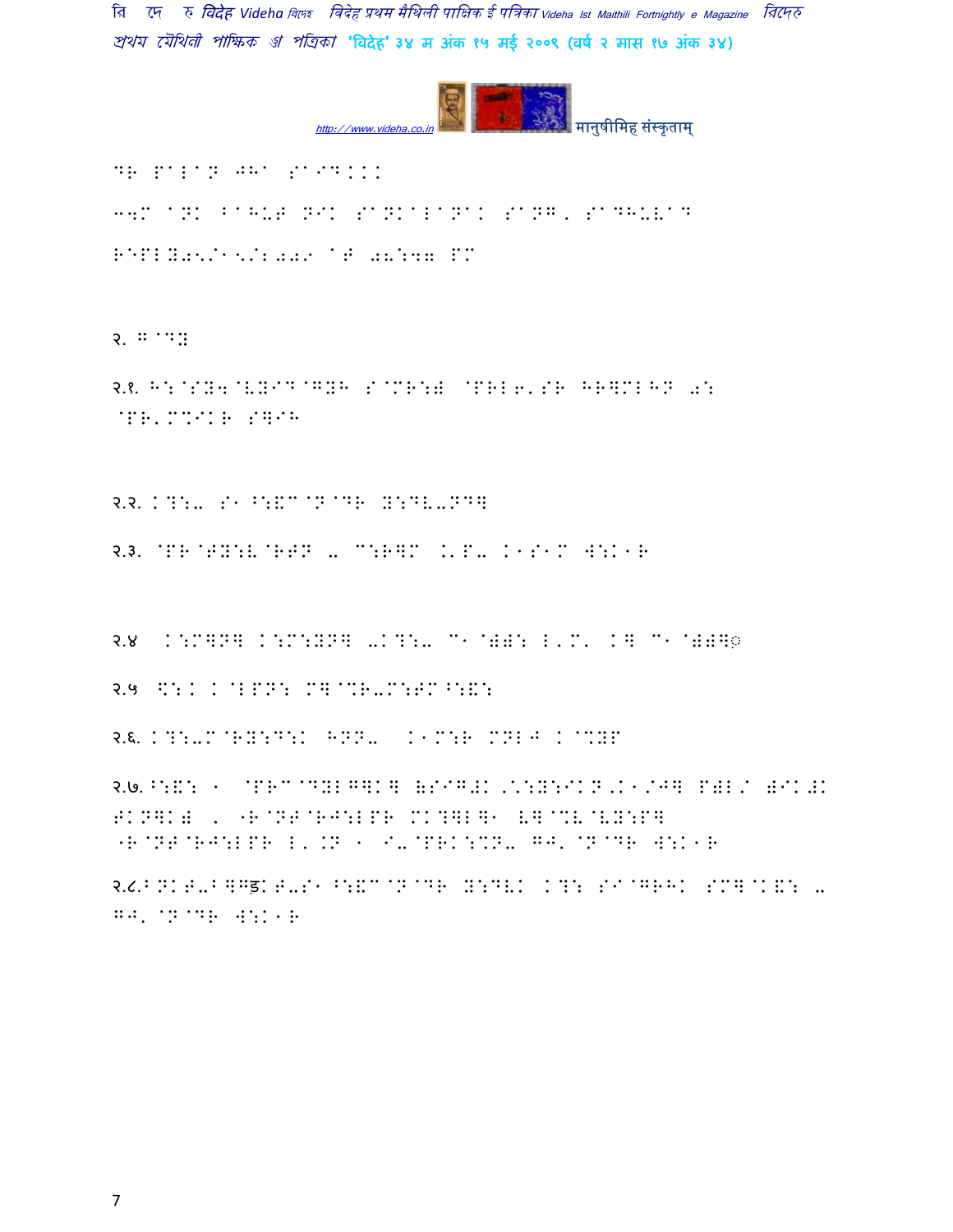DR PALAN JHA SAID...

34M ANK BAHUT NIK SANKALANA. SANG, SADHUVAD

REPLY05/15/2009 AT 08:47 PM

२. गद्य

२.१. H:@SY4@VYID@GYH S@MR:^ @PRL6'SR HR]MLHN 0: @PR'M%IKR S]IH

२.२. K?:- S1^:&C@N@DR Y:DV-ND]

२.३. @PR@TY:V@RTN - C:R]M .'P- K1S1M W:K1R

२.४ K:M]N] K:M:YN] -K?:- C1@)): L'M' K] C1@))]ृ

२.५ \$:K K@LPN: M]@%R-M:TM^:&:

२.६. K?:-M@RY:D:K HNN- K1M:R MNLJ K@%YP

२.७.^:&: 1 @PRC@DYLG]K] (SIG#K,\*:Y:IKN,K1/J] P)L/ )IK#K TKN]K) , "R@NT@RJ:LPR MK?]L]1 V]@%V@VY:P] "R@NT@RJ:LPR L'.N 1 I-@PRK:%N- GJ'@N@DR W:K1R

२.८.BNKT-B]Gड़KT-S1^:&C@N@DR Y:DVK K?: SI@GRHK SM]@K&: - GJ'@N@DR W:K1R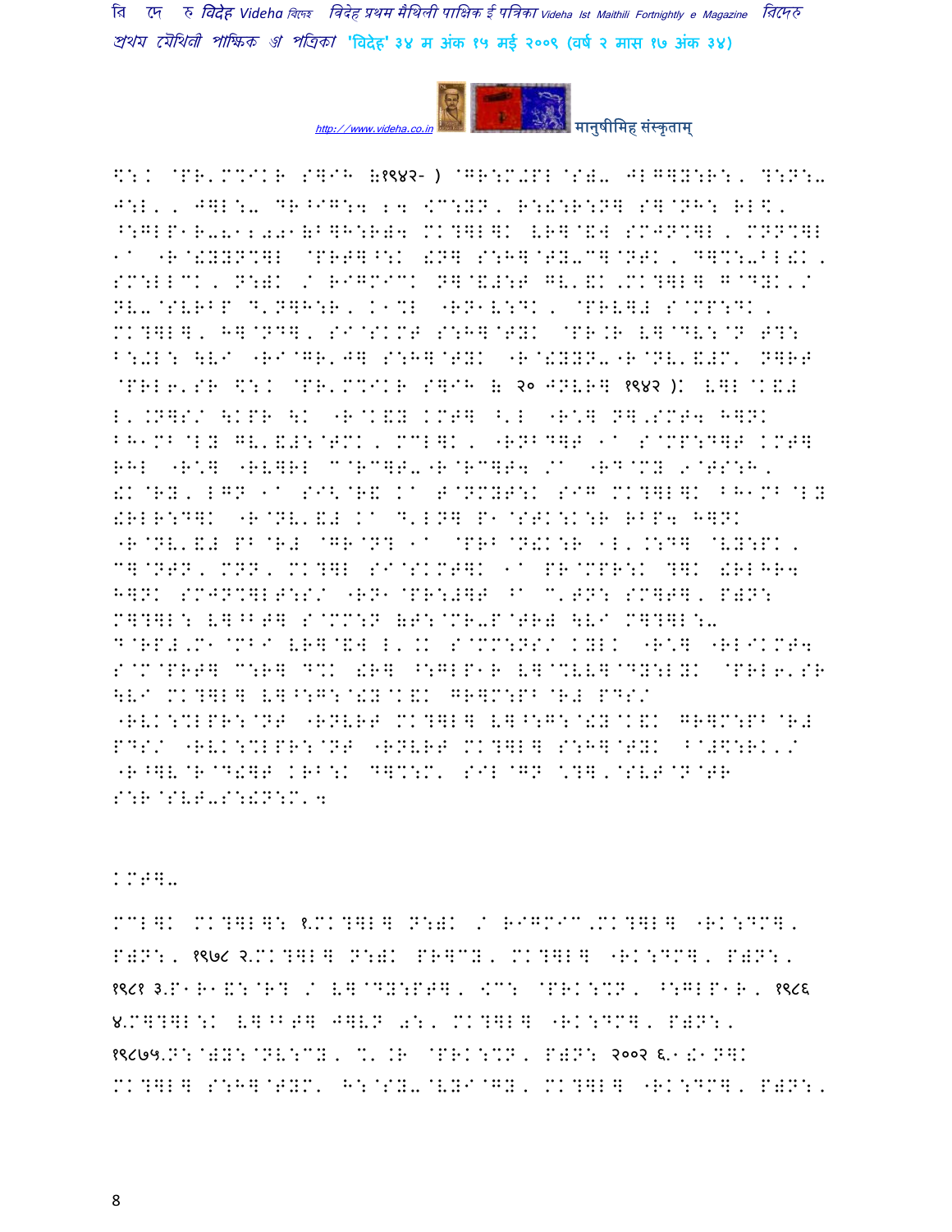\:. @PR'M%IKR S]IH (१९४२- ) @GR:M+PL@S)- JLG]Y:R:, ?:N:-
J:L', J]L:- DR^IG:4 24 [C:YN, R:!:R:N] S]@NH: RL\,
^:GLP1R-812001(B]H:R)4 MK?]L]K VR]@&W SMJN%]L, MNN%]L
1^ "R@!YYN%]L @PRT]^:K !N] S:H]@TY-C]@NTK, D]%:-BL!K,
SM:LLCK, N:)K / RIGMICK N]@&#:T GV'&K,MK?]L] G@DYK,/
NV-@SVRBP D'N]H:R, K1%L "RN1V:DK, @PRV]# S@MP:DK,
MK?]L], H]@ND], SI@SKMT S:H]@TYK @PR.R V]@DV:@N T?:
B:+L: \VI "RI@GR'J] S:H]@TYK "R@!YYN-"R@NV'&#M' N]RT
@PRL6'SR \:. @PR'M%IKR S]IH ( २० जनवरी १९४२ )K V]L@K&#
L'.N]S/ \KPR \K "R@K&Y KMT] ^'L "R*] N],SMT4 H]NK
BH1MB@LY GV'&#:@TMK, MCL]K, "RNBD]T 1^ S@MP:D]T KMT]
RHL "R*] "RV]RL C@RC]T-"R@RC]T4 /^ "RD@MY 9@TS:H,
!K@RY, LGN 1^ SI<@R& K^ T@NMYT:K SIG MK?]L]K BH1MB@LY
!RLR:D]K "R@NV'&# K^ D'LN] P1@STK:K:R RBP4 H]NK
"R@NV'&# PB@R# @GR@N? 1^ @PRB@N!K:R 1L'.:D] @VY:PK,
C]@NTN, MNN, MK?]L SI@SKMT]K 1^ PR@MPR:K ?]K !RLHR4
H]NK SMJN%]LT:S/ "RN1@PR:#]T ^^ C'TN: SM]T], P)N:
M]?]L: V]^BT] S@MM:N (T:@MR-P@TR) \VI M]?]L:-
D@RP#,M1@MBI VR]@&W L'.K S@MM:NS/ KYLK "R*] "RLIKMT4
S@M@PRT] C:R] D%K !R] ^:GLP1R V]@%VV]@DY:LYK @PRL6'SR
\VI MK?]L] V]^:G:@!Y@K&K GR]M:PB@R# PDS/
"RVK:%LPR:@NT "RNVRT MK?]L] V]^:G:@!Y@K&K GR]M:PB@R#
PDS/ "RVK:%LPR:@NT "RNVRT MK?]L] S:H]@TYK ^@#$:RK'/
"R^]V@R@D!]T KRB:K D]%:M' SIL@GN *?],@SVT@N@TR
S:R@SVT-S:!N:M'4

KMT]-

MCL]K MK?]L]: १.MK?]L] N:)K / RIGMIC,MK?]L] "RK:DM],
P)N:, १९७८ २.MK?]L] N:)K PR]CY, MK?]L] "RK:DM], P)N:,
१९८१ ३.P1R1&:@R? / V]@DY:PT], [C: @PRK:%N, ^:GLP1R, १९८६
४.M]?]L:K V]^BT] J]VN 0:, MK?]L] "RK:DM], P)N:,
१९८७५.N:)Y:@NV:CY, %'.R @PRK:%N, P)N: २००२ ६.1!1N]K
MK?]L] S:H]@TYM' H:@SY-@VYI@GY, MK?]L] "RK:DM], P)N:,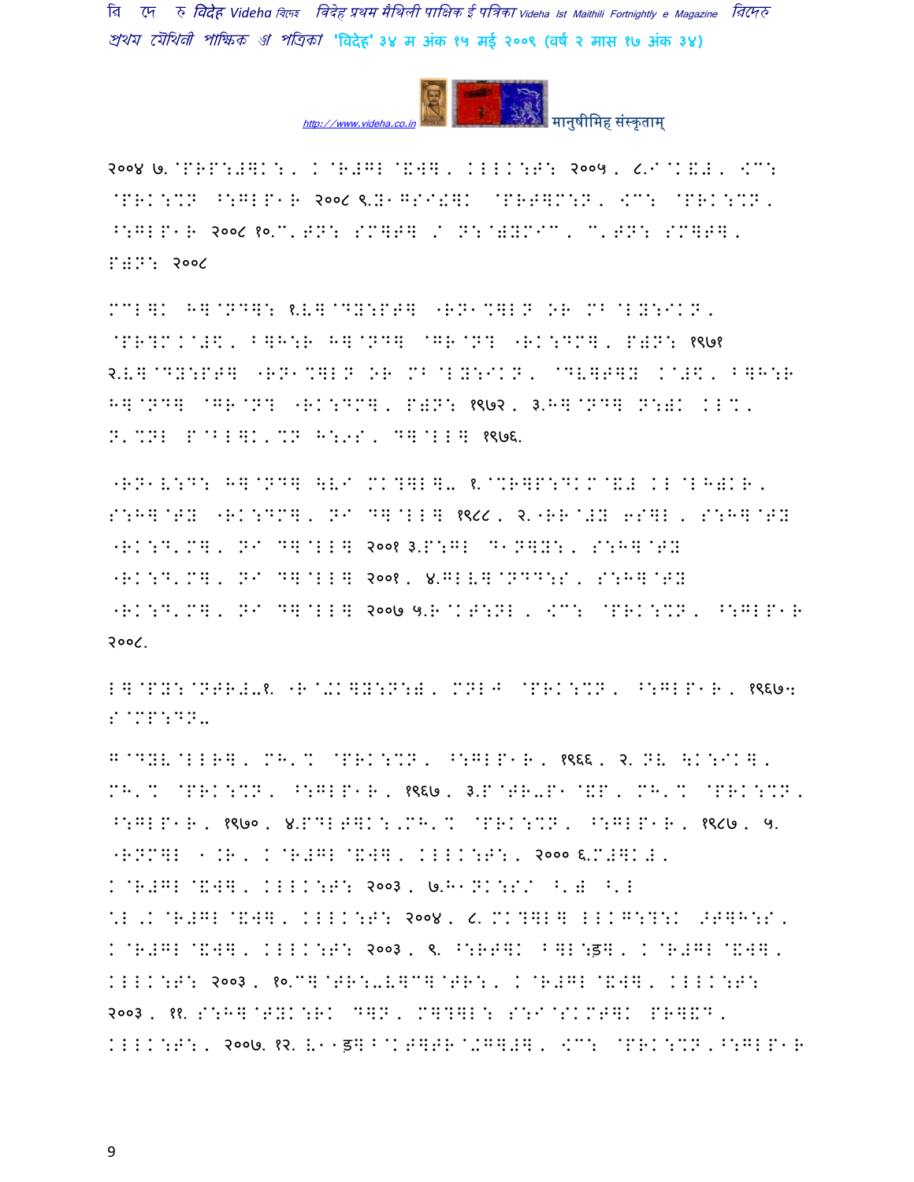२००४ ७.@PRP:#]K:, K@R#GL@&W], KLLK:T: २००५, ८.I@K&#, [C:
@PRK:%N ^:GLP1R २००८ ९.X1GSI!]K @PRT]M:N, [C: @PRK:%N,
^:GLP1R २००८ १०.C'TN: SM]T] / N:@)YMIC, C'TN: SM]T],
P)N: २००८

MCL]K H]@ND]: १.V]@DY:PT] "RN1%]LN OR MB@LY:IKN,
@PR?M.@#\$, B]H:R H]@ND] @GR@N? "RK:DM], P)N: १९७१
२.V]@DY:PT] "RN1%]LN OR MB@LY:IKN, @DV]T]Y K@#\$, B]H:R
H]@ND] @GR@N? "RK:DM], P)N: १९७२, ३.H]@ND] N:)K KL%,
N'%NL P@BL]K'%N H:9S, D]@LL] १९७६.

"RN1V:D: H]@ND] \VI MK?]L]- १.@%R]P:DKM@&# KL@LH)KR,
S:H]@TY "RK:DM], NI D]@LL] १९८८, २."RR@#Y 6S]L, S:H]@TY
"RK:D'M], NI D]@LL] २००१ ३.P:GL D1N]Y:, S:H]@TY
"RK:D'M], NI D]@LL] २००१, ४.GLV]@NDD:S, S:H]@TY
"RK:D'M], NI D]@LL] २००७ ५.R@KT:NL, [C: @PRK:%N, ^:GLP1R
२००८.

L]@PY:@NTR#-१. "R@+K]Y:N:), MNLJ @PRK:%N, ^:GLP1R, १९६७:
S@MP:DN-

G@DYV@LLR], MH'% @PRK:%N, ^:GLP1R, १९६६, २. NV \K:IK],
MH'% @PRK:%N, ^:GLP1R, १९६७, ३.P@TR-P1@&P, MH'% @PRK:%N,
^:GLP1R, १९७०, ४.PDLT]K:,MH'% @PRK:%N, ^:GLP1R, १९८७, ५.
"RNM]L 1.R, K@R#GL@&W], KLLK:T:, २००० ६.M#]K#,
K@R#GL@&W], KLLK:T: २००३, ७.H1NK:S/ ^') ^'L
*L,K@R#GL@&W], KLLK:T: २००४, ८. MK?]L] LLKG:?:K >T]H:S,
K@R#GL@&W], KLLK:T: २००३, ९. ^:RT]K B]L:ड़], K@R#GL@&W],
KLLK:T: २००३, १०.C]@TR:-V]C]@TR:, K@R#GL@&W], KLLK:T:
२००३, ११. S:H]@TYK:RK D]N, M]?]L: S:I@SKMT]K PR]&D,
KLLK:T:, २००७. १२. V11ड़]B@KT]TR@+G]#], [C: @PRK:%N,^:GLP1R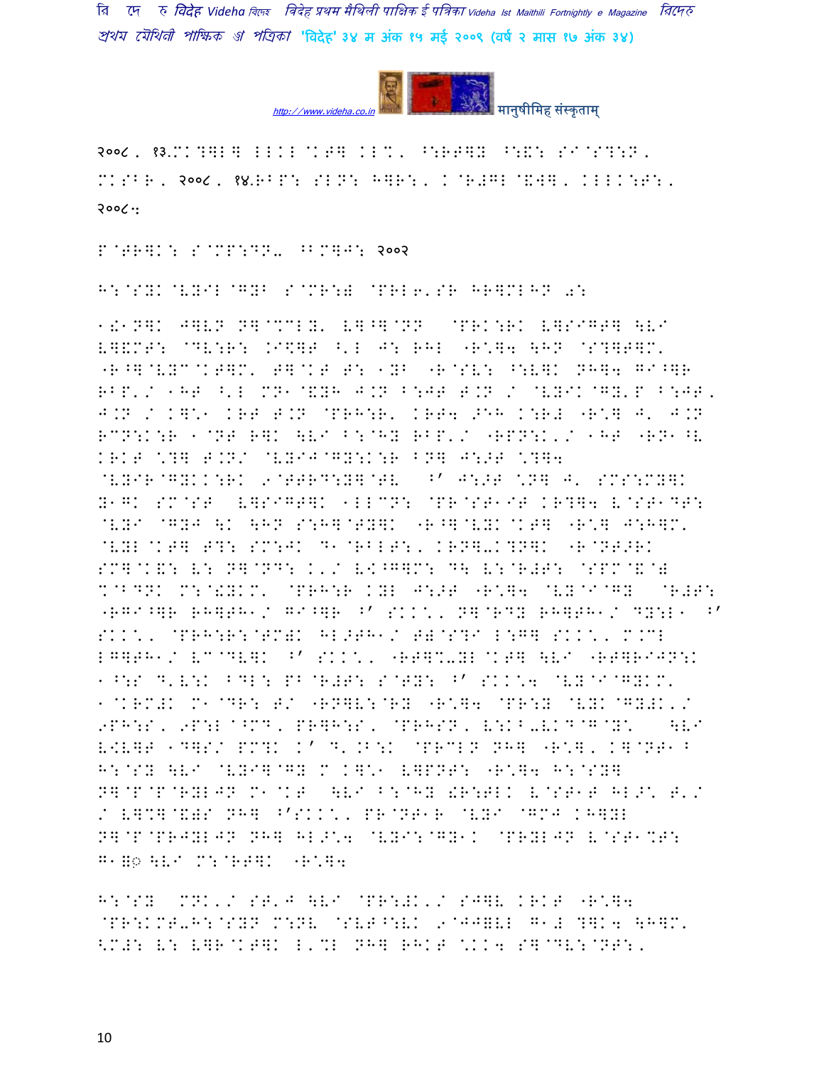२००८, १३.MK?]L] LLKL@KT] KL%, ^:RT]B ^:&: SI@S?:N, MKSBR, २००८, १४.RBP: SLN: H]R:, K@R#GL@&W], KLLK:T:, २००८:

P@TR]K: S@MP:DN- ^BM]J: २००२

H:@SYK@VYIL@GYB S@MR:) @PRL6'SR HR]MLHN 0:

1!1N]K J]VN N]@%CLY' V]^]@NN @PRK:RK V]SIGT] \VI V]&MT: @DV:R: .I\$]T ^'L J: RHL "R\*]4 \HN @S?]T]M' "R^]@VYC@KT]M' T]@KT T: 1YB "R@SV: ^:V]K NH]4 GI^]R RBP'/ 1HT ^'L MN1@&YH J.N B:JT T.N / @VYIK@GY'P B:JT, J.N / K]\*1 KRT T.N @PRH:R' KRT4 >EH K:R# "R\*] J' J.N RCN:K:R 1@NT R]K \VI B:@HY RBP'/ "RPN:K'/ 1HT "RN1^V KRKT \*?] T.N/ @VYIJ@GY:K:R BN] J:>T \*?]4 @VYIR@GYKK:RK 9@TTRD:Y]@TV ^' J:>T \*N] J' SMS:MY]K Y1GK SM@ST V]SIGT]K 1LLCN: @PR@ST1IT KR?]4 V@ST1DT: @VYI @GYJ \K \HN S:H]@TY]K "R^]@VYK@KT] "R\*] J:H]M' @VYL@KT] T?: SM:JK D1@RBLT:, KRN]-K?N]K "R@NT>RK SM]@K&: V: N]@ND: K'/ V\$^G]M: D\ V:@R#T: @SPM@&@) %@BDNK M:@!YKM' @PRH:R KYL J:>T "R\*]4 @VY@I@GY @R#T: "RGI^]R RH]TH1/ GI^]R ^' SKK\*, N]@RDY RH]TH1/ DY:L1 ^' SKK\*, @PRH:R:@TM)K HL>TH1/ T)@S?I L:G] SKK\*, M.CL LG]TH1/ VC@DV]K ^' SKK\*, "RT]%-YL@KT] \VI "RT]RIJN:K 1^:S D'V:K BDL: PB@R#T: S@TY: ^' SKK\*4 @VY@I@GYKM' 1@KRM#K M1@DR: T/ "RN]V:@RY "R\*]4 @PR:Y @VYK@GY#K'/ 9PH:S, 9P:L@^MD, PR]H:S, @PRHSN, V:KB-VKD@G@Y\* \VI V\$V]T 1D]S/ PM?K K' D'.B:K @PRCLN NH] "R\*], K]@NT1B H:@SY \VI @VYI]@GY M K]\*1 V]PNT: "R\*]4 H:@SY] N]@P@P@RYLJN M1@KT \VI B:@HY !R:TLK V@ST1T HL>\* T'/ / V]%]@&)S NH] ^'SKK\*, PR@NT1R @VYI @GMJ KH]YL N]@P@PRJYLJN NH] HL>\*4 @VYI:@GY1K @PRYLJN V@ST1%T: G1॥० \VI M:@RT]K "R\*]4

H:@SY MNK'/ ST'J \VI @PR:#K'/ SJ]V KRKT "R\*]4 @PR:KMT-H:@SYN M:NV @SVT^:VK 9@JJ]VL G1# ?]K4 \H]M' <M#: V: V]R@KT]K L'%L NH] RHKT \*KK4 S]@DV:@NT:,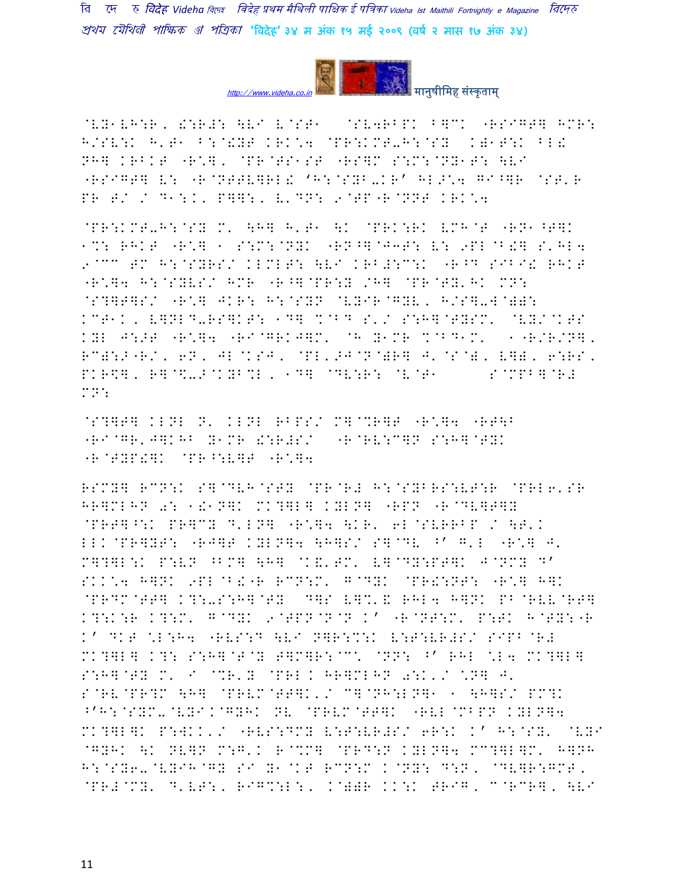@VY1VH:R, !:R#: \VI V@ST1 @SV4RBPK B]CK "RSIGT] HMR: H/SV:K H'T1 B:@!YT KRK\*4 @PR:KMT-H:@SY K)1T:K BL! NH] KRBKT "R\*], @PR@TS1ST "RS]M S:M:@NY1T: \VI "RSIGT] V: "R@NTTV]RL! 'H:@SYB-KR' HL>\*4 GI^]R @ST'R PR T/ / D1:K, P]]:, V'DN: 9@TP"R@NNT KRK\*4

@PR:KMT-H:@SY M' \H] H'T1 \K @PRK:RK VMH@T "RN1^T]K 1%: RHKT "R\*] 1 S:M:@NYK "RN^]@J3T: V: 9PL@B!] S'HL4 9@CC TM H:@SYRS/ KLMLT: \VI KRB#:C:K "R^D SIBI! RHKT "R\*]4 H:@SYVS/ HMR "R^]@PR:Y /H] @PR@TY'HK MN: @S?]T]S/ "R\*] JKR: H:@SYN @VYIR@GYV, H/S]-W@)): KCT1K, V]NLD-RS]KT: 1D] %@BD S'/ S:H]@TYSM' @VY/@KTS KYL J:>T "R\*]4 "RI@GRKJ]M' @H Y1MR %@BD1M' 1"R/R/N], RC):>"R/, 6N, JL@KSJ, @PL'>J@N@)R] J'@S@), V]), 6:RS, PKR\$], R]@\$->@KYB%L, 1D] @DV:R: @V@T1 S@MPB]@R# MN:

@S?]T] KLNL N' KLNL RBPS/ M]@%R]T "R\*]4 "RT\B "RI@GR'J]KHB Y1MR !:R#S/ "R@RV:C]N S:H]@TYK "R@TYP!]K @PR^:V]T "R\*]4

RSMY] RCN:K S]@DVH@STY @PR@R# H:@SYBRS:VT:R @PRL6'SR HR]MLHN 0: 1!1N]K MK?]L] KYLN] "RPN "R@DV]T]Y @PRT]^:K PR]CY D'LN] "R\*]4 \KR' 6L@SVRRBP / \T'K LLK@PR]YT: "RJ]T KYLN]4 \H]S/ S]@DV ^' G'L "R\*] J' M]?]L:K P:VN ^BM] \H] @K&'TM' V]@DY:PT]K J@NMY D' SKK\*4 H]NK 9PL@B!"R RCN:M' G@DYK @PR!:NT: "R\*] H]K @PRDM@TT] K?:-S:H]@TY D]S V]%'& RHL4 H]NK PB@RVV@RT] K?:K:R K?:M' G@DYK 9@TPN@N@N K' "R@NT:M' P:TK H@TY:"R K' DKT \*L:H4 "RVS:D \VI N]R:%:K V:T:VR#S/ SIPB@R# MK?]L] K?: S:H]@T@Y T]M]R:@C\ @NN: ^' RHL \*L4 MK?]L] S:H]@TY M' I @%R'Y @PRLK HR]MLHN 0:K'/ \*N] J' S@RV@PR?M \H] @PRVM@TT]K'/ C]@NH:LN]1 1 \H]S/ PM?K ^'H:@SYM-@VYI.@GYHK NV @PRVM@TT]K "RVL@MBPN KYLN]4 MK?]L]K P:WKK'/ "RVS:DMY V:T:VR#S/ 6R:K K' H:@SY' @VYI @GYHK \K NV]N M:G'K R@%M] @PRD:N KYLN]4 MC?]L]M' H]NH H:@SY6-@VYIH@GY SI Y1@KT RCN:M K@NY: D:N, @DV]R:GMT, @PR#@MY' D'VT:, RIG%:L:, K@))R KK:K TRIG, C@RCR], \VI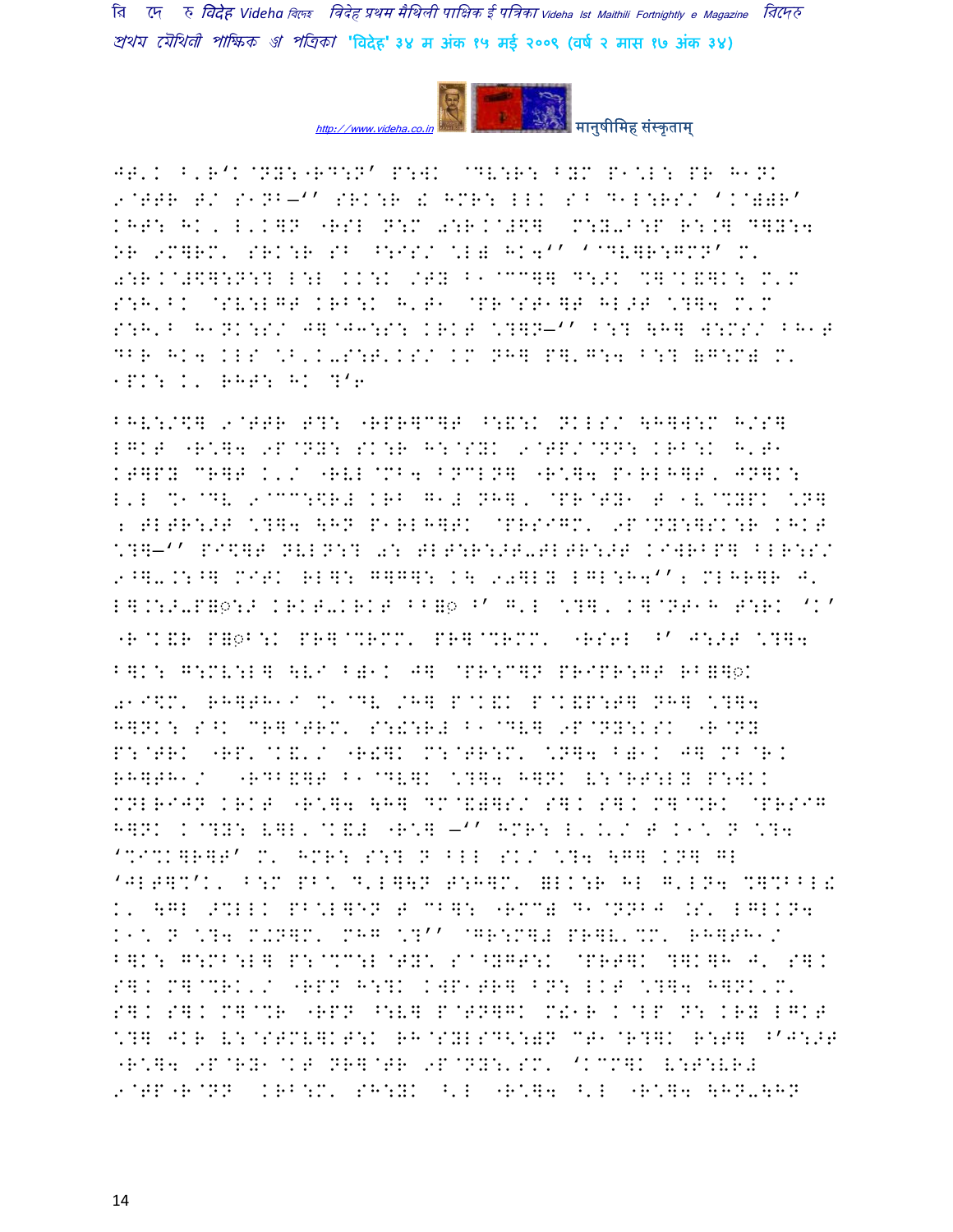JT'. B'R'. @NY:"RD:N' P:WK @DV:R: BYM P1\*L: PR H1NK
9@TTR T/ S1NB—'' SRK:R ! HMR: LLK S^ D1L:RS/ '.@)YR'
KHT: HK, L'.]N "RSL N:M 0:R.@#\$] M:Y-B:P R:.] D]Y:4
OR 9M]RM' SRK:R S^ ^:IS/ \*L) HK4'' '@DV]R:GMN' M'
0:R.@#\$]:N:? L:L ..:. /TY B1@CC]] D:>K %]@K&]K: M'M
S:H'BK @SV:LGT KRB:K H'T1 @PR@ST1]T HL>T \*?]4 M'M
S:H'B H1NK:S/ J]@J3:S: KRKT \*?]N—'' B:? \H] W:MS/ BH1T
DBR HK4 KLS \*B'K-S:T'KS/ KM NH] P]'G:4 B:? (G:M) M'
1PK: K' RHT: HK ?'6

BHV:/\$] 9@TTR T?: "RPR]C]T ^:&:K NKLS/ \H]W:M H/S]
LGKT "R\*]4 9P@NY: SK:R H:@SYK 9@TP/@NN: KRB:K H'T1
KT]PY CR]T K'/ "RVL@MB4 BNCLN] "R\*]4 P1RLH]T, JN]K:
L'L %1@DV 9@CC:\$R# KRB G1# NH], @PR@TY1 T 1V@%YPK \*N]
2 TLTR:>T \*?]4 \HN P1RLH]TK @PRSIGM' 9P@NY:]SK:R KHKT
\*?]—'' PI\$]T NVLN:? 0: TLT:R:>T-TLTR:>T KIWRBP] BLR:S/
9^]-.:^] MITK RL]: G]G]: K\ 90]LY LGL:H4''2 MLHR]R J'
L].:>-P]◌:> KRKT-KRKT BB]◌ ^' G'L \*?], K]@NT1H T:RK 'K'
"R@K&R P]◌B:K PR]@%RMM' PR]@%RMM' "RS6L ^' J:>T \*?]4
B]K: G:MV:L] \VI B)1K J] @PR:C]N PRIPR:GT RB]]◌K
01I\$M' RH]TH1I %1@DV /H] P@K&K P@K&P:T] NH] \*?]4
H]NK: S^K CR]@TRM' S:!:R# B1@DV] 9P@NY:KSK "R@NY
P:@TRK "RP'@K&'/ "R!]K M:@TR:M' \*N]4 B)1K J] MB@R.
RH]TH1/ "RDB&]T B1@DV]K \*?]4 H]NK V:@RT:LY P:WKK
MNLRIJN KRKT "R\*]4 \H] DM@&)]S/ S].S]. M]@%RK @PRSIG
H]NK K@?Y: V]L'@K&# "R\*] —'' HMR: L'.'/ T K1\* N \*?4
'%I%K]R]T' M' HMR: S:? N BLL SK/ \*?4 \G] KN] GL
'JLT]%'K' B:M PB\* D'L]\N T:H]M' ]LK:R HL G'LN4 %]%BBL!
K' \GL >%LLK PB\*L]EN T CB]: "RMC) D1@NNBJ .S' LGLKN4
K1\* N \*?4 M!N]M' MHG \*?'' @GR:M]# PR]V'%M' RH]TH1/
B]K: G:MB:L] P:@%C:L@TY\* S@^YGT:K @PRT]K ?]K]H J' S].
S]. M]@%RK'/ "RPN H:?K KWP1TR] BN: LKT \*?]4 H]NK'M'
S]. S]. M]@%R "RPN ^:V] P@TN]GK M!1R K@LP N: KRY LGKT
\*?] JKR V:@STMV]KT:K RH@SYLSD<:)N CT1@R?]K R:T] ^'J:>T
"R\*]4 9P@RY1@KT NR]@TR 9P@NY:'SM' 'KCC]K V:T:VR#
9@TP"R@NN KRB:M' SH:YK ^'L "R\*]4 ^'L "R\*]4 \HN-\HN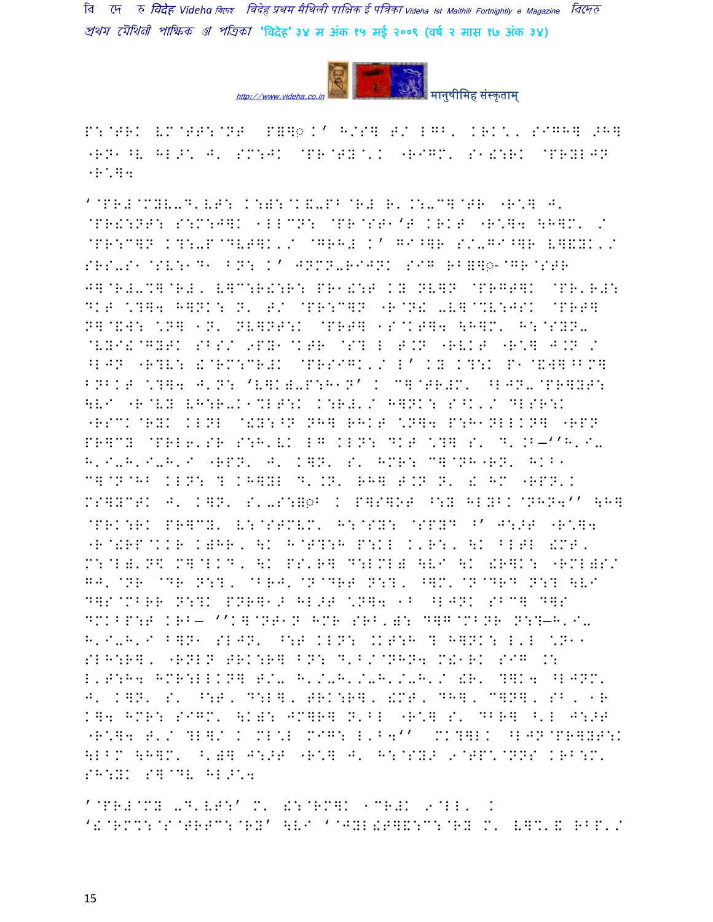P:@TRK VM@TT:@NT P=]◌K' H/S] T/ LGB, KRK\., SIGH] >H] "RN1^V HL>\ J' SM:JK @PR@TY@'K "RIGM' S1!:RK @PRYLJN "R\]4

'@PR#@MYV-D'VT: K:=:@K&-PB@R# R'.:-C]@TR "R\] J' @PR!:NT: S:M:J]K 1LLCN: @PR@ST1'T KRKT "R\]4 \H]M' / @PR:C]N K?:-P@DVT]K'/ @GRH# K' GI^]R S/-GI^]R V]&YK'/ SRS-S1@SV:1D1 BN: K' JNMN-RIJNK SIG RB=]◌-@GR@STR J]@R#-%]@R#, V]C:R!:R: PR1!:T KY NV]N @PRGT]K @PR'R#: DKT \?]4 H]NK: N' T/ @PR:C]N "R@N! -V]@%V:JSK @PRT] N]@&W: \N] 1N' NV]NT:K @PRT] 1S@KT]4 \H]M' H:@SYN- @VYI!@GYTK SBS/ 9PY1@KTR @S? L T.N "RVKT "R\] J.N / ^LJN "R?V: !@RM:CR#K @PRSIGK'/ L' KY K?:K P1@&W]^BM] BNBKT \?]4 J'N: 'V]K)-P:H1N' K C]@TR#M' ^LJN-@PR]YT: \VI "R@VY VH:R-K1%LT:K K:R#'/ H]NK: S^K'/ DLSR:K "RSCK@RYK KLNL @!Y:^N NH] RHKT \N]4 P:H1NLLKN] "RPN PR]CY @PRL6'SR S:H'VK LG KLN: DKT \?] S' D'.B—''H'I- H'I-H'I-H'I "RPN' J' K]N' S' HMR: C]@NH"RN' HKB1 C]@N@HB KLN: ? KH]YL D'.N' RH] T.N N' ! HM "RPN'K MS]YCTK J' K]N' S'-S:=◌B K P]S]OT ^:Y HLYBK@NHN4'' \H] @PRK:RK PR]CY' V:@STMVM' H:@SY: @SPYD ^' J:>T "R\]4 "R@!RP@KKR K)HR, \K H@T?:H P:KL K'R:, \K BLTL !MT, M:@L)'N\$ C]@LKD, \K PS'R] D:LML) \VI \K !R]K: "RML)S/ GJ'@NR @DR N:?, @BRJ'@N@DRT N:?, ^]M'@N@DRD N:? \VI D]S@MBRR N:?K PNR]1> HL>T \N]4 1B ^LJNK SBC] D]S DMKBP:T KRB— ''K]@NT1N HMR SRB')): D]G@MBNR N:?—H'I- H'I-H'I B]N1 SLJN' ^:T KLN: .KT:H ? H]NK: L'L \N11 SLH:R], "RNLN TRK:R] BN: D'B/@NHN4 M!1RK SIG .: L'T:H4 HMR:LLKN] T/- H'/-H'/-H'/-H'/ !R' ?]K4 ^LJNM' J' K]N' S' ^:T' D:L], TRK:R], !MT, DH], C]N], SB, 1R K]4 HMR: SIGM' \K): JM]R] N'BL "R\] S' DBR] ^'L J:>T "R\]4 T'/ ?L]/ K ML\L MIG: L'B4'' MK?]LK ^LJN@PR]YT:K \LBM \H]M' ^')] J:>T "R\] J' H:@SY> 9@TP\@NNS KRB:M' SH:YK S]@DV HL>\4

'@PR#@MY -D'VT:' M' !:@RM]K 1CR#K 9@LL' K '!@RM%:@S@TRTC:@RY' \VI '@JYL!T]&:C:@RY M' V]%'& RBP'/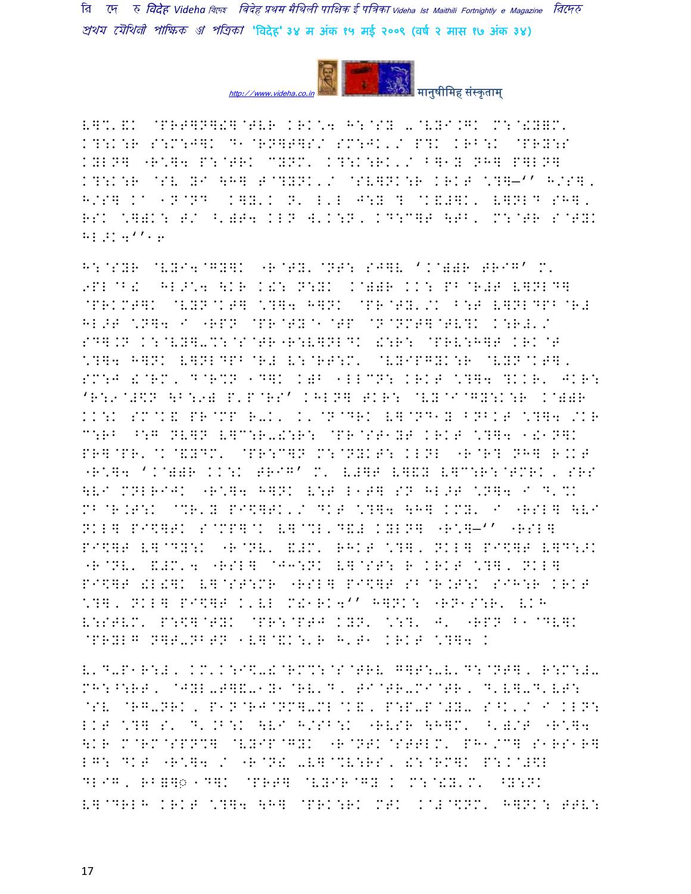L]%'&K @PR`]N]!]@TVR KRK\4 H:@SY -@VYI.GK M:@!Y=M' K?:K:R S:M:J]K D1@RN]T]S/ SM:JK'/ P?K KRB:K @PRY:S KYLN] "R\]4 P:@TRK CYNM' K?:K:RK'/ B]1Y NH] P]LN] K?:K:R @SV YI \H] T@?YNK'/ @SV]NK:R KRKT \?]—'' H/S], H/S] Ka 1N@ND K]Y'K N' L'L J:Y ? @K&#]K' L]NLD SH], RSK \]=K: T/ ^')T4 KLN W'K:N, KD:C]T \TB' M:@TR S@TYK HL.K4''6

H:@SYR @VYI4@GY]K "R@TY'@NT: SJ]V 'K@))R TRIG' M' 9PL@B! HL.\4 \KR K!: N:YK K@))R KK: PB@R#T L]NLD] @PRKMT]K @VYN@KT] \?]4 H]NK @PR@TY'/K B:T L]NLDPB@R# HL.T \N]4 I "RPN @PR@TY@1@TP @N@NMT]@TV?K K:R#'/ SD].N K:@VY]-%:@S@TR"R:V]NLDK !:R: @PRV:H]T KRK@T \?]4 H]NK L]NLDPB@R# V:@RT:M' @VYIPGYK:R @VYN@KT], SM:J !@RM' D@R%N 1D]K K)B 1LLCN: KRKT \?]4 ?KKR' JKR: 'R:9@#\$N \B:9) P'P@RS' KHLN] TKR: @VY@I@GY:K:R K@))R KK:K SM@K& PR@MP R-K' K'@N@DRK L]@ND1Y BNBKT \?]4 /KR C:RB ^:G NVIN L]C:R-!:R: @PR@ST1YT KRKT \?]4 1!1N]K PR]@PR'@K@&YDM' @PR:C]N M:@NYKT: KLNL "R@R? NH] R.KT "R\]4 'K@))R KK:K TRIG' M' V#]T L]&Y L]C:R:@TMRK, SRS \VI MNLRIJK "R\]4 H]NK V:T L1T] SN HL.T \N]4 I D'%K MB@R.T:K @%R'Y PI\$]TK'/ DKT \?]4 \H] KMY' I "RSL] \VI NKL] PI\$]TK S@MP]@K V]@%L'D&# KYLN] "R\]—'' "RSL] PI\$]T V]@DY:K "R@NV' &#M' RHKT \?], NKL] PI\$]T V]D:.K "R@NV' &#M'4 "RSL] @J3:NK V]@ST: R KRKT \?], NKL] PI\$]T !L!]K V]@ST:MR "RSL] PI\$]T SB@R.T:K SIH:R KRKT \?], NKL] PI\$]T K'VL M!1RK4'' H]NK: "RN1S:R' VKH V:STVM' P:\$]@TYK @PR:@PTJ KYN' \:?' J' "RPN B1@DV]K @PRYLG N]T-NBTN 1V]@&K:'R H'T1 KRKT \?]4 K

V'D-P1R:#, KM'K:I\$-!@RM%:@S@TRV G]T:-V'D:@NT], R:M:#- MH:^:RT, @JYL-T]&-1Y1@RV'D, TI@TR-MI@TR, D'V]-D'VT: @SV @RG-NRK, P1N@RJ@NM]-ML@K&, P:P-P@#Y- S^K'/ I KLN: LKT \?] S' D'.B:K \VI H/SB:K "RVSR \H]M' ^')/T "R\]4 \KR M@RM@SPN%] @VYIP@GYK "R@NTK@STTLM' PH1/C] S1RS1R] LG: DKT "R\]4 / "R@N! -V]@%V:RS, !:@RM]K P:K@#\$L DLIG, RB=]◌़ 1D]K @PRT] @VYIR@GY K M:@!Y'M' ^Y:NK V]@DRLH KRKT \?]4 \H] @PRK:RK MTK K@#@\$NM' H]NK: TTV: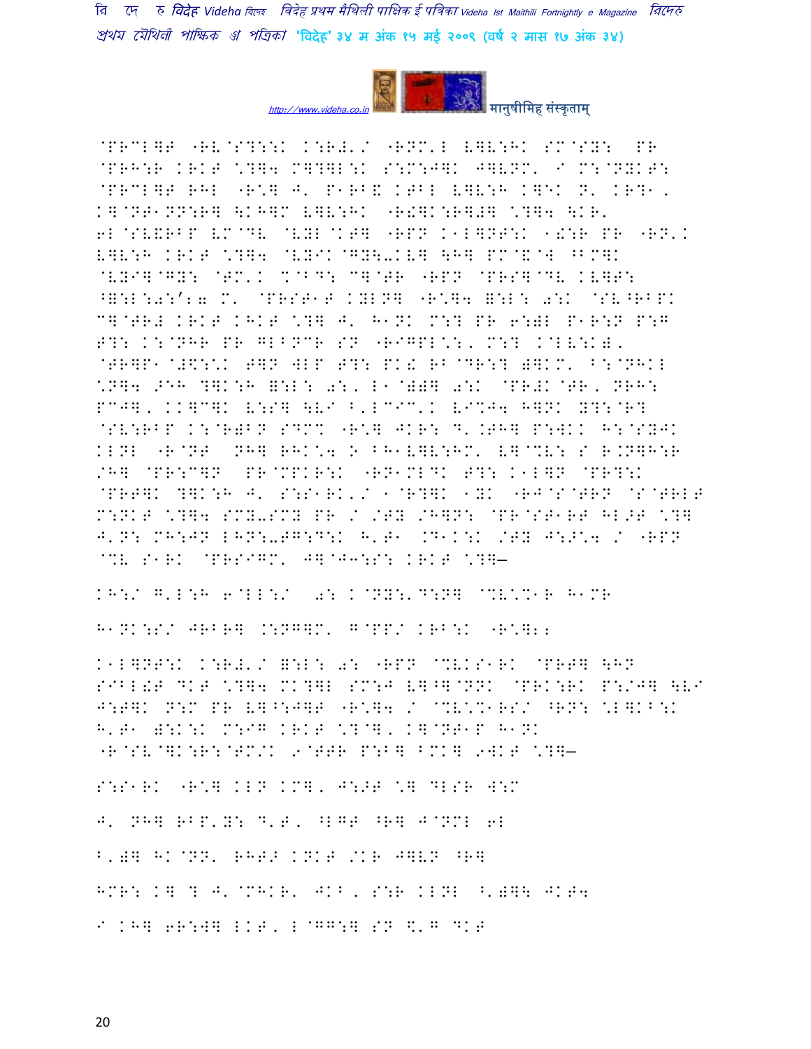@PRCL]T "RV@S?::K K:R#'/ "RNM'L V]V:HK SM@SY: PR @PRH:R KRKT \?]4 M]?]L:K S:M:J]K J]VNM' I M:@NYKT: @PRCL]T RHL "R\] J' P1RB& KTBL V]V:H K]EK N' KR?1, K]@NT1NN:R] \KH]M V]V:HK "R!]K:R]#] \?]4 \KR' 6L@SV&RBP VM@DV @VYL@KT] "RPN K1L]NT:K 1!:R PR "RN'K V]V:H KRKT \?]4 @VYIK@GY\-KV] \H] PM@&@W ^BM]K @VYI]@GY: @TM'K %@BD: C]@TR "RPN @PRS]@DV KV]T: ^=:L:0:'ÿ M' @PRST1T KYLN] "R\]4 =:L: 0:K @SV^RBPK C]@TR# KRKT KHKT \?] J' H1NK M:? PR 6:)L P1R:N P:G T?: K:@NHR PR GLBNCR SN "RIGPL\:, M:? K@LV:K)' @TR]P1@#$:\K T]N WLP T?: PK! RB@DR:? )]KM' B:@NHKL \N]4 >EH ?]K:H =:L: 0:, L1@))] 0:K @PR#K@TR, NRH: PCJ], KK]C]K V:S] \VI B'LCIC'K VI%J4 H]NK Y?:@R? @SV:RBP K:@R)BN SDM% "R\] JKR: D'.TH] P:WKK H:@SYJK KLNL "R@NT NH] RHK\4 O BH1V]V:HM' V]@%V: S R.N]H:R /H] @PR:C]N PR@MPKR:K "RN1MLDK T?: K1L]N @PR?:K @PRT]K ?]K:H J' S:S1RK'/ 1@R?]K 1YK "RJ@S@TRN @S@TRLT M:NKT \?]4 SMY-SMY PR / /TY /H]N: @PR@ST1RT HL>T \?] J'N: MH:JN LHN:-TG:D:K H'T1 .D1K:K /TY J:>\4 / "RPN @%V S1RK @PRSIGM' J]@J3:S: KRKT \?]—

KH:/ G'L:H 6@LL:/ 0: K@NY:'D:N] @%V\%1R H1MR

H1NK:S/ JRBR] .:NG]M' G@PP/ KRB:K "R\]ii

K1L]NT:K K:R#'/ =:L: 0: "RPN @%VKS1RK @PRT] \HN SIBL!T DKT \?]4 MK?]L SM:J V]^]@NNK @PRK:RK P:/J] \VI J:T]K N:M PR V]^:J]T "R\]4 / @%V\%1RS/ ^RN: \L]KB:K H'T1 ):K:K M:IG KRKT \?@], K]@NT1P H1NK "R@SV@]K:R:@TM/K 9@TTR P:B] BMK] 9WKT \?]—

S:S1RK "R\] KLN KM], J:>T \] DLSR W:M

J' NH] RBP'Y: D'T, ^LGT ^R] J@NML 6L

B')] HK@NN' RHT> KNKT /KR J]VN ^R]

HMR: K] ? J'@MHKR' JKB, S:R KLNL ^')]\ JKT4

I KH] 6R:W] LKT, L@GG:] SN $'G DKT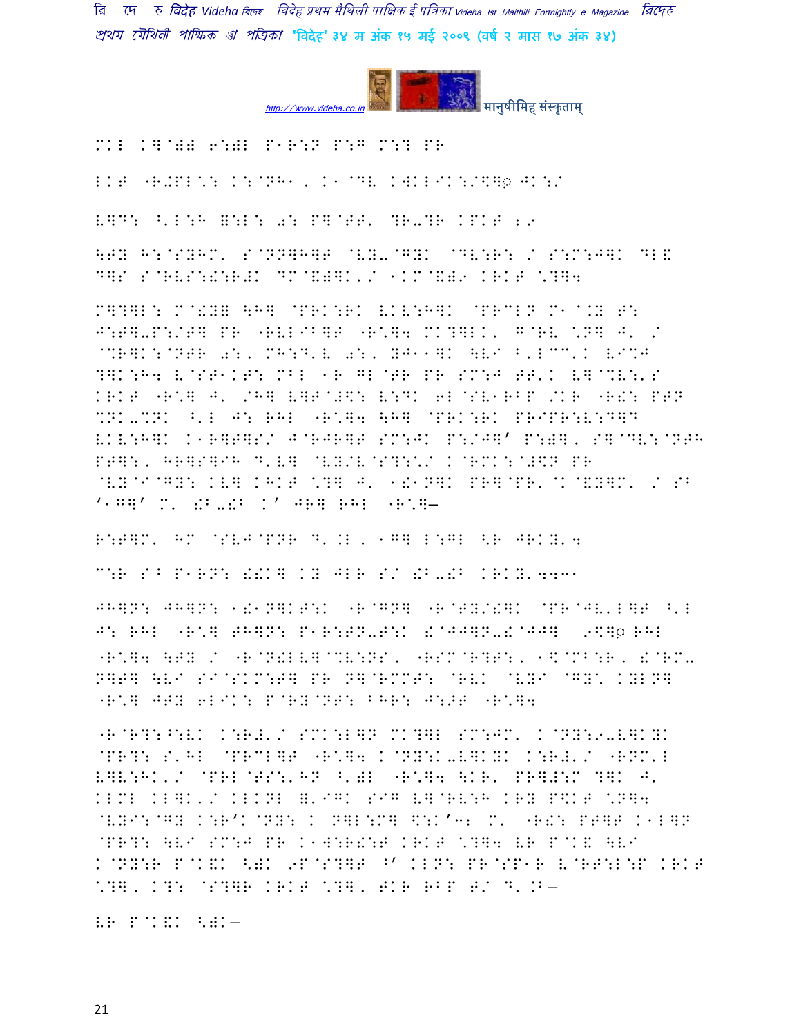MKL K]@)B 6:)L P1R:N P:G M:? PR

LKT "R#PL\*: K:@NH1, K1@DV KWKLIK:/\$]◌़ JK:/

V]D: ^'L:H =:L: 0: P]@TT' ?R-?R KPKT 2,

\TY H:@SYHM' S@NN]H]T @VY-@GYK @DV:R: / S:M:J]K DL& D]S S@RVS:!:R#K DM@&)]K'/ 1KM@&)9 KRKT \*?]4

M]?]L: M@!Y= \H] @PRK:RK VKV:H]K @PRCLN M1@.Y T: J:T]-P:/T] PR "RVLIB]T "R\*]4 MK?]LK' G@RV \*N] J' / @%R]K:@NTR 0:, MH:D'V 0:, YJ11]K \VI B'LCC'K VI%J ?]K:H4 V@ST1KT: MBL 1R GL@TR PR SM:J TT'K V]@%V:'S KRKT "R\*] J' /H] V]T@#\$: V:DK 6L@SV1RBP /KR "R!: PTN %NK-%NK ^'L J: RHL "R\*]4 \H] @PRK:RK PRIPR:V:D]D VKV:H]K K1R]T]S/ J@RJR]T SM:JK P:/J]' P:)], S]@DV:@NTH PT]:, HR]S]IH D'V] @VY/V@S?:\*/ K@RMK:@#\$N PR @VY@I@GY: KV] KHKT \*?] J' 1!1N]K PR]@PR'@K@&Y]M' / SB '1G]' M' !B-!B K' JR] RHL "R\*]—

R:T]M' HM @SVJ@PNR D'.L, 1G] L:GL <R JRKY'4

C:R SB P1RN: !!K] KY JLR S/ !B-!B KRKY'4431

JH]N: JH]N: 1!1N]KT:K "R@GN] "R@TY/!]K @PR@JV'L]T ^'L J: RHL "R\*] TH]N: P1R:TN-T:K !@JJ]N-!@JJ] 9\$]◌़ RHL "R\*]4 \TY / "R@N!LV]@%V:NS, "RSM@R?T:, 1\$@MB:R, !@RM-N]T] \VI SI@SKM:T] PR N]@RMMT: @RVK @VYI @GY\* KYLN] "R\*] JTY 6LIK: P@RY@NT: BHR: J:>T "R\*]4

"R@R?:^:VK K:R#'/ SMK:L]N MK?]L SM:JM' K@NY:9-V]KYK @PR?: S'HL @PRCL]T "R\*]4 K@NY:K-V]KYK K:R#'/ "RNM'L V]V:HK'/ @PRL@TS:'HN ^')L "R\*]4 \KR' PR]#:M ?]K J' KLML KL]K'/ KLKNL ='IGK SIG V]@RV:H KRY P\$KT \*?]4 @VYI:@GY K:R'K@NY: K N]L:M] \$:K'3 M' "R!: PT]T K1L]N @PR?: \VI SM:J PR K1W:R!:T KRKT \*?]4 VR P@K& \VI K@NY:R P@K&K <)K 9P@S?]T ^' KLN: PR@SP1R V@RT:L:P KRKT \*?], K?: @S?]R KRKT \*?], TKR RBP T/ D'.B—

VR P@K&K <)K—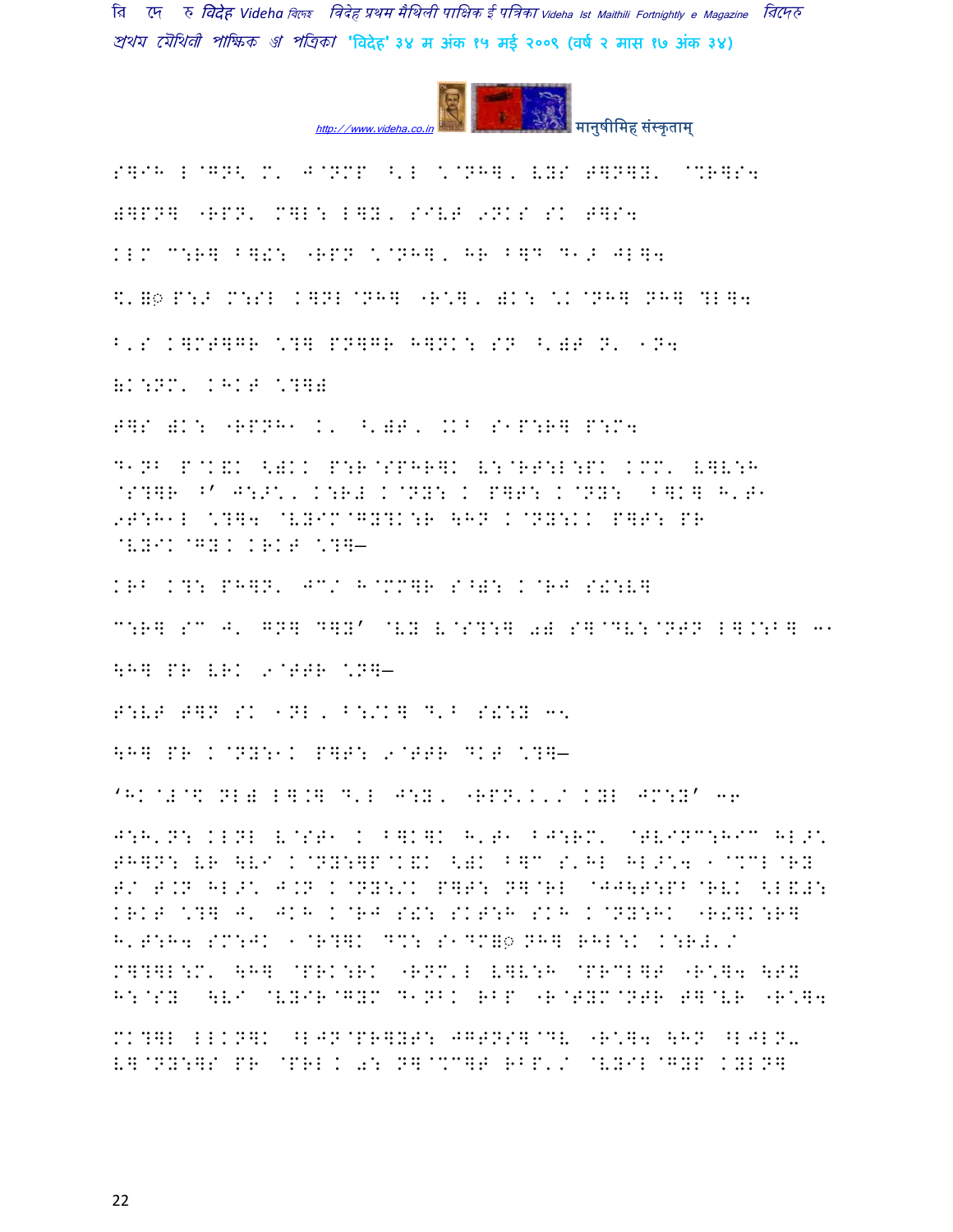S]IH L@GN< M' J@NMP <'L \@NH], VYS T]N]Y' @%R]S4

;]PN] "RPN' M]L: L]Y, SIVT 9NKS SK T]S4

KLM C:R] B]!: "RPN \@NH], HR B]D D1> JL]4

\$'=◌ P:> M:SL K]NL@NH] "R\*], )K: \K@NH] NH] %L]4

B'S K]MT]GR \?] PN]GR H]NK: SN <')T N' 1N4

=K:NM' KHKT \?]=

T]S )K: "RPNH1 K' <')T' .KB S1P:R] P:M4

D1NB P@K&K <)KK P:R@SPHR]K V:@RT:L:PK KMM' V]V:H @S?]R ^' J:>\*, K:R# K@NY: K P]T: K@NY: ^]K] H'T1 9T:H1L \?]4 @VYIM@GY?K:R \HN K@NY:KK P]T: PR @VYIK@GY.K KRKT \?]–

KRB K?: PH]N' JC/ H@MM]R S^): K@RJ S!:V]

C:R] SC J' GN] D]Y' @VY V@S?:] 0) S]@DV:@NTN L].:B] 31

\H] PR VRK 9@TTR \N]–

T:VT T]N SK 1NL, B:/K] D'B S!:Y 3\*

\H] PR K@NY:1K P]T: 9@TTR DKT \?]–

'HK@#@\$ NL) L].] D'L J:Y, "RPN'K'/ KYL JM:Y' 36

J:H'N: KLNL V@ST1 K B]K]K H'T1 BJ:RM' @TVINC:HIC HL>\* TH]N: VR \VI K@NY:]P@K&K <)K B]C S'HL HL>\*4 1@%CL@RY T/ T.N HL>\* J.N K@NY:/K P]T: N]@RL @JJ\T:PB@RVK <L&#: KRKT \?] J' JKH K@RJ S!: SKT:H SKH K@NY:HK "R!]K:R] H'T:H4 SM:JK 1@R?]K D%: S1DM=◌ NH] RHL:K K:R#'/ M]?]L:M' \H] @PRK:RK "RNM'L V]V:H @PRCL]T "R\*]4 \TY H:@SY \VI @VYIR@GYM D1NBK RBP "R@TYM@NTR T]@VR "R\*]4

MK?]L LLKN]K ^LJN@PR]YT: JGTNS]@DV "R\*]4 \HN ^LJLN' V]@NY:]S PR @PRL K 0: N]@%C]T RBP'/ @VYIL@GYP KYLN]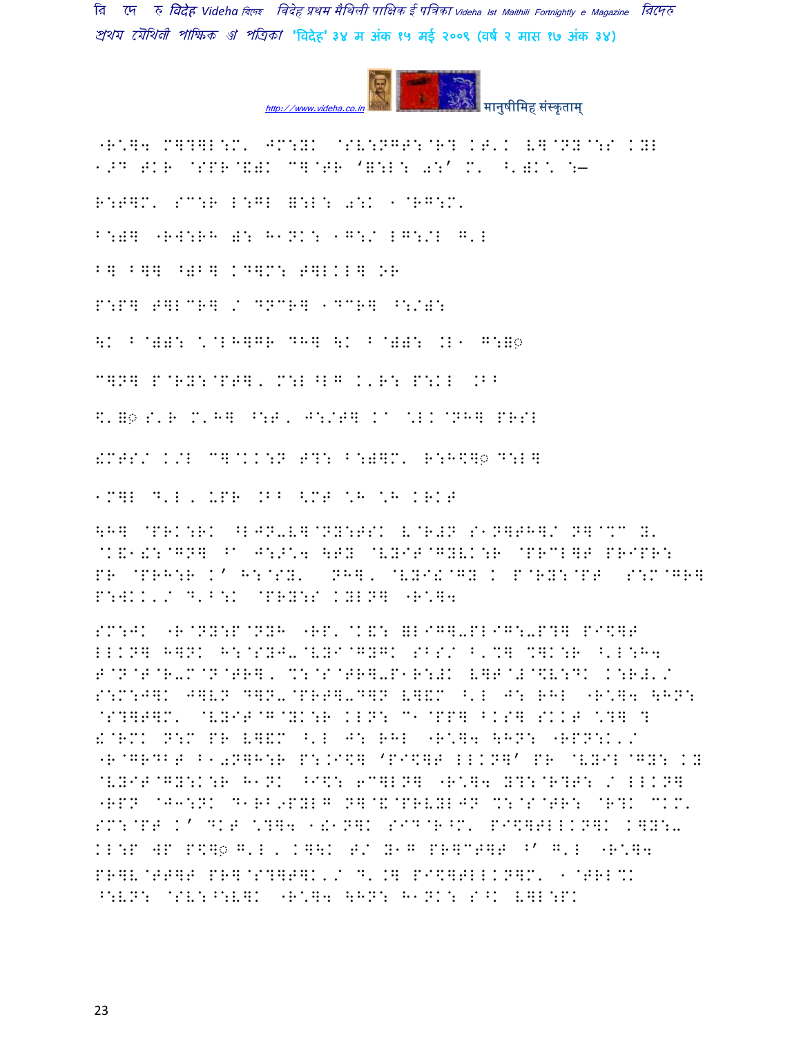"R*]4 M]?]L:M' JM:YK @SV:NGT:@R? KT'K V]@NY@:S KYL
1>D TKR @SPR@&)K C]@TR '=:L: 0:' M' ^')K' :–

R:T]M' SC:R L:GL =:L: 0:K 1@RG:M'

B:)] "RW:RH ): H1NK: 1G:/ LG:/L G'L

B] B]] ^)B] KD]M: T]LKL] OR

P:P] T]LCR] / DNCR] 1DCR] ^:/):

\K B@)): *@LH]GR DH] \K B@)): .L1 G:=◌

C]N] P@RY:@PT], M:L^LG K'R: P:KL .BB

\$'=◌ S'R M'H] ^:T, J:/T] K^ *LK@NH] PRSL

!MTS/ K/L C]@KK:N T?: B:)]M' R:H\$]◌ D:L]

1M]L D'L, UPR .BB <MT *H *H KRKT

\H] @PRK:RK ^LJN-V]@NY:TSK V@R#N S1N]TH]/ N]@%C Y'
@K&1!:@GN] ^a J:>*4 \TY @VYIT@GYVK:R @PRCL]T PRIPR:
PR @PRH:R K' H:@SY' NH], @VYI!@GY K P@RY:@PT S:M@GR]
P:WKK'/ D'B:K @PRY:S KYLN] "R*]4

SM:JK "R@NY:P@NYH "RP'@K&: =LIG]-PLIG:-P?] PI\$]T
LLKN] H]NK H:@SYJ-@VYI@GYGK SBS/ B'%] %]K:R ^'L:H4
T@N@T@R-M@N@TR], %:@S@TR]-P1R:#K V]T@#@\$V:DK K:R#'/
S:M:J]K J]VN D]N-@PRT]-D]N V]&M ^'L J: RHL "R*]4 \HN:
@S?]T]M' @VYIT@G@YK:R KLN: C1@PP] BKS] SKKT *?] ?
!@RMK N:M PR V]&M ^'L J: RHL "R*]4 \HN: "RPN:K'/
"R@GRDBT B10N]H:R P:.I\$] 'PI\$]T LLKN]' PR @VYIL@GY: KY
@VYIT@GY:K:R H1NK ^I\$: 6C]LN] "R*]4 Y?:@R?T: / LLKN]
"RPN @J3:NK D1RB9PYLG N]@&@PRVYLJN %:@S@TR: @R?K CKM'
SM:@PT K' DKT *?]4 1!1N]K SID@R^M' PI\$]TLLKN]K K]Y:-
KL:P WP P\$]◌ G'L, K]\K T/ Y1G PR]CT]T ^' G'L "R*]4
PR]V@TT]T PR]@S?]T]K'/ D'.] PI\$]TLLKN]M' 1@TRL%K
^:VN: @SV:^:V]K "R*]4 \HN: H1NK: S^K V]L:PK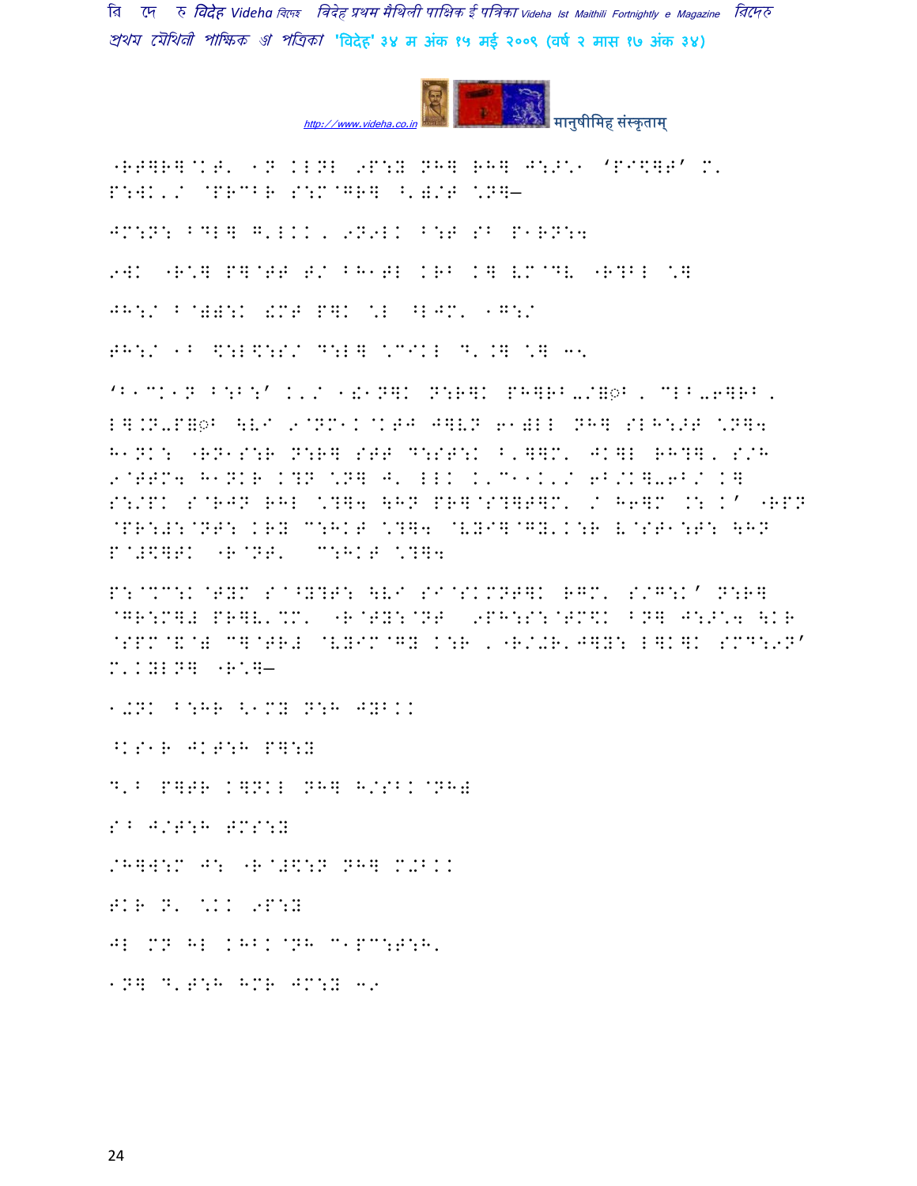"RT]R]@KT' 1N KLNL 9P:Y NH] RH] J:>\* ‘P"\$]T’ M'
P:WK'/ @PRCBR S:M@GR] ^')/T \N]—

JM:N: BDL] G'LKK, 9N9LK B:T SB P1RN:4

9WK "R\] P]@TT T/ BH1TL KRB K] VM@DV "R?BL \]

JH:/ B@)):K !MT P]K \L ^LJM' 1G:/

TH:/ 1B \$:L\$:S/ D:L] \CIKL D'.] \] 3<

‘B1CK1N B:B:’ K'/ 1!1N]K N:R]K PH]RB-/\]ो, CLB-6]RB,
L].N-P]ोB \VI 9@NM1K@KTJ J]VN 61)LL NH] SLH:>T \N]4
H1NK: "RN1S:R N:R] STT D:ST:K ^'\]M' JK]L RH?], S/H
9@TTM4 H1NKR K?N \N] J' LLK K'C11K'/ 6B/K]-6B/ K]
S:/PK S@RJN RHL \?]4 \HN PR]@S?]T]M' / H6]M .: K’ "RPN
@PR:#:@NT: KRY C:HKT \?]4 @VYI]@GY'K:R V@ST1:T: \HN
P@#\$]TK "R@NT' C:HKT \?]4

P:@CC:K@TYM S@^Y?T: \VI SI@SKMNT]K RGM' S/G:K’ N:R]
@GR:M]# PR]V'%M' "R@TY:@NT 9PH:S:@TM\$K BN] J:>\4 \KR
@SPM@&@) C]@TR# @VYIM@GY K:R, "R/+R'J]Y: L]K]K SMD:9N’
M'KYLN] "R\]—

1+NK B:HR <1MY N:H JYBKK

^KS1R JKT:H P]:Y

D'B P]TR K]NKL NH] H/SBK@NH)

SB J/T:H TMS:Y

/H]W:M J: "R@#\$:N NH] M+BKK

TKR N' \KK 9P:Y

JL MN HL KHBK@NH C1PC:T:H'

1N] D'T:H HMR JM:Y 3.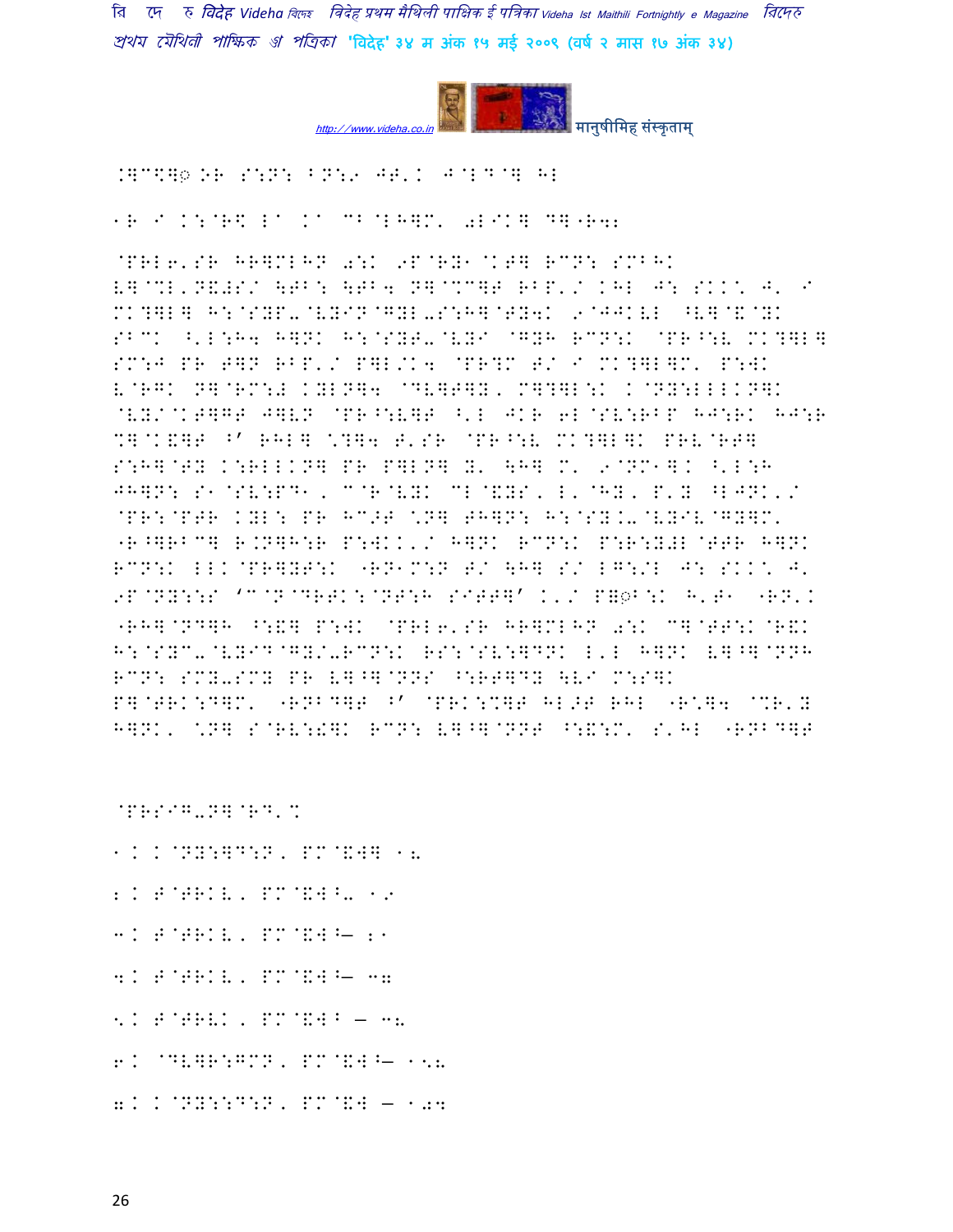.]C\]◌ْ OR S:N:FN:9 JT'. J@LD@] HL

1R I K:@R\ La Ka CB@LH]M' 0LIK] D]"R4:

@PRL6'SR HR]MLHN 0:K 9P@RY1@KT] RCN: SMBHK
V]@%L'N&#S/ \TB: \TB4 N]@%C]T RBP'/ KHL J: SKK\ J' I
MK?]L] H:@SYP-@VYIN@GYL-S:H]@TY4K 9@JJKVL ^V]@&@YK
SBCK ^'L:H4 H]NK H:@SYT-@VYI @GYH RCN:K @PR^:V MK?]L]
SM:J PR T]N RBP'/ P]L/K4 @PR?M T/ I MK?]L]M' P:WK
V@RGK N]@RM:# KYLN]4 @DV]T]Y, M]?]L:K K@NY:LLLKN]K
@VY/@KT]GT J]VN @PR^:V]T ^'L JKR 6L@SV:RBP HJ:RK HJ:R
%]@K&]T ^' RHL] \?]4 T'SR @PR^:V MK?]L]K PRV@RT]
S:H]@TY K:RLLKN] PR P]LN] Y' \H] M' 9@NM1]. ^'L:H
JH]N: S1@SV:PD1, C@R@VYK CL@&YS, L'@HY, P'Y ^LJNK'/
@PR:@PTR KYL: PR HC>T \N] TH]N: H:@SY.-@VYIV@GY]M'
"R^]RBC] R.N]H:R P:WKK'/ H]NK RCN:K P:R:Y#L@TTR H]NK
RCN:K LLK@PR]YT:K "RN1M:N T/ \H] S/ LG:/L J: SKK\ J'
9P@NY::S 'C@N@DRTK:@NT:H SITT]' K'/ P‍◌ْB:K H'T1 "RN'K
"RH]@ND]H ^:&] P:WK @PRL6'SR HR]MLHN 0:K C]@TT:K@R&K
H:@SYC-@VYID@GY/-RCN:K RS:@SV:]DNK L'L H]NK V]^]@NNH
RCN: SMY-SMY PR V]^]@NNS ^:RT]DY \VI M:S]K
P]@TRK:D]M' "RNBD]T ^' @PRK:%]T HL>T RHL "R\]4 @%R'Y
H]NK' \N] S@RV:!]K RCN: V]^]@NNT ^:&:M' S'HL "RNBD]T

@PRSIG-N]@RD'%

1. K@NY:]D:N, PM@&W] 18

2. T@TRKV, PM@&W^- 19

3. T@TRKV, PM@&W^— 21

4. T@TRKV, PM@&W^— 37

5. T@TRVK, PM@&W^ — 38

6. @DV]R:GMN, PM@&W^— 158

7. K@NY::D:N, PM@&W — 107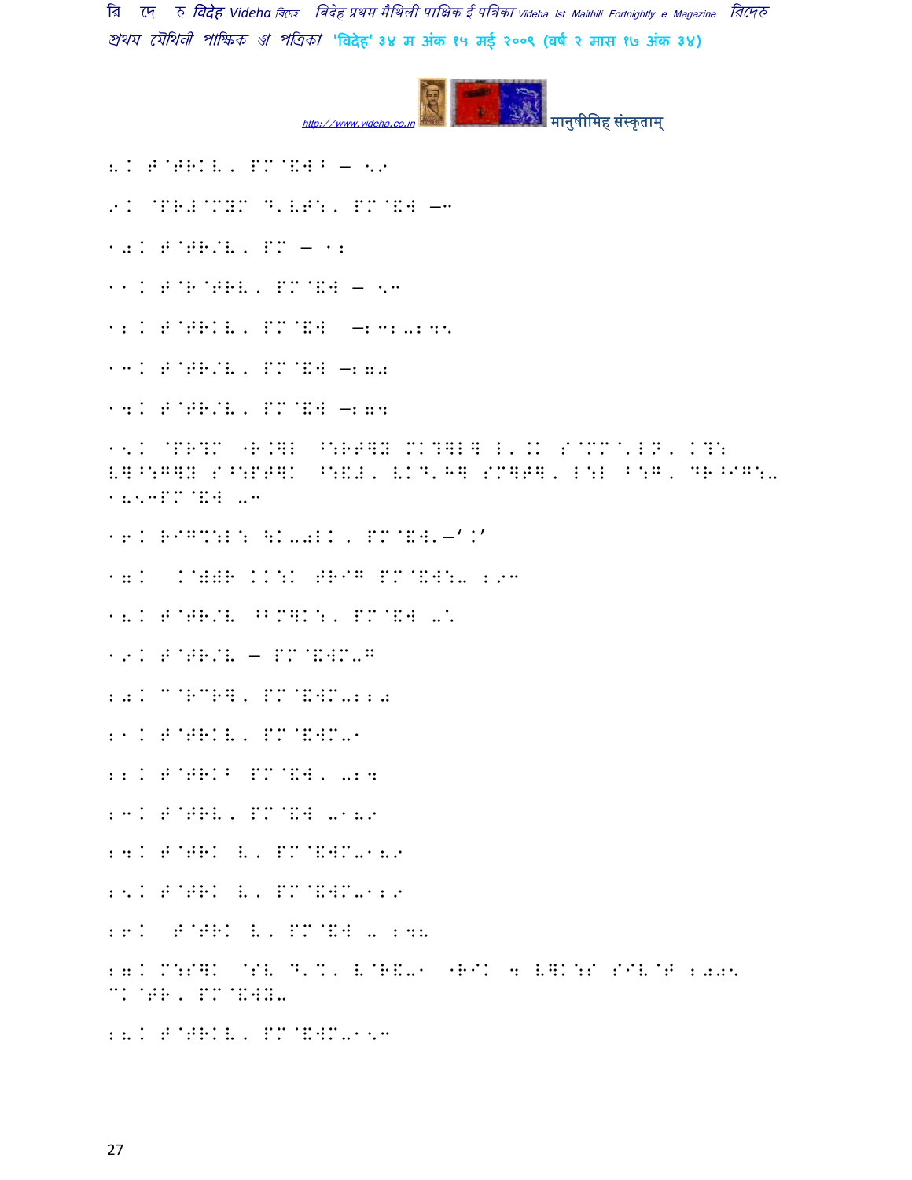8. F@APKL, PM@&W^ – 59

9. @PR#@MYM D'VF:, PM@&W –3

10. F@AR/V, PM – 12

11. F@R@ARV, PM@&W – 53

12. F@ARKV, PM@&W –23202495

13. F@AR/V, PM@&W –270

14. F@AR/V, PM@&W –274

15. @PR?M "R.]B ^:RF]Y MK?]B] L'.K S@MM@'LN, K?: V]^:G]Y S^:PF]K ^:&#, VKD'H] SM]F], L:B ^:G, DR^IG:- 1853PM@&W 03

16. RIG%:L: \K-0LK, PM@&W'–'.'

17. .@))R KK:K FRIG PM@&W:- 293

18. F@AR/V ^BM]K:, PM@&W 0.

19. F@AR/V – PM@&WM-G

20. C@RCR], PM@&WM-220

21. F@ARKV, PM@&WM-1

22. F@ARK^ PM@&W, 024

23. F@ARV, PM@&W 0189

24. F@ARK V, PM@&WM-189

25. F@ARK V, PM@&WM-129

26. F@ARK V, PM@&W - 248

27. M:S]K @SV D'%, V@R&-1 "RIK 4 V]K:S SIV@F 2005 CK@AR, PM@&WY-

28. F@ARKV, PM@&WM-153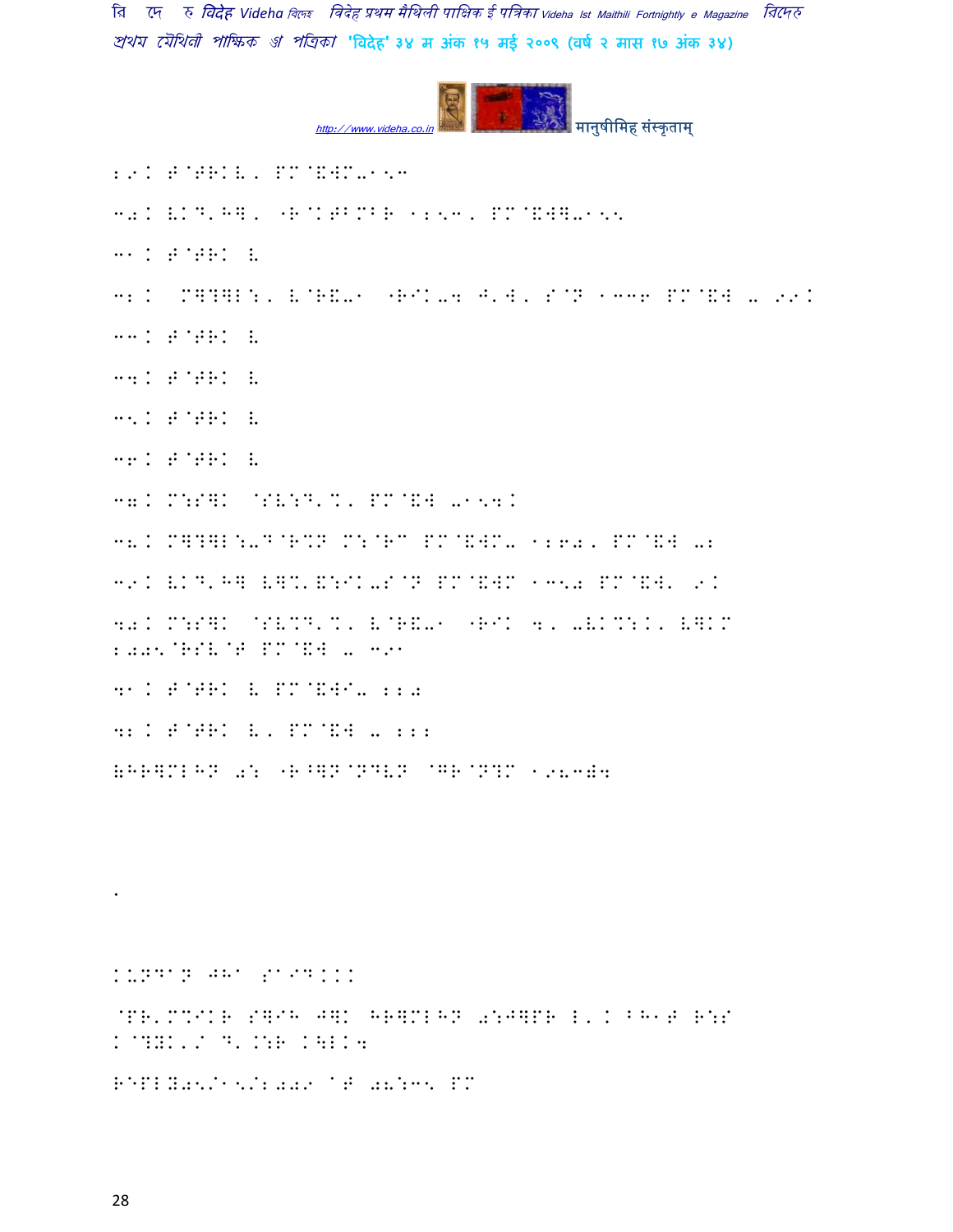29. B@BRK L, PM@&WM-15c

30. VKD'H], "R@KTBMBR 1253, PM@&W]-155

31. B@BRK L

32. M]?]L:, L@R&-1 "RIK-4 J'W, S@N 1336 PM@&W - 92.

33. B@BRK L

34. B@BRK L

35. B@BRK L

36. B@BRK L

37. M:S]K @SV:D'%, PM@&W -154.

38. M]?]L:-D@R%N M:@RC PM@&WM- 1260, PM@&W -2

39. VKD'H] V]%'&:IK-S@N PM@&WM 1350 PM@&W' 9.

40. M:S]K @SV%D'%, V@R&-1 "RIK 4, -VK%:K, V]KM 2005@RSV@B PM@&W - 391

41. B@BRK L PM@&WI- 220

42. B@BRK L, PM@&W - 222

(HR]MLHN 02 "R^]N@NDVN @GR@N?M 1983)4

.

KUNDAN JHA SAID...

@PR'M%IKR S]IH J]K HR]MLHN 0:J]PR L'. BH1B R:S K@?WK'/ D'.:R .\LK4

REPLY05/15/2009 AT 08:35 PM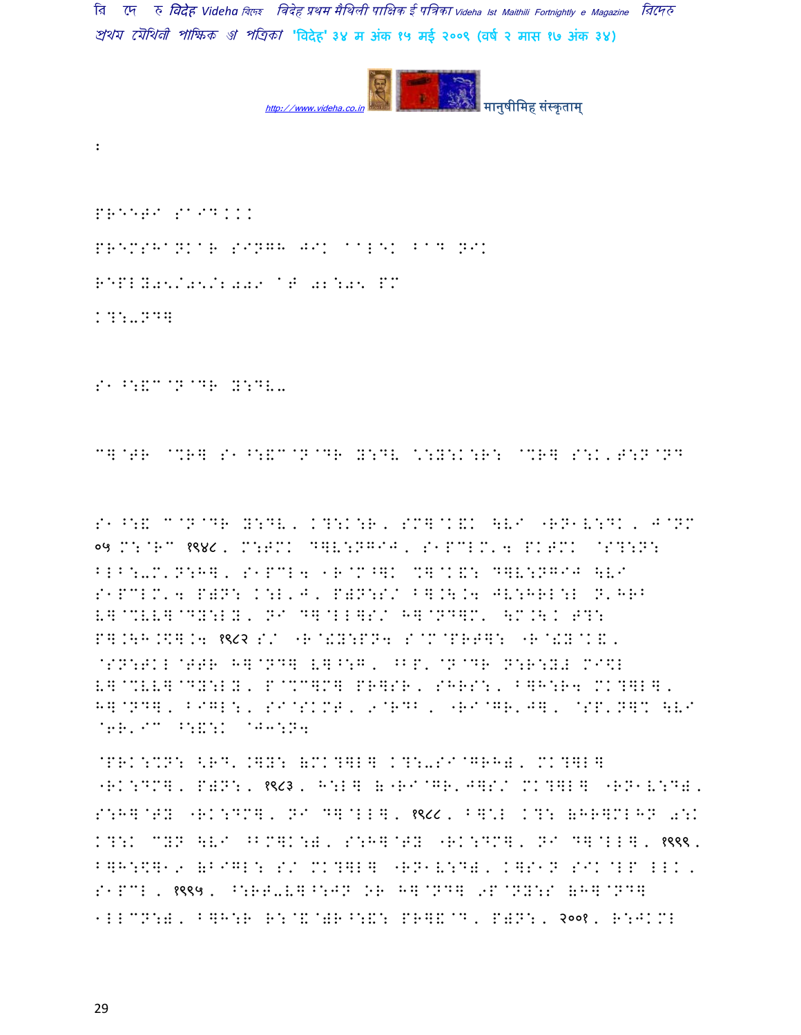:

PREETI SAID...

PREMSHANKAR SINGH JIK ALEK BAD NIK

REPLY05/05/2009 AT 02:05 PM

KT:-ND]

S1^:&C@N@DR Y:DV-

C]@TR @%R] S1^:&C@N@DR Y:DV \:Y:K:R: @%R] S:K'T:N@ND

S1^:& C@N@DR Y:DV, KT:K:R, SM]@K&K \VI "RN1V:DK, J@NM ०५ M:@RC १९४८, M:TMK D]V:NGIJ, S1PCLM'4 PKTMK @ST:N: BLB:-M'N:H], S1PCL4 1R@M^]K %]@K&: D]V:NGIJ \VI S1PCLM'4 P)N: K:L'J, P)N:S/ B].\.4 JV:HRL:L N'HRB V]@%VV]@DY:LY, NI D]@LL]S/ H]@ND]M, \M.\.K T?: P].\H.\$].4 १९८२ S/ "R@!Y:PN4 S@M@PRT]: "R@!Y@K&, @SN:TKL@TTR H]@ND] V]^:G, ^BP'@N@DR N:R:Y# MI\$L V]@%VV]@DY:LY, P@%C]M] PR]SR, SHRS:, B]H:R4 MK?]L], H]@ND], BIGL:, SI@SKMT, 9@RDB, "RI@GR'J], @SP'N]% \VI @6R'IC ^:&:K @J3:N4

@PRK:%N: <RD'.]Y: (MK?]L] KT:-SI@GRH), MK?]L] "RK:DM], P)N:, १९८३, H:L] ("RI@GR'J]S/ MK?]L] "RN1V:D), S:H]@TY "RK:DM], NI D]@LL], १९८८, B]%:L KT: (HR]MLHN 0:K KT:K CYN \VI ^BM]K:), S:H]@TY "RK:DM], NI D]@LL], १९९९, B]H:\$]19 (BIGL: S/ MK?]L] "RN1V:D), K]S1N SIK@LP LLK, S1PCL, १९९७, ^:RT-V]^:JN OR H]@ND] 9P@NY:S (H]@ND] 1LLCN:), B]H:R R:@&@)R^:&: PR]&@D, P)N:, २००१, R:JKML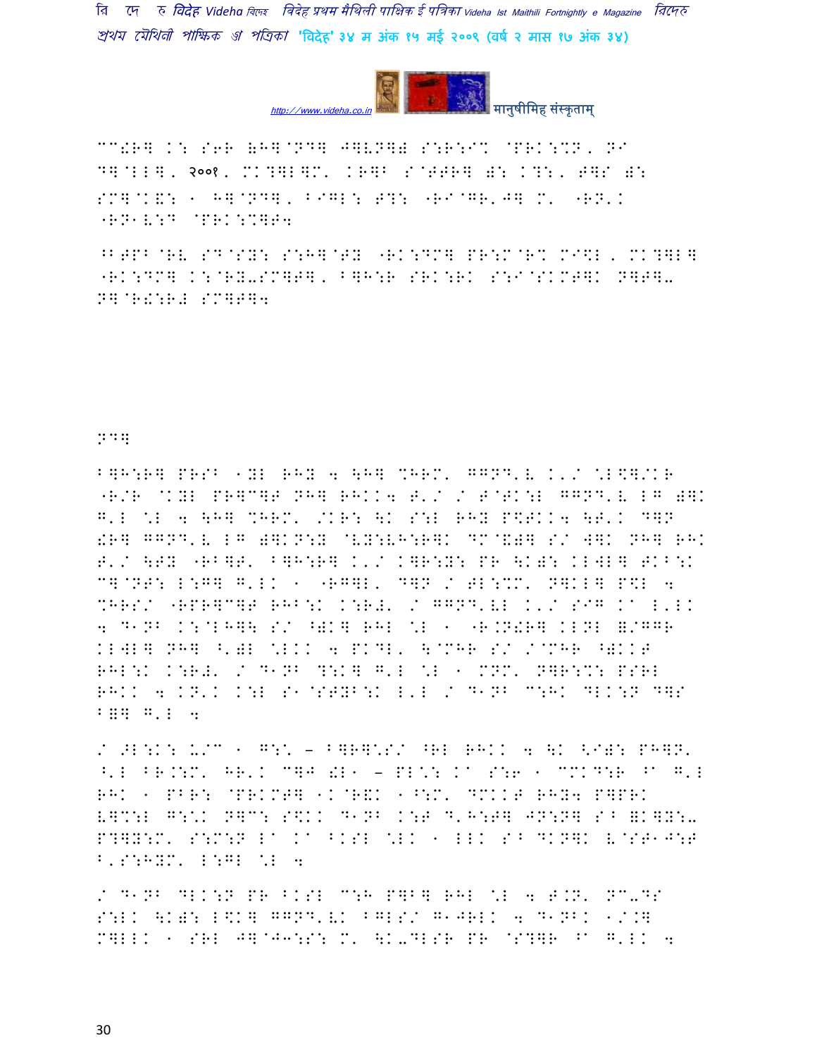CC!R] K: S6R \H]@ND] J]VN]) S:R:I% @PRK:%N, NI D]@LL], २००१, MK?]L]M' KR]B S@TTR] ): K?:, T]S ): SM]@K&: 1 H]@ND], BIGL: T?: "RI@GR'J] M' "RN'K "RN1V:D @PRK:%]T4

^BTPB@RV SD@SY: S:H]@TY "RK:DM] PR:M@R% MI\$L, MK?]L] "RK:DM] K:@RY-SM]T], B]H:R SRK:RK S:I@SKMT]K N]T]- N]@R!:R# SM]T]4

ND]

B]H:R] PRSB 1YL RHY 4 \H] %HRM' GGND'V K'/ \*L\$]/KR "R/R @KYL PR]C]T NH] RHKK4 T'/ / T@TK:L GGND'V LG )]K G'L \*L 4 \H] %HRM' /KR: \K S:L RHY P\$TKK4 \T'K D]N !R] GGND'V LG )]K N:Y @VY:VH:R]K DC@&)] S/ W]K NH] RHK T'/ \TY "RB]T' B]H:R] K'/ K]R:Y: PR \K): KLWL] TKB:K C]@NT: L:G] G'LK 1 "RG]L' D]N / TL:%M' N]KL] P\$L 4 %HRS/ "RPR]C]T RHB:K K:R#' / GGND'VL K'/ SIG K^ L'LK 4 D1NB K:@LH]\ S/ ^)K] RHL \*L 1 "R.N!R] KLNL &/GGR KLWL] NH] ^')L \*LKK 4 PKDL' \@MHR S/ /@MHR ^)KKT RHL:K K:R#' / D1NB ?:K] G'L \*L 1 MNM' N]R:%: PSRL RHKK 4 KN'K K:L S1@STYB:K L'L / D1NB C:HK DLK:N D]S B=] G'L 4

/ >L:K: U/C 1 G:\ – B]R]\*S/ ^RL RHKK 4 \K <I): PH]N' ^'L BR.:M' HR'K C]J !L1 – PL\*: K^ S:6 1 CMKD:R ^A G'L RHK 1 PBR: @PRKMT] 1K@R&K 1^:M' DMKKT RHY4 P]PRK V]%:L G:\*K N]C: S\$KK D1NB K:T D'H:T] JN:N] S^ =K]Y:- P?]Y:M' S:M:N LA KA BKSL \*LK 1 LLK S^ DKN]K V@ST1J:T B'S:HYM' L:GL \*L 4

/ D1NB DLK:N PR BKSL C:H P]B] RHL \*L 4 T.N' NC-DS S:LK \K): L\$K] GGND'VK BGLS/ G1JRLK 4 D1NBK 1/.] M]LLK 1 SRL J]@J3:S: M' \K-DLSR PR @S?]R ^A G'LK 4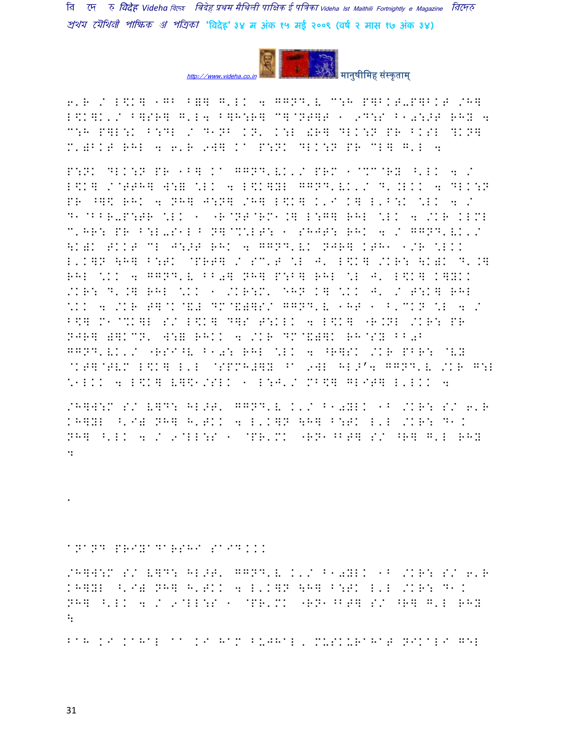6'R / L\$K] 1GB B=] G'LK 4 GGND'V C:H P]BKT-P]BKT /H] L\$K]K'/ B]SR] G'L4 B]H:R] C]@NT]T 1 9D:S B1a:>T RHY 4 C:H P]L:K B:DL / D1NB KN' K:L !R] DLK:N PR BKSL ?KN] M'=BKT RHL 4 6'R 9W] Ka P:NK DLK:N PR CL] G'L 4

P:NK DLK:N PR 1B] Ka GGND'VK'/ PRM 1@MC@RY ^'LK 4 / L\$K] /@TTH] W:= \*LK 4 L\$K]YL GGND'VK'/ D'.LKK 4 DLK:N PR ^]\$ RHK 4 NH] J:N] /H] L\$K] K'I K] L'B:K \*LK 4 / D1@BBR-P:TR \*LK 1 "R@NT@RM1.] L:G] RHL \*LK 4 /KR KLML C'HR: PR B:L-S1L^ N]@%:LT: 1 SHJT: RHK 4 / GGND'VK'/ \K=K TKKT CL J:>T RHK 4 GGND'VK NJR] KTH1 1/R \*LKK L'K]N \H] B:TK @PRT] / SC'T \*L J' L\$K] /KR: \K=K D'.] RHL \*KK 4 GGND'V BB0] NH] P:B] RHL \*L J' L\$K] K]YKK /KR: D'.] RHL \*KK 1 /KR:M' [HN K] \*KK J' / T:K] RHL \*KK 4 /KR T]@K@&= DM@&=]S/ GGND'V 1HT 1 B'CKN \*L 4 / B\$] M1@%K]L S/ L\$K] D]S T:KLK 4 L\$K] "R.NL /KR: PR NJR] =]KCN' W:= RHKK 4 /KR DM@&=]K RH@SY BB0B GGND'VK'/ "RSI^V B10: RHL \*LK 4 ^R]SK /KR PBR: @VY @KT]@TVM L\$K] L'L @SPMH=]Y ^a 9WL HL>'4 GGND'V /KR G:L \*1LKK 4 L\$K] V]\$1/SLK 1 L:J'/ MB\$] GLIT] L'LKK 4

/H]W:M S/ V]D: HL>T' GGND'V K'/ B10YLK 1B /KR: S/ 6'R KH]YL ^'I= NH] H'TKK 4 L'K]N \H] B:TK L'L /KR: D1K NH] ^'LK 4 / 9@LL:S 1 @PR'MK "RN1^BT] S/ ^R] G'L RHY 4

.

anand priyadarshi saidkk

/H]W:M S/ V]D: HL>T' GGND'V K'/ B10YLK 1B /KR: S/ 6'R KH]YL ^'I= NH] H'TKK 4 L'K]N \H] B:TK L'L /KR: D1K NH] ^'LK 4 / 9@LL:S 1 @PR'MK "RN1^BT] S/ ^R] G'L RHY \

kah ki kahal aa ki ham bujhal, muskurahat nikali gel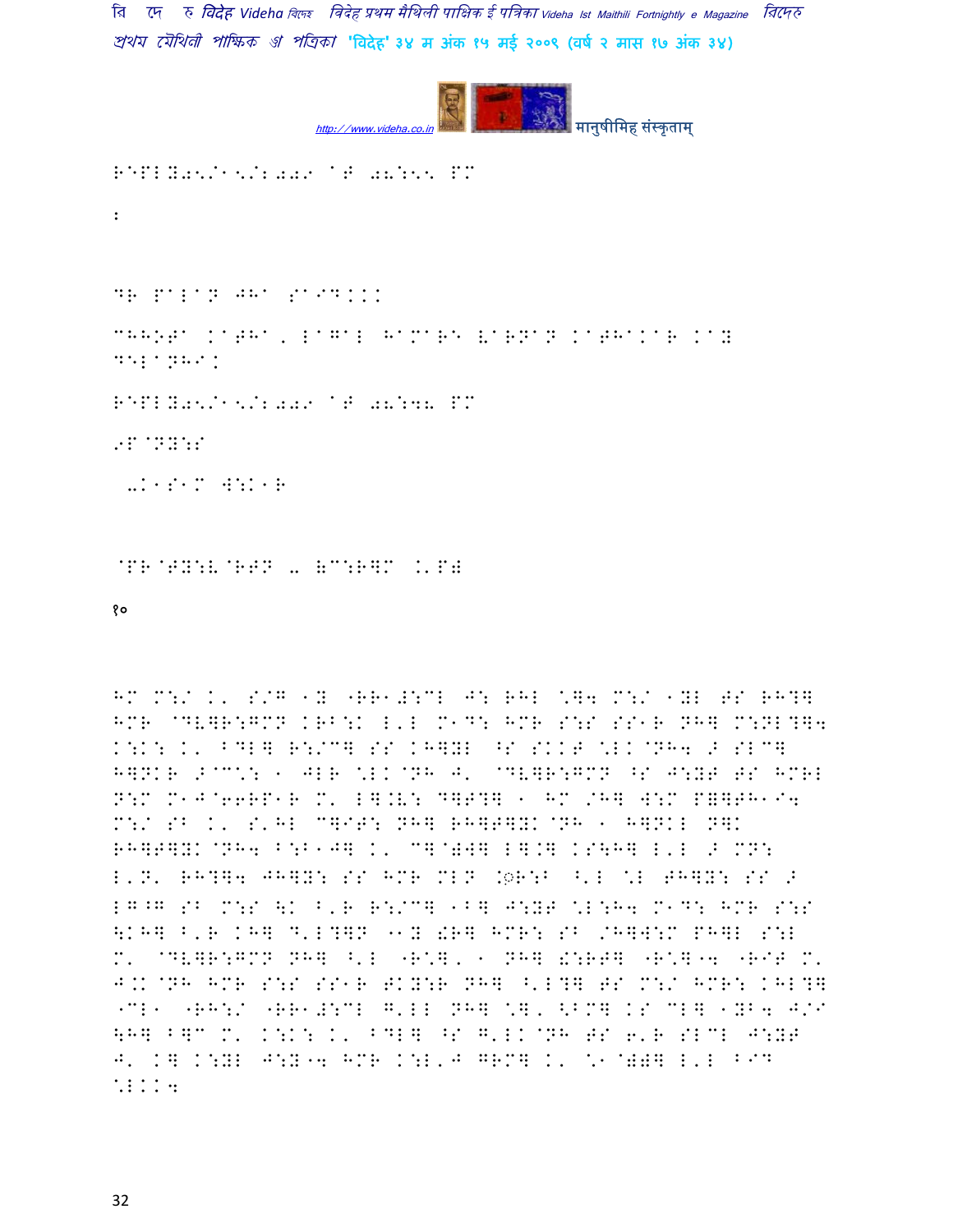REPLY05/15/2009 AT 08:55 PM

:

DR PALAN JHA SAID...

CHHOTA KATHA, LAGAL HAMARE VARNAN KATHAKAR KAY DELANHI.

REPLY05/15/2009 AT 08:48 PM

9P@NY:S

-K1S1M W:K1R

@PR@TY:V@RTN - (C:R]M .'P)

१०

HM M:/ K' S/G 1Y "RR1#:CL J: RHL \]4 M:/ 1YL TS RH?] HMR @DV]R:GMN KRB:K L'L M1D: HMR S:S SS1R NH] M:NL?]4 K:K: K' BDL] R:/C] SS KH]YL ^S SKKT \LK@NH4 > SLC] H]NKR >@C\: 1 JLR \LK@NH J' @DV]R:GMN ^S J:YT TS HMRL N:M M1J@66RP1R M' L].V: D]T?] 1 HM /H] W:M P]]TH1I4 M:/ SB K' S'HL C]IT: NH] RH]T]YK@NH 1 H]NKL N]K RH]T]YK@NH4 B:B1J] K' C]@)W] L].] KS\H] L'L > MN: L'N' RH?]4 JH]Y: SS HMR MLN .◌R:B ^'L \L TH]Y: SS > LG^G SB M:S \K B'R R:/C] 1B] J:YT \L:H4 M1D: HMR S:S \KH] B'R KH] D'L?]N "1Y !R] HMR: SB /H]W:M PH]L S:L M' @DV]R:GMN NH] ^'L "R\], 1 NH] !:RT] "R\]"4 "RIT M' J.K@NH HMR S:S SS1R TKY:R NH] ^'L?] TS M:/ HMR: KHL?] "CL1 "RH:/ "RR1#:CL G'LL NH] \], <BM] KS CL] 1YB4 J/I \H] B]C M' K:K: K' BDL] ^S G'LK@NH TS 6'R SLCL J:YT J' K] K:YL J:Y"4 HMR K:L'J GRM] K' \1@))] L'L BID \LKK4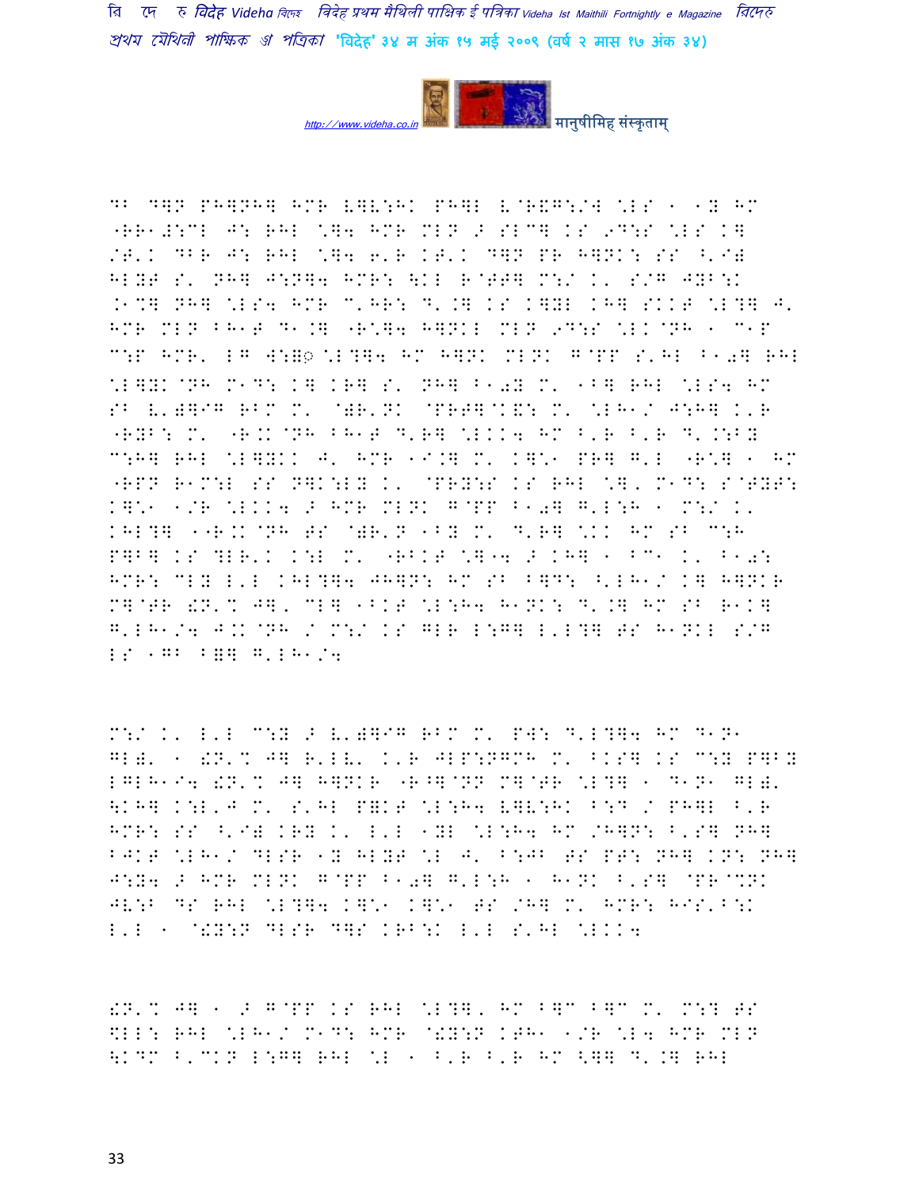DB D]N PH]NH] HMR U]V:HK PH]L U@R&G:/W \LS [ [Y HM "RR[#:CL J: RHL \]4 HMR MLN > SLC] KS 9D:S \LS K] /T'K DBR J: RHL \]4 6'R KT'K D]N PR H]NK: SS ^'I) HLYT S' NH] J:N]4 HMR: \KL R@TT] M:/ K' S/G JYB:K .[%] NH] \LS4 HMR C'HR: D'.] KS K]YL KH] SKKT \L?] J' HMR MLN BH[T D[.] "R\]4 H]NKL MLN 9D:S \LK@NH [ C[P C:P HMR' LG W:)◌ \L?]4 HM H]NK MLNK G@PP S'HL B[0] RHL \L]YK@NH M[D: K] KR] S' NH] B[0Y M' [B] RHL \LS4 HM SB U')]IG RBM M' @)R'NK @PRT]@K&: M' \LH[/ J:H] K'R "RYB: M' "R.K@NH BH[T D'R] \LKK4 HM B'R B'R D'.:BY C:H] RHL \L]YKK J' HMR [I.] M' K]\[ PR] G'L "R\] [ HM "RPN R[M:L SS N]K:LY K' @PRY:S KS RHL \]' M[D: S@TYT: K]\[ [/R \LKK4 > HMR MLNK G@PP B[0] G'L:H [ M:/ K' KHL?] [[R.K@NH TS @)R'N [BY M' D'R] \KK HM SB C:H P]B] KS ?LR'K K:L M' "RBKT \][4 > KH] [ BC[ K' B[0: HMR: CLY L'L KHL?]4 JH]N: HM SB B]D: ^'LH[/ K] H]NKR M]@TR !N'% J]' CL] [BKT \L:H4 H[NK: D'.] HM SB R[K] G'LH[/4 J.K@NH / M:/ KS GLR L:G] L'L?] TS H[NKL S/G LS [GB B=] G'LH[/4

M:/ K' L'L C:Y > U')]IG RBM M' PW: D'L?]4 HM D[N[ GL)' [ !N'% J] R'LU' K'R JLP:NGMH M' BKS] KS C:Y P]BY LGLH[I4 !N'% J] H]NKR "R^]@NN M]@TR \L?] [ D[N[ GL)' \KH] K:L'J M' S'HL P=KT \L:H4 U]V:HK B:D / PH]L B'R HMR: SS ^'I) KRY K' L'L [YL \L:H4 HM /H]N: B'S] NH] BJKT \LH[/ DLSR [Y HLYT \L J' B:JB TS PT: NH] KN: NH] J:N4 > HMR MLNK G@PP B[0] G'L:H [ H[NK B'S] @PR@%NK JV:B DS RHL \L?]4 K]\[ K]\[ TS /H] M' HMR: HJS'B:K L'L [ @!Y:N DLSR D]S KRB:K L'L S'HL \LKK4

!N'% J] [ > G@PP KS RHL \L?]' HM B]C B]C M' M:? TS %LL: RHL \LH[/ M[D: HMR @!Y:N KTH[ [/R \L4 HMR MLN \KDM B'CKN L:G] RHL \L [ B'R B'R HM <]] D'.] RHL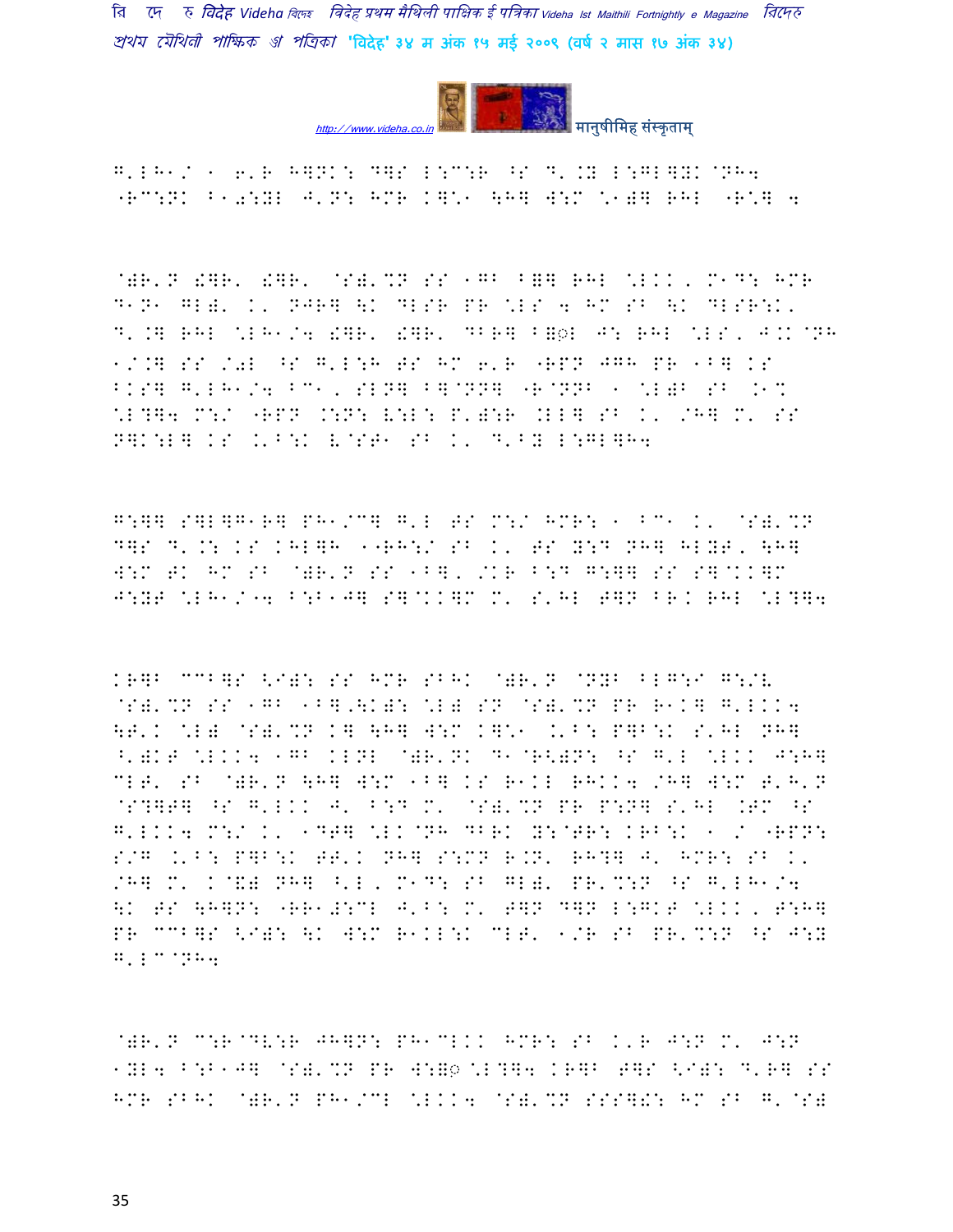G'LH1/ 1 6'R H]NK: D]S L:C:R ^S D'.Y L:GL]YK@NH4
"RC:NK B1.:YL J'N: HMR K]\1 \H] W:M \1)] RHL "R\] 4

@)R'N !]R' !]R' @S)'%N SS 1GB B=] RHL \LKK, M1D: HMR
D1N1 GL)' K' NJR] \K DLSR PR \LS 4 HM SB \K DLSR:K'
D'.] RHL \LH1/4 !]R' !]R' DBR] B=͢L J: RHL \LS' J.K@NH
1/.] SS /.L ^S G'L:H TS HM 6'R "RPN JGH PR 1B] KS
BKS] G'LH1/4 BC1, SLN] B]@NN] "R@NNB 1 \L)B SB .1%
\L?]4 M:/ "RPN .:N: V:L: P')R .LL] SB K' /H] M' SS
N]K:L] KS .'B:K V@ST1 SB K' D'BY L:GL]H4

G:]] S]L]G1R] PH1/C] G'L TS M:/ HMR: 1 BC1 K' @S)'%N
D]S D'.: KS KHL]H 11RH:/ SB K' TS Y:D NH] HLYT, \H]
W:M TK HM SB @)R'N SS 1B], /KR B:D G:]] SS S]@KK]M
J:YT \LH1/"4 B:B1J] S]@KK]M M' S'HL T]N BRK RHL \L?]4

KR]B CCB]S <I): SS HMR SBHK @)R'N @NYB BLG:I G:/V
@S)'%N SS 1GB 1B],\K): \L) SN @S)'%N PR R1K] G'LKK4
\T'K \L) @S)'%N K] \H] W:M K]\1 .'B: P]B:K S'HL NH]
^')KT \LKK4 1GB KLNL @)R'NK D1@R<)N: ^S G'L \LKK J:H]
CLT' SB @)R'N \H] W:M 1B] KS R1KL RHKK4 /H] W:M T'H'N
@S?]T] ^S G'LKK J' B:D M' @S)'%N PR P:N] S'HL .TM ^S
G'LKK4 M:/ K' 1DT] \LK@NH DBRK Y:@TR: KRB:K 1 / "RPN:
S/G .'B: P]B:K TT'K NH] S:MN R.N' RH?] J' HMR: SB K'
/H] M' K@&) NH] ^'L, M1D: SB GL)' PR'%:N ^S G'LH1/4
\K TS \H]N: "RR1#:CL J'B: M' T]N D]N L:GKT \LKK, T:H]
PR CCB]S <I): \K W:M R1KL:K CLT' 1/R SB PR'%:N ^S J:Y
G'LC@NH4

@)R'N C:R@DV:R JH]N: PH1CLKK HMR: SB K'R J:N M' J:N
1YL4 B:B1J] @S)'%N PR W:=͢ \L?]4 KR]B T]S <I): D'R] SS
HMR SBHK @)R'N PH1/CL \LKK4 @S)'%N SSS]!: HM SB G'@S)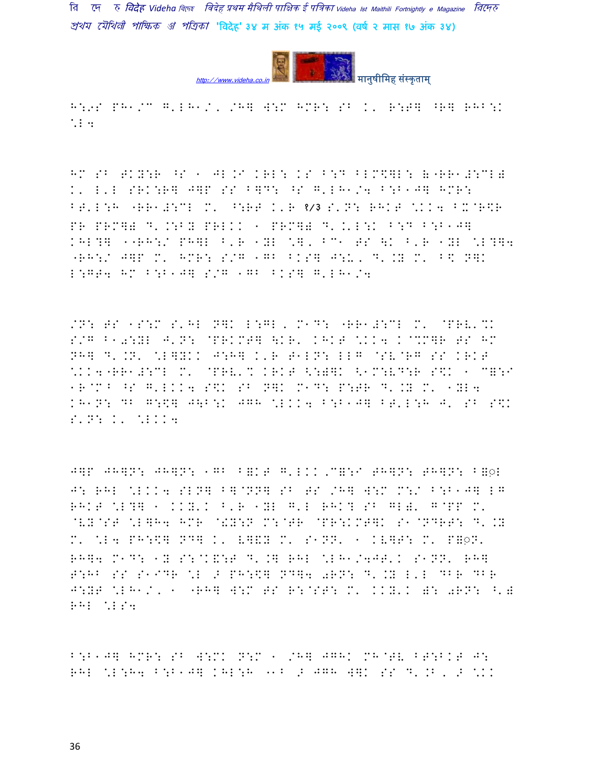H:9S PH1/C G'LH1/, /H] W:M HMR: SB K' R:T] ^R] RHB:K \*L4

HM SB TKY:R ^S 1 JL.I KRL: KS B:D BLM\$]L:既"RR1#:CL既 K' L'L SRK:R] J]P SS B]D: ^S G'LH1/4 B:B1J] HMR: BT'L:H "RR1#:CL M' ^:RT K'R १/३ S'N: RHKT \*KK4 BX@R\$R PR PRM]既 D'.:BY PRLKK 1 PRM]既 D'.'L:K B:D B:B1J] KHL?] 11RH:/ PH]L B'R 1YL \*]' BC1 TS \K B'R 1YL \*L?]4 "RH:/ J]P M' HMR: S/G 1GB BKS] J:U, D'.Y M' B\$ N]K L:GT4 HM B:B1J] S/G 1GB BKS] G'LH1/4

/N: TS 1S:M S'HL N]K L:GL, M1D: "RR1#:CL M' @PRV'%K S/G B10:YL J'N: @PRKMT] \KR' KHKT \*KK4 K@%M]R TS HM NH] D'.N' \*L]YKK J:H] K'R T1LN: LLG @SV@RG SS KRKT \*KK4"RR1#:CL M' @PRV'% KRKT <:既]K <1M:VD:R S\$K 1 C既:I 1R@MB ^S G'LKK4 S\$K SB N]K M1D: P:TR D'.Y M' 1YL4 KH1N: DB G:\$] J\B:K JGH \*LKK4 B:B1J] BT'L:H J' SB S\$K S'N: K' \*LKK4

J]P JH]N: JH]N: 1GB B既KT G'LKK'C既:I TH]N: TH]N: B既ृL J: RHL \*LKK4 SLN] B]@NN] SB TS /H] W:M M:/ B:B1J] LG RHKT \*L?] 1 KKY'K B'R 1YL G'L RHK? SB GL既' G@PP M' @VY@ST \*L]H4 HMR @!Y:N M:@TR @PR:KMT]K S1@NDRT: D'.Y M' \*L4 PH:\$] ND] K' V]&Y M' S1NN' 1 KV]T: M' P既ृN' RH]4 M1D: 1Y S:@K&:T D'.] RHL \*LH1/4JT'K S1NN' RH] T:HB SS S1IDR \*L > PH:\$] ND]4 0RN: D'.Y L'L DBR DBR J:YT \*LH1/, 1 "RH] W:M TS R:@ST: M' KKY'K 既: 0RN: ^'既 RHL \*LS4

B:B1J] HMR: SB W:MK N:M 1 /H] JGHK MH@TV BT:BKT J: RHL \*L:H4 B:B1J] KHL:H 11B > JGH W]K SS D'.B, > \*KK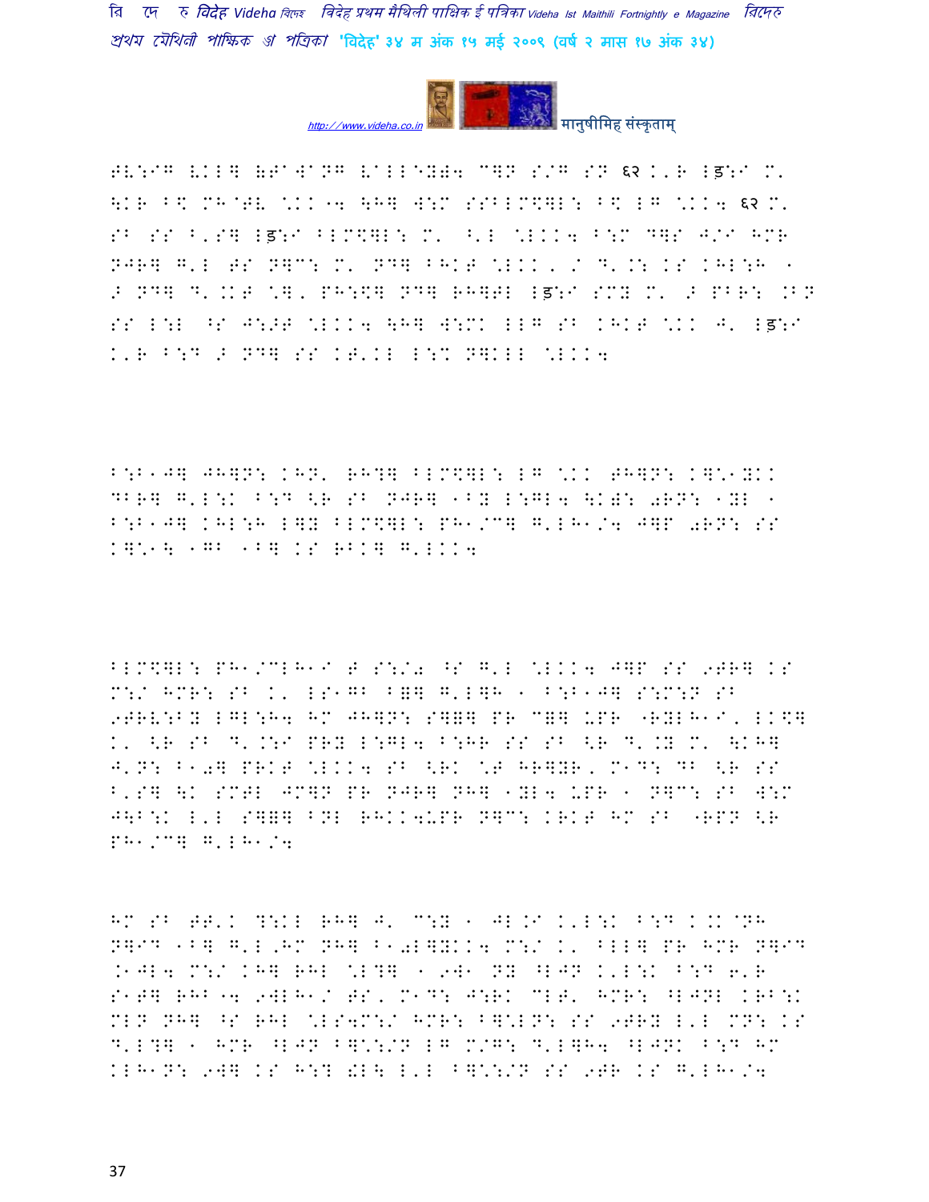FV:IG VKL] &T"W"NG V"LLEY)4 C]N S/G SN ६२ K'R Lड़:I M' \KR B\ MH@TV \KK "4 \H] W:M SSBLM\$]L: B\ LG \KK4 ६२ M' SB SS B'S] Lड़:I BLM\$]L: M' ^'L \LKK4 B:M D]S J/I HMR NJR] G'L TS N]C: M' ND] BHKT \LKK, / D'.: KS KHL:H / ND] D'.KT \], PH:\$] ND] RH]TL Lड़:I SMY M' > PBR: .BN SS L:L ^S J:>T \LKK4 \H] W:MK LLG SB KHKT \KK J' Lड़:I K'R B:D > ND] SS KT'KL L:% N]KLL \LKK4

B:B1J] JH]N: KHN' RH?] BLM\$]L: LG \KK TH]N: K]\*1YKK DBR] G'L:K B:D <R SB NJR] 1BY L:GL4 \K): 0RN: 1YL 1 B:B1J] KHL:H L]Y BLM\$]L: PH1/C] G'LH1/4 J]P 0RN: SS K]\*1\ 1GB 1B] KS RBK] G'LKK4

BLM\$]L: PH1/CLH1I T S:/0 ^S G'L \LKK4 J]P SS 9TR] KS M:/ HMR: SB K' LS1GB B=] G'L]H 1 B:B1J] S:M:N SB 9TRV:BY LGL:H4 HM JH]N: S]=] PR C]] ÚPR "RYLH1I, LK\$] K' <R SB D'.:I PRY L:GL4 B:HR SS SB <R D'.Y M' \KH] J'N: B10] PRKT \LKK4 SB <RK \T HR]YR, M1D: DB <R SS B'S] \K SMTL JM]N PR NJR] NH] 1YL4 ÚPR 1 N]C: SB W:M J\B:K L'L S]=] BNL RHKK4ÚPR N]C: KRKT HM SB "RPN <R PH1/C] G'LH1/4

HM SB TT'K ?:KL RH] J' C:Y 1 JL.I K'L:K B:D K.K@NH N]ID 1B] G'L,HM NH] B10L]YKK4 M:/ K' BLL] PR HMR N]ID .1JL4 M:/ KH] RHL \L?] 1 9W1 NY ^LJN K'L:K B:D 6'R S1T] RHB"4 9WLH1/ TS, M1D: J:RK CLT' HMR: ^LJNL KRB:K MLN NH] ^S RHL \LS4M:/ HMR: B]\*LN: SS 9TRY L'L MN: KS D'L?] 1 HMR ^LJN B]\*:/N LG M/G: D'L]H4 ^LJNK B:D HM KLH1N: 9W] KS H:? !L\ L'L B]\*:/N SS 9TR KS G'LH1/4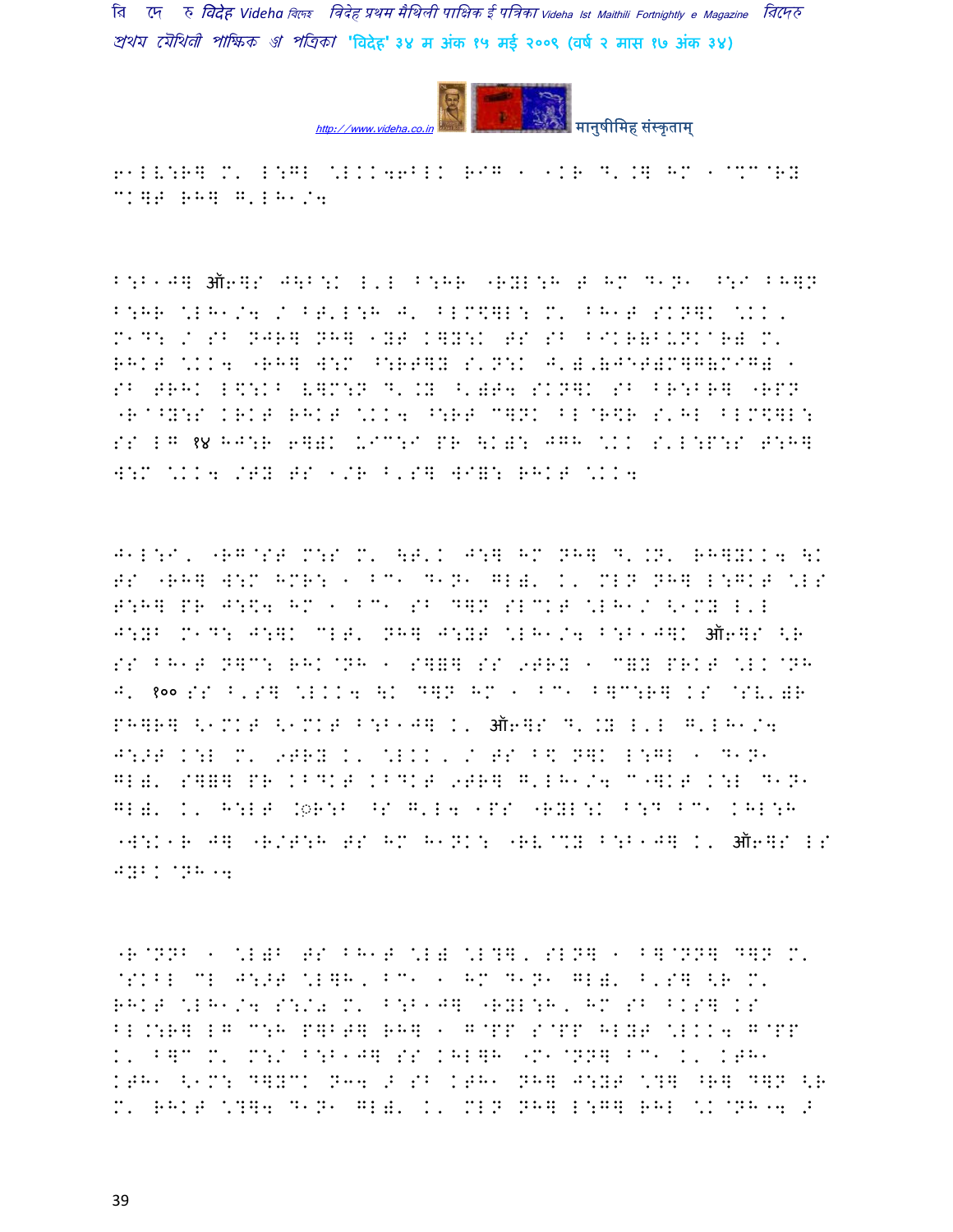61LV:R] M' L:GL \*LKKW6BLK RIG - -KR D'.] HM - @%C@RY CK]T RH] G'LH1/4

B:B1J] ऑ6]S J\B:K L'L B:HR "RYL:H T HM D1N1 ^:I BH]N B:HR \*LH1/4 / BT'L:H J' BLM\$]L: M' BH1T SKN]K \*KK, M1D: / SB NJR] NH] 1YT K]Y:K TS SB BIKR(BUNK@R( M' RHKT \*KK4 "RH] W:M ^:RT]Y S'N:K J'(,(JETM]G(MIG( - SB TRHK L\$:KB V]M:N D'.Y ^')T4 SKN]K SB BR:BR] "RPN "R@^Y:S KRKT RHKT \*KK4 ^:RT C]NK BL@R\$R S'HL BLM\$]L: SS LG १४ HJ:R 6]) UIC:I PR \K): JGH \*KK S'L:P:S T:H] W:M \*KK4 /TY TS 1/R B'S] WI]: RHKT \*KK4

J1L:I, "RG@ST M:S M' \T'K J:] HM NH] D'.N' RH]YKK4 \K TS "RH] W:M HMR: - BC1 D1N1 GL)' K' MLN NH] L:GKT \*LS T:H] PR J:\$4 HM - BC1 SB D]N SLCKT \*LH1/ <1MY L'L J:YB M1D: J:]K CLT' NH] J:YT \*LH1/4 B:B1J]K ऑ6]S <R SS BH1T N]C: RHK@NH - S]=] SS 9TRY - C]Y PRKT \*LK@NH J' १०० SS B'S] \*LKK4 \K D]N HM - BC1 B]C:R] KS @SV')R PH]R] <1MKT <1MKT B:B1J] K' ऑ6]S D'.Y L'L G'LH1/4 J:>T K:L M' 9TRY K' \*LKK, / TS B\$ N]K L:GL - D1N1 GL)' S]=] PR KBDKT KBDKT 9TR] G'LH1/4 C"]KT K:L D1N1 GL)' K' H:LT .◌R:B ^S G'L4 1PS "RYL:K B:D BC1 KHL:H "W:K1R J] "R/T:H TS HM H1NK: "RV@%Y B:B1J] K' ऑ6]S LS JYBK@NH14

"R@NNB - \*L)B TS BH1T \*L) \*L?], SLN] - B]@NN] D]N M' @SKBL CL J:>T \*L]H, BC1 - HM D1N1 GL)' B'S] <R M' RHKT \*LH1/4 S:/0 M' B:B1J] "RYL:H, HM SB BKS] KS BL.:R] LG C:H P]BT] RH] - G@PP S@PP HLYT \*LKK4 G@PP K' B]C M' M:/ B:B1J] SS KHL]H "M1@NN] BC1 K' KTH1 KTH1 <1M: D]YCK N34 > SB KTH1 NH] J:YT \*?] ^R] D]N <R M' RHKT \*?]4 D1N1 GL)' K' MLN NH] L:G] RHL \*K@NH14 >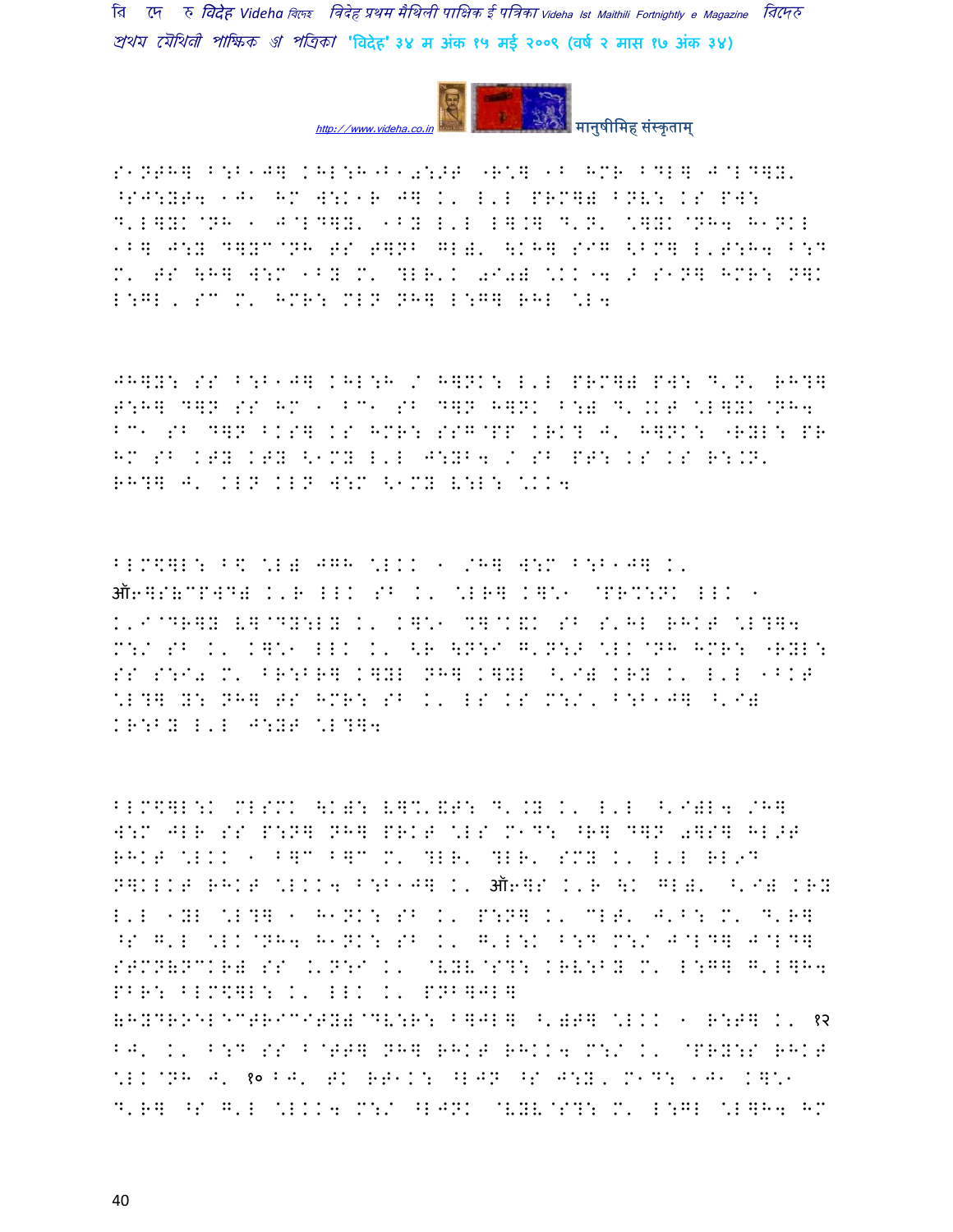S1NTH] B:B1J] KHL:H"B10:>T "R\*] 1B HMR BDL] J@LD]Y'
^SJ:YT4 1J1 HM W:K1R J] K' L'L PRM]) BNV: KS PW:
D'L]YK@NH 1 J@LD]Y' 1BY L'L L].] D'N' \*]YK@NH4 H1NKL
1B] J:Y D]YC@NH TS T]NB GL)' \KH] SIG <BM] L'T:H4 B:D
M' TS \H] W:M 1BY M' ?LR'K 0I0) \*KK"4 > S1N] HMR: N]K
L:GL, SC M' HMR: MLN NH] L:G] RHL \*L4

JH]Y: SS B:B1J] KHL:H / H]NK: L'L PRM]) PW: D'N' RH?]
T:H] D]N SS HM 1 BC1 SB D]N H]NK B:) D'.KT \*L]YK@NH4
BC1 SB D]N BKS] KS HMR: SSG@PP KRK? J' H]NK: "RYL: PR
HM SB KTY KTY <1MY L'L J:YB4 / SB PT: KS KS R:.N'
RH?] J' KLN KLN W:M <1MY V:L: \*KK4

BLM\$]L: B\$ \*L) JGH \*LKK 1 /H] W:M B:B1J] K'
ऑ6]S(CPWD) K'R LLK SB K' \*LR] K]\*1 @PR%:NK LLK 1
K'I@DR]Y V]@DY:LY K' K]\*1 %]@K&K SB S'HL RHKT \*L?]4
M:/ SB K' K]\*1 LLK K' <R \N:I G'N:> \*LK@NH HMR: "RYL:
SS S:I0 M' BR:BR] K]YL NH] K]YL ^'I) KRY K' L'L 1BKT
\*L?] Y: NH] TS HMR: SB K' LS KS M:/, B:B1J] ^'I)
KR:BY L'L J:YT \*L?]4

BLM\$]L:K MLSMK \K): V]%'&T: D'.Y K' L'L ^'I)L4 /H]
W:M JLR SS P:N] NH] PRKT \*LS M1D: ^R] D]N 0]S] HL>T
RHKT \*LKK 1 B]C B]C M' ?LR' ?LR' SMY K' L'L RL9D
N]KLKT RHKT \*LKK4 B:B1J] K' ऑ6]S K'R \K GL)' ^'I) KRY
L'L 1YL \*L?] 1 H1NK: SB K' P:N] K' CLT' J'B: M' D'R]
^S G'L \*LK@NH4 H1NK: SB K' G'L:K B:D M:/ J@LD] J@LD]
STMN(NCKR) SS .'N:I K' @VYV@S?: KRV:BY M' L:G] G'L]H4
PBR: BLM\$]L: K' LLK K' PNB]JL]
(HYDROELECTRICITY)@DV:R: B]JL] ^')T] \*LKK 1 R:T] K' १२
BJ' K' B:D SS B@TT] NH] RHKT RHKK4 M:/ K' @PRY:S RHKT
\*LK@NH J' १० BJ' TK RT1K: ^LJN ^S J:Y, M1D: 1J1 K]\*1
D'R] ^S G'L \*LKK4 M:/ ^LJNK @VYV@S?: M' L:GL \*L]H4 HM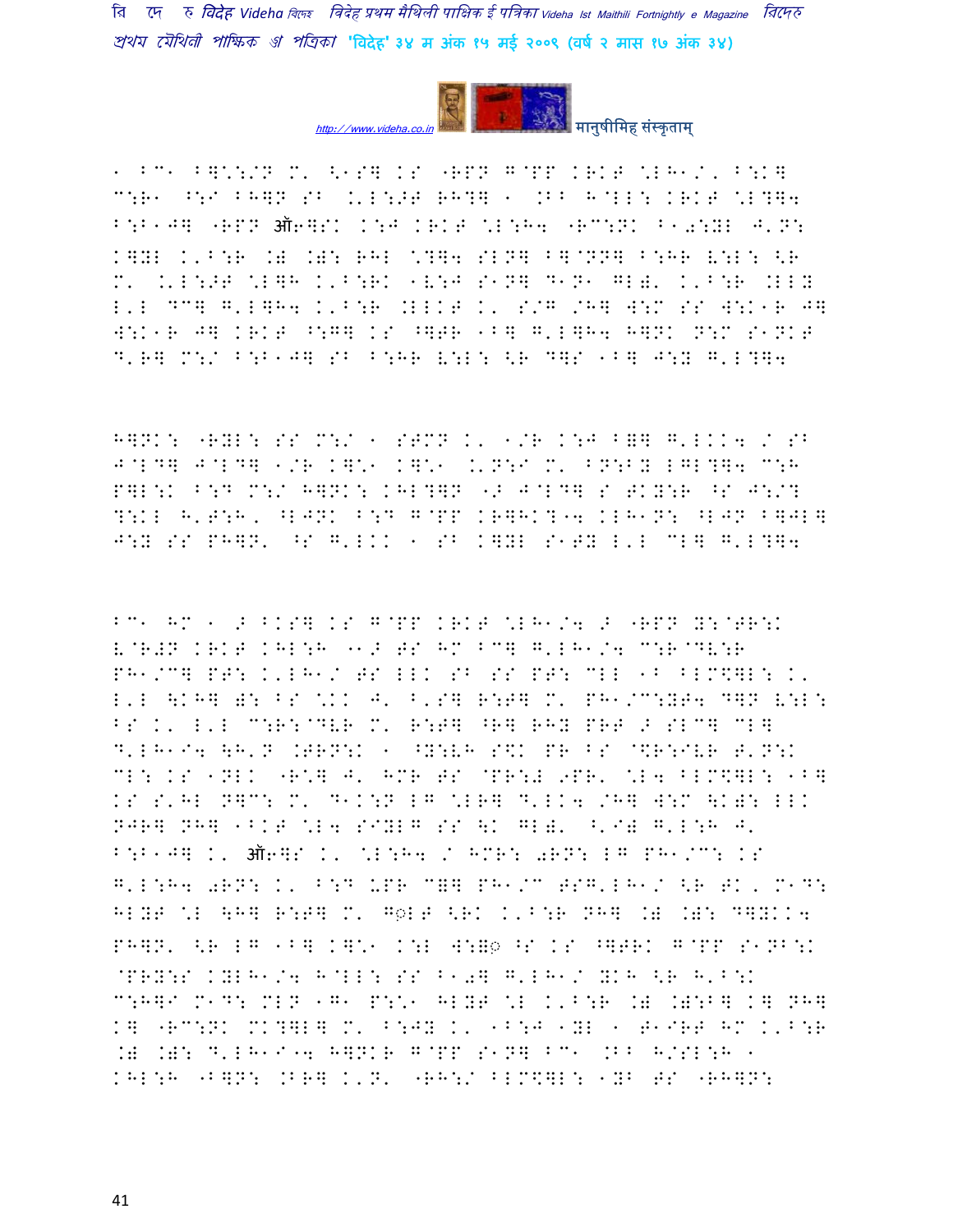1 BC1 B]\::/N M' <1S] KS "RPN G@PP KRKT \LH1/' B:K]
C:R1 ^:I BH]N SB .'L:>T RH?] 1 .BB H@LL: KRKT \L?]4
B:B1J] "RPN ऑ6]SK K:J KRKT \L:H4 "RC:NK B10:YL J'N:
K]YL K'B:R .) .): RHL \?]4 SLN] B]@NN] B:HR V:L: <R
M' .'L:>T \L]H K'B:RK 1V:J S1N] D1N1 GL)' K'B:R .LLY
L'L DC] G'L]H4 K'B:R .LLKT K' S/G /H] W:M SS W:K1R J]
W:K1R J] KRKT ^:G] KS ^]TR 1B] G'L]H4 H]NK N:M S1NKT
D'R] M:/ B:B1J] SB B:HR V:L: <R D]S 1B] J:Y G'L?]4

H]NK: "RYL: SS M:/ 1 STMN K' 1/R K:J B=] G'LKK4 / SB
J@LD] J@LD] 1/R K]\1 K]\1 .'N:I M' BN:BY LGL?]4 C:H
P]L:K B:D M:/ H]NK: KHL?]N "> J@LD] S TKY:R ^S J:/?
?:KL H'T:H' ^LJNK B:D G@PP KR]HK?"4 KLH1N: ^LJN B]JL]
J:Y SS PH]N' ^S G'LKK 1 SB K]YL S1TY L'L CL] G'L?]4

BC1 HM 1 > BKS] KS G@PP KRKT \LH1/4 > "RPN Y:@TR:K
V@R#N KRKT KHL:H "1> TS HM BC] G'LH1/4 C:R@DV:R
PH1/C] PT: K'LH1/ TS LLK SB SS PT: CLL 1B BLM\$]L: K'
L'L \$KH] ): BS \$KK J' B'S] R:T] M' PH1/C:YT4 D]N V:L:
BS K' L'L C:R:@DVR M' R:T] ^R] RHY PRT > SLC] CL]
D'LH1I4 \$H'N .TRN:K 1 ^Y:VH S\$K PR BS @\$R:IVR T'N:K
CL: KS 1NLK "R\$] J' HMR TS @PR:# 9PR' \$L4 BLM\$]L: 1B]
KS S'HL N]C: M' D1K:N LG \$LR] D'LK4 /H] W:M \$K): LLK
NJR] NH] 1BKT \$L4 SIYLG SS \$K GL)' ^'I) G'L:H J'
B:B1J] K' ऑ6]S K' \$L:H4 / HMR: 0RN: LG PH1/C: KS
G'L:H4 0RN: K' B:D UPR C=] PH1/C TSG'LH1/ <R TK' M1D:
HLYT \$L \$H] R:T] M' G◌LT <RK K'B:R NH] .) .): D]YKK4
PH]N' <R LG 1B] K]\1 K:L W:=◌ ^S KS ^]TRK G@PP S1NB:K
@PRY:S KYLH1/4 H@LL: SS B10] G'LH1/ YKH <R H'B:K
C:H]I M1D: MLN 1G1 P:\1 HLYT \$L K'B:R .) .):B] K] NH]
K] "RC:NK MK?]L] M' B:JY K' 1B:J 1YL 1 T1IRT HM K'B:R
.) .): D'LH1I"4 H]NKR G@PP S1N] BC1 .BB H/SL:H 1
KHL:H "B]N: .BR] K'N' "RH:/ BLM\$]L: 1YB TS "RH]N: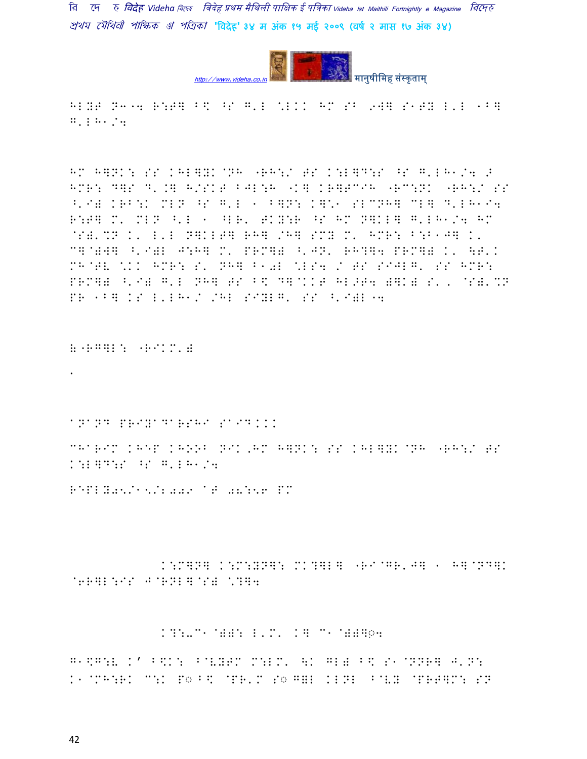HLYT N3'4 R:T] B\ ^S G'L \LKK HM SB 9W] S1TY L'L 1B] G'LH1/4

HM H]NK: SS KHL]YK@NH "RH:/ TS K:L]D:S ^S G'LH1/4 >
HMR: D]S D'.] H/SKT BJL:H "K] KR]TCIH "RC:NK "RH:/ SS
^'I) KRB:K MLN ^S G'L 1 B]N: K]\1 SLCNH] CL] D'LH1I4
R:T] M' MLN ^'L 1 ^LR' TKY:R ^S HM N]KL] G'LH1/4 HM
@S)'%N K' L'L N]KLT] RH] /H] SMY M' HMR: B:B1J] K'
C]@)W] ^'I)L J:H] M' PRM]) ^'JN' RH?]4 PRM]) K' \T'K
MH@TV \KK HMR: S' NH] B10L \LS4 / TS SIJLG' SS HMR:
PRM]) ^'I) G'L NH] TS B\ D]@KKT HL>T4 )]K) S' ' @S)'%N
PR 1B] KS L'LH1/ /HL SIYLG' SS ^'I)L 4

&"RG]L: "RIKM')

.

ANAND PRIYADARSHI SAID...

CHARIM KHEP KHOOB NIK,HM H]NK: SS KHL]YK@NH "RH:/ TS K:L]D:S ^S G'LH1/4

REPLY05/15/2009 AT 08:56 PM

K:M]N] K:M:YN]: MK?]L] "RI@GR'J] 1 H]@ND]K @6R]L:IS J@RNL]@S) \?]4

K?:-C1@)): L'M' K] C1@))]◌4

G1\G:V K' B\K: B@VYTM M:LM' \K GL) B\ S1@NNR] J'N:
K1@MH:RK C:K P◌B\ @PR'M S◌G]L KLNL B@VY @PRT]M: SN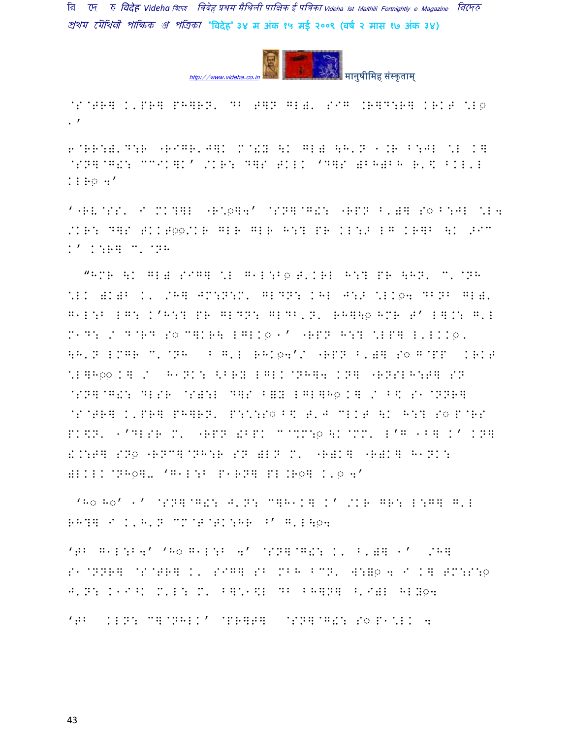@S@TR] K'PR] PH]RN' DB T]N GL)' SIG .R]D:R] KRKT \L◌ '/

6@RR:)'D:R "RIGR'J]K M@!Y \K GL) \H'N 1.R B:JL \L K] @SN]@G!: CCIK]K' /KR: D]S TKLK 'D]S )BH)BH R'\$ BKL'L KLH◌ 4'

'"R\@SS' I MK?]L "R\◌]4' @SN]@G!: "RPN B')] S◌ B:JL \L4 /KR: D]S TKKT◌◌/KR GLR GLR H:? PR KL:> LG KR]B \K >IC K' K:R] C' @NH

"HMR \K GL) SIG] \L G1L:B◌ T'KRL H:? PR \HN' C' @NH \LK )K)B K' /H] JM:N:M' GLDN: KHL J:> \LK◌4 DBNB GL)' G1L:B LG: K'H:? PR GLDN: GLDB'N' RH]\◌ HMR T' L].: G'L M1D: / D@RD S◌ C]KR\ LGLK◌ 1' "RPN H:? \LP] L'LKK◌' \H'N LMGR C' @NH B G'L RHK◌4'/ "RPN B')] S◌ G@PP KRKT \L]H◌◌K] / H1NK: <BRY LGLK@NH]4 KN] "RNSLH:T] SN @SN]@G!: DLSR @S):L D]S B=Y LGL]H◌K] / B\$ S1@NNR] @S@TR] K'PR] PH]RN' P:\:S◌B\$ T'J CLKT \K H:? S◌P@RS PK\$N' 1'DLSR M' "RPN !BPK C@%M:◌\K@MM' L'G 1B] K' KN] !.:T] SN◌ "RNC]@NH:R SN )LN M' "R)K] "R)K] H1NK: )LKLK@NH◌]' 'G1L:B P1RN] PL.R◌] K'◌ 4'

'H◌ H◌' 1' @SN]@G!: J'N: C]H1K] K' /KR GR: L:G] G'L RH?] I K'H'N CM@T@TK:HR ^' G'L\◌4

'TB G1L:B4' 'H◌ G1L:B 4' @SN]@G!: K' B')] 1' /H] S1@NNR] @S@TR] K' SIG] SB MBH BCN' W:=◌4 I K] TM:S:◌ J'N: K1I^K M'L: M' B]\$1\$L DB BH]N] ^'I)L HLY◌4

'TB KLN: C]@NHLK' @PR]T] @SN]@G!: S◌P1\LK 4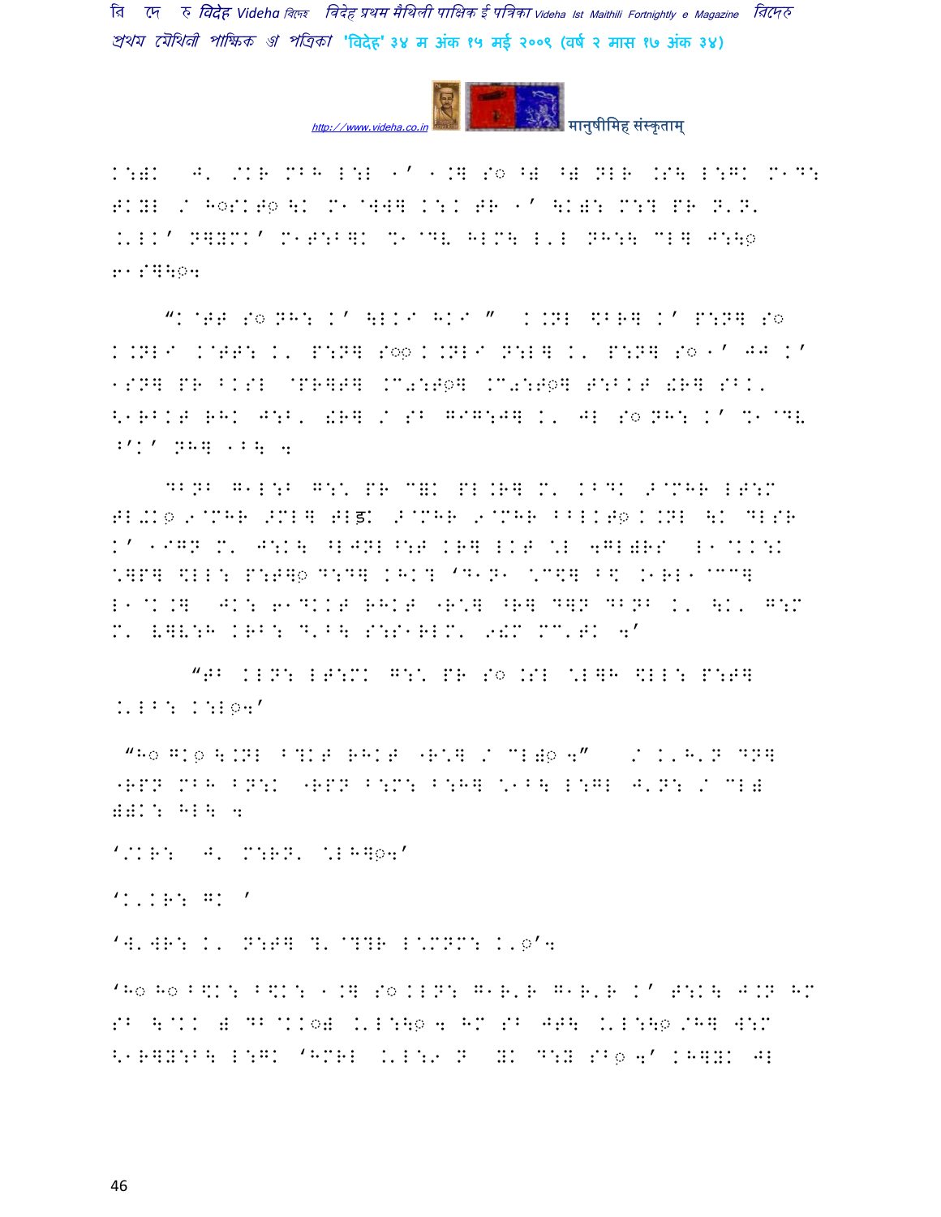K:)K  J. /KR MBH L:L 1' 1.Q S◌ ^) ^) NLR .S\ L:GK M1D: FKYL / H◌SKF◌ \K M1@WWQ K:K FR 1' \K): M:? PR N.N. .'LK' NQYMK' M1F:B]K %1@DL HLM\ L'L NH:\ CLQ J:\◌ 61S]\◌4

"K@FF S◌ NH: K' \LK1 HK1 " K.NL \$BRQ K' P:NQ S◌ K.NL1 K@FF: K. P:NQ S◌◌ K.NL1 N:LQ K. P:NQ S◌ 1' JJ K' 1SNQ PR ^KSL @PRQFQ .M0:F◌Q .M0:F◌Q F:^KF !RQ SBK. <1RBKF RHK J:B, !RQ / SB GIG:JQ K. JL S◌ NH: K' %1@DL ^'K' NHQ 1B\ 4

DBNB G1L:B G:\ PR C)K PL.RQ M. KBDK 9@MHR LF:M FL+K◌ 9@MHR 9MLQ FLड़K 9@MHR 9@MHR ^^LKF◌ K.NL \K DLSR K' 1IGN M. J:K\ ^LJNL^:F KRQ LKF \L 4GL)RS L1@KK:K \]P] \$LL: P:F]◌ D:DQ KHK? 'D1N1 \C\$Q B\$ .1RL1@CCQ L1@K.Q JK: 61DKKF RHKF "R\Q ^RQ DQN DBNB K. \K. G:M M. V]V:H KRB: D.B\ S:S1RLM. 9!M MC.FK 4'

"FB KLN: LF:MK G:\ PR S◌ .SL \LQH \$LL: P:FQ .'LB: K:L◌4'

"H◌ GK◌ \.NL B?KF RHKF "R\Q / CL)◌ 4" / K.H.N DNQ "RPN MBH BN:K "RPN B:M: B:HQ \1B\ L:GL J.N: / CL) ))K: HL\ 4

'/KR: J. M:RN. \LH]◌4'

'K.KR: GK '

'4.WR: K. N:FQ ?. @??R L\MNM: K.◌'4

'H◌ H◌ B\$K: B\$K: 1.Q S◌ KLN: G1R.R G1R.R K' F:K\ J.N HM SB \@KK ) DB@KK◌) .'L:\◌ 4 HM SB JF\ .'L:\◌ /HQ W:M <1R]Y:B\ L:GK 'HMRL .'L:9 N YK D:Y SB◌ 4' KH]YK JL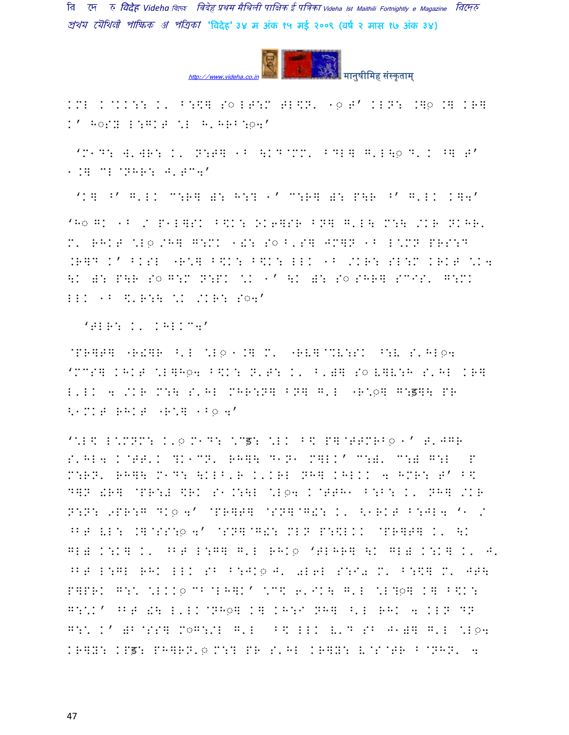KML K@KK:: K' B:\$] S◌ LT:M TL\<N' 1◌ T' KLN: .]◌ .] KR]
K' H◌S = L:GKT \*L H'HRB:◌4'

'M1D: W'WR: K' N:T] 1B \KD@MM' BDL] G'L\◌ D' K ^] T'
1.] CL@NHR: J'TC4'

'K] ^' G'LK C:R] ): H:? 1' C:R] ): P\R ^' G'LK K]4'

'H◌ GK 1B / P1L]SK B\K: OK6]SR BN] G'L\ M:\ /KR NKHR'
M' RHKT \*L◌ /H] G:MK 1!: S◌ B'S] JM]N 1B L\*MN PRS:D
.R]D K' BKSL "R\*] B\K: B\K: LLK 1B /KR: SL:M KRKT \*K4
\K ): P\R S◌ G:M N:PK \*K 1' \K ): S◌ SHR] SCIS' G:MK
LLK 1B \'R:\ \*K /KR: S◌4'

'TLR: K' KHLKC4'

@PR]T] "R!]R ^'L \*L◌ 1.] M' "RV]@\*V:SK ^:V S'HL◌4
'MCS] KHKT \*L]H◌4 B\K: N'T: K' B')] S◌ V]V:H S'HL KR]
L'LK 4 /KR M:\ S'HL MHR:N] BN] G'L "R\*◌] G:ड]\ PR
<1MKT RHKT "R\*] 1B◌ 4'

'\*L\ L\*MNM: K'◌ M1D: \*Cड: \*LK B\ P]@TTMRB◌ 1' T'JGR
S'HL4 K@TT'K ?K1CN' RH]\ D1N1 M]LK' C:)' C:) G:L P
M:RN' RH]\ M1D: \KLB'R K'KRL NH] KHLKK 4 HMR: T' B\
D]N !R] @PR:) \$RK S1.:\L \*L◌4 K@TTH1 B:B: K' NH] /KR
N:N: 9PR:G DK◌ 4' @PR]T] @SN]@G!: K' <1RKT B:JL4 '1 /
^BT VL: .]@SS:◌ 4' @SN]@G!: MLN P:\LKK @PR]T] K' \K
GL) K:K] K' ^BT L:G] G'L RHK◌ 'TLHR] \K GL) K:K] K' J'
^BT L:GL RHK LLK SB B:JK◌ J' )L6L S:I) M' B:\$] M' JT\
P]PRK G:\*' \*LKK◌ CB@LH]K' \*C\ 6'IK\ G'L \*L?◌] K] B\K:
G:\*K' ^BT !\ L'LK@NH◌] K] KH:I NH] ^'L RHK 4 KLN DN
G:\* K' )B@SS] M◌G:/L G'L B\ LLK V'D SB J1)] G'L \*L◌4
KR]Y: KPड: PH]RN'◌ M:? PR S'HL KR]Y: V@S@TR B@NHN' 4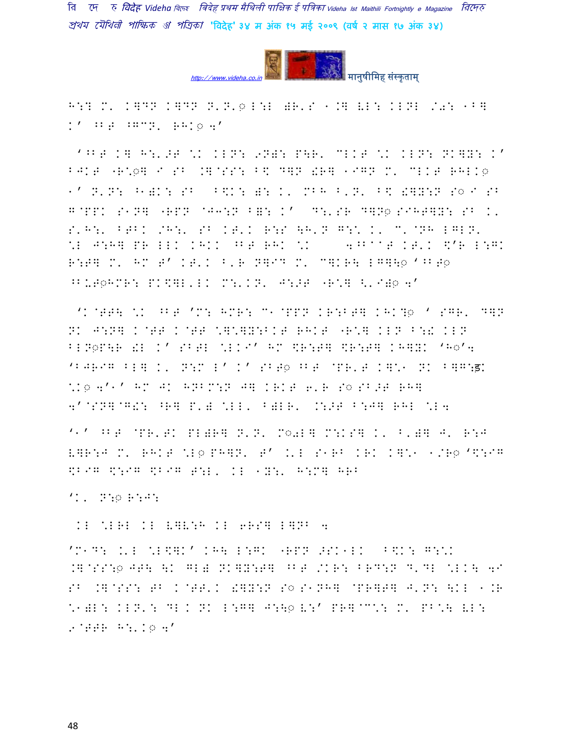H:? M' K]DN K]DN N'N'◌ L:L )R'S 1.] VL: KLNL /0: 1B]
K' ^BT ^GCN' RHK◌ 4'

'^BT K] H:'>T \K KLN: 9N): P\R' CLKT \K KLN: NK]Y: K'
BJKT "R\◌] I SB .]@SS: B$ D]N !R] 1IGN M' CLKT RHLK◌
1' N'N: ^1)K: SB ^B$K: ): K' MBH B'N' B$ !]Y:N S◌ I SB
G@PPK S1N] "RPN @J3:N B=: K' D:'SR D]N◌ SIHT]Y: SB K'
S'H:' BTBK /H:' SB KT'K R:S \H'N G:\ K' C'@NH LGLN'
\L J:H] PR LLK KHKK ^BT RHK \K 4^B@@T KT'K $'R L:GK
R:T] M' HM T' KT'K B'R N]ID M' C]KR\ LG]\◌ '^BT◌
^B'T◌HMR: PK$]L'LK M:'KN' J:>T "R\] \'I)◌ 4'

'K@TT\ \K ^BT 'M: HMR: C1@PPN KR:BT] KHK?◌ ' SGR' D]N
NK J:N] K@TT K@TT \]\]Y:BKT RHKT "R\] KLN B:! KLN
BLN◌P\R !L K' SBTL \LKI' HM $R:T] $R:T] KH]YK 'H◌'4
'BJRIG BL] K' N:M L' K' SBT◌ ^BT @PR'T K]\1 NK B]G:ड़
\K◌ 4'1' HM JK HNBM:N J] KRKT 6'R S◌ SB>T RH]
4'@SN]@G!: ^R] P') \LL' B)LR' .:>T B:J] RHL \L4

'1' ^BT @PR'TK PL)R] N'N' M◌0L] M:KS] K' B')] J' R:J
V]R:J M' RHKT \L◌ PH]N' T' .'L S1RB KRK K]\1 1/R◌ '$:IG
$BIG $:IG $BIG T:L' KL 1Y:' H:M] HRB

'K' N:◌ R:J:

KL \LRL KL V]V:H KL 6RS] L]NB 4

'M1D: .'L \L$]K' KH\ L:GK "RPN >SK1LK ^B$K: G:\K
.]@SS:◌ JT\ \K GL) NK]Y:T] ^BT /KR: BRD:N D'DL \LK\ 4I
SB .]@SS: TB K@TT'K !]Y:N S◌ S1NH] @PR]T] J'N: \KL 1.R
\1)L: KLN': DL K NK L:G] J:\◌ V:' PR]@C\: M' PB\R VL:
9@TTR H:'K◌ 4'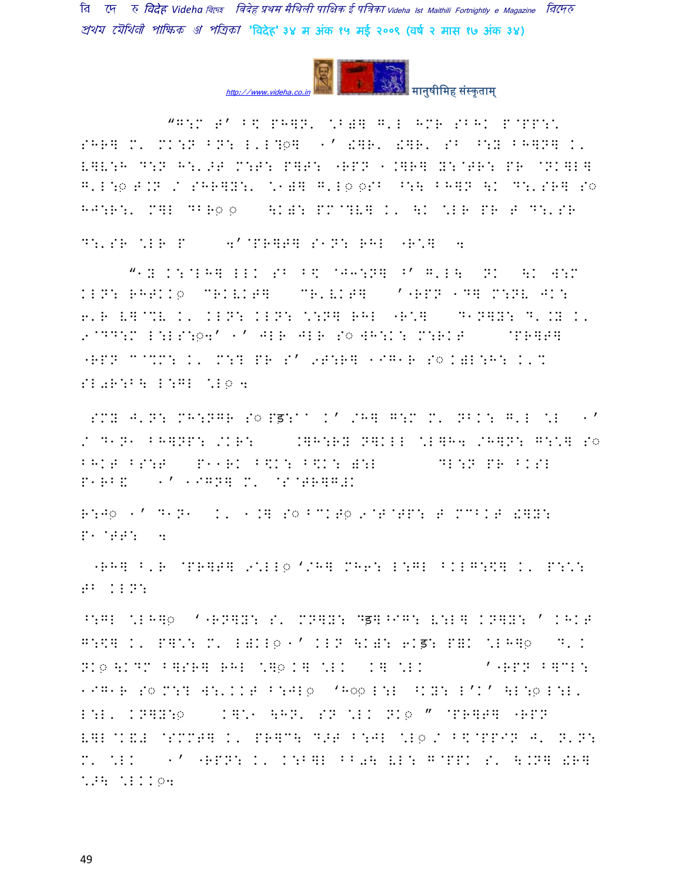"G:M T' B\ PH]N' \B)] G'L HMR SBHK P@PP:\
SHR] M' MK:N BN: L'L?◌] 1' !]R' !]R' SB ^:Y BH]N] K'
V]V:H D:N H:'>T M:T: P]T: "RPN 1.]R] Y:@TR: PR @NK]L]
G'L:◌ T.N / SHR]Y:' \1)] G'L◌ ◌SB ^:\ BH]N \K D:'SR] S◌
HJ:R:' M]L DBR◌ ◌ \K): PM@?V] K' \K \LR PR T D:'SR

D:'SR \LR P 4'@PR]T] S1N: RHL "R\] 4

"1Y K:@LH] LLK SB B\ @JH:N] ^' G'L\ NK \K W:M
KLN: RHTKK◌ @RKVKT] @R'VKT] '"RPN 1D] M:NV JK:
6'R V]@%V K' KLN: KLN: \:N] RHL "R\] D1N]Y: D'.Y K'
9@DD:M L:LS:◌4' 1' JLR JLR S◌ WH:K: M:RKT @PR]T]
"RPN M@%M: K' M:? PR S' 9T:R] 1IG1R S◌ K)L:H: K'%
SL0R:B\ L:GL \L◌ 4

SMY J'N: MH:NGR S◌ Pड:^^ K' /H] G:M M' NBK: G'L \L 1'
/ D1N1 BH]NP: /KR: .]H:RY N]KLL \L]H4 /H]N: G:\] S◌
BHKT BS:T P11RK B\K: B\K: ):L DL:N PR BKSL
P1RB& 1' 1IGN] M' @S@PR]G#K

R:J◌ 1' D1N1 K' 1.] S◌ BCKT◌ 9@T@TP: T MCBKT !]Y:
P1@TT: 4

"RH] B'R @PR]T] 9\LL◌ '/H] MH6: L:GL BKLG:\] K' P:\:
TB KLN:

^:GL \LH]◌ '"RN]Y: S' MN]Y: Dड]^IG: V:L] KN]Y: ' KHKT
G:\] K' P]\: M' L)KL◌ 1' KLN \K): 6Kड: P]K \LH]◌ D'K
NK◌ \KDM B]SR] RHL \]◌ K] \LK K] \LK '"RPN B]CL:
1IG1R S◌ M:? W:'KKT B:JL◌ 'H◌◌ L:L ^KY: L'K' \L:◌ L:L'
L:L' KN]Y:◌ K]\1 \HN' SN \LK NK◌ " @PR]T] "RPN
V]L@K&# @SMMT] K' PR]C\ D>T B:JL \L◌ / B\@PPIN J' N'N:
M' \LK 1' "RPN: K' K:B]L BB0\ VL: G@PPK S' \.N] !R]
\>\ \LKK◌4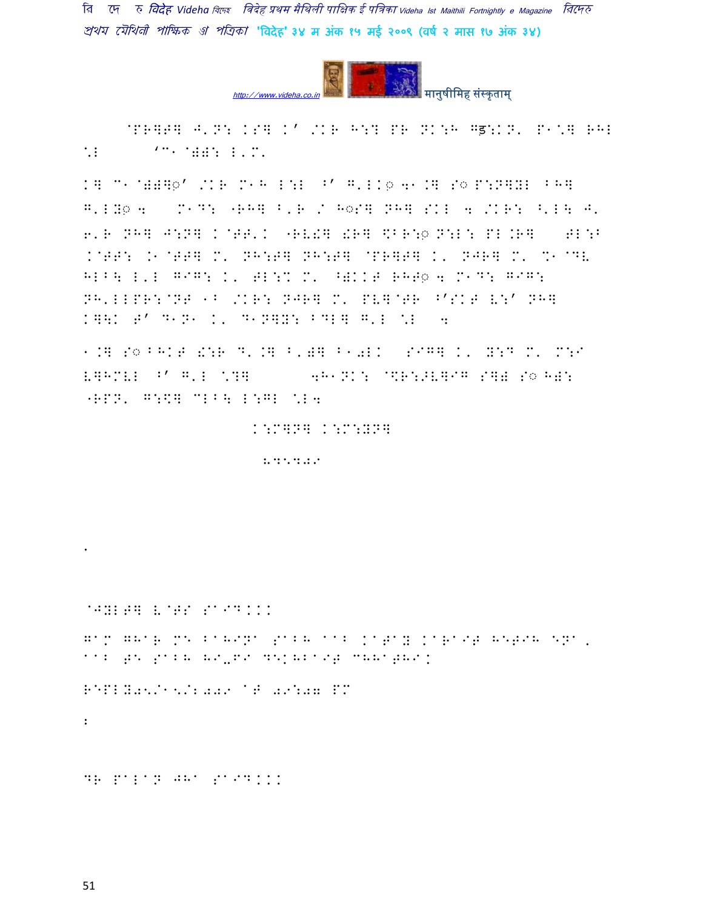@PR]T] J'N: KS] K' /KR H:? PR NK:H Gड़:KN' P1.] RHL \*L 'C1@): L'M'

K] C1@))]◌़' /KR M1H L:L ^' G'LK◌़ 4.] S◌ P:N]YL BH] G'LY◌़ 4 M1D: "RH] B'R / H◌S] NH] SKL 4 /KR: ^'L\ J' 6'R NH] J:N] K@TT'K "RV!] !R] \$BR:◌़ N:L: PL.R] TL:B .@TT: .1@TT] M' NH:T] NH:T] @PR]T] K' NJR] M' %1@DV HLB\ L'L GIG: K' TL:% M' ^)KKT RHT◌़ 4 M1D: GIG: NH'LLPR:@NT 1B /KR: NJR] M' PV]@TR ^'SKT V:' NH] K]\K T' D1N1 K' D1N]Y: BDL] G'L \*L 4

1.] S◌BHKT !:R D'.] B')] B10LK SIG] K' Y:D M' M:I V]HMVL ^' G'L \*?] 4H1NK: @\$R:>V]IG S]) S◌H): "RPN' G:\$] CLB\ L:GL \*L4

K:M]N] K:M:YN]

8955009

.

@JYLT] V@TS SAID...

GAM GHAR ME BAHINA SABH AB KATAY KARAIT HETIH ENA, AB TE SABH HI\_EI DEKHBAIT CHHATHI.

REPLY05/15/2009 AT 09:07 PM

:

DR PALAN JHA SAID...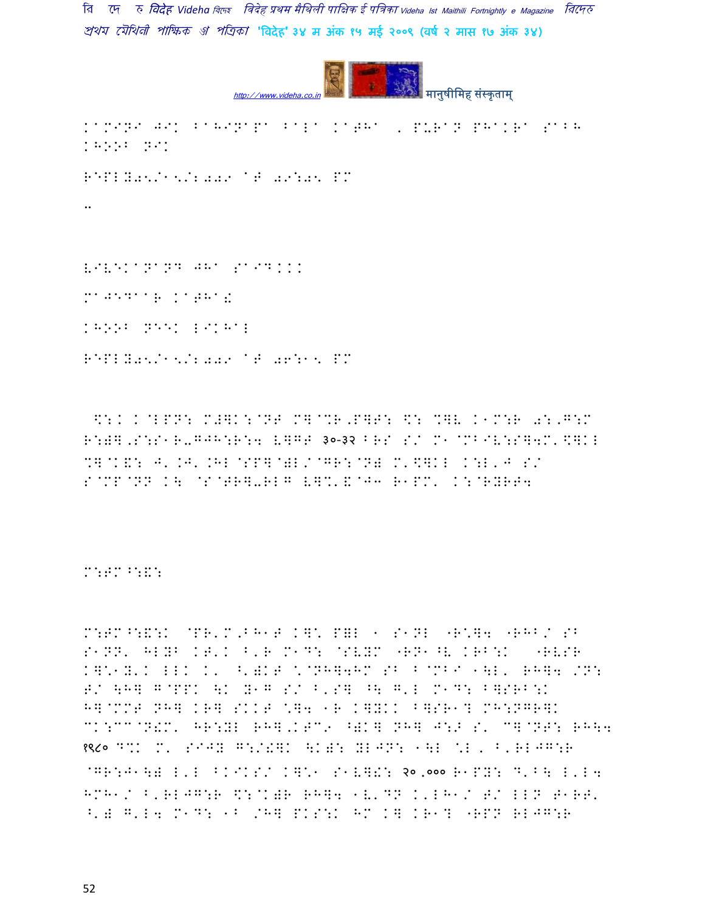KAMINI JIK BAHINAPA BALA KATHA , PURAN PHAKRA SABH KHOOB NIK

REPLY05/15/2009 AT 09:05 PM

..

VIVEKANAND JHA SAID...

MAJEDAAR KATHA!

KHOOB NEEK LIKHAL

REPLY05/15/2009 AT 06:15 PM

\$:K K@LPN: M#]K:@NT M]@%R,P]T: \$: %]V K1M:R 0:,G:M R:)],S:S1R-GJH:R:4 V]GT ३०-३२ BRS S/ M1@MBIV:S]4M'\$]KL %]@K&: J' KJ' KHL@SP]@)L/@GR:@N) M'\$]KL K:L'J S/ S@MP@NN K\ @S@TR]-RLG V]%'&@J3 R1PM' K:@RYRT4

M:TM^:&:

M:TM^:&:K @PR'M,BH1T K]\* P)L 1 S1NL "R\*]4 "RHB/ SB S1NN' HLYB KT'K B'R M1D: @SVYM "RN1^V KRB:K "RVSR K]\*1Y'K LLK K' ^')KT \*@NH]4HM SB B@MBI 1\L' RH]4 /N: T/ \H] G@PPK \K Y1G S/ B'S] ^\ G'L M1D: B]SRB:K H]@MMT NH] KR] SKKT \*]4 1R K]YKK B]SR1? MH:NGR]K CK:CC@N!M' HR:YL RH],KTC9 ^)K] NH] J:> S' C]@NT: RH\4 १९८० D%K M' SIJY G:/!]K \K): YLJN: 1\L \*L , B'RLJG:R @GR:J1\) L'L BKIKS/ K]\*1 S1V]!: २०,००० R1PY: D'B\ L'L4 HMH1/ B'RLJG:R \$:@K)R RH]4 1V'DN K'LH1/ T/ LLN T1RT' ^') G'L4 M1D: 1B /H] PKS:K HM K] KR1? "RPN RLJG:R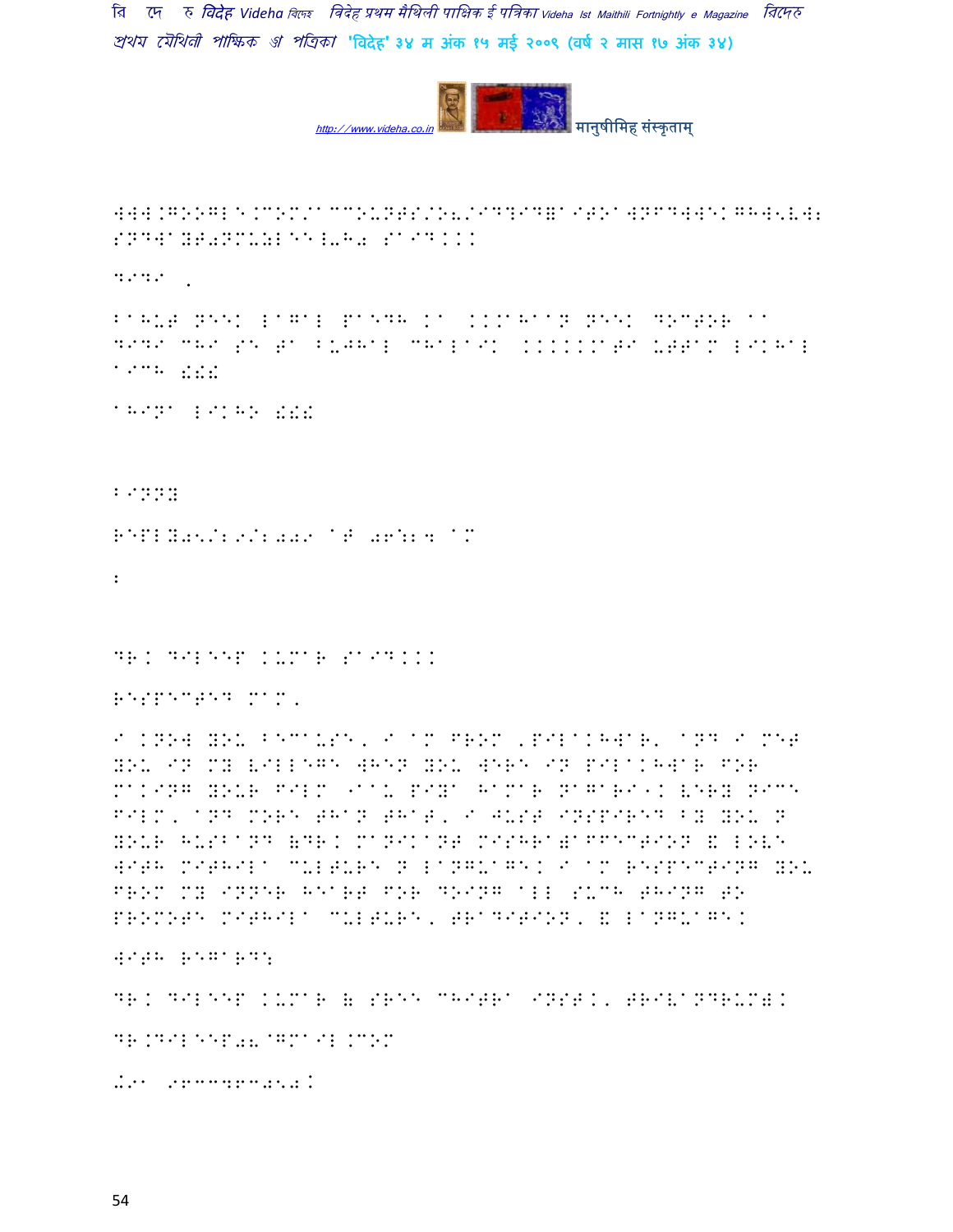WWW.GOOGLE.COM/ACCOUNTS/O8/ID?ID=AITOAWNFDWWEKGHHW5VW2
SNDWAYT0NMU0LEEL-H0 SAID...

DIDI ,

BAHUT NEEK LAGAL PADHH KA ...AHAAN NEEK DOCTOR AA
DIDI CHHI SE TA BUJHAL CHHALAIK ......ATI UTTAM LIKHAL
AICHH !!!

AHINA LIKHO !!!

BINNY

REPLY05/29/2009 AT 06:24 AM

DR. DILEEP KUMAR SAID...

RESPECTED MAM,

I KNOW YOU BECAUSE, I AM FROM 'PILAKHWAR' AND I MET YOU IN MY VILLEGE WHEN YOU WERE IN PILAKHWAR FOR MAKING YOUR FILM "AAU PIYA HAMAR NAGARI". VERY NICE FILM, AND MORE THAN THAT, I JUST INSPIRED BY YOU N YOUR HUSBAND (DR. MANIKANT MISHRA)AFFECTION & LOVE WITH MITHILA CULTURE N LANGUAGE. I AM RESPECTING YOU FROM MY INNER HEART FOR DOING ALL SUCH THING TO PROMOTE MITHILA CULTURE, TRADITION, & LANGUAGE.

WITH REGARDS

DR. DILEEP KUMAR (SREE CHITRA INST., TRIVANDRUM).

DR.DILEEP08@GMAIL.COM

+91 9633492050.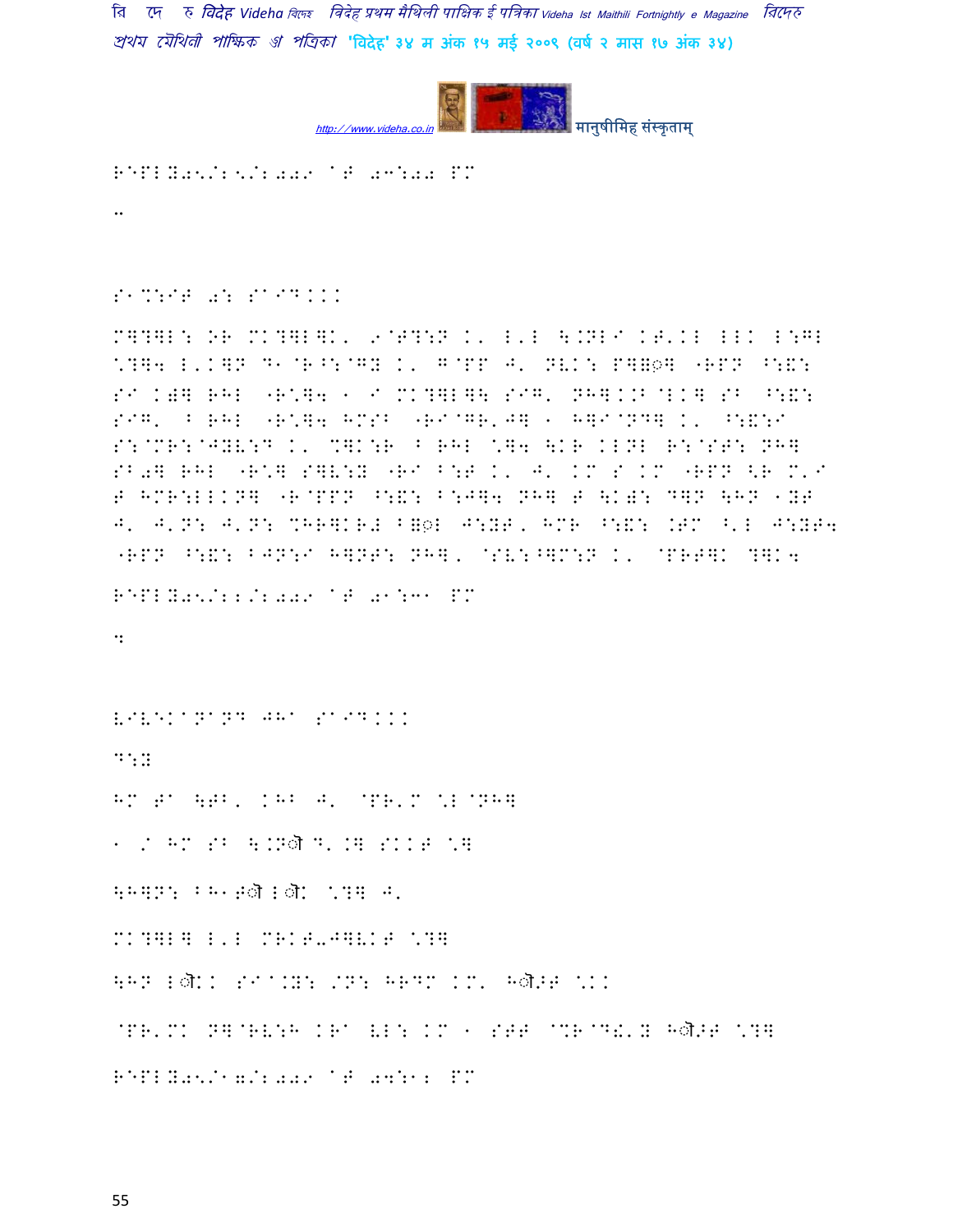REPLY05/25/2009 AT 03:00 PM

..

S1%:IT 0: SAID...

M]?]L: OR MK?]L]K' 9@T?:N K' L'L \.NLI KT'KL LLK L:GL \*?]4 L'K]N D1@R^:@GY K' G@PP J' NVK: P]=◌] "RPN ^:&: SI K)] RHL "R\*]4 1 I MK?]L]\ SIG' NH].KB@LK] SB ^:&: SIG' B RHL "R\*]4 HMSB "RI@GR'J] 1 H]I@ND] K' ^:&:I S:@MR:@JYV:D K' %]K:R B RHL \*]4 \KR KLNL R:@ST: NH] SB0] RHL "R\*] S]V:Y "RI B:T K' J' KM S KM "RPN <R M'I T HMR:LLKN] "R@PPN ^:&: B:J]4 NH] T \K): D]N \HN 1YT J' J'N: J'N: %HR]KR# B=◌L J:YT' HMR ^:&: .TM <'L J:YT4 "RPN ^:&: BJN:I H]NT: NH]' @SV:^]M:N K' @PRT]K ?]K4

REPLY05/22/2009 AT 01:31 PM

4

VIVEKANAND JHA SAID...

D:Y

HM TA \TB' KHB J' @PR'M \*L@NH]

1 / HM SB \.Nॊ D'.] SKKT \*]

\H]N: BH1Tॊ Lॊ \*?] J'

MK?]L] L'L MRKT0J]VKT \*?]

\HN Lॊ K SI@.Y: /N: HRDM KM' Hॊ ?T \*KK

@PR'MK N]@RV:H KRA VL: KM 1 STT @%R@D!'Y Hॊ ?T \*?]

REPLY05/17/2009 AT 04:12 PM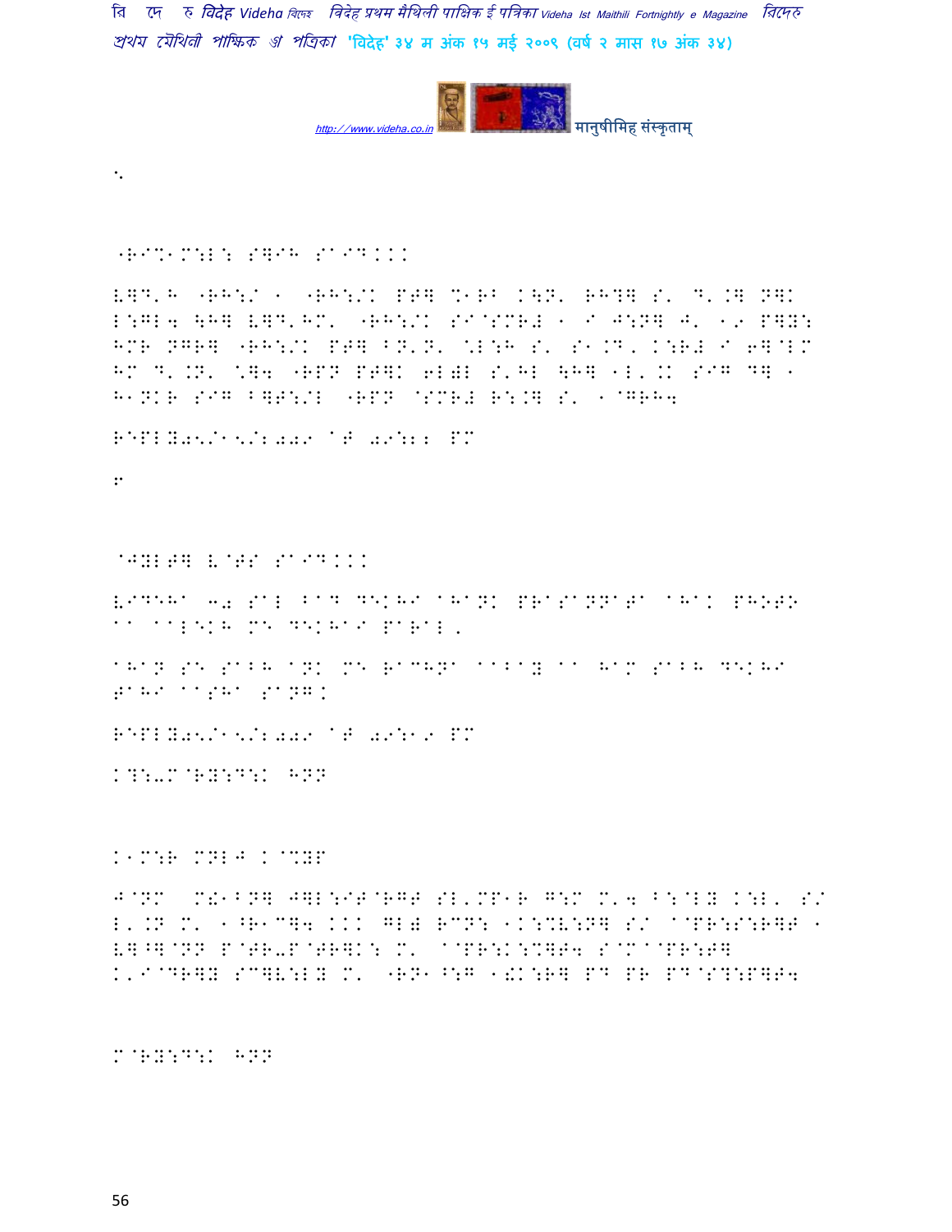".

"RI%1M:L: S]IH SaID...

V]D'H "RH:/ 1 "RH:/K PT] %1RB K\N' RH?] S' D'.] N]K L:GL4 \H] V]D'HM' "RH:/K SI@SMR# 1 I J:N] J' 1| P]Y: HMR NGR] "RH:/K PT] BN'N' %L:H S' S1.D' K:R# I 6]@LM HM D'.N' %]4 "RPN PT]K 6L)L S'HL \H] 1L'.K SIG D] 1 H1NKR SIG B]T:/L "RPN @SMR# R:.] S' 1@GRH4

REPLY05/15/2009 AT 09:22 PM

8

@JYLT] V@WS SaID...

VIDEHA 32 SAL BAD DEKHA AHANK PRASANNATA AHAK PHOTO AA AALEKH ME DEKHAI PARAL,

AHAN SE SABH ANK ME RACHNA AABAY AA HAM SABH DEKHA TAHI AASHA SANG.

REPLY05/15/2009 AT 09:19 PM

K?:-M@RY:D:K HNN

K1M:R MNLJ K@%YP

J@NM M!1BN] J]L:IT@RGT SL'MP1R G:M M'4 B:@LY K:L' S/ L'.N M' 1^R1C]4 ... GL) RCN: 1K:%V:N] S/ @PR:S:R]T 1 V]^]@NN P@TR-P@TR]K: M' @PR:K:%]T4 S@M@PR:P] K'I@DR]Y SC]V:LY M' "RN1^:G 1!K:R] PD PR PD@S?:P]T4

M@RY:D:K HNN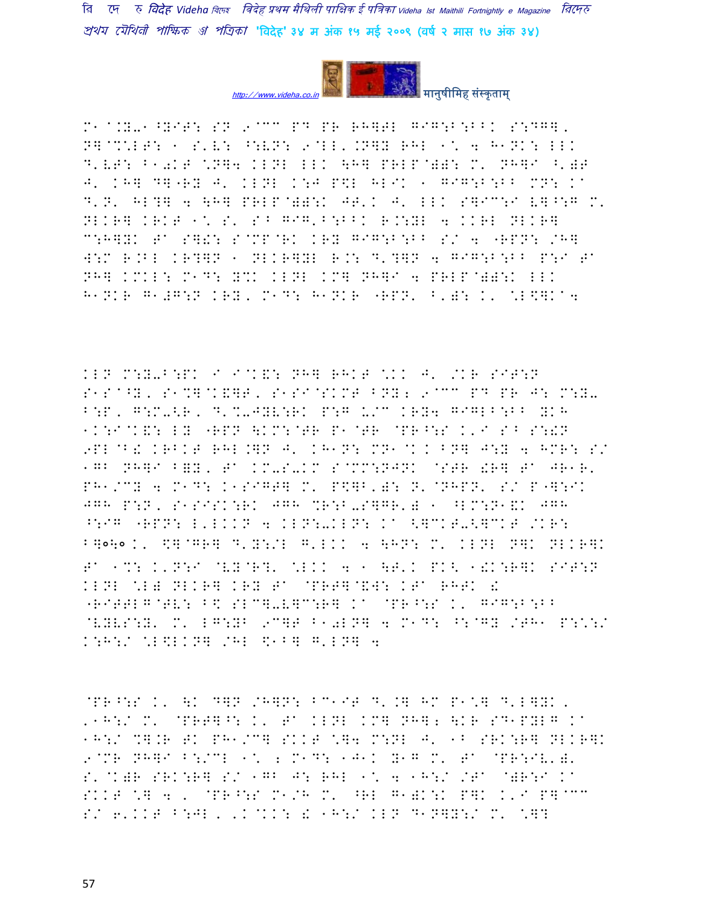M1@.YB-1^YIT: SN 9@CC PD PR RH]TL GIG:B:BBK S:DG],
N]@%\LT: 1 S'V: ^:VN: 9@LL'.N]Y RHL 1\ 4 H1NK: LLK
D'VT: B1ōKT \N]4 KLNL LLK \H] PRLP@)): M' NH]I ^')T
J' KH] D]-RY J' KLNL K:J P\$L HLIK 1 GIG:B:BB MN: Ka
D'N' HL?] 4 \H] PRLP@))):K JT'K J' LLK S]IC:I V]^:G M'
NLKR] KRKT 1\ S' S^ GIG'B:BBK R.:YL 4 KKRL NLKR]
C:H]YK Ta S]!: S@MP@RK KRY GIG:B:BB S/ 4 "RPN: /H]
W:M R.BL KR?]N 1 NLKR]YL R.: D'?]N 4 GIG:B:BB P:I Ta
NH] KMKL: M1D: Y%K KLNL KM] NH]I 4 PRLP@))):K LLK
H1NKR G1#G:N KRY, M1D: H1NKR "RPN' ^')): K' \L\$]Ka4

KLN M:Y-B:PK I I@K&: NH] RHKT \KK J' /KR SIT:N
S1S@^Y, S1%]@K&]T, S1SI@SKMT BNY; 9@CC PD PR J: M:Y-
B:P, G:M-<R, D'%-JYV:RK P:G U/C KRY4 GIGLB:BB YKH
1K:I@K&: LY "RPN \KM:@TR P1@TR @PR^:S K'I S^ S:!N
9PL@B! KRBKT RHL.]N J' KH1N: MN1@K K BN] J:Y 4 HMR: S/
1GB NH]I B)Y, Ta KM-S-KM S@MM:NJNK @STR !R] Ta JR1R'
PH1/CY 4 M1D: K1SIGT] M' P\$]B')): N'@NHPN' S/ P"]:IK
JGH P:N, S1SISK:RK JGH %R:B-S]GR') 1 ^LM:N1&K JGH
^:IG "RPN: L'LKKN 4 KLN:-KLN: Ka <]CKT-<]CKT /KR:
B]०५० K' \$]@GR] D'Y:/L G'LKK 4 \HN: M' KLNL N]K NLKR]K
Ta 1%: K'N:I @VY@R?' \LKK 4 1 \T'K PK< 1!K:R]K SIT:N
KLNL \L) NLKR] KRY Ta @PRT]@&W: KTa RHTK !
"RITTLG@TV: B\$ SLC]-V]C:R] Ka @PR^:S K' GIG:B:BB
@VYVS:Y' M' LG:YB 9C]T B1ōLN] 4 M1D: ^:@GY /TH1 P:\:/
K:H:/ \L\$LKN] /HL \$1B] G'LN] 4

@PR^:S K' \K D]N /H]N: BC1IT D'.] HM P1\] D'L]YK,
'1H:/ M' @PRT]^: K' Ta KLNL KM] NH]; \KR SD1PYLG Ka
1H:/ %].R TK PH1/C] SKKT \]4 M:NL J' 1B SRK:R] NLKR]K
9@MR NH]I B:/CL 1\ ; M1D: 1J1K Y1G M' Ta @PR:IV'),
S'@K)R SRK:R] S/ 1GB J: RHL 1\ 4 1H:/ /Ta @)R:I Ka
SKKT \] 4 , @PR^:S M1/H M' ^RL G1)K:K P]K K'I P]@CC
S/ 6'KKT B:JL, 'K@KK: ! 1H:/ KLN D1N]Y:/ M' \]?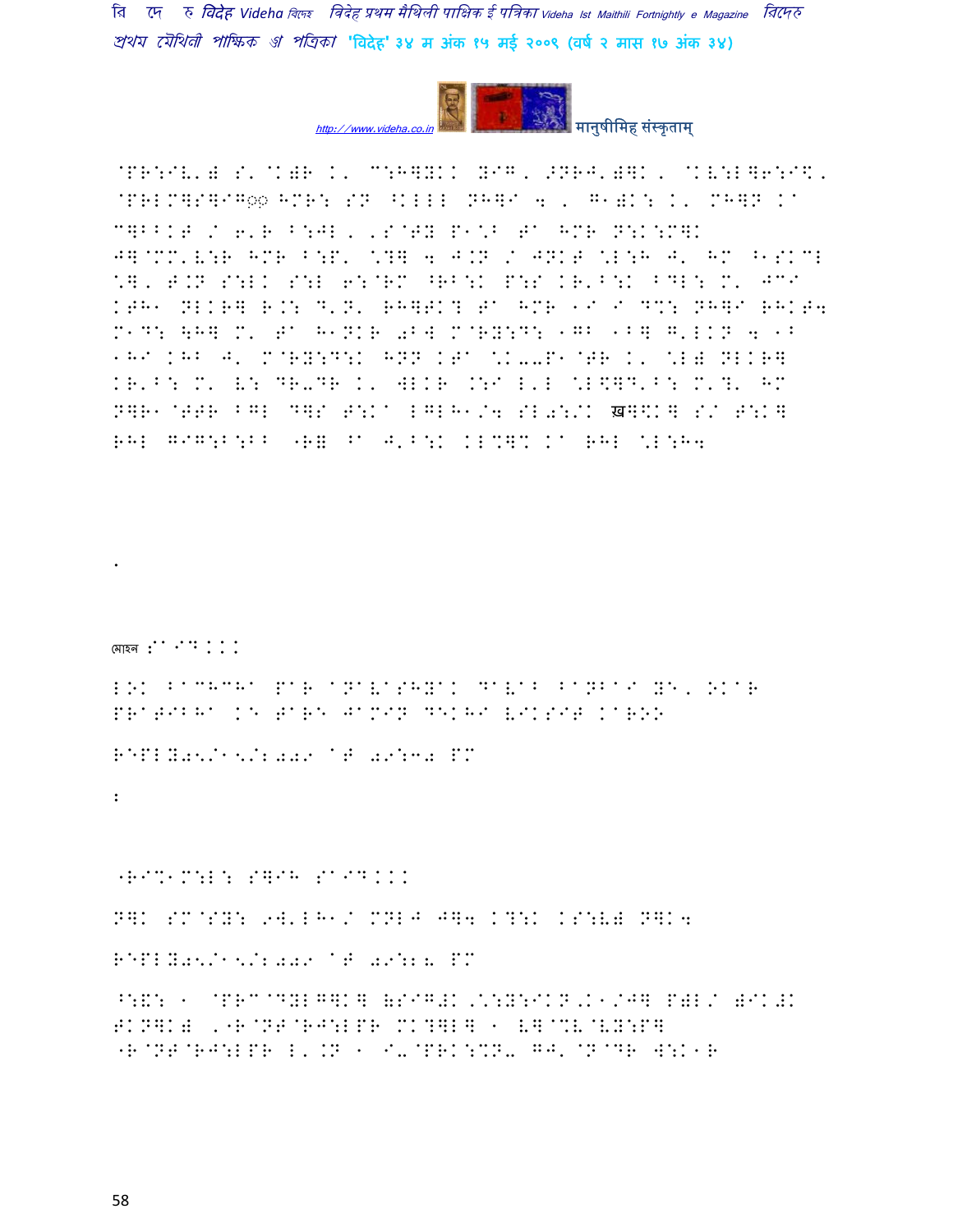@PR:IV') S'@K)R K' C:H]YKK YIG, ^NRJ')]K, @KV:L]6:I\, @PRLM]S]IG◌़ HMR: SN ^KLLL NH]I 4 , G1)K: K' MH]N Ka C]BBKT / 6'R B:JL, ,S@TY P1\B Ta HMR N:K:M]K J]@MM'V:R HMR B:P' \?] 4 J.N / JNKT \L:H J' HM ^1SKCL \], T.N S:LK S:L 6:@RM ^RB:K P:S KR'B:K BDL: M' JCI KTH1 NLKR] R.: D'N' RH]TK? Ta HMR 1I I D%: NH]I RHKT4 M1D: \H] M' Ta H1NKR 0B] M@RY:D: 1GB 1B] G'LKN 4 1B 1HI KHB J' M@RY:D:K HNN KTa \K--P1@TR K' \L) NLKR] KR'B: M' V: DR-DR K' WLKR .:I L'L \L\]D'B: M'?' HM N]R1@TTR BGL D]S T:Ka LGLH1/4 SL0:/K ख]\K] S/ T:K] RHL GIG:B:BB "R= ^a J'B:K KL%]% Ka RHL \L:H4

.

মোহন :aID...

LOK BaCHCHa PaR aNaVaSHYaK DaVaB BaNBaI YE, OKaR PRaTIBHa KE TaRE JaMIN DEKHI VIKSIT KaROO

REPLY05/15/2009 aT 09:30 PM

:

"RI%1M:L: S]IH SaID...

N]K SM@SY: 9W'LH1/ MNLJ J]4 K?:K KS:V) N]K4

REPLY05/15/2009 aT 09:28 PM

^:&: 1 @PRC@DYLG]K] (SIG#K ,\:Y:IKN,K1/J] P)L/ )IK#K TKN]K) ,"R@NT@RJ:LPR MK?]L] 1 V]@%V@VY:P] "R@NT@RJ:LPR L'.N 1 I-@PRK:%N- GJ'@N@DR W:K1R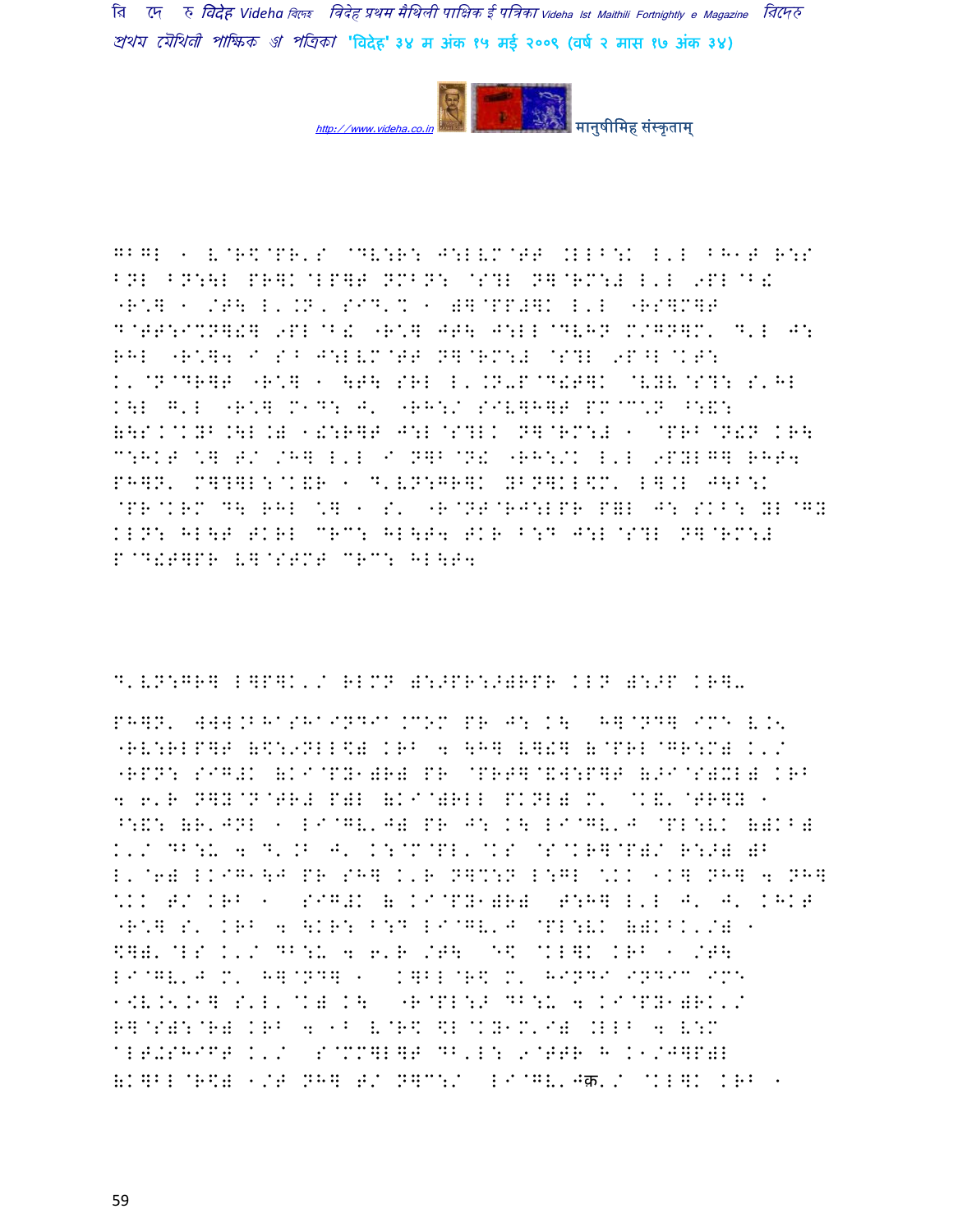GBGL 1 V@R\$@PR'S @DV:R: J:LVM@TT .LLB:K L'L BH1T R::S
BNL BN:\L PR]K@LP]T NMBN: @S?L N]@RM:# L'L 9PL@B!
"R\*] 1 /T\ L'.N, SID'% 1 +]@PP#]K L'L "RS]M]T
D@TT:I%N]!] 9PL@B! "R\*] JT\ J:LL@DVHN M/GN]M' D'L J:
RHL "R\*]4 I SB J:LVM@TT N]@RM:# @S?L 9P^L@KT:
K'@N@DR]T "R\*] 1 \T\ SRL L'.N-P@D!T]K @VYV@S?: S'HL
K\L G'L "R\*] M1D: J' "RH:/ SIV]H]T PM@C\*N ^:&:
(\S.@KYB.\L.) 1!:R]T J:L@S?LK N]@RM:# 1 @PRB@N!N KR\
C:HKT \*] T/ /H] L'L I N]B@N! "RH:/K L'L 9PYLG] RHT4
PH]N' M]?]L:@K&R 1 D'VN:GR]K YBN]KL\$M' L].L J\B:K
@PR@KRM D\ RHL \*] 1 S' "R@NT@RJ:LPR P)L J: SKB: YL@GY
KLN: HL\T TKRL CRC: HL\T4 TKR B:D J:L@S?L N]@RM:#
P@D!T]PR V]@STMT CRC: HL\T4

D'VN:GR] L]P]K'/ RLMN (:>PR:>)RPR KLN (:>P KR]-

PH]N' WWW.BHASHAINDIA.COM PR J: K\ H]@ND] IME V.5'
"RV:RLP]T (\$:9NLL\$) KRB 4 \H] V]!] (@PRL@GR:M) K'/
"RPN: SIG#K (KI@PY1)R) PR @PRT]@&W:P]T (>I@S)XL) KRB
4 6'R N]Y@N@TR# P)L (KI@)RLL PKNL) M' @K&'@TR]Y 1
^:&: (R'JNL 1 LI@GV'J) PR J: K\ LI@GV'J @PL:VK ()KB)
K'/ DB:U 4 D'.B J' K:@M@PL'@KS @S@KR]@P)/ R:>) )B
L'@6) LKIG1\J PR SH] K'R N]%:N L:GL \*KK 1K] NH] 4 NH]
\*KK T/ KRB 1 SIG#K ( KI@PY1)R) T:H] L'L J' J' KHKT
"R\*] S' KRB 4 \KR: B:D LI@GV'J @PL:VK ()KBK'/) 1
\$])'@LS K'/ DB:U 4 6'R /T\ E\$ @KL]K KRB 1 /T\
LI@GV'J M' H]@ND] 1 K]BL@R\$ M' HINDI INDIC IME
1.V.5.1] S'L'@K) K\ "R@PL:> DB:U 4 KI@PY1)RK'/
R]@S):@R) KRB 4 1B V@R\$ \$L@KY1M'I) .LLB 4 V:M
ALT+SHIFT K'/ S@MM]L]T DB'L: 9@TTR H K1/J]P)L
(K]BL@R\$) 1/T NH] T/ N]C:/ LI@GV'Jक़'/ @KL]K KRB 1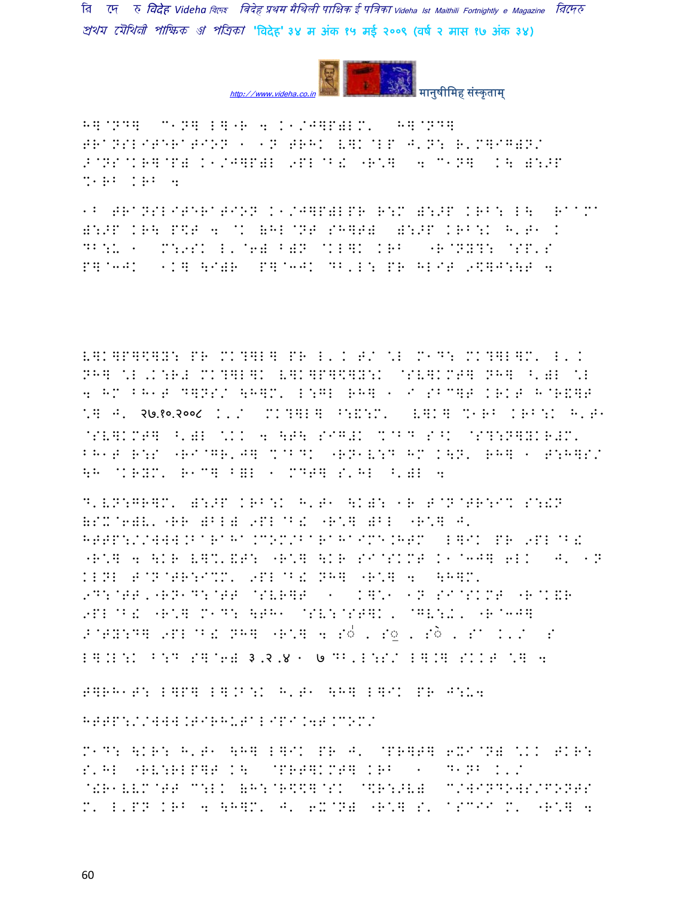H]@ND] C1N] L]"R 4 K1/J]P)LM' H]@ND] TRANSLITERATION 1 1N TRHK V]K@LP J'N: R'M]IG)N/ >@NS@KR]@P) K1/J]P)L 9PL@B! "R\*] 4 C1N] K\ ):>P %1RB KRB 4

1B TRANSLITERATION K1/J]P)LPR R:M ):>P KRB: L\ RaaMa ):>P KR\ P\$T 4 @K (HL@NT SH]T) ):>P KRB:K H'T1 K DB:← 1 M:9SK L'@6) B)N @KL]K KRB "R@NY?: @SP'S P]@3JK 1K] \I)R P]@3JK DB'L: PR HLIT 9\$]J:\T 4

V]K]P]\$]Y: PR MK?]L] PR L'K T/ \*L M1D: MK?]L]M' L'K NH] \*L'K:R# MK?]L]K V]K]P]\$]Y:K @SV]KMT] NH] ^')L \*L 4 HM BH1T D]NS/ \H]M' L:GL RH] 1 I SBC]T KRKT H@R&]T \*] J' २७.१०.२००८ K'/ MK?]L] ^:&:M' V]K] %1RB KRB:K H'T1 @SV]KMT] ^')L \*KK 4 \T\ SIG)K %@BD S^K @S?:N]YKR#M' BH1T R:S "RI@GR'J] %@BDK "RN1V:D HM K\N' RH] 1 T:H]S/ \H @KRYM' R1C] B&L 1 MDT] S'HL ^')L 4

D'VN:GR]M' ):>P KRB:K H'T1 \K): 1R T@N@TR:I% S:!N (SX@6)V' "RR )BL) 9PL@B! "R\*] )BL "R\*] J' HTTP://WWW.BaRaHa.COM/BaRaHaIME.HTM L]IK PR 9PL@B! "R\*] 4 \KR V]%'&T: "R\*] \KR SI@SKMT K1@3J] 6LK J' 1N KLNL T@N@TR:I%M' 9PL@B! NH] "R\*] 4 \H]M' 9D:@TT'"RN1D:@TT @SVR]T 1 K]\*1 1N SI@SKMT "R@K&R 9PL@B! "R\*] M1D: \TH1 @SV:@ST]K' @GV:!' "R@3J] >@TY:D] 9PL@B! NH] "R\*] 4 Sá , S़ , Sò , Sa K'/ S L].L:K B:D S]@6) ३,२,४ 1 ७ DB'L:S/ L].] SKKT \*] 4

T]RH1T: L]P] L].B:K H'T1 \H] L]IK PR J:U4

HTTP://WWW.TIRHUTaLIPI.4T.COM/

M1D: \KR: H'T1 \H] L]IK PR J' @PR]T] 6XI@N) \*KK TKR: S'HL "RV:RLP]T K\ @PRT]KMT] KRB 1 D1NB K'/ @!R1VVM@TT C:LK (H:@R\$]@SK @\$R:>V) C/WINDOWS/FONTS M' L'PN KRB 4 \H]M' J' 6X@N) "R\*] S' aSCII M' "R\*] 4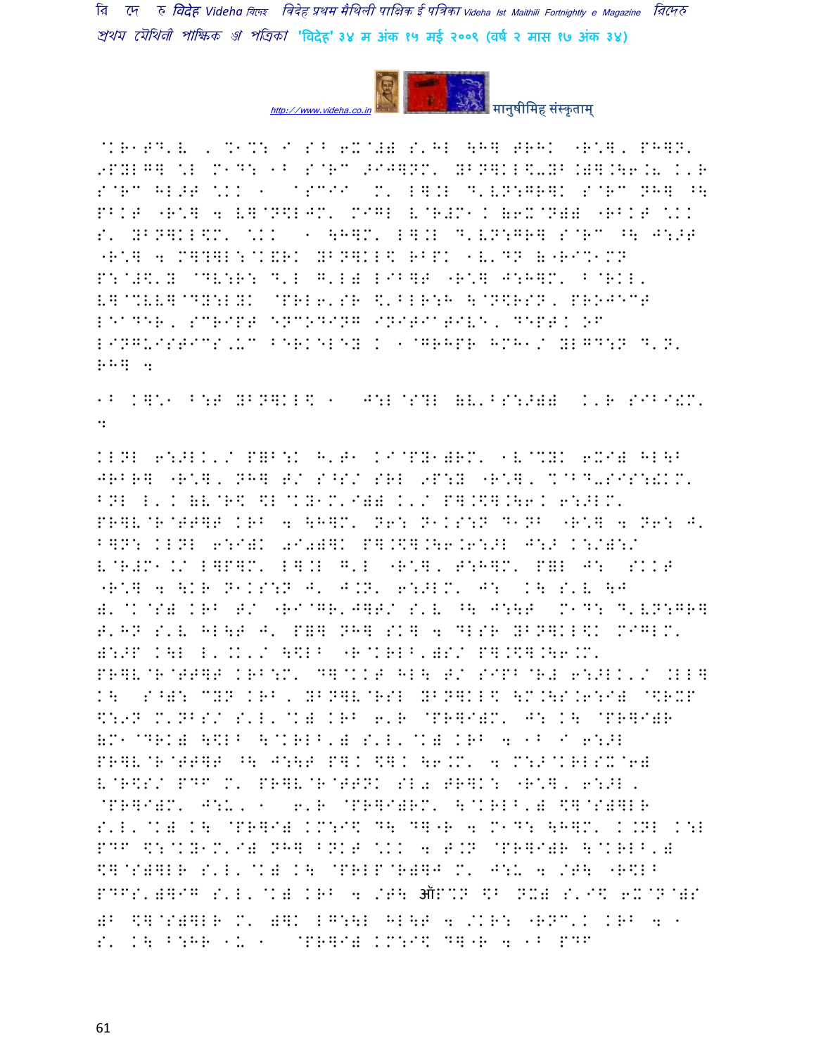@KR1TD'L , %1%: I S> 6X@#) S'HL \H] TRHK "R\*], PH]N' 9PYLG] \*L M1D: 1B S@RC >IJ]NM' YBN]KL\$-YB.)].\6.< K'R S@RC HL>T \*KK 1 ASCII M' L].L D'VN:GR]K S@RC NH] ^\ PBKT "R\*] 4 V]@N\$LJM' MIGL V@R#M1. (6X@N)) "RBKT \*KK S' YBN]KL\$M' \*KK 1 \H]M' L].L D'VN:GR] S@RC ^\ J:>T "R\*] 4 M]?]L:@K&RK YBN]KL\$ RBPK 1V'DN (>"RI%1MN P:@#\$'Y @DV:R: D'L G'L) LIB]T "R\*] J:H]M' B@RKL' V]@%VV]@DY:LYK @PRL6'SR \$'BLR:H \@N\$RSN, PROJECT LEADER, SCRIPT ENCODING INITIATIVE, DEPT. OF LINGUISTICS,UC BERKELEY K 1@GRHPR HMH1/ YLGD:N D'N' RH] 4

1B K]\*1 B:T YBN]KL\$ 1 J:L@S?L (V'BS:>)) K'R SIBI!M' 4

KLNL 6:>LK'/ P=B:K H'T1 KI@PY1)RM' 1V@%YK 6XI) HL\B JRBR] "R\*], NH] T/ S^S/ SRL 9P:Y "R\*], %@BD-SIS:!KM' BNL L'. (V@R\$ \$L@KY1M'I)) K'/ P].\$].\6. 6:>LM' PR]V@R@TT]T KRB 4 \H]M' N6: N1KS:N D1NB "R\*] 4 N6: J' B]N: KLNL 6:I)K 0I0)]K P].\$].\6.6:>L J:> K:/):/ V@R#M1./ L]P]M' L].L G'L "R\*], T:H]M' P=L J: SKKT "R\*] 4 \KR N1KS:N J' J.N' 6:>LM' J: K\ S'V \J )'@K@S) KRB T/ "RI@GR'J]T/ S'V ^\ J:\T M1D: D'VN:GR] T'HN S'V HL\T J' P=] NH] SK] 4 DLSR YBN]KL\$K MIGLM' ):>P K\L L'.K'/ \\$LB "R@KRLB')S/ P].\$].\6.M' PR]V@R@TT]T KRB:M' D]@KKT HL\ T/ SIPB@R# 6:>LK'/ .LL] K\ S^): CYN KRB, YBN]V@RSL YBN]KL\$ \M.\S.6:I) @\$RXP \$:9N M'NBS/ S'L'@K) KRB 6'R @PR]I)M' J: K\ @PR]I)R (M1@DRK) \\$LB \@KRLB') S'L'@K) KRB 4 1B I 6:>L PR]V@R@TT]T ^\ J:\T P]. \$]. \6.M' 4 M:>@KRLSX@6) V@R\$S/ PDP M' PR]V@R@TTNK SL0 TR]K: "R\*], 6:>L, @PR]I)M' J:U, 1 6'R @PR]I)RM' \@KRLB') \$]@S)]LR S'L'@K) K\ @PR]I) KM:I\$ D\ D]"R 4 M1D: \H]M' K.NL K:L PDP \$:@KY1M'I) NH] BNKT \*KK 4 T.N @PR]I)R \@KRLB') \$]@S)]LR S'L'@K) K\ @PRLP@R)]J M' J:U 4 /T\ "R\$LB PDPS')]IG S'L'@K) KRB 4 /T\ ऑP%N \$B NX) S'I\$ 6X@N@)S )B \$]@S)]LR M' )]K LG:\L HL\T 4 /KR: "RNC'. KRB 4 1 S' K\ B:HR 1U 1 @PR]I) KM:I\$ D]"R 4 1B PDP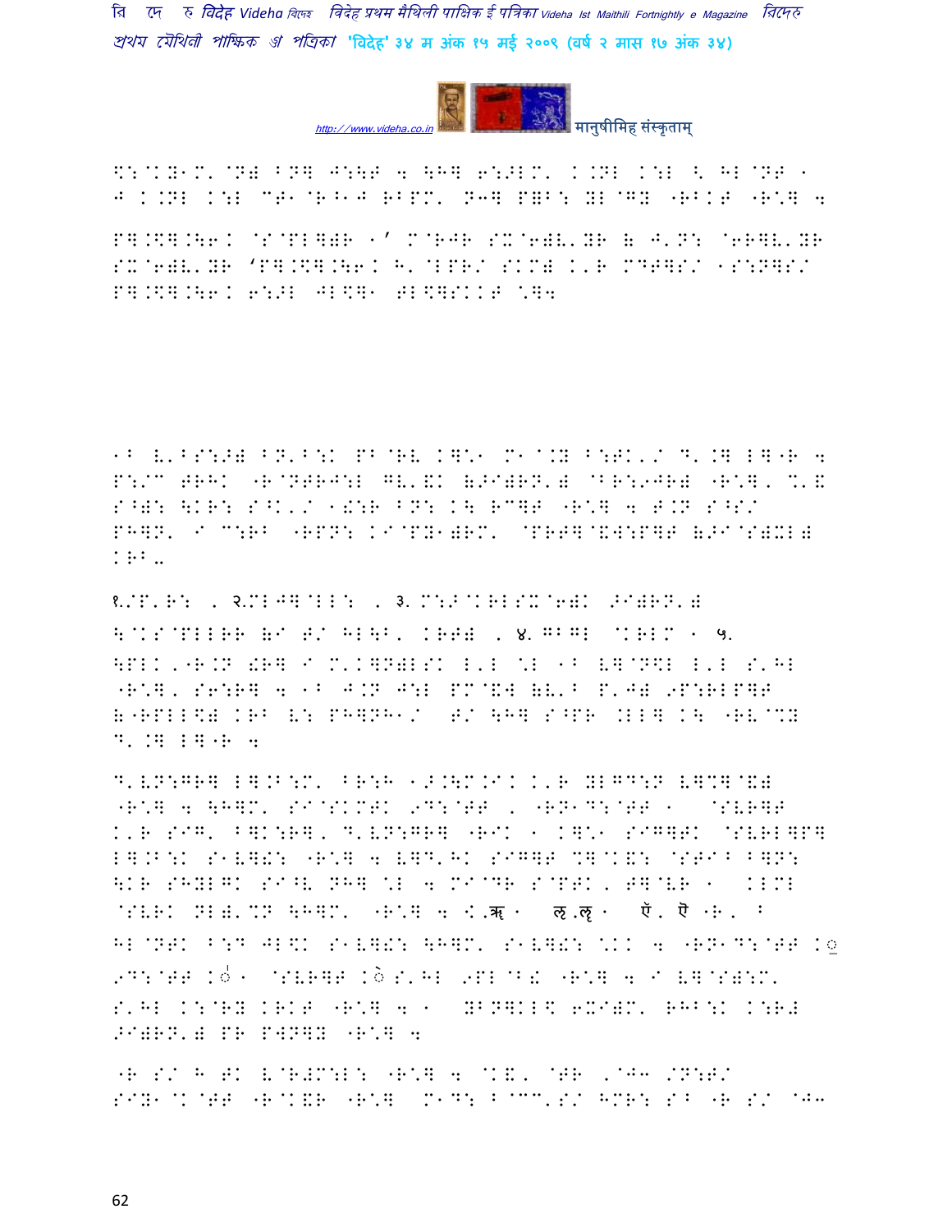\$:@K:1M'@N) BN] J:\T 4 \H] 6:>LM' K.NL K:L < HL@NT 1
J K.NL K:L CT1@R^1J RBPM' N3] P=B: YL@GY "RBKT "R\*] 4

P].\$].\6K @S@PL]@)R 1' M@RJR SX@6)V'YR & J'N: @6R]V'YR
SX@6)V'YR 'P].\$].\6K H'@LPR/ SKM) K'R MDT]S/ 1S:N]S/
P].\$].\6K 6:>L JL\$]1 TL\$]SKKT \*]4

1^ V'BS:>) BN'B:K PB@RV K]\*1 M1@.Y B:TK'/ D'.] L]"R 4
P:/C TRHK "R@NTRJ:L GV'&K &>I)RN') @BR:9JR) "R\*], %'&
S^): \KR: S^K'/ 1!:R BN: K\ RC]T "R\*] 4 T.N S^S/
PH]N' I C:RB "RPN: KI@PY1)RM' @PRT]@&W:P]T &>I@S)XL)
KRB..

१./P'R: , २.MLJ]@LL: , ३. M:>@KRLSX@6)K >I)RN') \@KS@PLLRR &I T/ HL\B' KRT) , ४. GBGL @KRLM 1 ५.
\PLK,"R.N !R] I M'K]N)LSK L'L \*L 1^ V]@N\$L L'L S'HL
"R\*], S6:R] 4 1^ J.N J:L PM@&W &V'^ P'J) 9P:RLP]T
&"RPLL\$) KRB V: PH]NH1/ T/ \H] S^PR .LL] K\ "RV@%Y
D'.] L]"R 4

D'VN:GR] L].B:M' BR:H 1>.\M.IK K'R YLGD:N V]%]@&)
"R\*] 4 \H]M' SI@SKMTK 9D:@TT , "RN1D:@TT 1 @SVR]T
K'R SIG' B]K:R], D'VN:GR] "RIK 1 K]\*1 SIG]TK @SVRL]P]
L].B:K S1V]!: "R\*] 4 V]D'HK SIG]T %]@K&: @STI^ B]N:
\KR SHYLGK SI^V NH] \*L 4 MI@DR S@PTK, T]@VR 1 KLML
@SVRK NL)'%N \H]M' "R\*] 4 <.ॠ 1 ऌ.ॡ 1 ऍ, ऐ "R, ^
HL@NTK B:D JL\$K S1V]!: \H]M' S1V]!: \*KK 4 "RN1D:@TT K◌
9D:@TT K◌ 1 @SVR]T K◌ S'HL 9PL@B! "R\*] 4 I V]@S):M'
S'HL K:@RY KRKT "R\*] 4 1 YBN]KL\$ 6XI)M' RHB:K K:R#
>I)RN') PR PWN]Y "R\*] 4

"R S/ H TK V@R#M:L: "R\*] 4 @K&, @TR ,@J3 /N:T/
SIY1@K@TT "R@K&R "R\*] M1D: B@CC'S/ HMR: S^ "R S/ @J3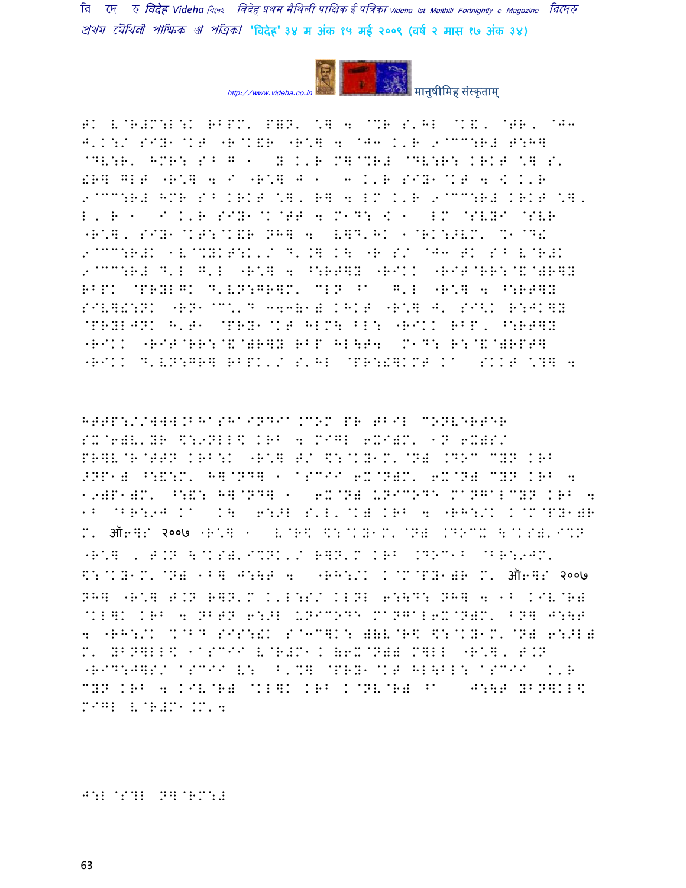HTTP://WWW.BHASHAINDIA.COM PR ABIL CONVERTER

ऑक्टोबर २००७

ऑक्टोबर २००७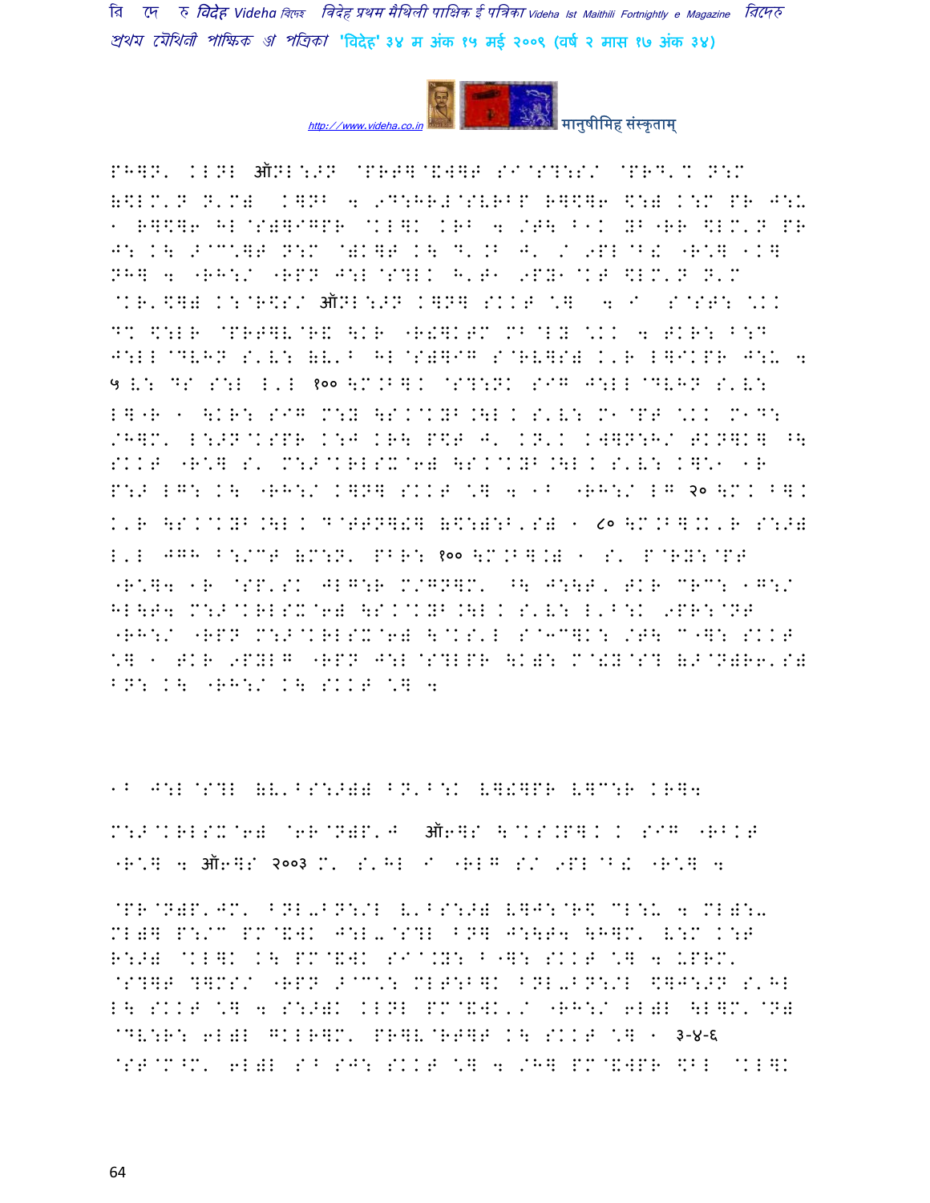PH]N' KLNL ऑNL:>N @PRT]@&W]T SI@S?:S/ @PRD'% N:M (\$LM'N N'M) K]NB 4 9D:HR#@SVRBP R]\$]6 \$:) K:M PR J:U 1 R]\$]6 HL@S)]IGPR @KL]K KRB 4 /T\ B1K YB"RR \$LM'N PR J: K\ >@C\*]T N:M @)K]T K\ D'.B J' / 9PL@B! "R\*] 1K] NH] 4 "RH:/ "RPN J:L@S?LK H'T1 9PY1@KT \$LM'N N'M @KR'\$]) K:@R\$S/ ऑNL:>N K]N] SKKT \*] 4 I S@ST: \*KK D% \$:LR @PRT]V@R& \KR "R!]KTM MB@LY \*KK 4 TKR: B:D J:LL@DVHN S'V: (V'B HL@S)]IG S@RV]S) K'R L]IKPR J:U 4 ५ V: DS S:L L'L १०० \M.B].K @S?:NK SIG J:LL@DVHN S'V: L]"R 1 \KR: SIG M:Y \S.@KYB.\L K S'V: M1@PT \*KK M1D: /H]M' L:>N@KSPR K:J KR\ P\$T J' KN'K KW]N:H/ TKN]K] ^\ SKKT "R\*] S' M:>@KRLSX@6) \S.@KYB.\L K S'V: K]\*1 1R P:> LG: K\ "RH:/ K]N] SKKT \*] 4 1B "RH:/ LG २० \M.K B]. K'R \S.@KYB.\L K D@TTN]!] (\$:):B'S) 1 ८० \M.B].K'R S:>) L'L JGH B:/CT (M:N' PBR: १०० \M.B].) 1 S' P@RY:@PT "R\*]4 1R @SP'SK JLG:R M/GN]M' ^\ J:\T' TKR CRC: 1G:/ HL\T4 M:>@KRLSX@6) \S.@KYB.\L K S'V: L'B:K 9PR:@NT "RH:/ "RPN M:>@KRLSX@6) \@KS'L S@1C]K: /T\ C"]: SKKT \*] 1 TKR 9PYLG "RPN J:L@S?LPR \K): M@!Y@S? (>@N)R6'S) BN: K\ "RH:/ K\ SKKT \*] 4

1B J:L@S?L (V'BS:>)) BN'B:K V]!]PR V]C:R KR]4

M:>@KRLSX@6) @6R@N)P'J ऑ6]S \@KS.P].K K SIG "RBKT "R\*] 4 ऑ6]S २००३ M' S'HL I "RLG S/ 9PL@B! "R\*] 4

@PR@N)P'JM' BNL-BN:/L V'BS:>) V]J:@R\$ CL:U 4 ML):- ML)] P:/C PM@&WK J:L-@S?L BN] J:\T4 \H]M' V:M K:T R:>) @KL]K K\ PM@&WK SI@.Y: B"]: SKKT \*] 4 UPRM' @S?]T ?]MS/ "RPN >@C\*: MLT:B]K BNL-BN:/L \$]J:>N S'HL L\ SKKT \*] 4 S:>)K KLNL PM@&WK'/ "RH:/ 6L)L \L]M' @N) @DV:R: 6L)L GKLR]M' PR]V@RT]T K\ SKKT \*] 1 ३-४-६ @ST@M^M' 6L)L S^ SJ: SKKT \*] 4 /H] PM@&WPR \$BL @KL]K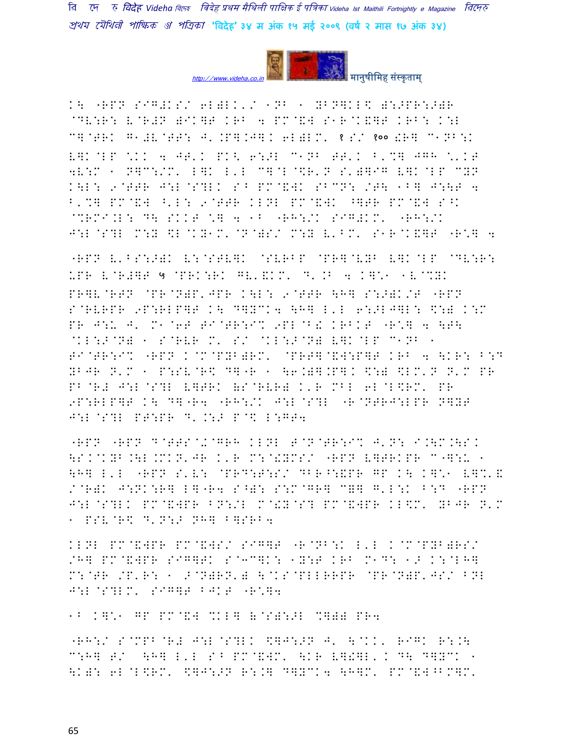K\ "RPN SIG#KS/ 6L)LK'/ 1NB 1 YBN]KL\ )::PPR::>)R @DV:R: V@R#N )IK]T KRB 4 PM@&] S1R@K&]T KRB: K:L C]@TRK G1#V@TT: J'.P].J]. 6L)LM' १ S/ १०० !R] C1NB:K V]K@LP \*KK 4 JT'K PK< 6::>L C1NB TT'K B'%] JGH \*'KT 4V:M 1 N]C:/M' L]K L'L C]@L@\$R'N S')]IG V]K@LP CYN K\L: 9@TTR J:L@S?LK S^ PM@&WK SBCN: /T\ 1B] J:\T 4 B'%] PM@&W ^'L: 9@TTR KLNL PM@&WK ^]TR PM@&W S^K @%RMI.L: D\ SKKT \*] 4 1B "RH:/K SIG#KM' "RH:/K J:L@S?L M:Y \$L@KY1M' @N@)S/ M:Y V'BM' S1R@K&]T "R\*] 4

"RPN V'BS:>)K V:@STV]K @SVRBP @PR]@VYB V]K@LP @DV:R: KPR V@R#]T ५ @PRK:RK GV'&KM' D'.B 4 K]\*1 1V@%YK PR]V@RTN @PR@N)P'JPR K\L: 9@TTR \H] S:>)K/T "RPN S@RVRPR 9P:RLP]T K\ D]YCK4 \H] L'L 6:>LJ]L: \$:) K:M PR J:K J' M1@6T TI@TR:I% 9PL@B! KRBKT "R\*] 4 \T\ @KL:>@N) 1 S@RVR M' S/ @KL:>@N) V]K@LP C1NB 1 TI@TR:I% "RPN K@M@PYB)RM' @PRT]@&W:P]T KRB 4 \KR: B:D YBJR N'M 1 P:SV@R\$ D]"R 1 \6.)].P]K \$:) \$LM'N N'M PR PB@R# J:L@S?L V]TRK (S@RVR) K'R MBL 6L@L\$RM' PR 9P:RLP]T K\ D]"R4 "RH:/K J:L@S?L "R@NTRJ:LPR N]YT J:L@S?L PT:PR D'.:> P@\$ L:GT4

"RPN "RPN D@TTS@+@GRH KLNL T@N@TR:I% J'N: I.\M.\SK \SK@KYB.\L.MKN'JR K'R M:@!YMS/ "RPN V]TRKPR C"]:K 1 \H] L'L "RPN S'V: @PRD:T:S/ DBR^:&PR GP K\ K]\*1 V]%'& /@R)K J:NK:R] L]"R4 S^): S:M@GR] C&] G'L:K B:D "RPN J:L@S?LK PM@&WPR BN:/L M@!Y@S? PM@&WPR KL\$M' YBJR N'M 1 PSV@R\$ D'N:> NH] B]SRB4

KLNL PM@&WPR PM@&WS/ SIG]T "R@NB:K L'L K@M@PYB)RS/ /H] PM@&WPR SIG]TK S@3C]K: 1Y:T KRB M1D: 1> K:@LH] M:@TR /P'R: 1 >@N)RN') \@KS@PLLRRPR @PR@N)P'JS/ BNL J:L@S?LM' SIG]T BJKT "R\*]4

1B K]\*1 GP PM@&W %KL] (@S):>L %])) PR4

"RH:/ S@MPB@R# J:L@S?LK \$]J:>N J' \@KK' RIGK R:.\ C:H] T/ \H] L'L S^ PM@&WM' \KR V]!]L' K D\ D]YCK 1 \K): 6L@L\$RM' \$]J:>N R:.] D]YCK4 \H]M' PM@&W^BM]M'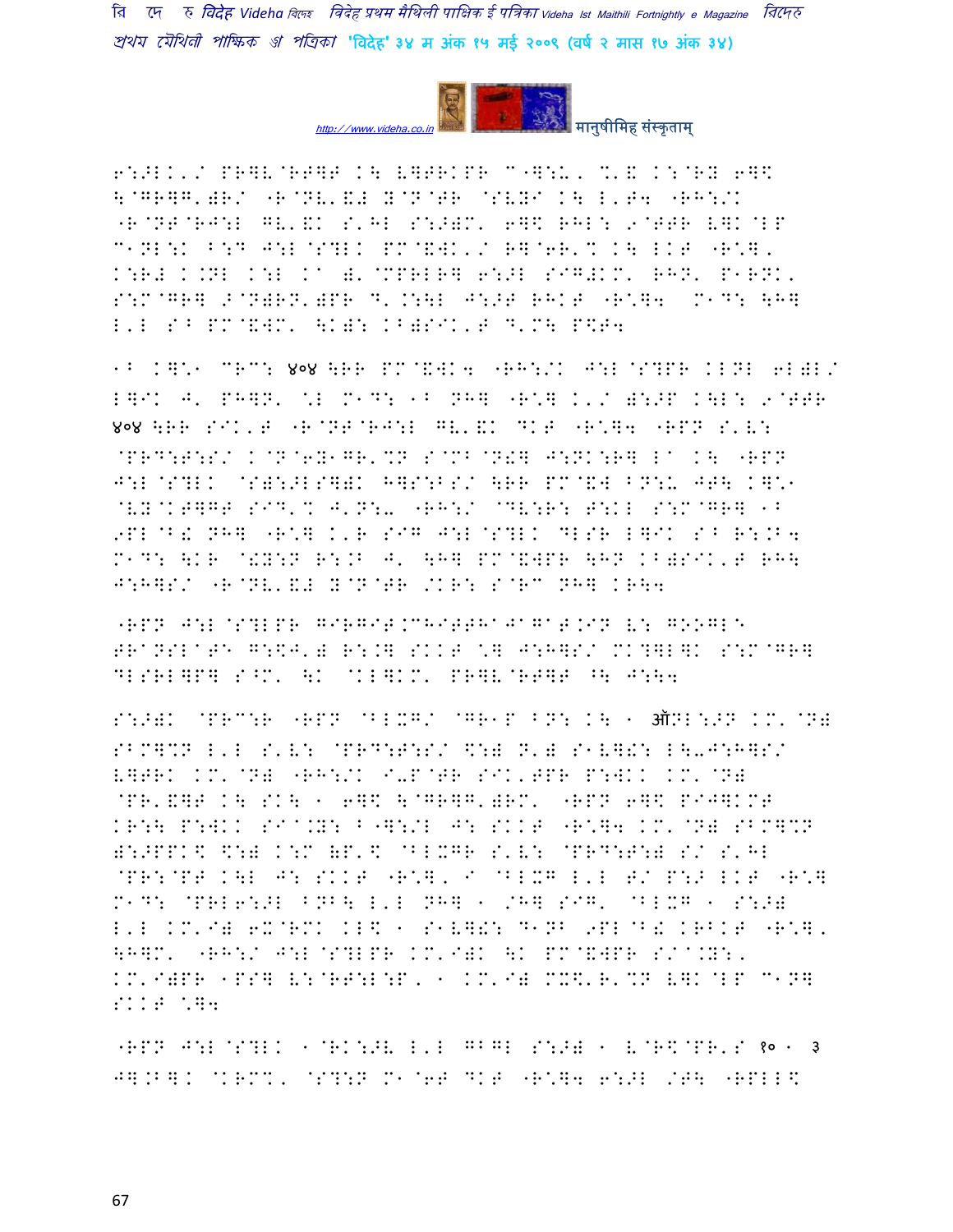6:>LK'/ PR]V@RT]T K\ V]TRKPR C1]:U, %'& K:@RY 6]\ \@GR]G')R/ "R@NV'&# Y@N@TR @SVYI K\ L'T4 "RH:/K "R@NT@RJ:L GV'&K S'HL S:>)M' 6]\ RHL: 9@TTR V]K@LP C1NL:K B:D J:L@S?LK PM@&WK'/ R]@6R'% K\ LKT "R\*], K:R# K.NL K:L Ka )'@MPRLR] 6:>L SIG#KM' RHN' P1RNK, S:M@GR] >@N)RN')PR D'.:\L J:>T RHKT "R\*]4 M1D: \H] L'L S^ PM@&WM' \K): KB)SIK'T D'M\ P\$T4

1^ K]\*1 CRC: ४०४ \RR PM@&WK4 "RH:/K J:L@S?PR KLNL 6L)L/ L]IK J' PH]N' \*L M1D: 1^ NH] "R\*] K'/ ):>P K\L: 9@TTR ४०४ \RR SIK'T "R@NT@RJ:L GV'&K DKT "R\*]4 "RPN S'V: @PRD:T:S/ K@N@6Y1GR'%N S@MB@N!] J:NK:R] La K\ "RPN J:L@S?LK @S):>LS])K H]S:BS/ \RR PM@&W BN:U JT\ K]\*1 @VY@KT]GT SID'% J'N:- "RH:/ @DV:R: T:KL S:M@GR] 1^ 9PL@B! NH] "R\*] K'R SIG J:L@S?LK DLSR L]IK S^ R:.B4 M1D: \KR @!Y:N R:.B J' \H] PM@&WPR \HN KB)SIK'T RH\ J:H]S/ "R@NV'&# Y@N@TR /KR: S@RC NH] KR\4

"RPN J:L@S?LPR GIRGIT.CHITTHAJAGAT.IN V: GOOGLE TRANSLATE G:\$J') R:.] SKKT \*] J:H]S/ MK?]L]K S:M@GR] DLSRL]P] S^M' \K @KL]KM' PR]V@RT]T ^\ J:\4

S:>)K @PRC:R "RPN @BLXG/ @GR1P BN: K\ 1 ऑNL:>N KM'@N) SBM]%N L'L S'V: @PRD:T:S/ \$:) N') S1V]!: L\-J:H]S/ V]TRK KM'@N) "RH:/K I-P@TR SIK'TPR P:WKK KM'@N) @PR'&]T K\ SK\ 1 6]\ \@GR]G')RM' "RPN 6]\ PIJ]KMT KR:\ P:WKK SIa.Y: B"]:/L J: SKKT "R\*]4 KM'@N) SBM]%N ):>PPK\ \$:) K:M (P'\ @BLXGR S'V: @PRD:T:) S/ S'HL @PR:@PT K\L J: SKKT "R\*], I @BLXG L'L T/ P:> LKT "R\*] M1D: @PRL6:>L BNB\ L'L NH] 1 /H] SIG' @BLXG 1 S:>) L'L KM'I) 6X@RMK KL\$ 1 S1V]!: D1NB 9PL@B! KRBKT "R\*], \H]M' "RH:/ J:L@S?LPR KM'I)K \K PM@&WPR S/a.Y:, KM'I)PR 1PS] V:@RT:L:P, 1 KM'I) MX\$'R'%N V]K@LP C1N] SKKT \*]4

"RPN J:L@S?LK 1@RK:>V L'L GBGL S:>) 1 V@R\$@PR'S १० 1 ३ J].B]. @KRM%, @S?:N M1@6T DKT "R\*]4 6:>L /T\ "RPLL\$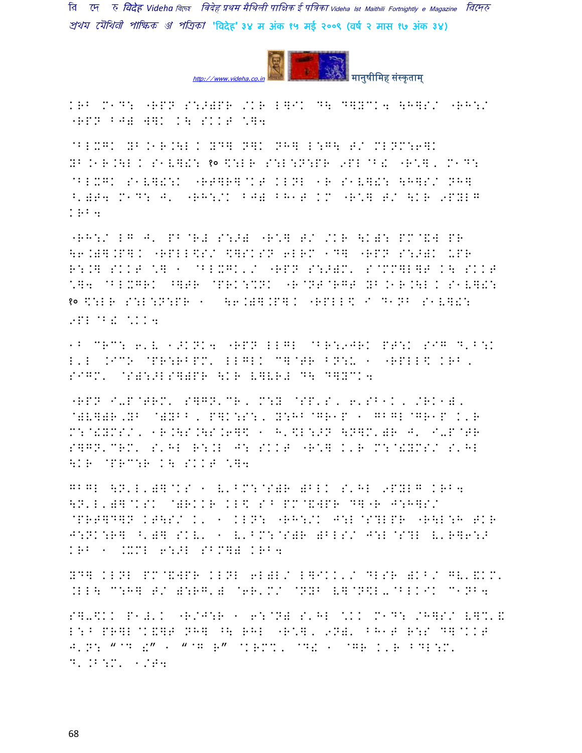KRB M1D: "RPN S:>)PR /KR L]IK D\ D]YCK4 \H]S/ "RH:/ "RPN BJ) W]K K\ SKKT \]4

@BLXGK YB.1R.\L K YD] N]K NH] L:G\ T/ MLNM:6]K YB.1R.\L K S1V]!: १० \$:LR S:L:N:PR 9PL@B! "R\*], M1D: @BLXGK S1V]!:K "RT]R]@KT KLNL 1R S1V]!: \H]S/ NH] ^')T4 M1D: J' "RH:/K BJ) BH1T KM "R\*] T/ \KR 9PYLG KRB4

"RH:/ LG J' PB@R# S:>) "R\*] T/ /KR \K): PM@&W PR \6.)].P].K "RPLL\$S/ \$]SKSN 6LRM 1D] "RPN S:>)K UPR R:.] SKKT \*] 1 @BLXGK'/ "RPN S:>)M' S@MM]L]T K\ SKKT \*]4 @BLXGRK ^]TR @PRK:%NK "R@NT@RGT YB.1R.\L K S1V]!: १० \$:LR S:L:N:PR 1 \6.)].P].K "RPLL\$ I D1NB S1V]!: 9PL@B! \*KK4

1B CRC: 6'V 1>KNK4 "RPN LLGL @BR:9JRK PT:K SIG D'B:K L'L .IC> @PR:RBPM' LLGLK C]@TR BN:U 1 "RPLL\$ KRB, SIGM' @S):>LS])PR \KR V]VR# D\ D]YCK4

"RPN I-P@TRM' S]GN'CR, M:Y @SP'S, 6'SB1K, /RK1), @)V]))R,YB @)YBB, P]K:S:, Y:HB@GR1P 1 GBGL@GR1P K'R M:@!YMS/, 1R.\S.\S.6]\$ 1 H'\$L:>N \N]M')R J' I-P@TR S]GN'CRM' S'HL R:.L J: SKKT "R\*] K'R M:@!YMS/ S'HL \KR @PRC:R K\ SKKT \*]4

GBGL \N'L')]@KS 1 V'BM:@S)R )BLK S'HL 9PYLG KRB4 \N'L')]@KSK @)RKKR KL\$ SB PM@&WPR D]"R J:H]S/ @PRT]D]N KT\S/ K' 1 KLN: "RH:/K J:L@S?LPR "R\L:H TKR J:NK:R] ^')] SKV' 1 V'BM:@S)R )BLS/ J:L@S?L V'R]6:> KRB 1 .XML 6:>L SBM]) KRB4

YD] KLNL PM@&WPR KLNL 6L)L/ L]IKK'/ DLSR )KB/ GV'&KM' .LL\ C:H] T/ ):RG') @6R'M/ @NYB V]@N\$L-@BLKIK C1NB4

S]-\$KK P1#'K "R/J:R 1 6:@N) S'HL \*KK M1D: /H]S/ V]%'& L:B PR]L@K&]T NH] ^\ RHL "R\*], 9N)' BH1T R:S D]@KKT J'N: "@D !" 1 "@G R" @KRM%' @D! 1 @GR K'R BDL:M' D'.B:M' 1/T4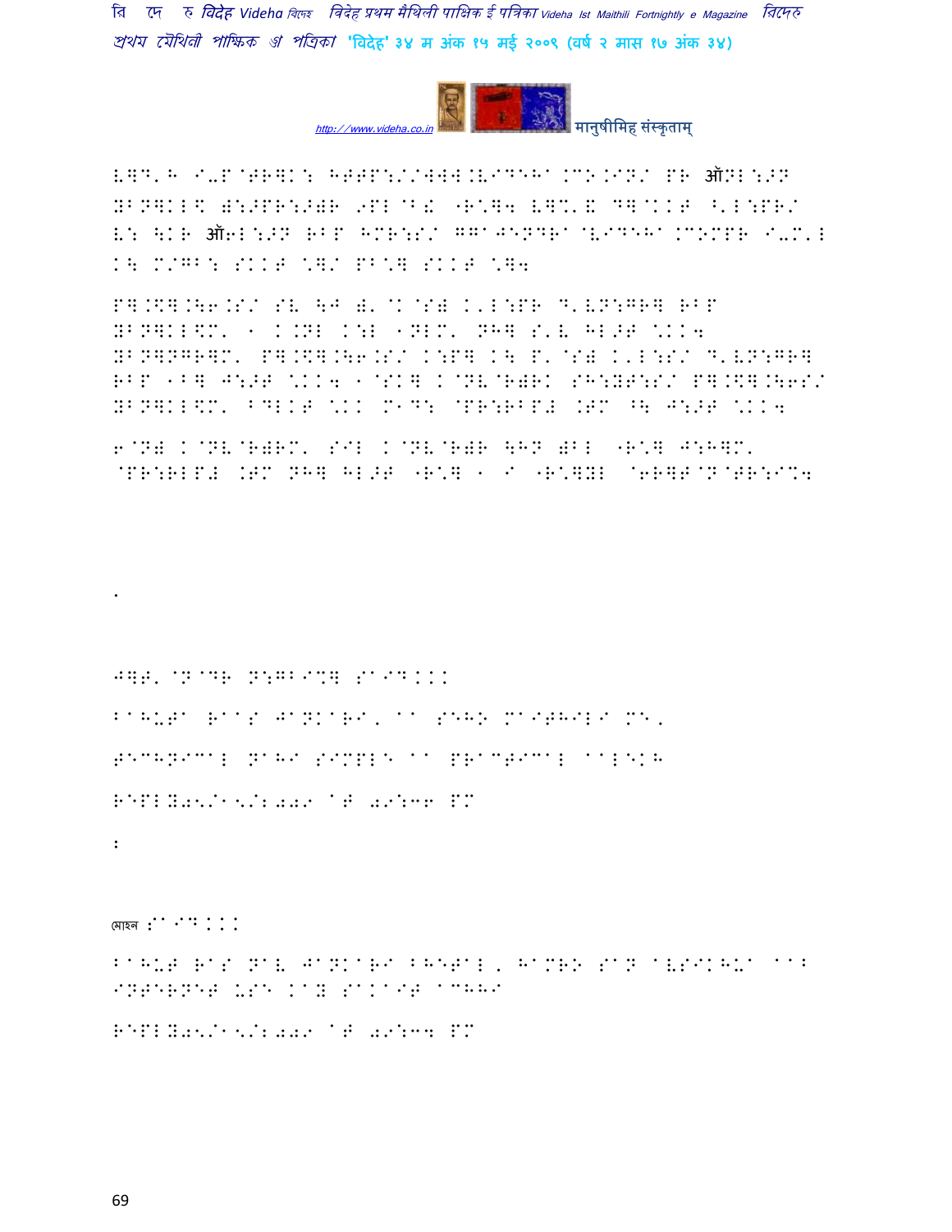ऑ

ऑ

.

:

মোহন :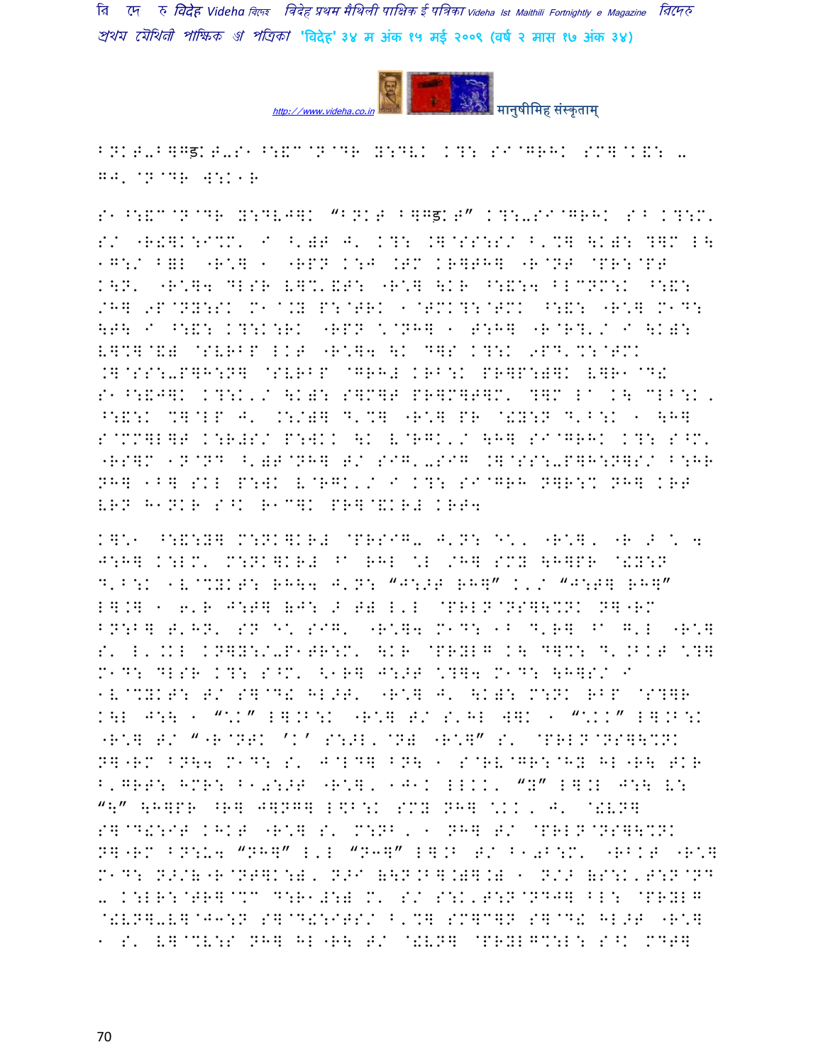BNKT-B]Gड़KT-S1 ^:&C@N@DR Y:DVK K?: SI@GRHK SM]@K&: -
GJ, @N@DR W:K1R

S1^:&C@N@DR Y:DVJ]K "BNKT B]Gड़KT" K?:-SI@GRHK S^ K?:M' S/ "R!]K:I%M' I ^')T J' K?: .]@SS:S/ B'%] \K): ?]M L\ 1G:/ B=L "R\*] 1 "RPN K:J .TM KR]TH] "R@NT @PR:@PT K\N' "R\*]4 DLSR V]%'&T: "R\*] \KR ^:&:4 BLCNM:K ^:&: /H] 9P@NY:SK M1@.Y P:@TRK 1@TMK?:@TMK ^:&: "R\*] M1D: \T\ I ^:&: K?:K:RK "RPN \@NH] 1 T:H] "R@R?'/ I \K): V]%]@&) @SVRBP LKT "R\*]4 \K D]S K?:K 9PD'%:@TMK .]@SS:-P]H:N] @SVRBP @GRH# KRB:K PR]P:)]K V]R1@D! S1^:&J]K K?:K'/ \K): S]M]T PR]M]T]M' ?]M L1 K\ CLB:K, ^:&:K %]@LP J' .:/)] D'%] "R\*] PR @!Y:N D'B:K 1 \H] S@MM]L]T K:R#S/ P:WKK \K V@RGK'/ \H] SI@GRHK K?: S^M' "RS]M 1N@ND ^')T@NH] T/ SIG'-SIG .]@SS:-P]H:N]S/ B:HR NH] 1B] SKL P:WK V@RGK'/ I K?: SI@GRH N]R:% NH] KRT VRN H1NKR S^K R1C]K PR]@&KR# KRT4

K]\*1 ^:&:Y] M:NK]KR# @PRSIG- J'N: E\*, "R\*], "R > \* 4 J:H] K:LM' M:NK]KR# ^1 RHL \*L /H] SMY \H]PR @!Y:N D'B:K 1V@%YKT: RH\4 J'N: "J:>T RH]" K'/ "J:T] RH]" L].] 1 6'R J:T] (J: > T) L'L @PRLN@NS]\%NK N]"RM BN:B] T'HN' SN E\* SIG' "R\*]4 M1D: 1B D'R] ^1 G'L "R\*] S' L'.KL KN]Y:/-P1TR:M' \KR @PRYLG K\ D]%: D'.BKT \*?] M1D: DLSR K?: S^M' <1R] J:>T \*?]4 M1D: \H]S/ I 1V@%YKT: T/ S]@D! HL>T' "R\*] J' \K): M:NK RBP @S?]R K\L J:\ 1 "\*K" L].B:K "R\*] T/ S'HL W]K 1 "\*KK" L].B:K "R\*] T/ "R@NTK 'K' S:>L'@N) "R\*]" S' @PRLN@NS]\%NK N]"RM BN\4 M1D: S' J@LD] BN\ 1 S@RV@GR:@HY HL"R\ TKR B'GRT: HMR: B10:>T "R\*], 1J1K LLKK' "Y" L].L J:\ V: "\" \H]PR ^R] J]NG] L\$B:K SMY NH] \*KK, J' @!VN] S]@D!:IT KHKT "R\*] S' M:NB, 1 NH] T/ @PRLN@NS]\%NK N]"RM BN:U4 "NH]" L'L "N3]" L].B T/ B10B:M' "RBKT "R\*] M1D: N>/(@R@NT]K:), N>I (\N.B].)].) 1 N/> (S:K'T:N@ND - K:LR:@TR]@%C D:R1#:) M' S/ S:K'T:N@NDJ] BL: @PRYLG @!VN]-V]@J3:N S]@D!:ITS/ B'%] SM]C]N S]@D! HL>T "R\*] 1 S' V]@%V:S NH] HL"R\ T/ @!VN] @PRYLG%:L: S^K MDT]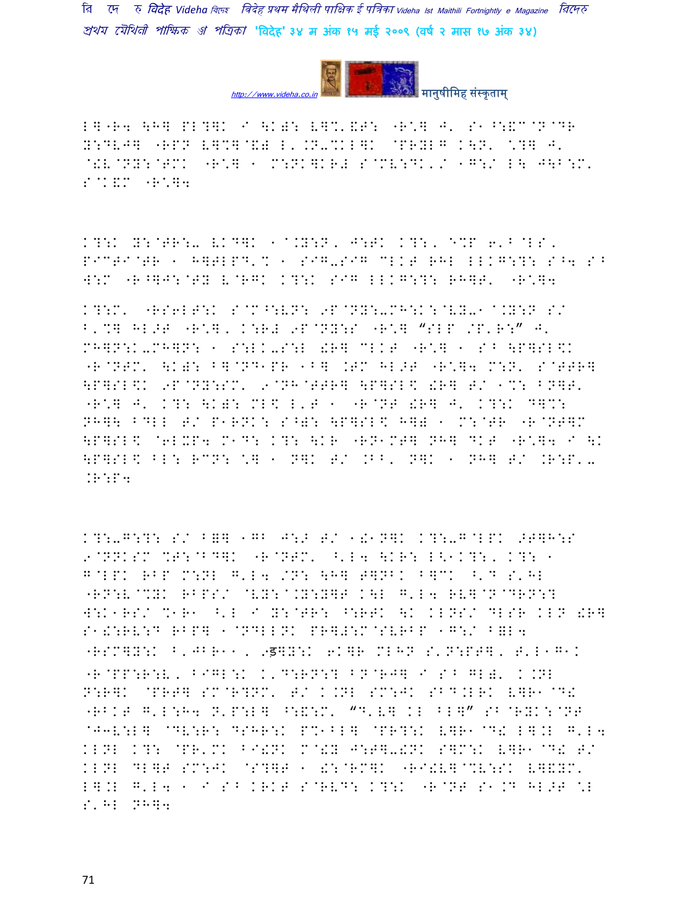L]"R4 \H] PL?]K I \K)S V]%'&T: "R\*] J' S1^:&C@N@DR Y:DVJ] "RPN V]%]@&) L'.N-%KL]K @PRYLG K\N' \*?] J' @!V@NY:@TMK "R\*] 1 M:NK]KR# S@MV:DK'/ 1G:/ L\ J\B:M' S@K&M "R\*]4

K?:K Y:@TR:- VKD]K 1@.Y:N, J:TK K?:, E%P 6'^@LS, PICTI@TR 1 H]TLPD'% 1 SIG-SIG CLKT RHL LLKG:?: S^4 S^ W:M "R^]J:@TY V@RGK K?:K SIG LLKG:?: RH]T' "R\*]4

K?:M' "RS6LT:K S@M^:VN: 9P@NY:-MH:K:@VY-1@.Y:N S/ B'%] HL>T "R\*], K:R# 9P@NY:S "R\*] "SLP /P'R:" J' MH]N:K-MH]N: 1 S:LK-S:L !R] CLKT "R\*] 1 S^ \P]SL\$K "R@NTM' \K): B]@ND1PR 1B] .TM HL>T "R\*]4 M:N' S@TTR] \P]SL\$K 9P@NY:SM' 9@NH@TTR] \P]SL\$ !R] T/ 1%: BN]T' "R\*] J' K?: \K): ML\$ L'T 1 "R@NT !R] J' K?:K D]%: NH]\ BDLL T/ P1RNK: S^): \P]SL\$ H]) 1 M:@TR "R@NT]M \P]SL\$ @6LXP4 M1D: K?: \KR "RN1MT] NH] DKT "R\*]4 I \K \P]SL\$ BL: RCN: \*] 1 N]K T/ .BB' N]K 1 NH] T/ .R:P'- .R:P4

K?:-G:?: S/ B=] 1GB J:> T/ 1!1N]K K?:-G@LPK >T]H:S 9@NNKSM %T:@BD]K "R@NTM' ^'L4 \KR: L<1K?:, K?: 1 G@LPK RBP M:NL G'L4 /N: \H] T]NBK B]CK ^'D S'HL "RN:V@%YK RBPS/ @VY:@.Y:Y]T K\L G'L4 RV]@N@DRN:? W:K1RS/ %1R1 ^'L I Y:@TR: ^:RTK \K KLNS/ DLSR KLN !R] S1!:RV:D RBP] 1@NDLLNK PR]#:M@SVRBP 1G:/ B=L4 "RSM]Y:K B'JBR11, 9ड]Y:K 6K]R MLHN S'N:PT], T'L1G1K "R@PP:R:V, BIGL:K K'D:RN:? BN@RJ] I S^ GL)' K.NL N:R]K @PRT] SM@R?NM' T/ K.NL SM:JK SBD.LRK V]R1@D! "RBKT G'L:H4 N'P:L] ^:&:M' "D'V] KL BL]" SB@RYK:@NT @J3V:L] @DV:R: DSHR:K P%1BL] @PR?:K V]R1@D! L].L G'L4 KLNL K?: @PR'MK BI!NK M@!Y J:T]-!NK S]M:K V]R1@D! T/ KLNL DL]T SM:JK @S?]T 1 !:@RM]K "RI!V]@%V:SK V]&YM' L].L G'L4 1 I S^ KRKT S@RVD: K?:K "R@NT S1.D HL>T \*L S'HL NH]4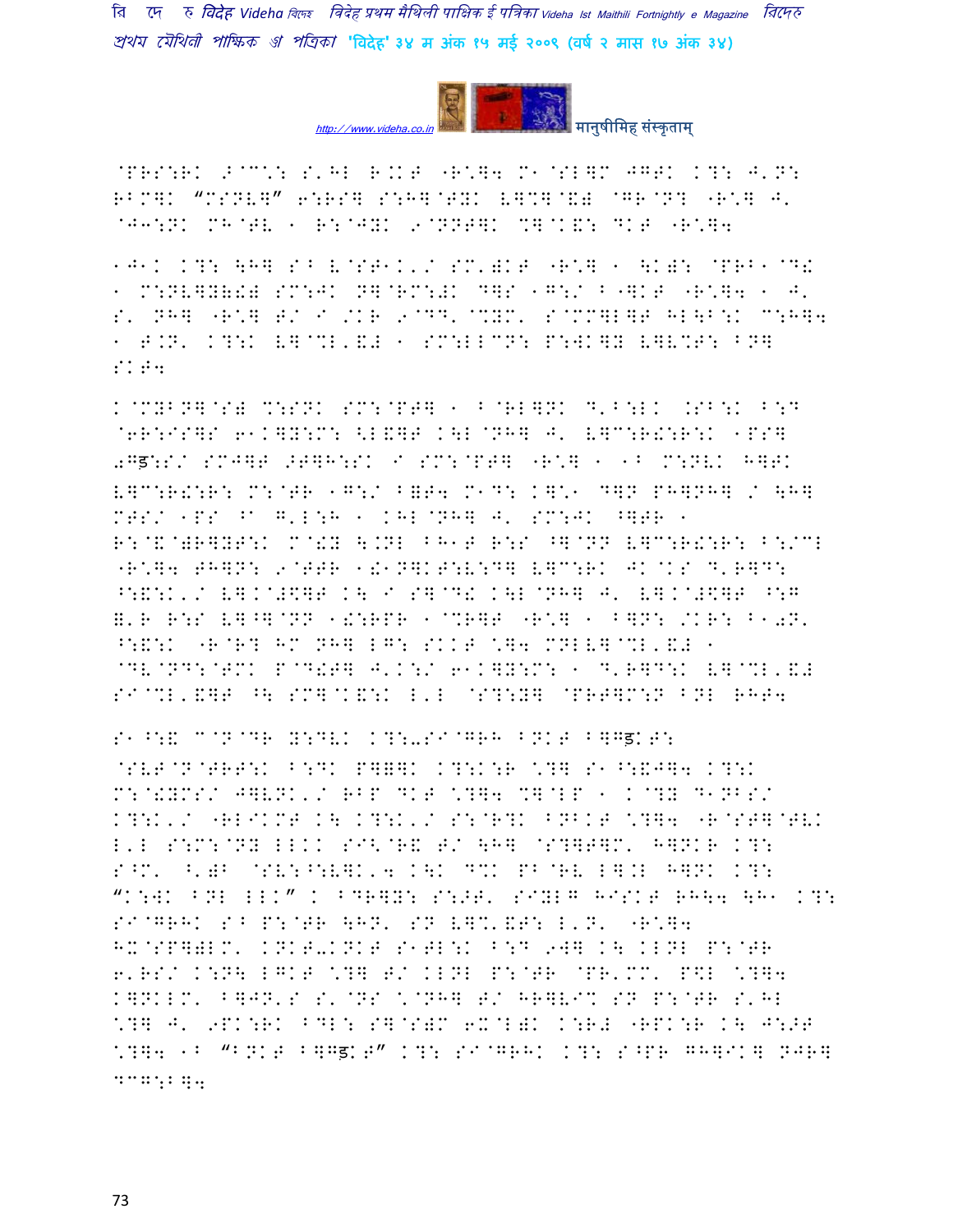@PRS:RK 9@C\: S'HL R.KKT "R\]4 M1@SL]M JG6K K?: J'N:
RBM]K "MSNV]" 6:RS] S:H]@TYK V]%]@&) @GR@N? "R\] J'
@J3:NK MH@TV 1 R:@JYK 9@NNT]K %]@K&: DKT "R\]4

1J1K K?: \H] S^B V@ST1K'/ SM')KT "R\] 1 \K): @PRB1@D!
1 M:NV]Y&!) SM:JK N]@RM:#K D]S 1G:/ B"]KT "R\]4 1 J'
S' NH] "R\] T/ I /KR 9@DD' @%YM' S@MM]L]T HL\B:K M:H]4
1 T.N' K?:K V]@%L'&# 1 SM:LLCN: P:WK]Y V]V%T: BN]
SKT4

K@MYBN]@S) %:SNK SM:@PT] 1 B@RL]NK D'B:LK .SB:K B:D
@6R:IS]S 61K]Y:M: <L&]T K\L@NH] J' V]C:R!:R:K 1PS]
9Gड:S/ SMJ]T >T]H:SK I SM:@PT] "R\] 1 1B M:NVK H]TK
V]C:R!:R: M:@TR 1G:/ B&T4 M1D: K]\1 D]N PH]NH] / \H]
MTS/ 1PS ^B G'L:H 1 KHL@NH] J' SM:JK ^]TR 1
R:@&@)R]Y6:K M@!Y \.NL BH1T R:S ^]@NN V]C:R!:R: B:/CL
"R\]4 TH]N: 9@TTR 1!1N]KT:V:D] V]C:RK JK@KS D'R]D:
^:&:K'/ V].@#$]T K\ I S]@D! K\L@NH] J' V].@#$]T ^:G
&'R R:S V]^]@NN 1!:RPR 1@%R]T "R\] 1 B]N: /KR: B10N'
^:&:K "R@R? HM NH] LG: SKKT \]4 MNLV]@%L'&# 1
@DV@ND:@TMK P@D!T] J'K:/ 61K]Y:M: 1 D'R]D:K V]@%L'&#
SI@%L'&]T ^\ SM]@K&:K L'L @S?:Y] @PRT]M:N BNL RHT4

S1^:& C@N@DR Y:DVK K?:-SI@GRH BNKT B]Gड़KT:
@SVT@N@TRT:K B:DK P]&]K K?:K:R \?] S1^:&J]4 K?:K
M:@!YMS/ J]VNK'/ RBP DKT \?]4 %]@LP 1 K@?Y D1NBS/
K?:K'/ "RLIKMT K\ K?:K'/ S:@R?K BNBKT \?]4 "R@ST]@TVK
L'L S:M:@NY LLKK SI<@R& T/ \H] @S?]T]M' H]NKR K?:
S^M' ^')B @SV:^:V]K'4 K\K D%K PB@RV L].L H]NK K?:
"K:WK BNL LLK" K BDR]Y: S:>T' SIYLG HISKT RH\4 \H1 K?:
SI@GRHK S^B P:@TR \HN' SN V]%'&T: L'N' "R\]4
HK@SP])LM' KNKT-KNKT S1TL:K B:D 9W] K\ KLNL P:@TR
6'RS/ K:N\ LGKT \?] T/ KLNL P:@TR @PR'MM' P$L \?]4
K]NKLM' B]JN'S S'@NS \@NH] T/ HR]VI% SN P:@TR S'HL
\?] J' 9PK:RK BDL: S]@S)M 6K@L)K K:R# "RPK:R K\ J:>T
\?]4 1B "BNKT B]Gड़KT" K?: SI@GRHK K?: S^PR GH]IK] NJR]
DCG:B]4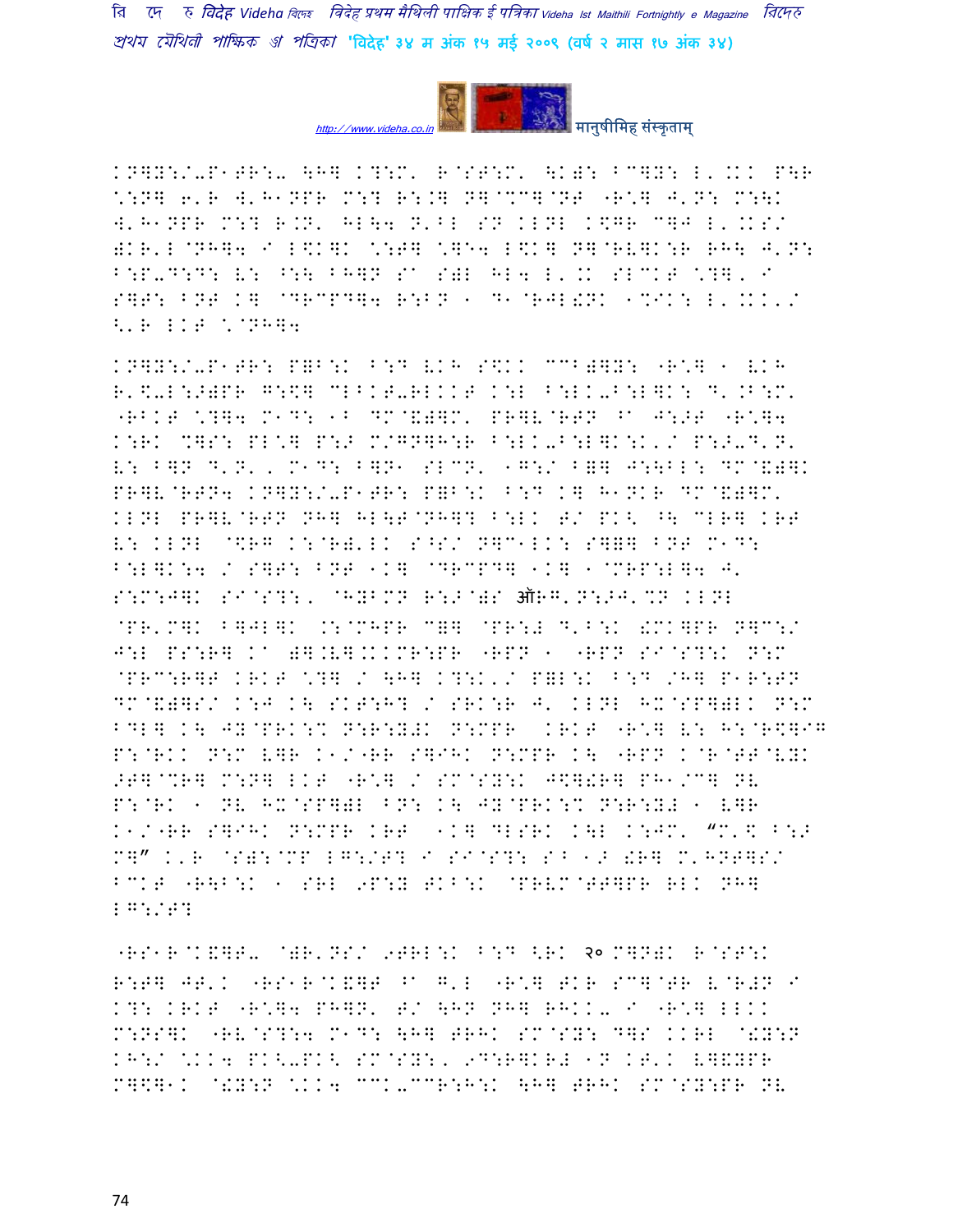KN]Y:/-P1らR:- \H] K?:M' R@ST:M' \K): ^C]Y: L'.KK P\R \:N] 6'R W'H1NPR M:? R:.] N]@%C]@NT "R\*] J'N: M:\K W'H1NPR M:? R.N' HL\4 N'BL SN KLNL K\$GR C]J L'.KS/ )KR'L@NH]4 I L\$K]K \*:T] \*]54 L\$K] N]@RV]K:R RH\ J'N: B:P-D:D: V: ^:\ BH]N Sa S)L HL4 L'.K SLCKT \*?], I S]T: BNT K] @DRCPD]4 R:BN 1 D1@RJL!NK 1%IK: L'.KK'/ <'R LKT \*@NH]4

KN]Y:/-P1TR: P=B:K B:D VKH S\$KK CCB)]Y: "R\*] 1 VKH R'\$-L:>)PR G:\$] CLBKT-RLKKT K:L B:LK-B:L]K: D'.B:M' "RBKT \*?]4 M1D: 1B DM@&)]M' PR]V@RTN ^a J:>T "R\*]4 K:RK %]S: PL\*] P:> M/GN]H:R B:LK-B:L]K:K'/ P:>-D'N' V: B]N D'N', M1D: B]N1 SLCN' 1G:/ B=] J:\BL: DM@&)]K PR]V@RTN4 KN]Y:/-P1TR: P=B:K B:D K] H1NKR DM@&)]M' KLNL PR]V@RTN NH] HL\T@NH]? B:LK T/ PK< ^\ CLR] KRT V: KLNL @\$RG K:@R)'LK S^S/ N]C1LK: S]=] BNT M1D: B:L]K:4 / S]T: BNT 1K] @DRCPD] 1K] 1@MRP:L]4 J' S:M:J]K SI@S?:, @HYBMN R:>@)S ऑRG'N:>J'%N KLNL @PR'M]K B]JL]K .:@MHPR C=] @PR:# D'B:K !MK]PR N]C:/ J:L PS:R] Ka )].V].KKMR:PR "RPN 1 "RPN SI@S?:K N:M @PRC:R]T KRKT \*?] / \H] K?:K'/ P=L:K B:D /H] P1R:TN DM@&)]S/ K:J K\ SKT:H? / SRK:R J' KLNL HX@SP]=LK N:M BDL] K\ JY@PRK:% N:R:Y#K N:MPR KRKT "R\*] V: H:@R\$]IG P:@RKK N:M V]R K1/"RR S]IHK N:MPR K\ "RPN K@R@TT@VYK >T]@%R] M:N] LKT "R\*] / SM@SY:K J\$]!R] PH1/C] NV P:@RK 1 NV HX@SP])L BN: K\ JY@PRK:% N:R:Y# 1 V]R K1/"RR S]IHK N:MPR KRT 1K] DLSRK K\L K:JM' "M'\$ B:> M]" K'R @S):@MP LG:/T? I SI@S?: S^ 1> !R] M'HNT]S/ BCKT "R\B:K 1 SRL 9P:Y TKB:K @PRVM@TT]PR RLK NH] LG:/T?

"RS1R@K&]T- @)R'NS/ 9TRL:K B:D <RK २० M]N)K R@ST:K R:T] JT'K "RS1R@K&]T ^a G'L "R\*] TKR SC]@TR V@R#N I K?: KRKT "R\*]4 PH]N' T/ \HN NH] RHKK- I "R\*] LLKK M:NS]K "RV@S?:4 M1D: \H] TRHK SM@SY: D]S KKRL @!Y:N KH:/ \*KK4 PK<-PK< SM@SY:, 9D:R]KR# 1N KT'K V]&YPR M]\$]1K @!Y:N \*KK4 CCK-CCR:H:K \H] TRHK SM@SY:PR NV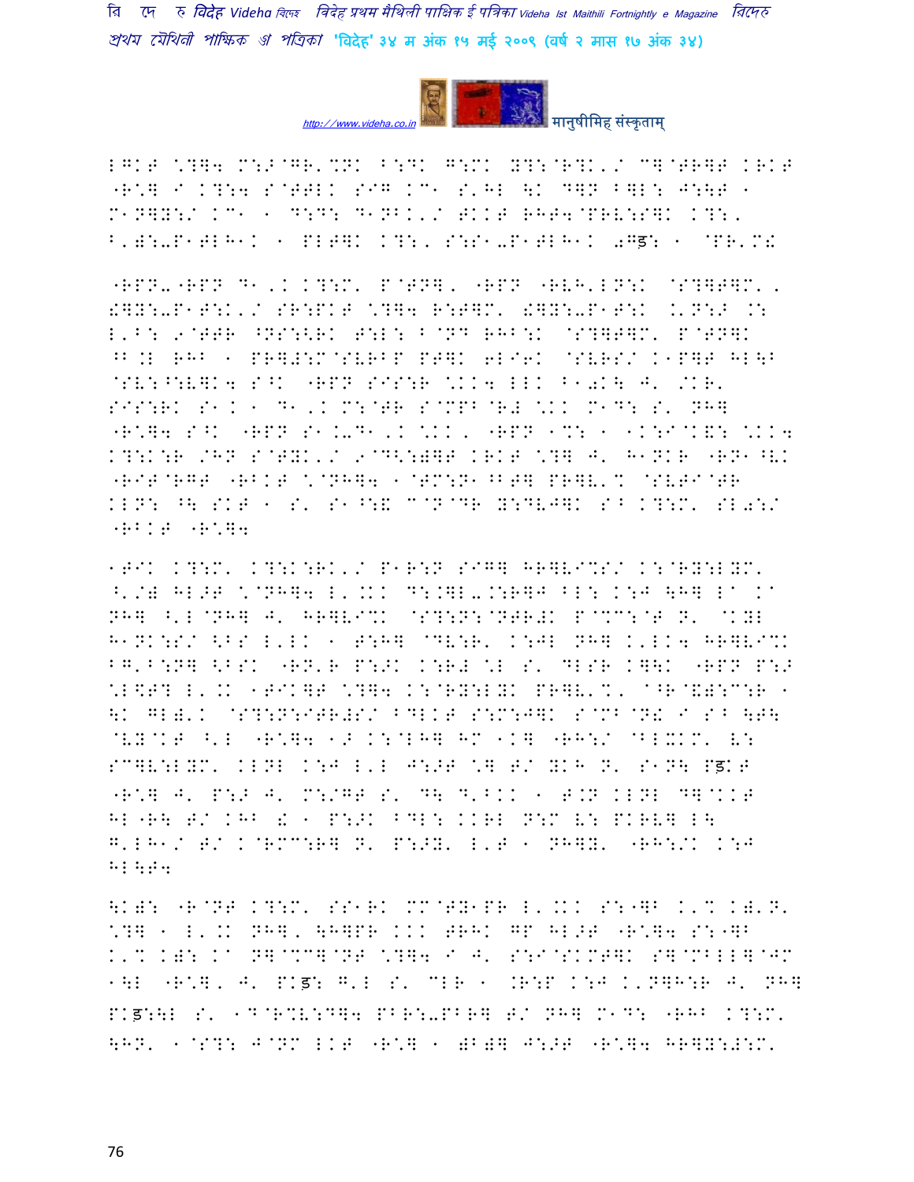LGKT \?]4 M:>@GR'%NK B:DK G:MK Y?:@R?K'/ C]@TR]T KRKT "R\*] I K?:4 S@TTLK SIG KC1 S'HL \K D]N B]L: J:\T 1 M1N]Y:/ KC1 1 D:D: D1NBK'/ TKKT RHT4@PRV:S]K K?:' B'=:-P1TLH1K 1 PLT]K K?:' S:S1-P1TLH1K 0Gड: 1 @PR'M!

"RPN-"RPN D1'K K?:M' P@TN]' "RPN "RVH'LN:K @S?]T]M' ' !]Y:-P1T:K'/ SR:PKT \?]4 R:T]M' !]Y:-P1T:K K'N:> K: L'B: 9@TTR ^NS:<RK T:L: B@ND RHB:K @S?]T]M' P@TN]K ^B.L RHB 1 PR]#:M@SVRBP PT]K 6LI6K @SVRS/ K1P]T HL\B @SV:^:V]K4 S^K "RPN SIS:R \*KK4 LLK B10K\ J' /KR' SIS:RK S1K 1 D1'K M:@TR S@MPB@R# \*KK M1D: S' NH] "R\*]4 S^K "RPN S1.-D1'K \*KK' "RPN 1%: 1 1K:I@K&: \*KK4 K?:K:R /HN S@TYK'/ 9@D<:=]T KRKT \*?] J' H1NKR "RN1^VK "RIT@RGT "RBKT \*@NH]4 1@TM:N1^BT] PR]V'% @SVTI@TR KLN: ^\ SKT 1 S' S1^:& C@N@DR Y:DVJ]K S^ K?:M' SL0:/ "RBKT "R\*]4

1TIK K?:M' K?:K:RK'/ P1R:N SIG] HR]VI%S/ K:@RY:LYM' ^'/= HL>T \*@NH]4 L'.KK D:.]L-.:R]J BL: K:J \H] LA KA NH] ^'L@NH] J' HR]VI%K @S?:N:@NTR#K P@%C:@T N' @KYL H1NK:S/ <BS L'LK 1 T:H] @DV:R' K:JL NH] K'LK4 HR]VI%K BG'B:N] <BSK "RN'R P:>K K:R# \*L S' DLSR K]\K "RPN P:> \*L\$T? L'.K 1TIK]T \*?]4 K:@RY:LYK PR]V'%' A^R@&=:C:R 1 \K GL='K @S?:N:ITR#S/ BDLKT S:M:J]K S@MB@N! I S^ \T\ @VY@KT ^'L "R\*]4 1> K:@LH] HM 1K] "RH:/ @BLXKM' V: SC]V:LYM' KLNL K:J L'L J:>T \*] T/ YKH N' S1N\ Pड़KT "R\*] J' P:> J' M:/GT S' D\ D'BKK 1 T.N KLNL D]@KKT HL"R\ T/ KHB ! 1 P:>K BDL: KKRL N:M V: PKRV] L\ G'LH1/ T/ K@RMC:R] N' P:>Y' L'T 1 NH]Y' "RH:/K K:J HL\T4

\K=: "R@NT K?:M' SS1RK MM@TY1PR L'.KK S:"]B K'% K='N' \*?] 1 L'.K NH]' \H]PR KKK TRHK GP HL>T "R\*]4 S:"]B K'% K=: KA N]@%C]@NT \*?]4 I J' S:I@SKMT]K S]@MBLL]@JM 1\L "R\*]' J' PKड़: G'L S' CLR 1 .R:P K:J K'N]H:R J' NH] PKड़:\L S' 1D@R%V:D]4 PBR:-PBR] T/ NH] M1D: "RHB K?:M' \HN' 1@S?: J@NM LKT "R\*] 1 =B=] J:>T "R\*]4 HR]Y:#:M'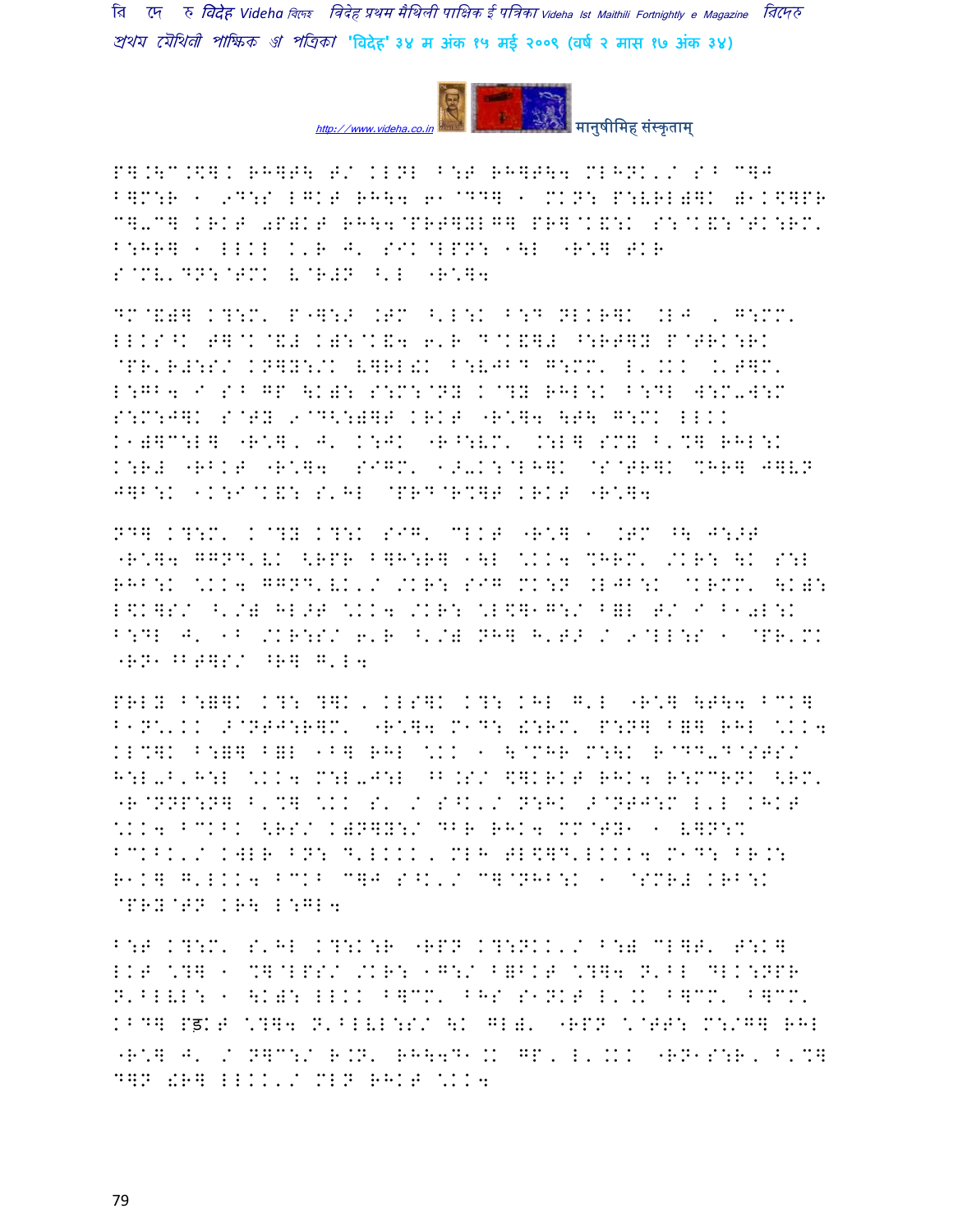P].\C.\$].K RH]T\ T/ KLNL ^:T RH]T\4 MLHNK'/ S^ C]J
^]M:R 1 9D:S LGKT RH\4 6 1@DD] 1 MKN: P:VRL)]K )1K\$]PR
C]-C] KRKT 0P)KT RH\4@PRT]YLG] PR]@K&:K S:@K&:@TK:RM'
^:HR] 1 LLKL K'R J' SIK@LPN: 1\L "R\*] TKR
S@MV'DN:@TMK V@R#N ^'L "R\*]4

DM@&)] K?:M' P"]:> .TM ^'L:K ^:D NLKR]K .LJ , G:MM'
LLKS^K T]@K@&# K):@K&4 6'R D@K&]# ^:RT]Y P@TRK:RK
@PR'R#:S/ KN]Y:/K V]RL!K ^:VJBD G:MM' L'.KK .'T]M'
L:GB4 I S^ GP \K): S:M:@NY K@?Y RHL:K ^:DL W:M-W:M
S:M:J]K S@TY 9@D<:)]T KRKT "R\*]4 \T\ G:MK LLKK
K1)]C:L] "R\*]' J' K:JK "R^:VM' .:L] SMY ^'%] RHL:K
K:R# "RBKT "R\*]4 SIGM' 1>-K:@LH]K @S@TR]K %HR] J]VN
J]B:K 1K:I@K&: S'HL @PRD@R%]T KRKT "R\*]4

ND] K?:M' K@?Y K?:K SIG' CLKT "R\*] 1 .TM ^\ J:>T
"R\*]4 GGND'VK <RPR ^]H:R] 1\L \*KK4 %HRM' /KR: \K S:L
RHB:K \*KK4 GGND'VK'/ /KR: SIG MK:N .LJB:K @KRMM' \K):
L\$K]S/ ^'/) HL>T \*KK4 /KR: \*L\$]1G:/ ^=L T/ I ^10L:K
^:DL J' 1B /KR:S/ 6'R ^'/) NH] H'T> / 9@LL:S 1 @PR'MK
"RN1^BT]S/ ^R] G'L4

PRLY ^:=]K K?: ?]K, KLS]K K?: KHL G'L "R\*] \T\4 ^CK]
B1N\*'KK >@NTJ:R]M' "R\*]4 M1D: !:RM' P:N] ^=] RHL \*KK4
KL%]K ^:=] ^=L 1B] RHL \*KK 1 \@MHR M:\K R@DD-D@STS/
H:L-B'H:L \*KK4 M:L-J:L ^B.S/ \$]KRKT RHK4 R:MCRNK <RM'
"R@NNP:N] ^'%] \*KK S' / S^K'/ N:HK >@NTJ:M L'L KHKT
\*KK4 ^CK^K <RS/ K)N]Y:/ DBR RHK4 MM@TY1 1 V]N:%
^CK^K'/ KWLR ^N: D'LKKK, MLH TL\$]D'LKKK4 M1D: BR.:
R1K] G'LKK4 ^CK^ C]J S^K'/ C]@NHB:K 1 @SMR# KRB:K
@PRY@TN KR\ L:GL4

^:T K?:M' S'HL K?:K:R "RPN K?:NKK'/ ^:) CL]T' T:K]
LKT \*?] 1 %]@LPS/ /KR: 1G:/ ^=BKT \*?]4 N'^L DLKK:NPR
N'^LVL: 1 \K): LLKK ^]CM' ^HS S1NKT L'.K ^]CM' ^]CM'
KBD] Pड़KT \*?]4 N'^LVL:S/ \K GL)' "RPN \*@TT: M:/G] RHL
"R\*] J' / N]C:/ R.N' RH\4D1.K GP, L'.KK "RN1S:R, ^'%]
D]N !R] LLKK'/ MLN RHKT \*KK4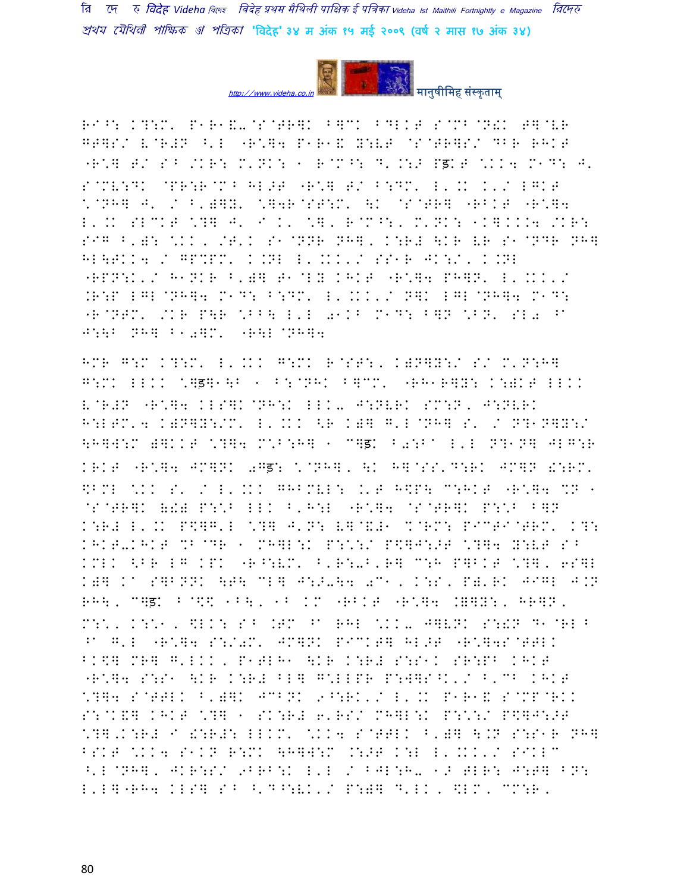RI^: K?:M' P1R1&-@S@TR]K B]CK BDLKT S@MB@N!K back@VR GT]S/ V@R#N ^'L "R\*]4 P1R1& Y:VT @S@TR]S/ DBR RHKT "R\*] T/ S^ /KR: M'NK: 1 R@M^: D'.:> Pइt \*KK4 M1D: J' S@MV:DK @PR:R@M^ HL>T "R\*] T/ B:DM' L'.K K'/ LGKT \*@NH] J' / B')]Y' \*]4R@ST:M' \K @S@TR] "RBKT "R\*]4 L'.K SLCKT \*?] J' I K' \*], R@M^:, M'NK: 1K]KK4 /KR: SIG B'): \*KK, /T'K S1@NNR NH], K:R# \KR VR S1@NDR NH] HL\TKK4 / GP%PM' K.NL L'.KK'/ SS1R JK:/, K.NL "RPN:K'/ H1NKR B')] T1@LY KHKT "R\*]4 PH]N' L'.KK'/ .R:P LGL@NH]4 M1D: B:DM' L'.KK'/ N]K LGL@NH]4 M1D: "R@NTM' /KR P\R \*BB\ L'L 01KB M1D: B]N \*BN' SL0 ^a J:\B NH] B10]M' "R\L@NH]4

HMR G:M K?:M' L'.KK G:MK R@ST:, K)N]Y:/ S/ M'N:H] G:MK LLKK \*]ड]1\B 1 B:@NHK B]CM' "RH1R]Y: K:)KT LLKK V@R#N "R\*]4 KLS]K@NH:K LLK- J:NVRK SM:N, J:NVRK H:LTM'4 K)N]Y:/M' L'.KK <R K)] G'L@NH] S' / N?1N]Y:/ \H]W:M )]KKT \*?]4 M\*B:H] 1 C]ड B0:Ba L'L N?1N] JLG:R KRKT "R\*]4 JM]NK 0Gड: \*@NH], \K H]@SS'D:RK JM]N !:RM' \$BML \*KK S' / L'.KK GHBMVL: .'T H\$P\ C:HKT "R\*]4 %N 1 @S@TR]K ()) P:\*B LLK B'H:L "R\*]4 @S@TR]K P:\*B B]N K:R# L'.K P\$]G'L \*?] J'N: V]@&#1 %@RM: PIC@TI@TRM' K?: KHKT-KHKT %B@DR 1 MH]L:K P:\*:/ P\$]J:>T \*?]4 Y:VT S^ KMLK <BR LG KPK "R^:VM' B'R:-B'R] C:H P]BKT \*?], 6S]L K)] Ka S]BNNK \T\ CL] J:>-\4 0C1, K:S, P)'RK JIGL J.N RH\, C]ड B@\$\$ 1B\, 1B KM "RBKT "R\*]4 .)]Y:, HR]N, M:\*, K:\*1, \$LK: S^ .TM ^a RHL \*KK- J]VNK S:!N D1@RL^ ^a G'L "R\*]4 S:/0M' JM]NK PICKT] HL>T "R\*]4S@TTLK BK\$] MR] G'LKK, P1TLH1 \KR K:R# S:S1K SR:PB KHKT "R\*]4 S:S1 \KR K:R# BL] G\*LLPR P:W]S^K'/ B'CB KHKT \*?]4 S@TTLK B')]K JCBNK 9^:RK'/ L'.K P1R1& S@MP@RKK S:@K&] KHKT \*?] 1 SK:R# 6'RS/ MH]L:K P:\*:/ P\$]J:>T \*?]'K:R# I !:R#: LLKM' \*KK4 S@TTLK B')] \.N S:S1R NH] BSKT \*KK4 S1KN R:MK \H]W:M .:>T K:L L'.KK'/ SIKLC ^'L@NH], JKR:S/ 9BRB:K L'L / BJL:H- 1> TLR: J:T] BN: L'L]"RH4 KLS] S^ ^'D^:VK'/ P:)] D'LK, \$LM, CM:R,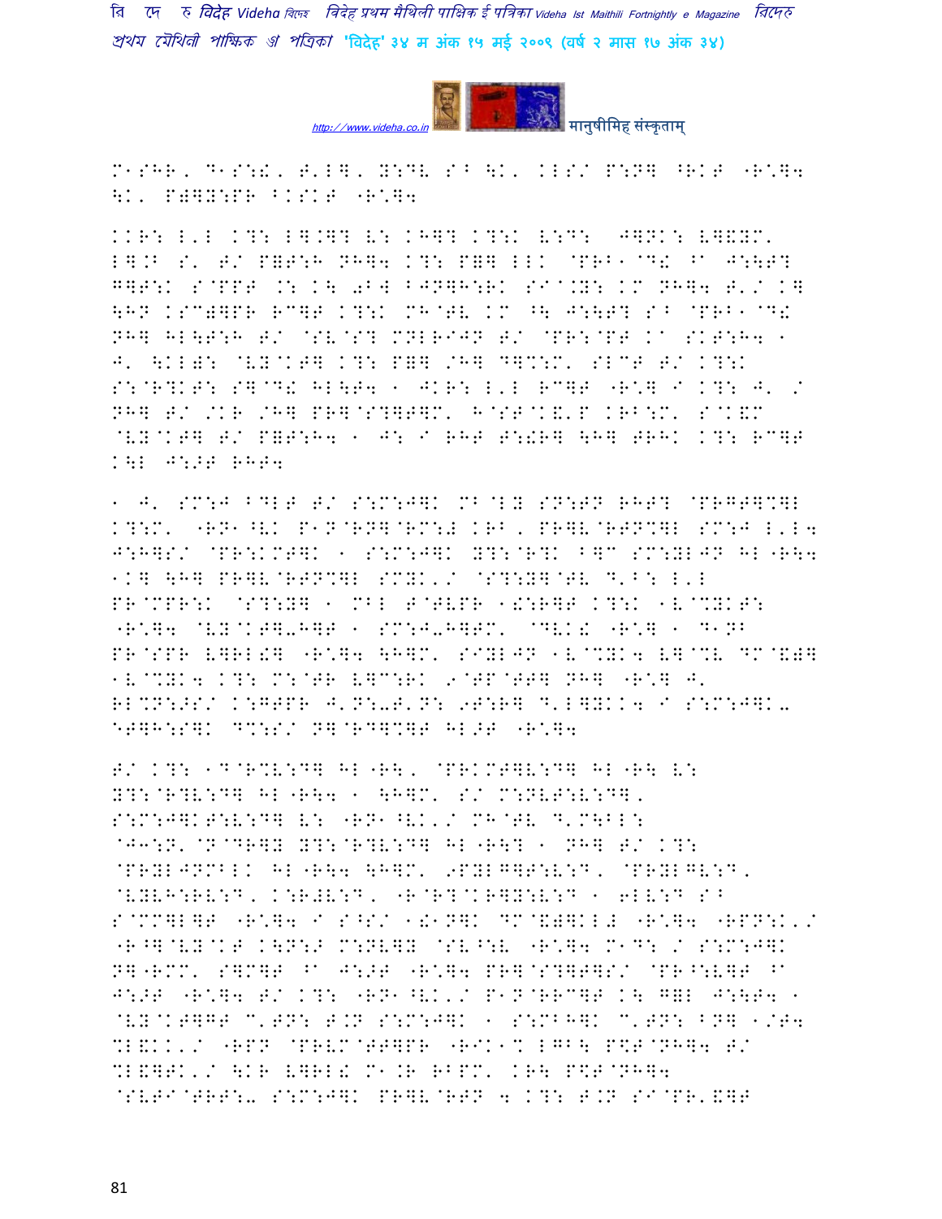M1SHR, D1S:!, T'L], Y:DV S^ \K' KLS/ P:N] ^RKT "R\*]4 \K' P]]Y:PR BKSKT "R\*]4

KKR: L'L K?: L].]? V: KH]? K?:K V:D: J]NK: V]&YM' L].B S' T/ P=T:H NH]4 K?: P=] LLK @PRB1@D! ^A J:\T? G]T:K S@PPT .: K\ 0BW BJN]H:RK SIA.Y: KM NH]4 T'/ K] \HN KSC)]PR RC]T K?:K MH@TV KM ^\ J:\T? S^ @PRB1@D! NH] HL\T:H T/ @SV@S? MNLRIJN T/ @PR:@PT KA SKT:H4 1 J' \KL): @VY@KT] K?: P=] /H] D]%:M' SLCT T/ K?:K S:@R?KT: S]@D! HL\T4 1 JKR: L'L RC]T "R\*] I K?: J' / NH] T/ /KR /H] PR]@S?]T]M' H@ST@K&'P KRB:M' S@K&M @VY@KT] T/ P=T:H4 1 J: I RHT T:!R] \H] TRHK K?: RC]T K\L J:>T RHT4

1 J' SM:J BDLT T/ S:M:J]K MB@LY SN:TN RHT? @PRGT]%]L K?:M' "RN1^VK P1N@RN]@RM:# KRB, PR]V@RTN%]L SM:J L'L4 J:H]S/ @PR:KMT]K 1 S:M:J]K Y?:@R?K B]C SM:YLJN HL"R\4 1K] \H] PR]V@RTN%]L SMYK'/ @S?:Y]@TV D'B: L'L PR@MPR:K @S?:Y] 1 MBL T@TVPR 1!:R]T K?:K 1V@%YKT: "R\*]4 @VY@KT]-H]T 1 SM:J-H]TM' @DVK! "R\*] 1 D1NB PR@SPR V]RL!] "R\*]4 \H]M' SIYLJN 1V@%YK4 V]@%V DM@&)] 1V@%YK4 K?: M:@TR V]C:RK 9@TP@TT] NH] "R\*] J' RL%N:>S/ K:GTPR J'N:-T'N: 9T:R] D'L]YKK4 I S:M:J]K- ET]H:S]K D%:S/ N]@RD]%]T HL>T "R\*]4

T/ K?: 1D@R%V:D] HL"R\, @PRKMT]V:D] HL"R\ V: Y?:@R?V:D] HL"R\4 1 \H]M' S/ M:NVT:V:D], S:M:J]KT:V:D] V: "RN1^VK'/ MH@TV D'M\BL: @J3:N'@N@DR]Y Y?:@R?V:D] HL"R\? 1 NH] T/ K?: @PRYLJNMBLK HL"R\4 \H]M' 9PYLG]T:V:D, @PRYLGV:D, @VYVH:RV:D, K:R#V:D, "R@R?@KR]Y:V:D 1 6LV:D S^ S@MM]L]T "R\*]4 I S^S/ 1!1N]K DM@&)]KL# "R\*]4 "RPN:K'/ "R^]@VY@KT K\N:> M:NV]Y @SV^:V "R\*]4 M1D: / S:M:J]K N]"RMM' S]M]T ^A J:>T "R\*]4 PR]@S?]T]S/ @PR^:V]T ^A J:>T "R\*]4 T/ K?: "RN1^VK'/ P1N@RRC]T K\ G=L J:\T4 1 @VY@KT]GT C'TN: T.N S:M:J]K 1 S:MBH]K C'TN: BN] 1/T4 %L&KK'/ "RPN @PRVM@TT]PR "RIK1% LGB\ P\$T@NH]4 T/ %L&]TK'/ \KR V]RL! M1.R RBPM' KR\ P\$T@NH]4 @SVTI@TRT:- S:M:J]K PR]V@RTN 4 K?: T.N SI@PR'&]T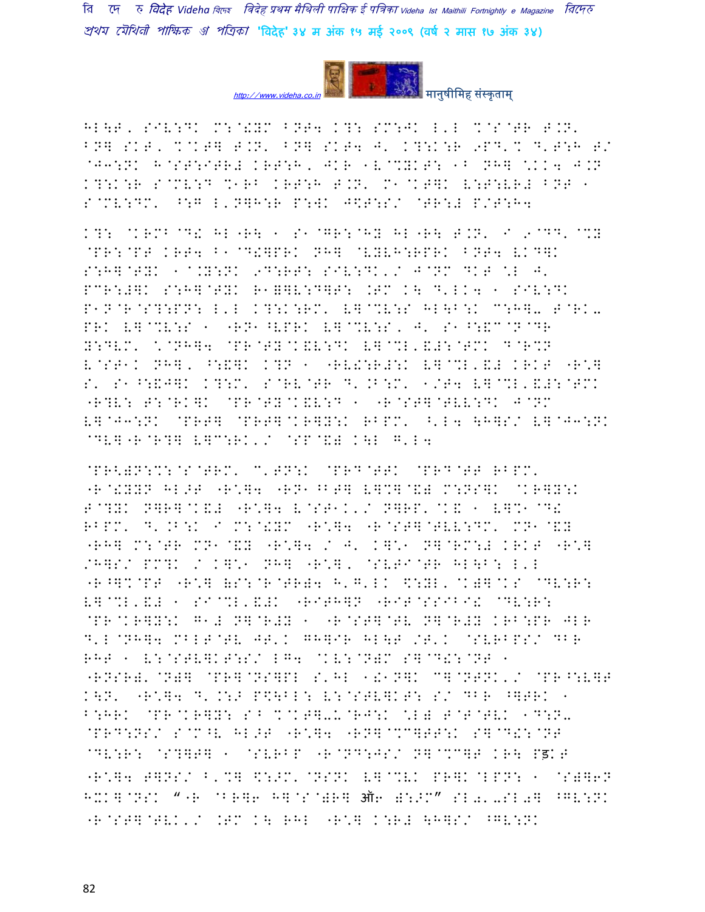HL\T, SIV:DK M:@!YM BNT4 K?: SM:JK L'L %@S@TR T.N' BN] SKT, %@KT] T.N' BN] SKT4 J' K?:K:R 9PD'% D'T:H T/ @J3:NK H@ST:ITR# KRT:H, JKR 1V@%YKT: 1B NH] ":KK4 J.N K?:K:R S@MV:D %1RB KRT:H T.N' M1@KT]K V:T:VR# BNT 1 S@MV:DM' ^:G L'N]H:R P:WK J\$T:S/ @TR:# P/T:H4

K?: @KRMB@D! HL"R\ 1 S1@GR:@HY HL"R\ T.N' I 9@DD'@%Y @PR:@PT KRT4 B1@D!]PRK NH] @VYLH:RPRK BNT4 VKD]K S:H]@TYK 1@.Y:NK 9D:RT: SIV:DK'/ J@NM DKT "L J' PCR:#]K S:H]@TYK R1=]V:D]T: .TM K\ D'LK4 1 SIV:DK P1N@R@S?:PN: L'L K?:K:RM' V]@%V:S HL\B:K C:H]- T@RK- PRK V]@%V:S 1 "RN1^VPRK V]@%V:S, J' S1^:&C@N@DR N:DVM' "@NH]4 @PR@TY@K&V:DK V]@%L'&#:@TMK D@R%N V@ST1K NH], ^:&]K K?N 1 "RV!:R#:K V]@%L'&# KRKT "R\*] S' S1^:&J]K K?:M' S@RV@TR D'.B:M' 1/T4 V]@%L'&#:@TMK "R?V: T:@RK]K @PR@TY@K&V:D 1 "R@ST]@TVV:DK J@NM V]@J3:NK @PRT] @PRT]@KR]Y:K RBPM' ^'L4 \H]S/ V]@J3:NK @DV]"R@R?] V]C:RK'/ @SP@&) K\L G'L4

@PR<)N:%:@S@TRM' C'TN:K @PRD@TTK @PRD@TT RBPM' "R@!YYN HL>T "R\*]4 "RN1^BT] V]%]@&) M:NS]K @KR]Y:K T@?YK N]R]@K&# "R\*]4 V@ST1K'/ N]RP'@K& 1 V]%1@D! RBPM' D'.B:K I M:@!YM "R\*]4 "R@ST]@TVV:DM' MN1@&Y "RH] M:@TR MN1@&Y "R\*]4 / J' K]\*1 N]@RM:# KRKT "R\*] /H]S/ PM?K / K]\*1 NH] "R\*], @SVTI@TR HL\B: L'L "R^]%@PT "R\*] (S:@R@TR)4 H'G'LK \$:YL'@K)]@KS @DV:R: V]@%L'&# 1 SI@%L'&#K "RITH]N "RIT@SSIBI! @DV:R: @PR@KR]Y:K G1# N]@R#Y 1 "R@ST]@TV N]@R#Y KRB:PR JLR D'L@NH]4 MBLT@TV JT'K GH]IR HL\T /T'K @SVRBPS/ DBR RHT 1 V:@STV]KT:S/ LG4 @KV:@N)M S]@D!:@NT 1 "RNSR)'@N)] @PR]@NS]PL S'HL 1!1N]K C]@NTNK'/ @PR^:V]T K\N' "R\*]4 D'.:> P\$\BL: V:@STV]KT: S/ DBR ^]TRK 1 B:HRK @PR@KR]Y: S^ %@KT]-U@RJ:K "L) T@T@TVK 1D:N- @PRD:NS/ S@M^V HL>T "R\*]4 "RN]@%C]TT:K S]@D!:@NT @DV:R: @S?]T] 1 @SVRBP "R@ND:JS/ N]@%C]T KR\ Pड़KT "R\*]4 T]NS/ B'%] \$:>M'@NSNK V]@%VK PR]K@LPN: 1 @S)]6N H!K]@NSK "“R @BR]6 H]@S@)R] ऑ6 ):>M” SL0'-SL0] ^GV:NK "R@ST]@TVK'/ .TM K\ RHL "R\*] K:R# \H]S/ ^GV:NK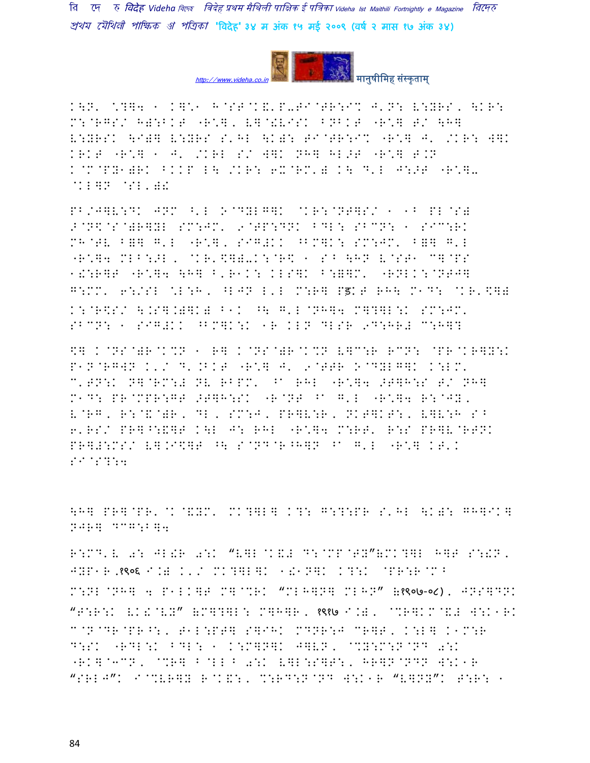K\N' ^?]4 1 K]^1 H@ST@K&'P-TI@TR:I% J'N: V:YRS, \KR: M:@RGS/ H):BKT "R^], V]@!VISK BNBKT "R^] T/ \H] V:YRSK \I)] V:YRS S'HL \K): TI@TR:I% "R^] J' /KR: W]K KRKT "R^] 1 J' /KRL S/ W]K NH] HL>T "R^] T.N K@M@PY1)RK BKKP L\ /KR: 6X@RM') K\ D'L J:>T "R^]-@KL]N @SL')!

PB/J]V:DK JNM ^'L O@DYLG]K @KR:@NT]S/ 1 1B PL@S) >@N\$@S@)R]YL SM:JM' 9@TP:DNK BDL: SBCN: 1 SIC:RK MH@TV B=] G'L "R^], SIG#KK ^BM]K: SM:JM' B=] G'L "R^]4 MLB:>L, @KR'\$])-K:@R\$ 1 SB \HN V@ST1 C]@PS 1!:R]T "R^]4 \H] B'R1K: KLS]K B:=]M' "RNLK:@NTJ] G:MM' 6:/SL ^L:H, ^LJN L'L M:R] Pड़T RH\ M1D: @KR'\$]) K:@R\$S/ \.S].)]K) B1K ^\ G'L@NH]4 M]?]L:K SM:JM' SBCN: 1 SIG#KK ^BM]K:K 1R KLN DLSR 9D:HR# C:H]?

\$] K@NS@)R@K%N 1 R] K@NS@)R@K%N V]C:R RCN: @PR@KR]Y:K P1N@RGWN K'/ D'.BKT "R^] J' 9@TTR O@DYLG]K K:LM' C'TN:K N]@RM:# NV RBPM' ^A RHL "R^]4 >T]H:S T/ NH] M1D: PR@MPR:GT >T]H:SK "R@NT ^A G'L "R^]4 R:@JY, V@RG, R:@&@)R, DL, SM:J, PR]V:R, NKT]KT:, V]V:H SB 6'RS/ PR]^:&]T K\L J: RHL "R^]4 M:RT' R:S PR]V@RTNK PR]#:MS/ V].I\$]T ^\ S@ND@R^H]N ^A G'L "R^] KT'K SI@S?:4

\H] PR]@PR'@K@&YM' MK?]L] K?: G:?:PR S'HL \K): GH]IK] NJR] DCG:B]4

R:MD'V 0: JL!R 0:K "V]L@K&# D:@MP@TY"(MK?]L H]T S:!N, JYP1R,१९०६ I.) K'/ MK?]L]K 1!1N]K K?:K @PR:R@MB M:NL@NH] 4 P1LK]T M]@%RK "MLH]N] MLHN" (१९०७-०८), JNS]DNK "T:R:K VK!@VY" (M]?]L: M]H]R, १९१७ I.), @%R]KM@&# W:K1RK C@N@DR@PR^:, T1L:PT] S]IHK MDNR:J CR]T, K:L] K1M:R D:SK "RDL:K BDL: 1 K:M]N]K J]VN, @%Y:M:N@ND 0:K "RK]@3CN, @%R] B@LLB 0:K V]L:S]T:, HR]N@NDN W:K1R "SRLJ"K I@%VR]Y R@K&:, %:RD:N@ND W:K1R "V]NY"K T:R: 1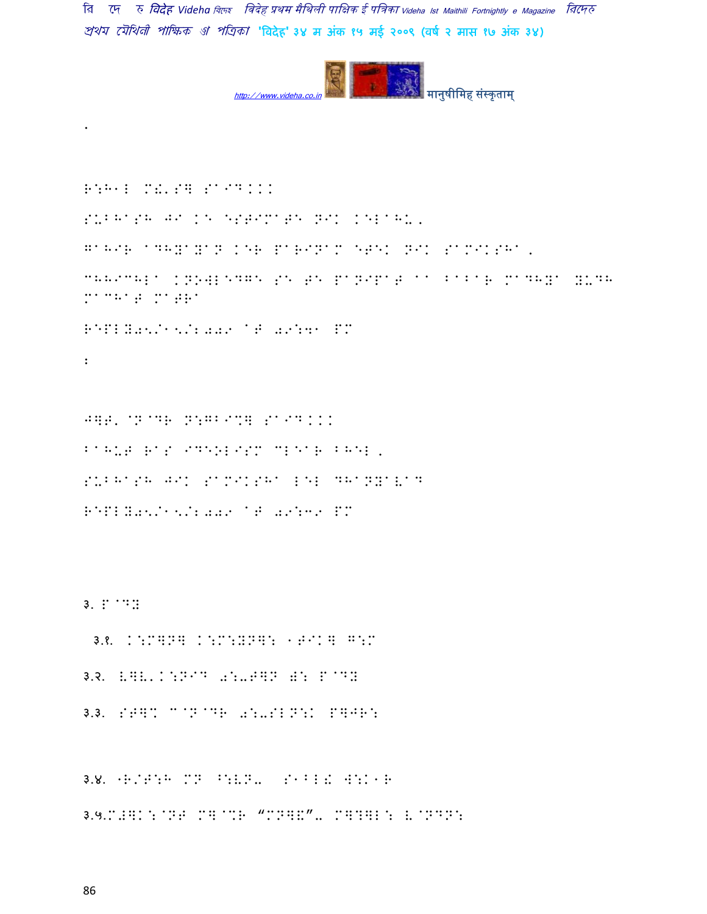.

R:H1L M!'S] SA`D...

SUBHASH JA KE ESTIMATE NIK KELAHU.

GAHIR ADHYAYAN KER PARINAM ETEK NIK SAMIKSHA.

CHHACHLA KNOWLEDGE SE TE PANIPAT AA BABAR MADHYA YUDH MACHAT MATRA

REPLY05/15/2009 AT 09:41 PM

:

J]T' @N@DR N:GB`C] SA`D...

BAHUT RAS IDEOLISM CLEAR BHEL.

SUBHASH JIK SAMIKSHA LEL DHANYAVAD

REPLY05/15/2009 AT 09:39 PM

३. P@D[

३.१. K:M]P] K:M:YN]: 1T`K] G:M

३.२. V]V'K:N`D 0:-T]N ): P@D[

३.३. ST]% C@N@DR 0:-SLN:K P]JR:

३.४. "R/T:H MN ^:VN- S1BL! W:K1R

३.५.M#]K:@NT M]@%R "MN]("- M]?]L: V@NDN: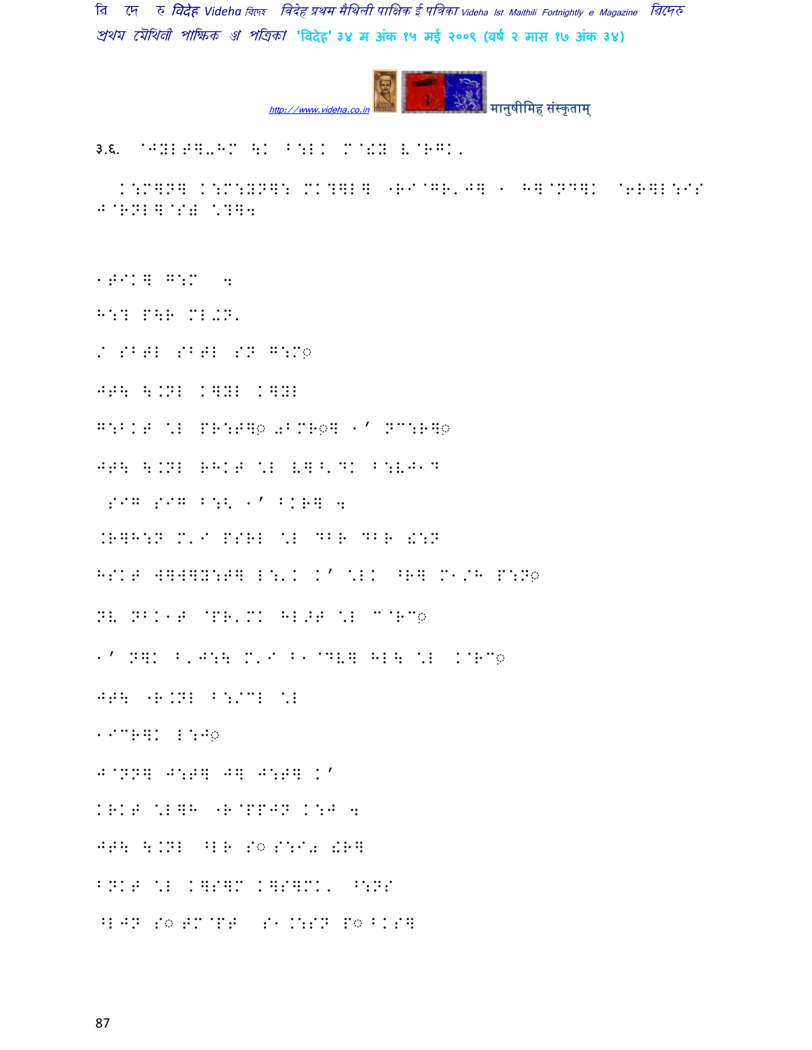३.६. @JYL6]-HM \K B:LK M@!Y L@RGK.

K:M]N] K:M:YN]: MK?]L] "RI@GR'J] 1 H]@ND]K @6R]L:IS J@RNL]@S# \?]4

1\_IK] G:M 4

H:? P\R ML.N.

/ SB6L SB6L SN G:M◌

J6\ \.NL K]YL K]YL

G:BK6 \*L PR:6]◌ 0BMR◌] 1' NC:R]◌

J6\ \.NL RHK6 \*L L]B'DK B:LJ1D

SIG SIG B:\ 1' BKR] 4

.R]H:N M'I PSRL \*L DBR DBR !:N

HSK6 W]W]Y:6] L:'K K' \*LK ^R] M1/H P:N◌

NL NBK16 @PR'MK HL>6 \*L C@RC◌

1' N]K B'J:\ M'I B1@DL] HL\ \*L K@RC◌

J6\ "R.NL B:/CL \*L

1ICR]K L:J◌

J@NN] J:6] J] J:6] K'

KRK6 \*L]H "R@PPJN K:J 4

J6\ \.NL ^LR S◌ S:I# !R]

BNK6 \*L K]S]M K]S]MK. ^:NS

^LJN S◌ 6M@P6 S1.:SN P◌ BKS]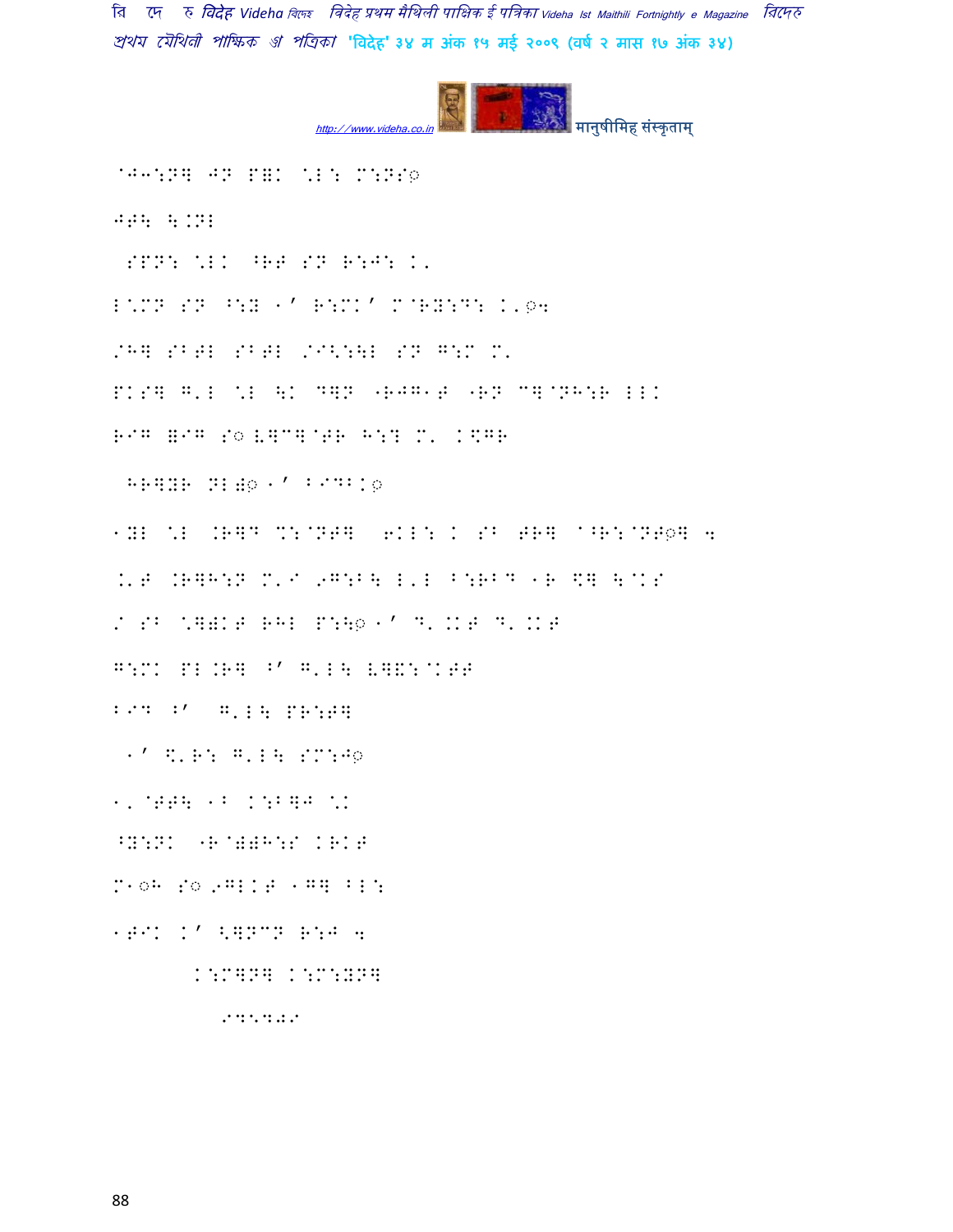@J3:N] JN P=K \L: M:NS0

JT\ \.NL

SPN: \LK ^RT SN R:J: K.

L\MN SN ^:Y 1' R:MK' M@RY:D: K.04

/H] SBTL SBTL /I<:\L SN G:M M.

PKS] G'L \L \K D]N "RJG1T "RN C]@NH:R LLK

RIG =IG S[ V]C]@TR H:? M. K\$GR

HR]YR NL)0 1' BIDBK0

1YL \L .R]D %:@NT] 6KL: K SB TR] @^R:@NT0] 4

K'T .R]H:N M'I 9G:B\ L'L B:RBD 1R \$] \@KS

/ SB \])KT RHL P:\0 1' D. KKT D. KKT

G:MK PL.R] B' G'L\ V]&:@KTT

BID B' G'L\ PR:T]

1' \$'R: G'L\ SM:J0

1'@TT\ 1B K:B]J \K

^Y:NK "R@))H:S KRKT

M1◌H S[ 9GLKT 1G] BL:

1TIK K' <]NCN R:J 4

K:M]N] K:M:YN]

9@5@0@9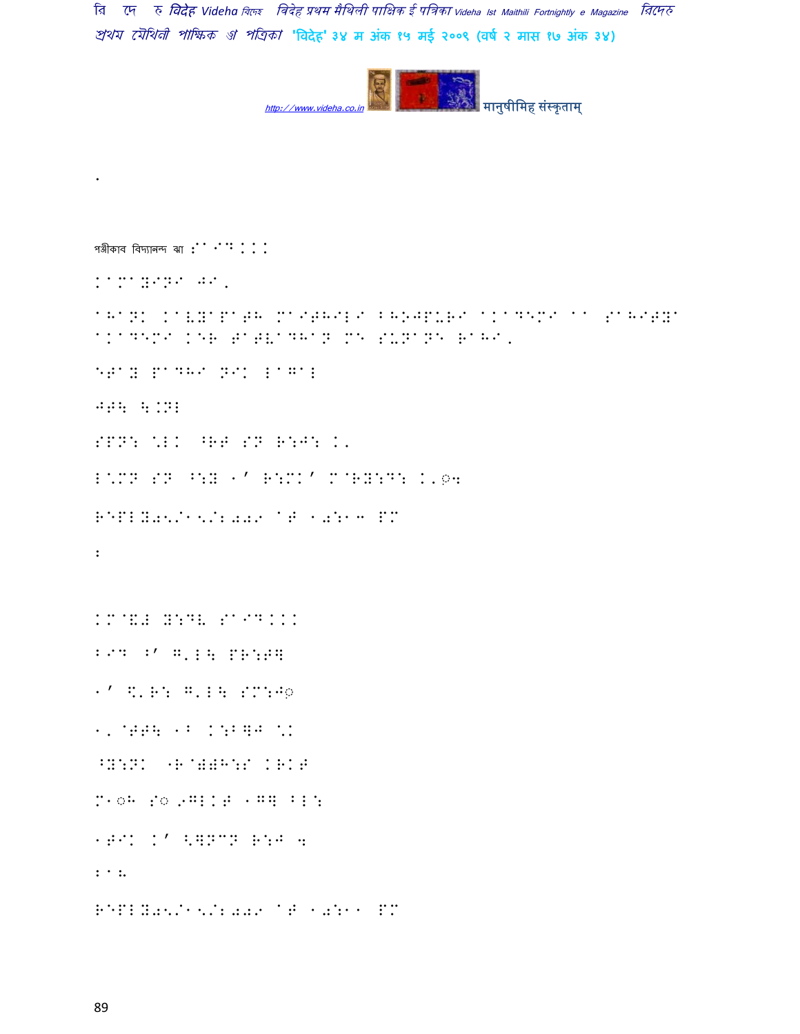.

पञ्जीकाव विद्यानन्द झा :SAID...

KAMAYINI JI,

AHANK KAVYAPATH MAITHILI BHOJPURI AKADEMI AA SAHITYA AKADEMI KER TATVADHAN ME SUNANE RAHI.

ETAY PADHI NIK LAGAL

JTH: \.NL

SPN: \LK ^RT SN R:J: K.

L\MN SN ^:Y 1' R:MK' M@RY:D: K.0

REPLY05/15/2009 AT 10:13 PM

:

KM@&L Y:DV SAID...

LID ^' G.L\ PR:T]

1' \.R: G.L\ SM:J0

1. @TT\ 1B K:B]J \K

^Y:NK "R@))H:S KRKT

M10H S0 9GLKT 1G] BL:

1TIK K' <]NCN R:J 4

21.

REPLY05/15/2009 AT 10:11 PM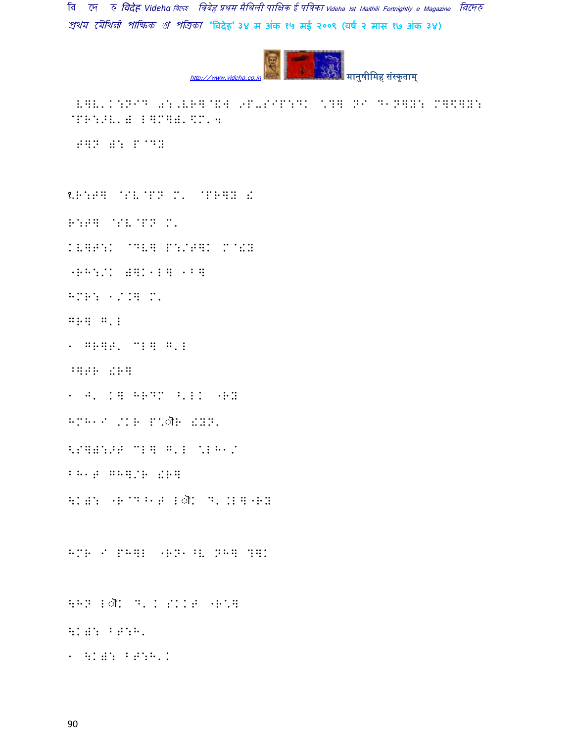ऽ२ऌ'K:NIG 0:'ऌR]@&W 9P-SIP:DK \?] NI D1N]Y: M]\]Y: @PR:>ऌ'w L]M]w'\M'4

THN w: P@DY

१.R:T] @SऌPN M' @PR]Y ई

R:T] @SऌPN M'

KऌBT:K @Dऌ] P:/T]K M@ड़Y

"RH:/K w]K1L] 1B]

HMR: 1/.] M'

GR] G'L

1 GR]T' CL] G'L

B]TR ड़R]

1 J' K] HRDM <'LK "RY

HMH1I /KR P\ौR ड़YN'

<S]w:>T CL] G'L \LH1/

BH1T GH]/R ड़R]

\Kw: "R@D^1T Lौ D'.L]"RY

HMR I PH]L "RN1^ऌ NH] ?]K

\HN Lौ D'. SKKT "R\]

\Kw: BT:H'

1 \Kw: BT:H'K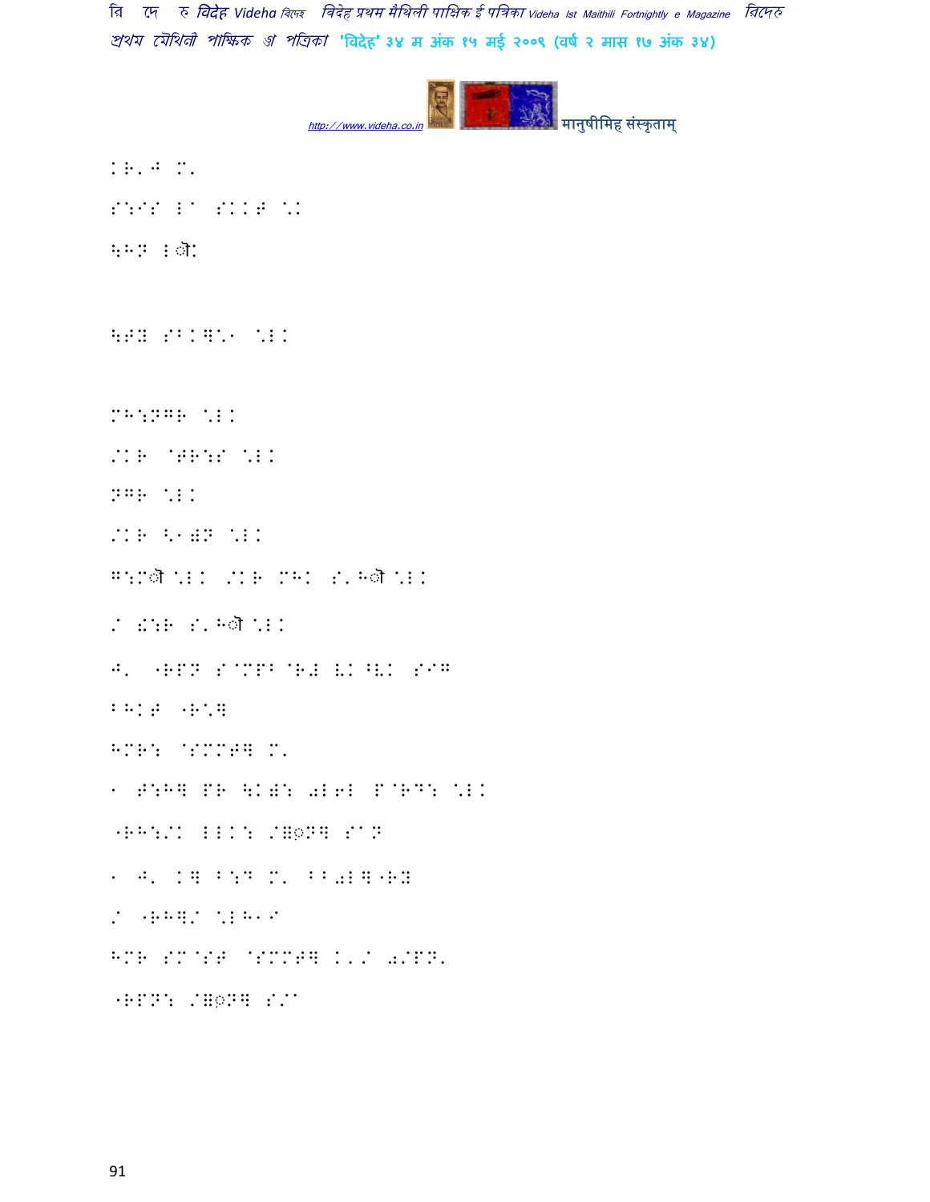K हैं। M.

S:IS ो SKKT आ

िगत ोौ

ितह SBKQ.१ आ।

MH:NGR आ।

/KR @TR:S आ।

NGR आ।

/KR <१)N आ।

G:Mौ आ। /KR MHK S'Hौ आ।

/ !:R S'Hौ आ।

J' "RPN S@MPB@R# VK^VK SIG

BHKT "R\Q

HMR: @SMMTQ M'

१ T:HQ PR ।K): 0L6L P@RD: आ।

"RH:/K LLK: /Q◌NQ S^N

१ J' KQ B:D M' BB0LQ"RY

/ "RHQ/ \LH१I

HMR SM@ST @SMMTQ K'/ 0/PN'

"RPN: /Q◌NQ S/^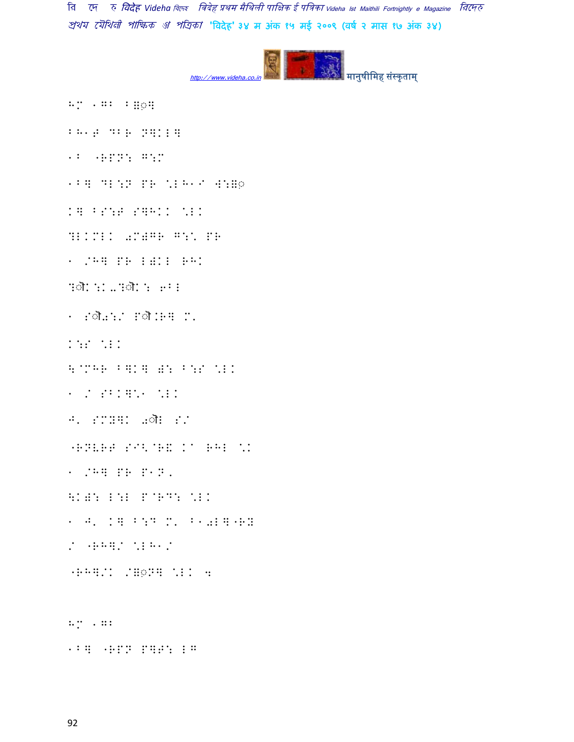HM 1GB B= 
BH1T DBR N]KLC 
1B "RPN: G:M 
1B] DL:N PR \*LH1/ W:= 
K] BS:T S]HKK \*LK 
?LKMLK 0M)GR G:\* PR 
1 /H] PR L)KL RHK 
?ौK:K.?ौK: 6BL 
1 Sौ0:/ Pौ.R] M' 
K:S \*LK 
\@MHR B]K] ): B:S \*LK 
1 / SBK]\*1 \*LK 
J' SMN]K 0ौL S/ 
"RNVRT SIN@R\ K' RHL \*K 
1 /H] PR P1N, 
\K): L:L P@RD: \*LK 
1 J' K] B:D M' B10L]"R҃ 
/ "RH]/ \*LH1/ 
"RH]/K /=N] \*LK 4 

HM 1GB 
1B] "RPN P]T: LG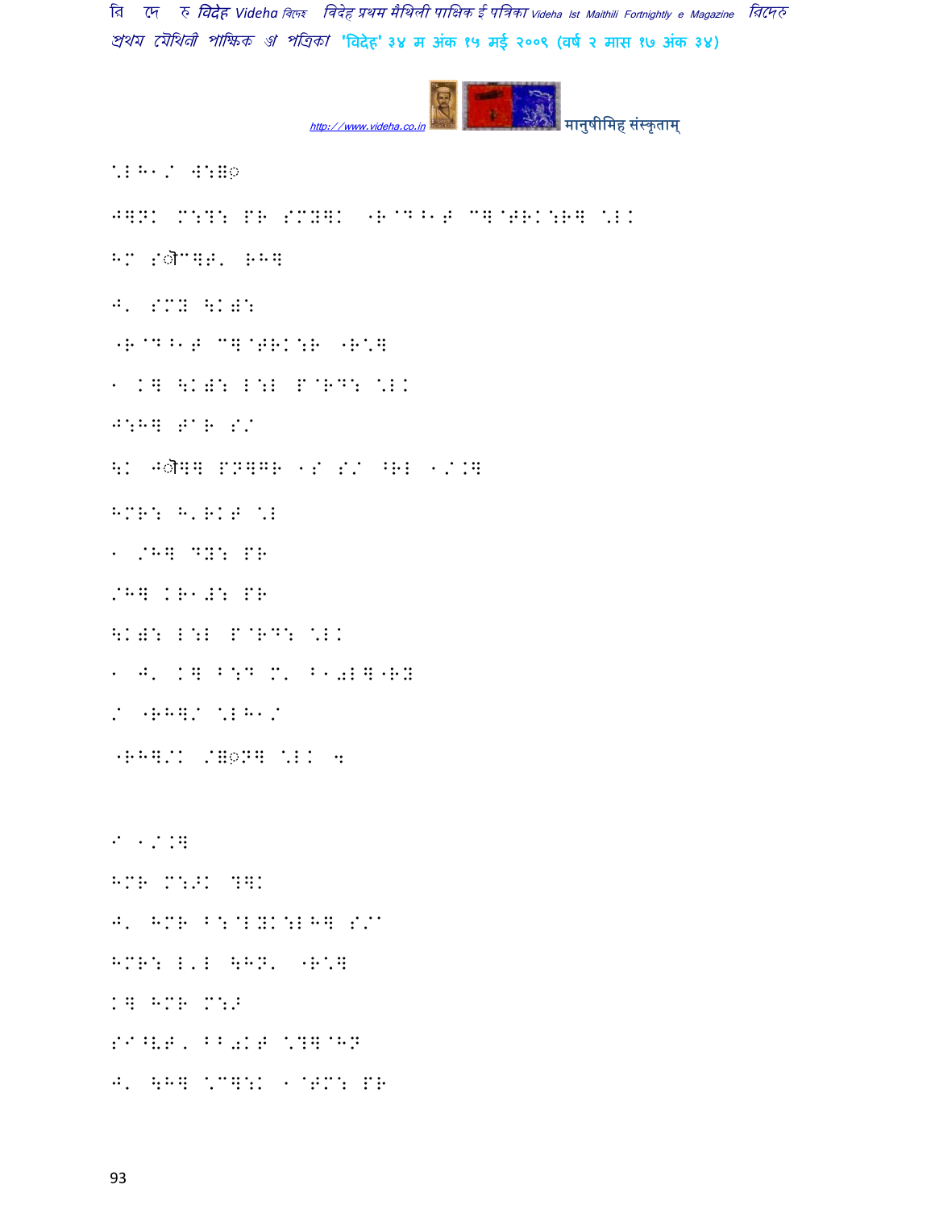".E H1/ W:X◌

Jtogether: M:Y: PR SMY: "R@D^1T C]@TRK:R] ".EK

HM S◌ौC]T' RH]

J' SMY \KW:

"R@D^1T C]@TRK:R "R"]

1 K] \KW: L:L P@RD: ".EK

J:H] T@R S/

\K J◌ौ]] PN]GR 1S S/ ^RL 1/K]

HMR: H'RKT ".E

1 /H] DY: PR

/H] KR1Z: PR

\KW: L:L P@RD: ".EK

1 J' K] B:D M' B10L]"RY

/ "RH]/ ".EH1/

"RH]/K /X◌N] ".EK 4

I 1/K]

HMR M:>K ?]K

J' HMR B:@LYK:LH] S/a

HMR: L'L \HN' "R"]

K] HMR M:>

SI^VT, BB0KT "?]@HN

J' \H] "C]:K 1@TM: PR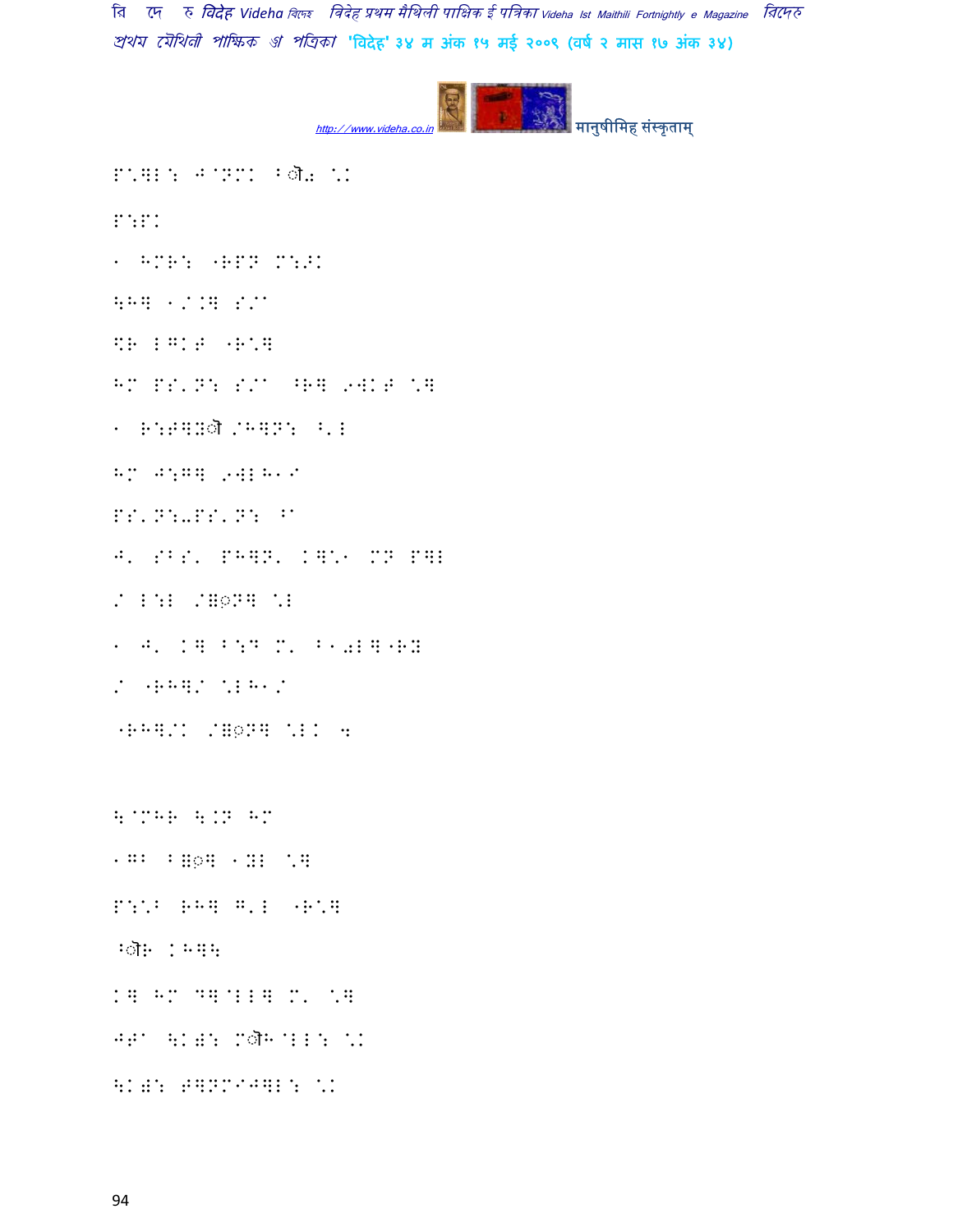P^]L: J@NM. B◌ॏ ॢ\*.

P:P.

1 HMR: "RPN M:{.

\H] 1/.] S/^

\%R LG.T "R\*]

HM PS'N: S/^ ^R] 9W.T \*]

1 R:T]N◌ॏ/H]N: ^'L

HM J:G] 9WLH1I

PS'N:-PS'N: ^^

J' SBS' PH]N' .]\*1 MN P]L

/ L:L /]◌ृN] \*L

1 J' .] B:D M' B10L]"RY

/ "RH]/ \*LH1/

"RH]/. /]◌ृN] \*L. 4

\@MHR \.N HM

1GB B]◌ृ] 1YL \*]

P:\*B RH] G'L "R\*]

^◌ॏR .H]\

.] HM D]@LL] M' \*]

JT^ \.X: M◌ॏH@LL: \*.

\.X: T]NMIJ]L: \*.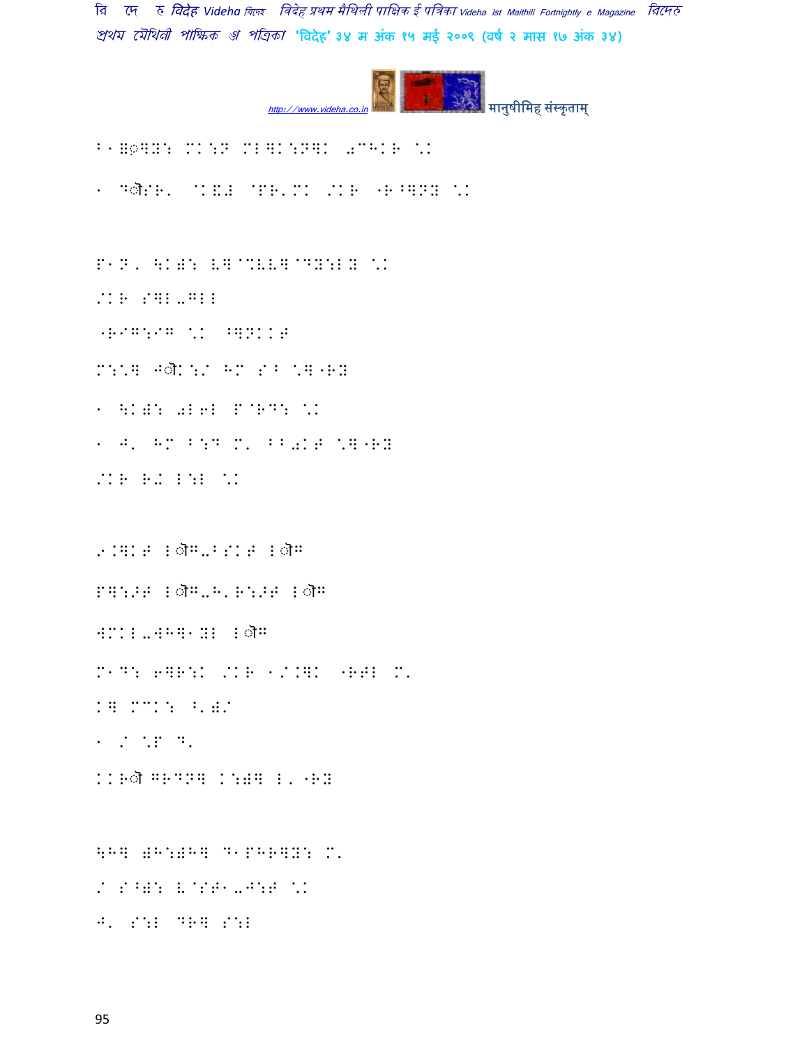B1♦◌◌◌Y: MK:N ML◌K:N◌K .@HKR \K

1 ◌◌SR' @K&# @PR'MK /KR "R^◌NY \K

P1N, \K◌: E◌@%EE◌@DY:LY \K

/KR S◌L-GLL

"RIG:IG \K ^◌NKKT

M:\◌ J◌K:/ HM S^ \◌"RY

1 \K◌: 0L6L P@RD: \K

1 J' HM B:D M' BB0KT \◌"RY

/KR R- L:L \K

9.◌KT L◌G-BSKT L◌G

P◌:>T L◌G-H'R:>T L◌G

4MKL-4H◌1YL L◌G

M1D: 6◌R:K /KR 1/.◌K "R6L M'

K◌ MCK: ^'◌/

1 / \P D'

KKR◌ GRDN◌ K:◌◌ L'"RY

\H◌ ◌H:◌H◌ D1PHR◌Y: M'

/ S^◌: E@ST1-J:T \K

J' S:L DR◌ S:L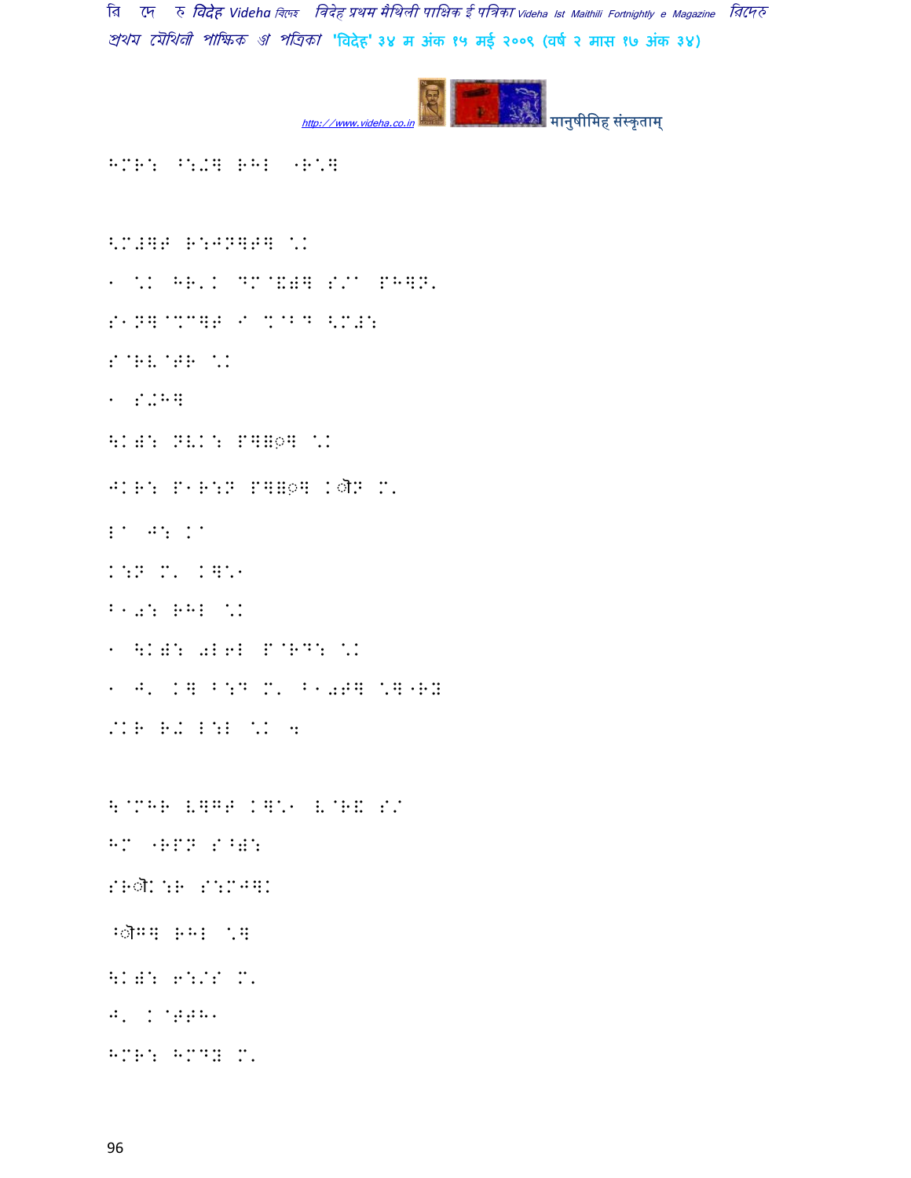HMR: ^:-? RHL 'R.?

<M#?F R:JN?F? .K

1 .K HR'K DM@&#? S/A PH?N'

S1N?@%C?F I %@BD <M#:

S@RV@FR .K

1 S-H?

\K#: NVK: P?B◌? .K

JKR: P1R:N P?B◌? Kौ◌N M'

LA J: KA

K:N M' K?.1

B1-: RHL .K

1 \K#: 0L6L P@RD: .K

1 J' K? B:D M' B10F? .?'RY

/KR R- L:L .K 4

\@MHR V?GF K?.1 V@R& S/

HM 'RPN S^#:

SRौK:R S:MJ?K

^ौG? RHL .?

\K#: 6:/S M'

J' K@FFH1

HMR: HMDY M'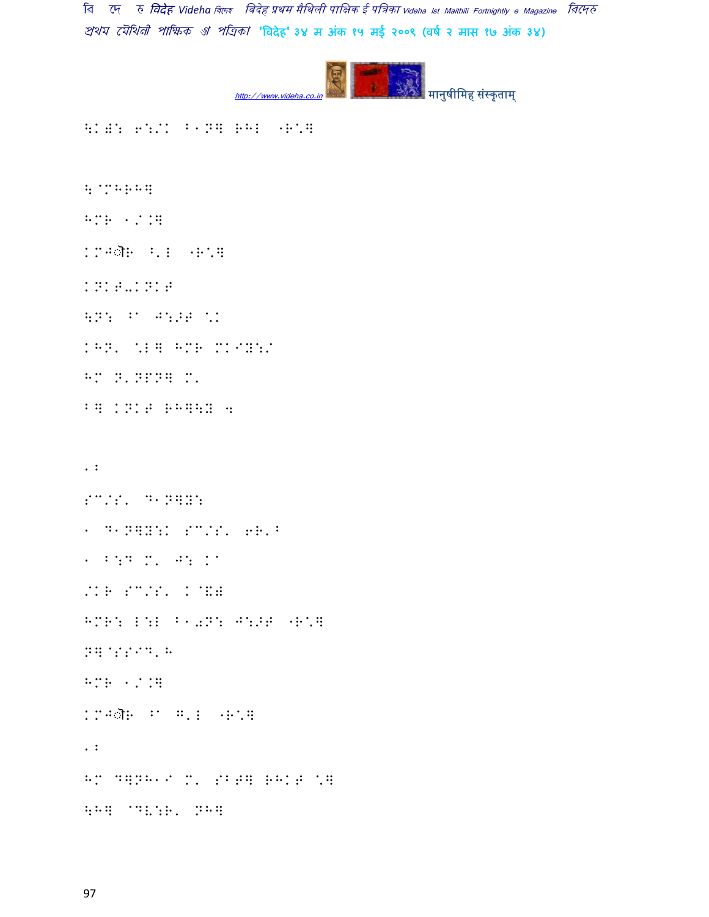\K@: 6:/K B1Ntogether RHL •R'together

\K@: 6:/K B1N] RHL •R'] 

\@MHRH] 

HMR 1/.] 

KM۔ौR B'L •R'] 

KNKT-KNKT 

\N: B^ J:>T 'K 

KHN' 'L] HMR MKIY:/ 

HM N'NPN] M' 

B] KNKT RH]\Y 4 

.: 

SC/S' D1N]Y: 

1 D1N]Y:K SC/S' 6R'B 

1 B:D M' J: K^ 

/KR SC/S' K@&# 

HMR: L:L B1)N: J:>T •R'] 

N]@SSID'H 

HMR 1/.] 

KM۔ौR B^ G'L •R'] 

.: 

HM D]NH1I M' SBT] RHKT '] 

\H] @DV:R' NH]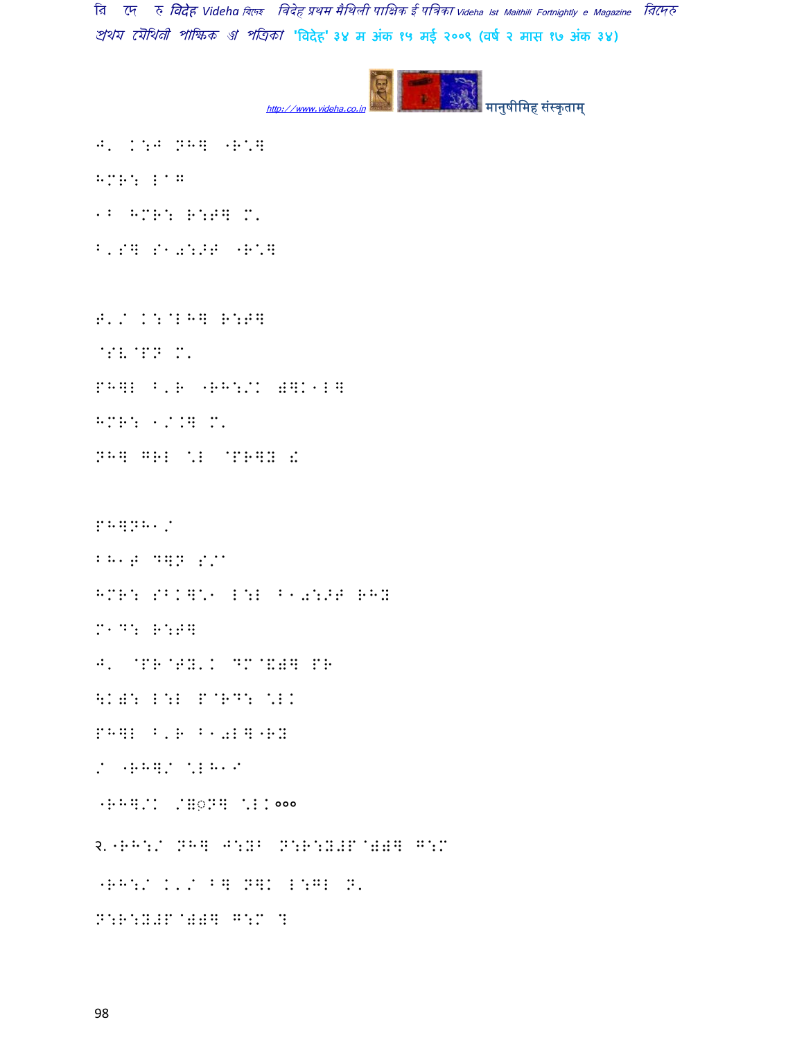J' K:J NH] "R*]

HMR: L^G

1B HMR: R:T] M'

B'S] S1a:>T "R*]

T'/ K:@LH] R:T]

@SV@PN M'

PH]L B'R "RH:/K a]K1L]

HMR: 1/.] M'

NH] GRL \*L @PR]Y !

PH]NH1/

BH1T D]N S/^

HMR: SBK]\*1 L:L B1a:>T RHY

M1D: R:T]

J' @PR@TY'K DM@!a] PR

\Ka: L:L P@RD: \*LK

PH]L B'R B1aL]"RY

/ "RH]/ \*LH1I

"RH]/K /]◌़N] \*LK०००

२."RH:/ NH] J:YB N:R:Y#P@aa] G:M

"RH:/ K'/ B] N]K L:GL N'

N:R:Y#P@aa] G:M ?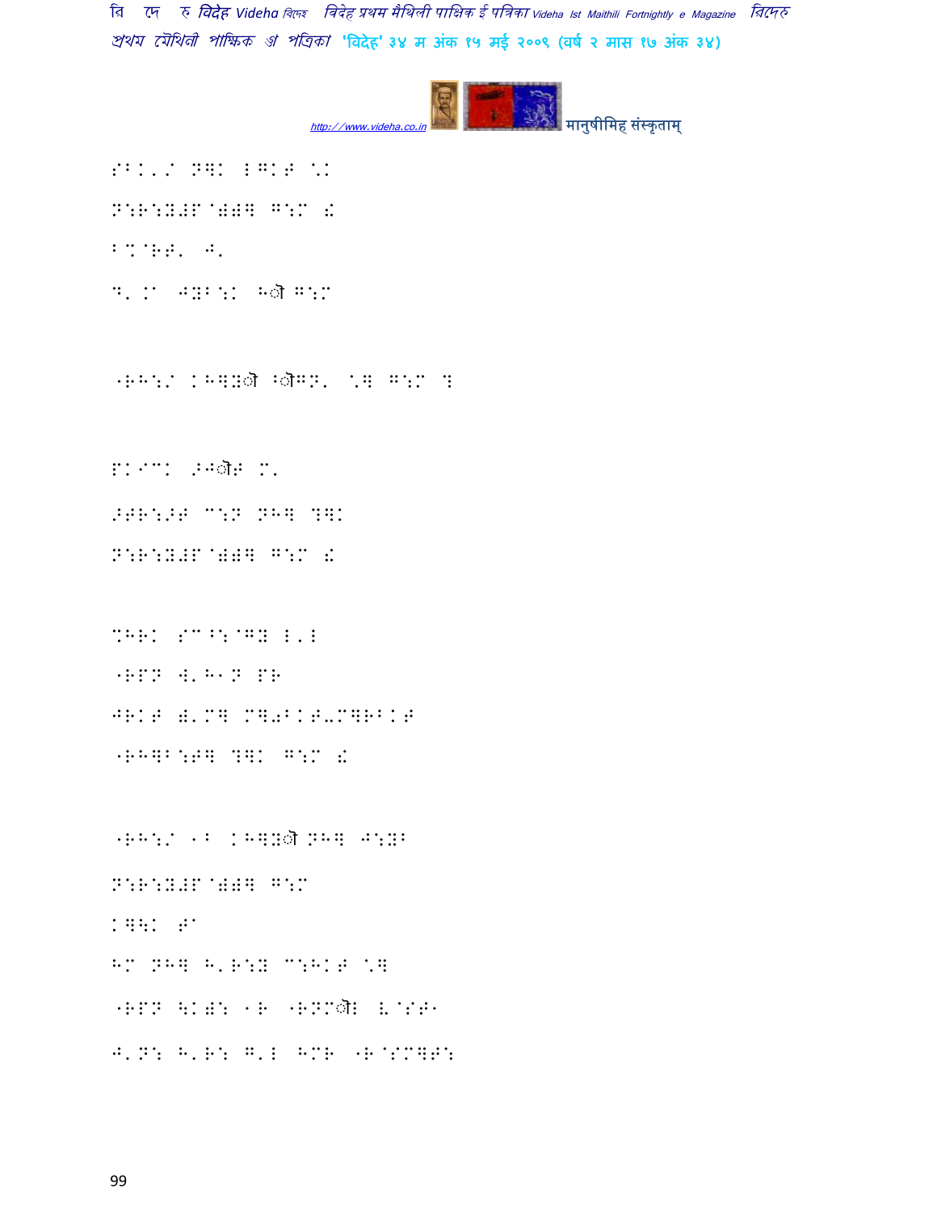SBK'/ N]K LGKT \K

N:R:Y#P@))] G:M !

B%@RT' J'

D'/M JYB:K Hौ G:M

"RH:/ KH]Yौ ⁄ौGN' \] G:M ?

PKIC ⁄Jौ# M'

⁄TR:⁄T C:N NH] ?]K

N:R:Y#P@))] G:M !

%HRK SC^:@GY L'L

"RPN W'H1N PR

JRKT (']? M]0BKT-M]RBKT

"RH]B:T] ?]K G:M !

"RH:/ 1B KH]Yौ NH] J:YB

N:R:Y#P@))] G:M

K]:K T^

HM NH] H'R:Y C:HKT \]

"RPN \K): 1R "RNMौ L@ST1

J'N: H'R: G'L HMR "R@SM]T: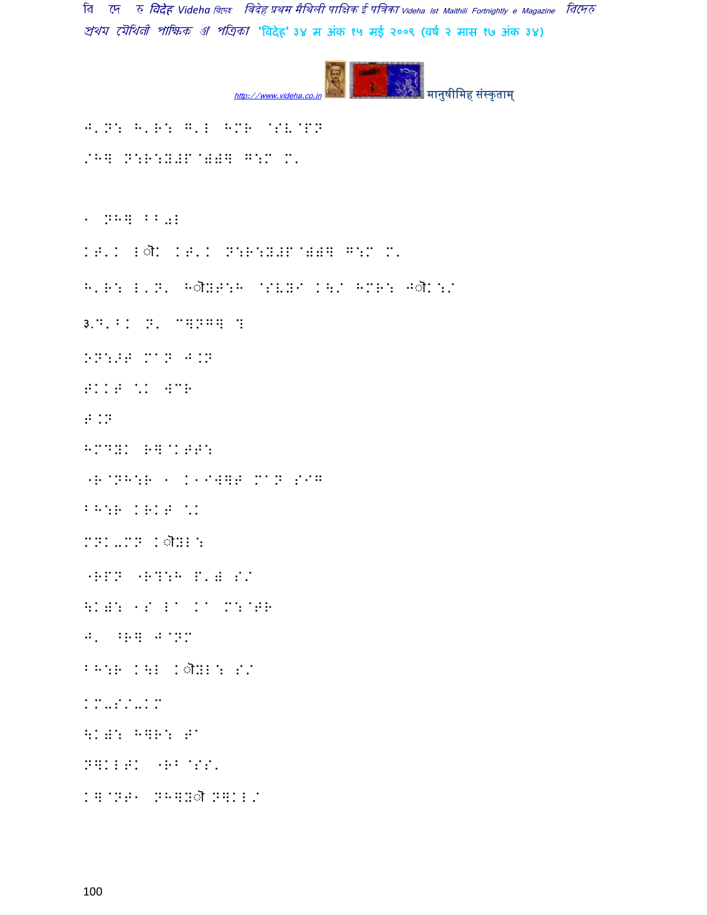J'N: H'R: G'L HMR @SV@PN

/HQ N:R:Y#P@)#Q G:M M'

1 NHQ BB0L

KT'K Lौ KT'K N:R:Y#P@)#Q G:M M'

H'R: L'N' Hौ Y T:H @SVYI K\/ HMR: Jौ K:/

३.D'BK N' CQNGQ ?

KN:!T MAN J.N

TKKT \K WCR

T.N

HMDYK RQ@KTT:

"R@NH:R 1 K1IWQT MAN SIG

BH:R KRKT \K

MNK-MN Kौ YL:

"RPN "R?:H P')SS/

\K): 1S LA KA M:@TR

J' ^RQ J@NM

BH:R K\L Kौ YL: S/

KM-S/-KM

\K): HQR: TA

NQKLTK "RB@SS'

KQ@NT1 NHQYौ NQKL/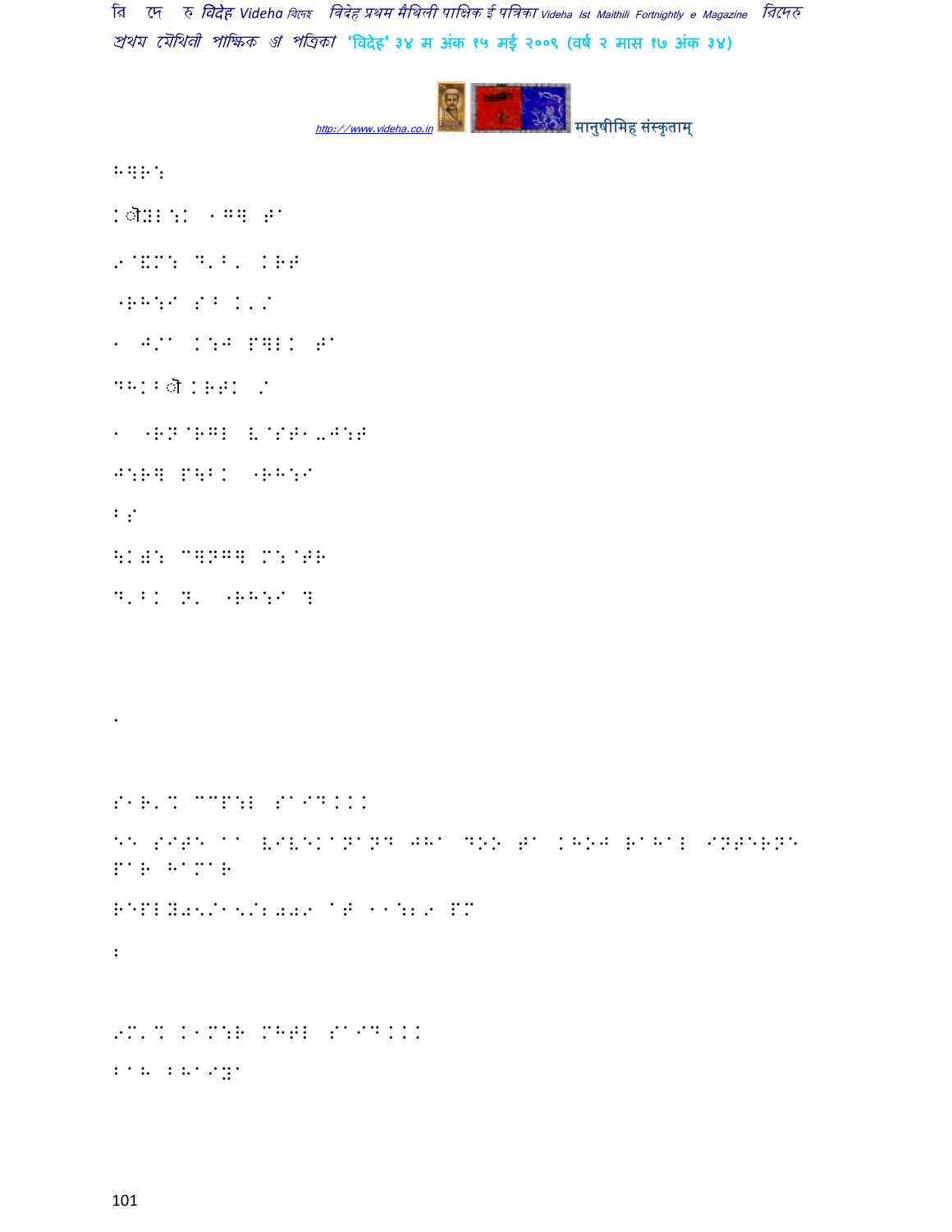H][R:

K◌ौ:L:K 1G] T^

.@&M: D'B' KRT

"RH:I S B K'/

1 J/^ K:J P]LK T^

DHKB◌ौ KRTK /

1 "RN@RGL (@ST1-J:T

J:R] P\BK "RH:I

B/

\K#: C]NG] M:@TR

D'BK N' "RH:I ]

.

S1R'% CCP:L S^ID...

E\ S/T\ ^^ (/(\K^N^ND J"^ DOO T^ KHOJ R^H^L /NT\RN\ P^R H^M^R

R\PLY05/15/2009 ^T 11:29 PM

2

.M'% K1M:R MHTL S^ID...

B^H B(A/Y^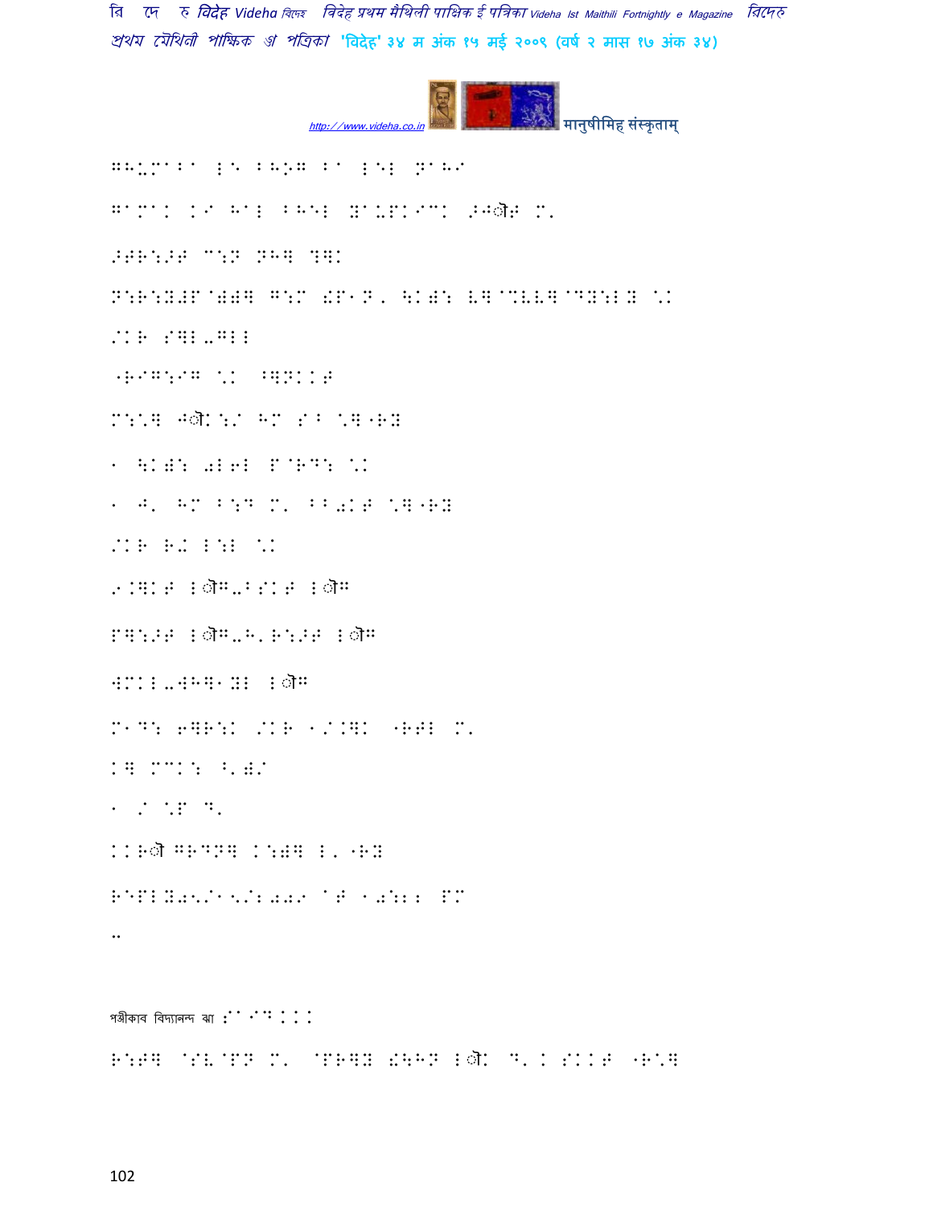GHUMaBa LE BHOG Ba LEL NaHI

GaMaK KI HaL BHEL YaUPKaMK >Hौe M.

>eR:>e C:N NHq ?qK

N:R:Y#P@)#q G:M !P1N, \K): V]@%VV]@DY:L Y \K

/KR S]L-GLL

"RIG:IG \K ^qNKKe

M:\q Hौk:/ HM S^ \q"RY

1 \K): 0L6L P@RD: \K

1 H, HM B:D M, BB0Ke \q"RY

/KR R- L:L \K

9.]Ke Lौg-BSKe Lौg

P]:>e Lौg-H,R:>e Lौg

WMKL-WHq1YL Lौg

M1D: 6]R:K /KR 1/.]K "R#L M,

K] MCK: ^,)/

1 / \P D,

KKRौ GRDNq K:)q L,"RY

REPLY05/15/2009 aT 10:22 PM

..

पञ्जीकाव विद्यानन्द झा :S"ID KKK

R:6] @SV@PN M, @PR]Y !\HN Lौk D,K SKKe "R\]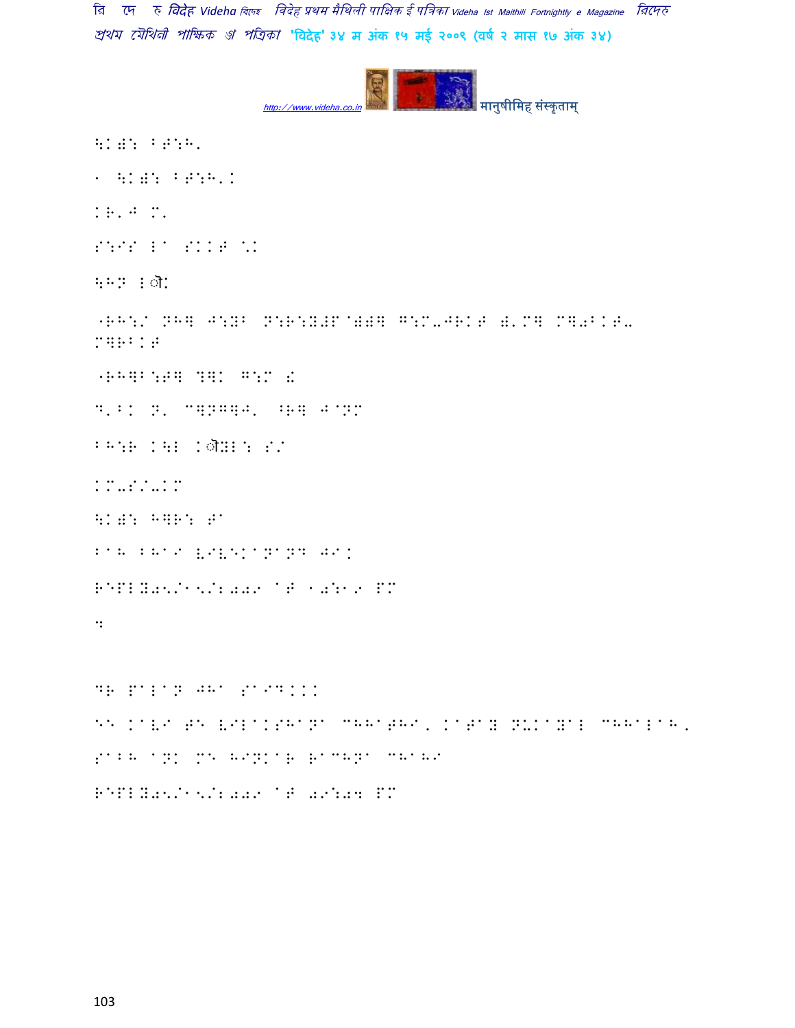\K): BT:H'

1 \K): BT:H'K

KR'J M'

S:IS L^ SKKT \K

\HN Lौ

"RH:/ NH] J:YB N:R:Y#P@))] G:M-JRKT )'M] M]0BKT-
M]RBKT

"RH]B:T] ?]K G:M !

D'BK N' C]NG]J' ^R] J@NM

BH:R K\L Kौ YL: S/

KM-S/-KM

\K): H]R: T^

B^H BH^I VIVEK^N^ND JIK

REPLY05/15/2009 AT 10:19 PM

:

DR P^L^N JH^ S^ID...

EE K^VI TE VIL^KSH^N^ CHH^THI, K^T^Y NUK^Y^L CHH^L^H,

S^BH ^NK ME HIYK^R R^CHN^ CH^HI

REPLY05/15/2009 AT 09:04 PM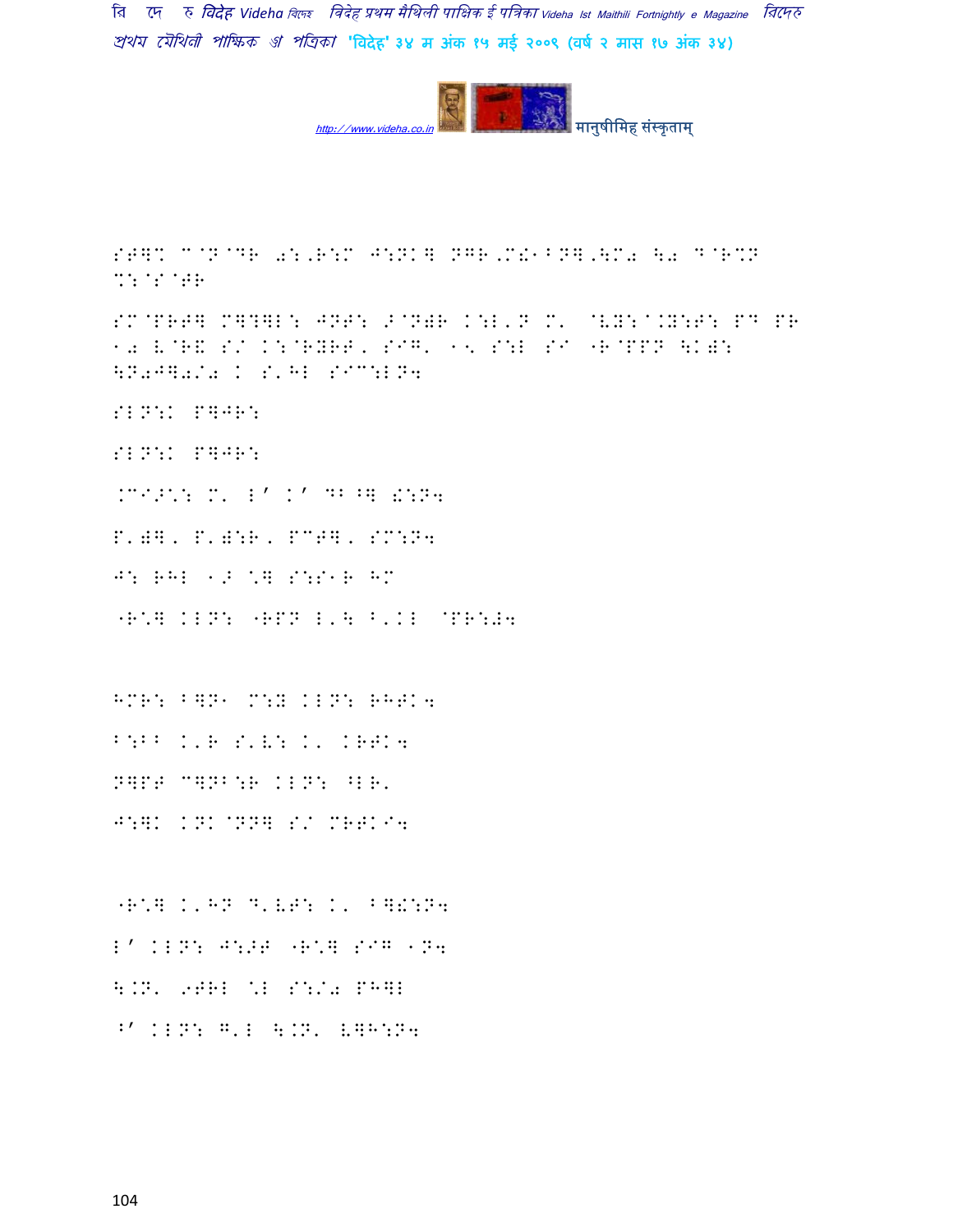SG]K C@N@DR 0:,R:M J:NK] NGR,M!1BN],\M0 \0 D@R%N %:@S@GR

SM@PRG] M]?]L: JNG: [@N)R K:L'N M' @VY:^.Y:G: PD PR 10 V@R& S/ K:@RYRG, SIG' 1< S:L SI "R@PPN \K): \N0J]0/0 K S'HL SIC:LN4

SLN:K P]JR:

SLN:K P]JR:

.CI>\*: M' L' K' DB^] !:N4

P')], P'):R, PCG], SM:N4

J: RHL 1> \*] S:S1R HM

"R\*] KLN: "RPN L'\ B'KL @PR:)4

HMR: B]N1 M:Y KLN: RHGK4

B:BB K'R S'V: K' KRGK4

N]PG C]NB:R KLN: ^LR'

J:]K KNK@NN] S/ MRGKI4

"R\*] K'HN D'VG: K' B]!:N4

L' KLN: J:>G "R\*] SIG 1N4

\.N' 9GRL \*L S:/0 PH]L

^' KLN: G'L \.N' V]H:N4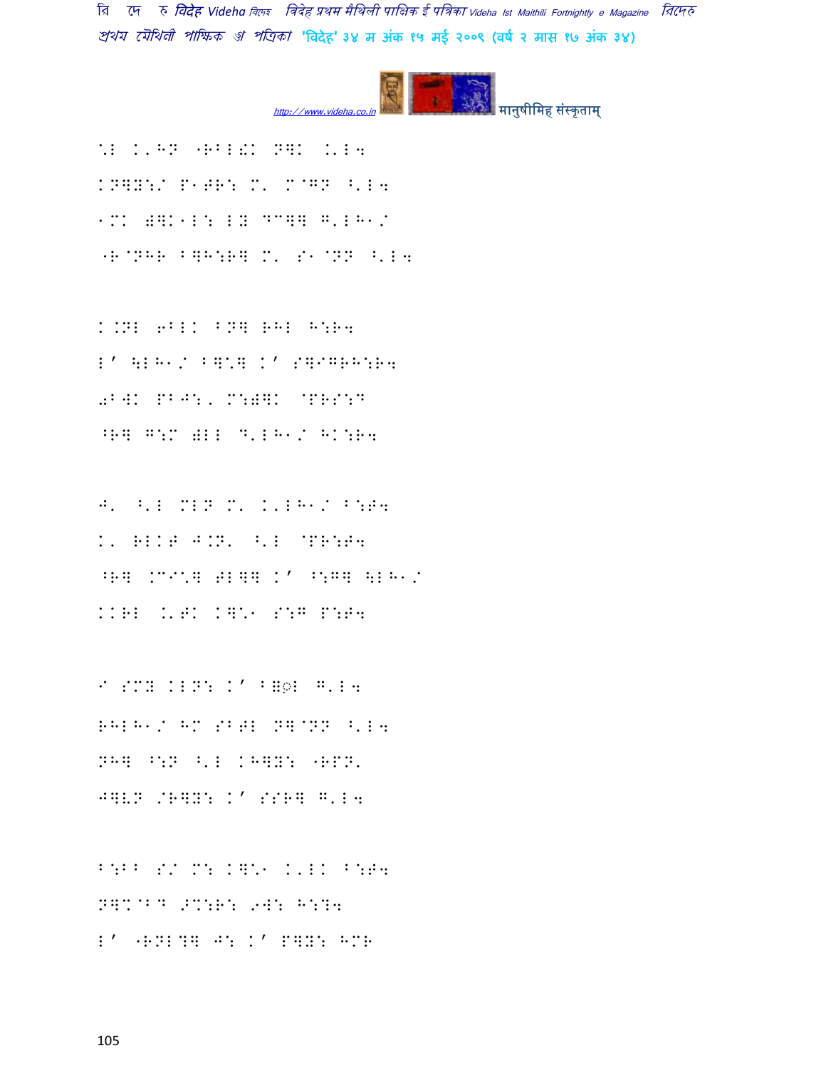*L K'HN "RBL!K N]K K'L4
KN]Y:/ P1TR: M' M@GN ^'L4
1MK )]K1L: LY DC]] G'LH1/
"R@NHR B]H:R] M' S1@NN ^'L4

K.NL 6BLK BN] RHL H:R4
L' \LH1/ B]*] K' S]IGRH:R4
0BWK PBJ:, M:)]K @PRS:D
^R] G:M )LL D'LH1/ HK:R4

J' ^'L MLN M' K'LH1/ B:T4
K' RLKT J.N' ^'L @PR:T4
^R] .MI*] TL]] K' ^:G] \LH1/
KKRL .'TK K]*1 S:G P:T4

I SMY KLN: K' B]◌्L G'L4
RHLH1/ HM SBTL N]@NN ^'L4
NH] ^:N ^'L KH]Y: "RPN'
J]VN /R]Y: K' SSR] G'L4

B:BB S/ M: K]*1 K'LK B:T4
N]K@BD >M:R: 9W: H:?4
L' "RNL?] J: K' P]Y: HMR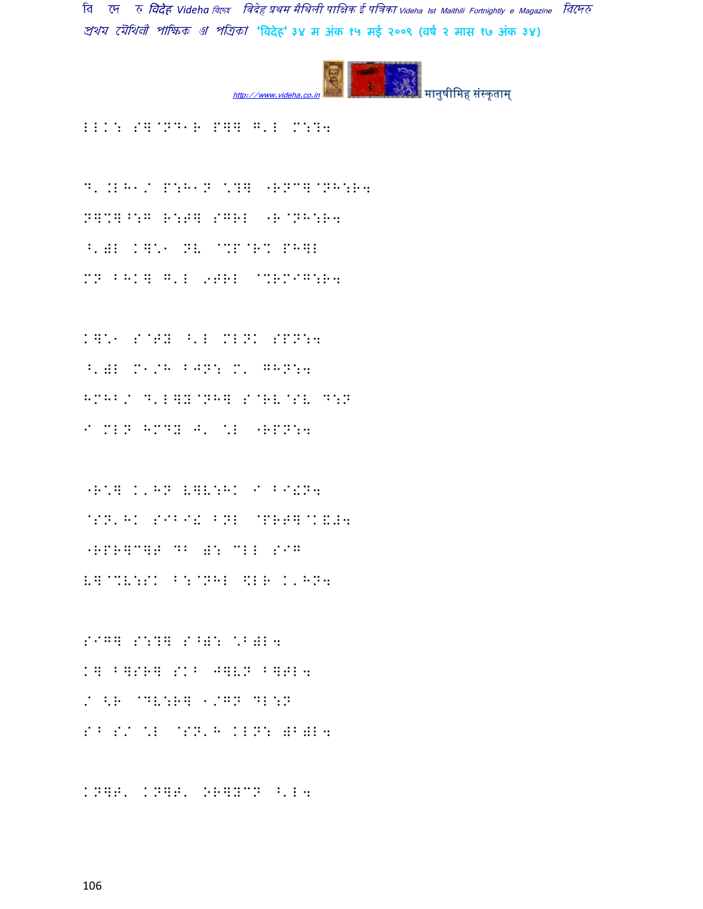LLK: SQ@ND1R PQQ G'L M:?4

D'.LH1/ P:H1N \*?Q "RNCQ@NH:R4
NQ%Q^:G R:TQ SGRL "R@NH:R4
^')L KQ\*1 NV @%P@R% PHQL
MN BHKQ G'L 9TRL @%RM@G:R4

KQ\*1 S@TY ^'L MLNK SPN:4
^')L M1/H BJN: M' GHN:4
HMHB/ D'LQY@NHQ S@RV@SV D:N
I MLN HMDY J' \*L "RPN:4

"R\*Q K'HN VQV:HK I BI!N4
@SN'HK SIBI! BNL @PRTQ@K&#4
"RPRQCQT DB ): CLL SIG
VQ@%V:SK B:@NHL \$LR K'HN4

SIGQ S:?Q S^): \*B)L4
KQ BQSRQ SKB JQVN BQTL4
/ <R @DV:RQ 1/GN DL:N
SB S/ \*L @SN'H KLN: )B)L4

KNQT' KNQT' ORQYCN ^'L4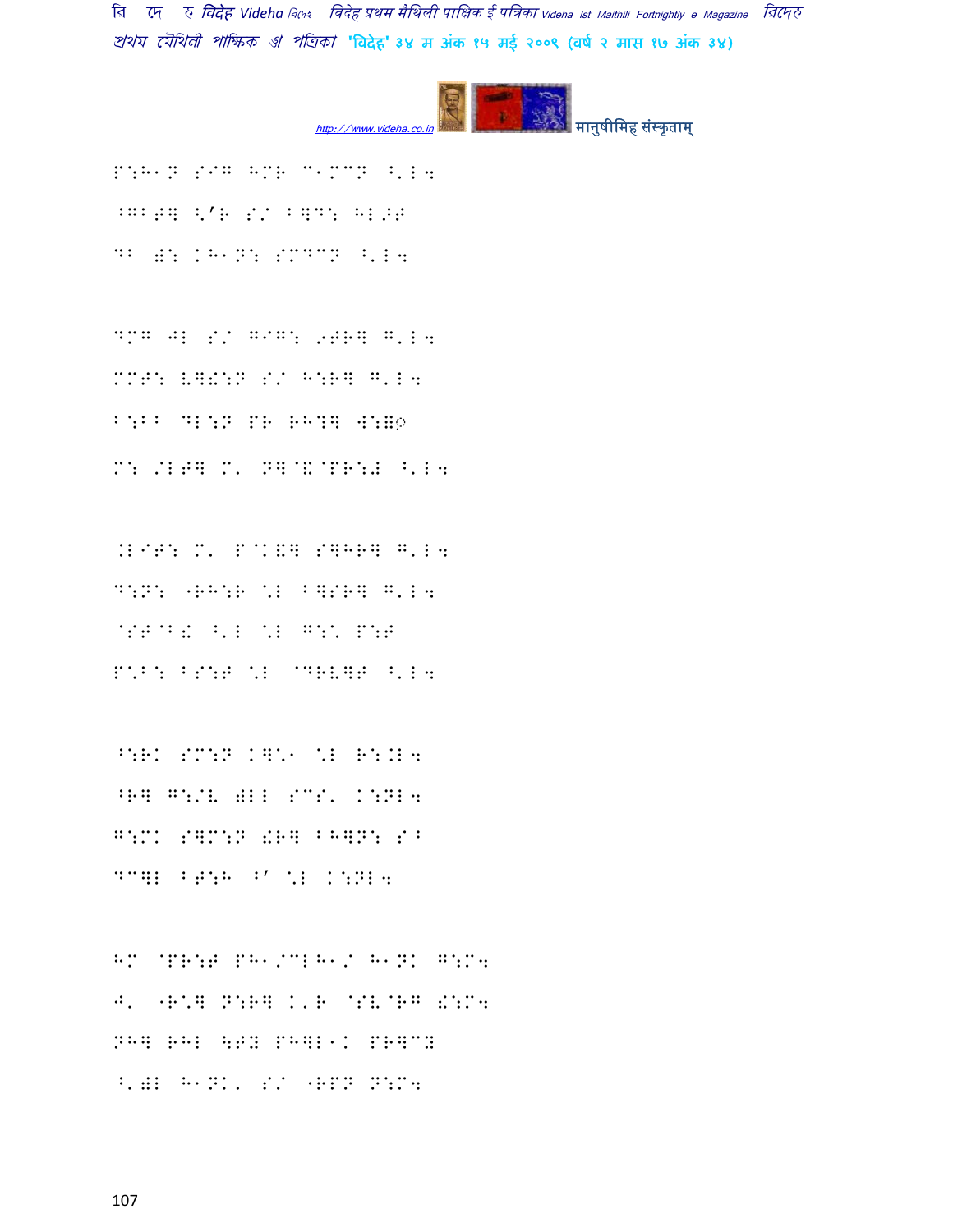P:H1N SIG HMR C1MCN ^'L4
^GB6] <'R S/ B]D: HL^6
DB ): KH1N: SMDCN ^'L4

DMG JL S/ GIG: 9TR] G'L4
MMT: V]!:N S/ H:R] G'L4
B:BB DL:N PR RH?] W:=ॢ
M: /LT] M' N]@&@PR:# ^'L4

.LIT: M' P@K&] S]HR] G'L4
D:N: "RH:R *L B]SR] G'L4
@ST@B! ^'L *L G:* P:T
P*B: BS:T *L @DRV]T ^'L4

^:RK SM:N K]*1 *L R:.L4
^R] G:/V )LL SCS' K:NL4
G:MK S]M:N !R] BH]N: SB
DC]L BT:H ^' *L K:NL4

HM @PR:T PH1/CLH1/ H1NK G:M4
J' "R*] N:R] K'R @SV@RG !:M4
NH] RHL \SZ PH]L1K PR]CN
^')L H1NK' S/ "RPN N:M4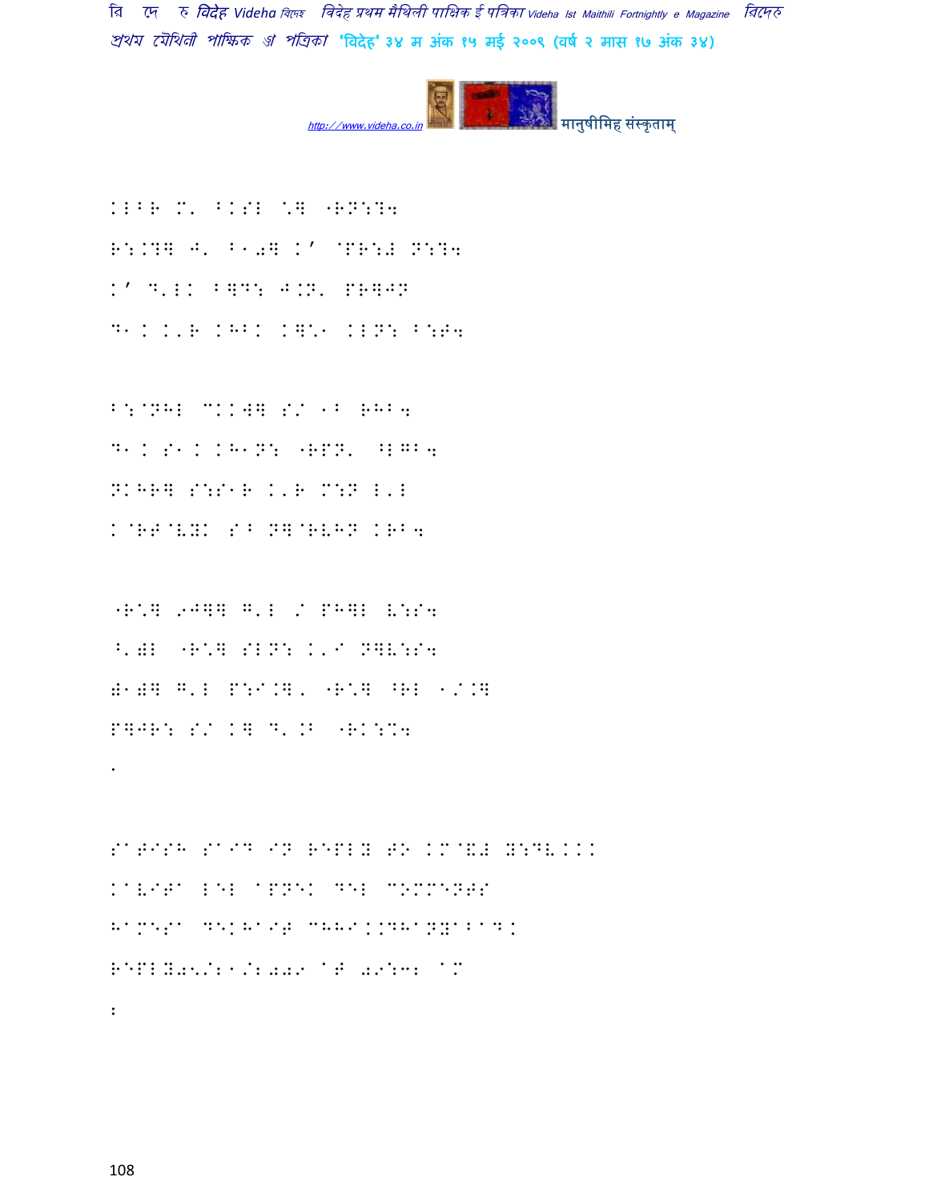KLBR M' BKSL \] "RN:?4

R:K?] J' B10] K' @PR:# N:?4

K' D'LK B]D: J.N' PR]JN

D1K K'R KHBK K]\1 KLN: B:T4

B:@NHL CKK#] S/ 1B RHB4

D1K S1K KH1N: "RPN' ^LGB4

NKHR] S:S1R K'R M:N L'L

K@RT@VYK SB N]@RVHN KRB4

"R\] 9J]] G'L / PH]L V:S4

^')L "R\] SLN: K'I N]V:S4

)1)] G'L P:I.], "R\] ^RL 1/.]

P]JR: S/ K] D'.B "RK:%4

.

SATISH SAID IN REPLY TO KM@&# Y:DV...

KAVITA LEL APNEK DEL COMMENTS

RAMESA DEKHAIT CHHAIKKJHANYABAAD.

REPLY05/21/2009 AT 09:32 AM

: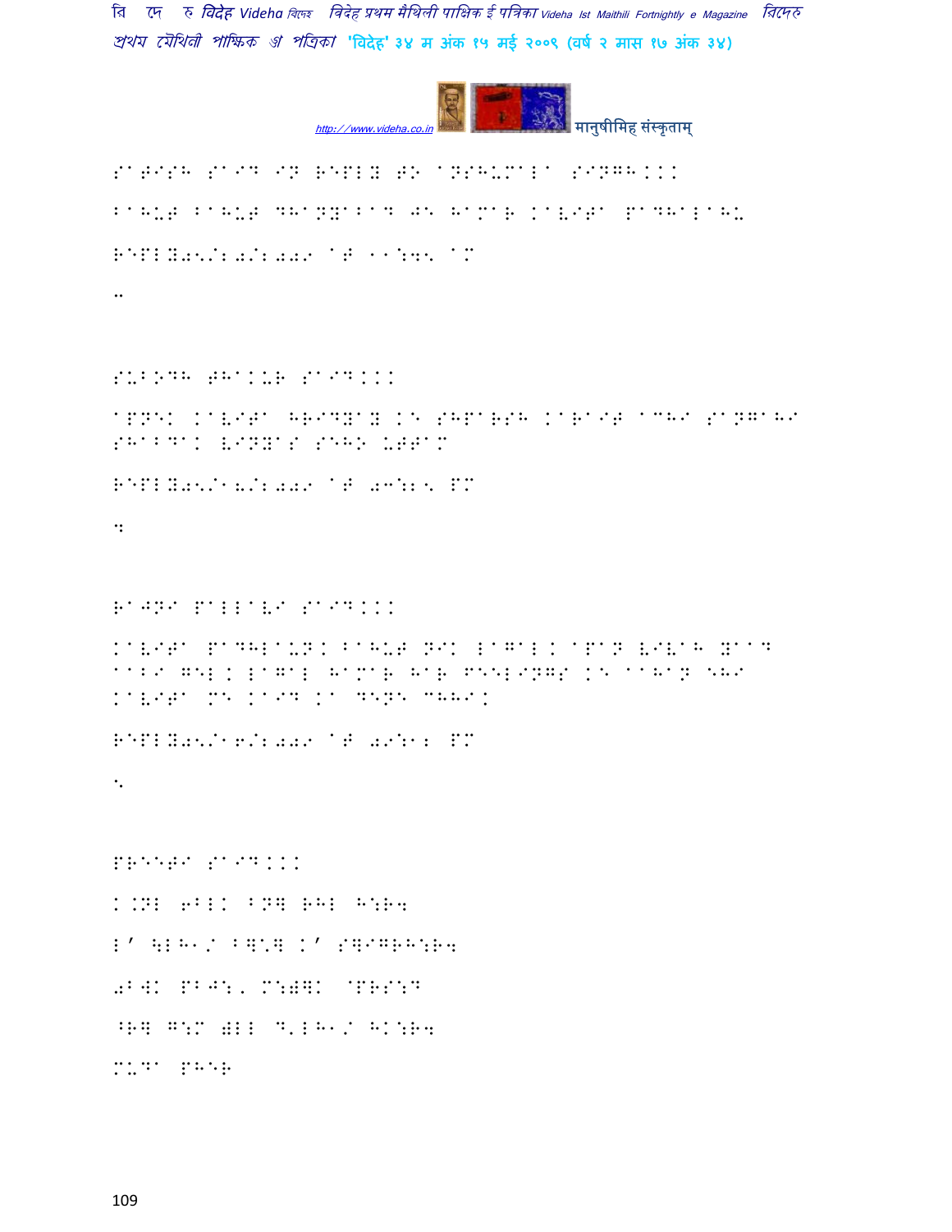SATISH SAID IN REPLY TO ANSHUMALA SINGH...

BAHUT BAHUT DHANYABAD JE HAMAR KAVITA PADHALAHU

REPLY05/20/2009 AT 11:45 AM

..

SUBODH THAKUR SAID...

APNEK KAVITA HRIDYAY KE SHPARSH KARAIT ACHI SANGAHI SHABDAK VINYAS SEHO UTTAM

REPLY05/18/2009 AT 03:25 PM

4

RAJNI PALLAVI SAID...

KAVITA PADHLAUN. BAHUT NIK LAGAL. APAN VIVAH YAAD AABI GEL. LAGAL HAMAR HAR FEELINGS KE AAHAN SHI KAVITA ME KAID KA DENE CHHI.

REPLY05/16/2009 AT 09:12 PM

5

PREETI SAID...

K.NL 6BLK BN] RHL H:R4

L' \LH1/ B]\] K' S]IGRH:R4

0B[K PBJ:, M:)]K @PRS:D

^R] G:M )LL D'LH1/ HK:R4

MUDA PHER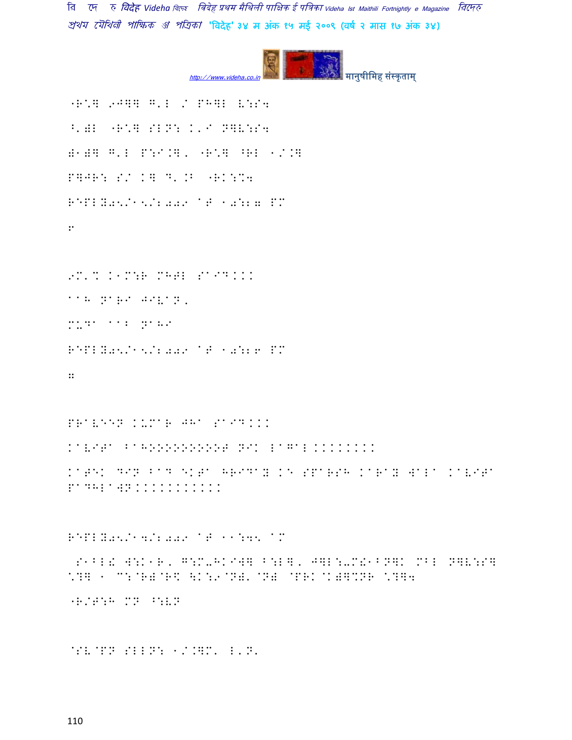"R'又 9J又 G'L / PH又L V:S4

^')L "R'又 SLN: K'I N又V:S4

):)又 G'L P:I.又, "R'又 ^RL 1/.又

P又JR: S/ K又 D'.B "RK:%4

REPLY05/15/2009 AT 10:27 PM

8

9M'% K1M:R MHTL SAID...

AAH NARI JIVAN,

MUJA AAB NARAI

REPLY05/15/2009 AT 10:26 PM

9

PRAVEEN KUMAR JHA SAID...

KAVITA BAHOOOOOOOOT NIK LAGAL..........

KATEK DIN BAD EKTA HRIDAY KE SPARSH KARAY WALA KAVITA PADHLAUN.............

REPLY05/14/2009 AT 11:45 AM

S1BL! W:K1R, G:M-HKIW又 B:L又, J又L:-M!1BN又K MBL N又V:S又 \?又 1 M:@R)@R\$ \K:9@N), @N) @PRK@K)又%NR \?又4

"R/T:H MN ^:VN

@SV@PN SLLN: 1/.又M' L'N'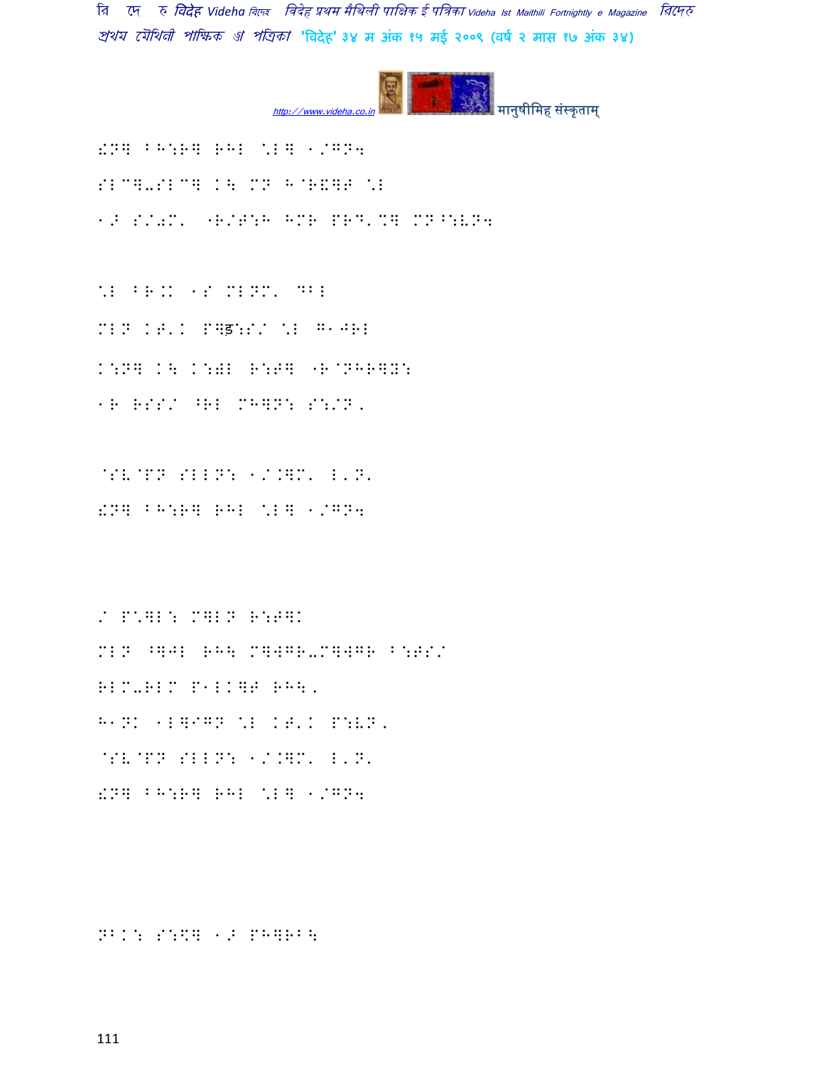:N] BH:R] RHL \L] 1/GN4

SLC]-SLC] K\ MN H@R&]F \L

1> S/0M' "R/T:H HMR PRD'%] MN^:VN4

\L BR.K 1S MLNM' DBL

MLN KT'K P]ड़:S/ \L G1JRL

K:N] K\ K:=L R:P] "R@NHR]Y:

1R RSS/ ^RL MH]N: S:/N'

@SV@PN SLLN: 1/.]M' L'N'

:N] BH:R] RHL \L] 1/GN4

/ P\]L: M]LN R:P]K

MLN ^]JL RH\ M]WGR-M]WGR B:PS/

RLM-RLM P1LK]F RH\'

H1NK 1L]IGN \L KT'K P:VN'

@SV@PN SLLN: 1/.]M' L'N'

:N] BH:R] RHL \L] 1/GN4

NBK: S:\$] 1> PH]RB\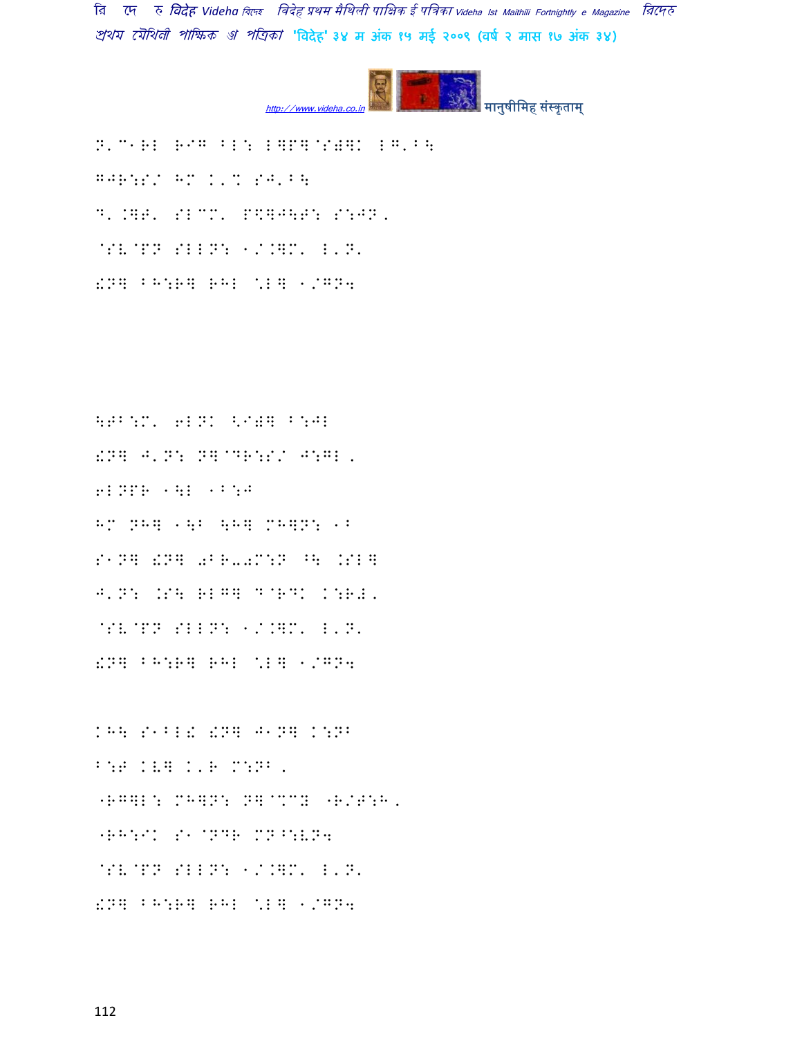N'C1RL RIG BL: L]P]@S)]K LG'B\

GJR:S/ HM K'% SJ'B\

D'.]T' SLCM' P\$]J\T: S:JN,

@SV@PN SLLN: 1/.]M' L'N'

!N] BH:R] RHL \*L] 1/GN4

\TB:M' 6LNK <I)] B:JL

!N] J'N: N]@DR:S/ J:GL,

6LNPR 1\L 1B:J

HM NH] 1\B \H] MH]N: 1B

S1N] !N] 0BR-0M:N ^\ .SL]

J'N: .S\ RLG] D@RDK K:R#,

@SV@PN SLLN: 1/.]M' L'N'

!N] BH:R] RHL \*L] 1/GN4

KH\ S1BL! !N] J1N] K:NB

B:T KV] K'R M:NB,

"RG]L: MH]N: N]@%CY "R/T:H,

"RH:IK S1@NDR MN^:VN4

@SV@PN SLLN: 1/.]M' L'N'

!N] BH:R] RHL \*L] 1/GN4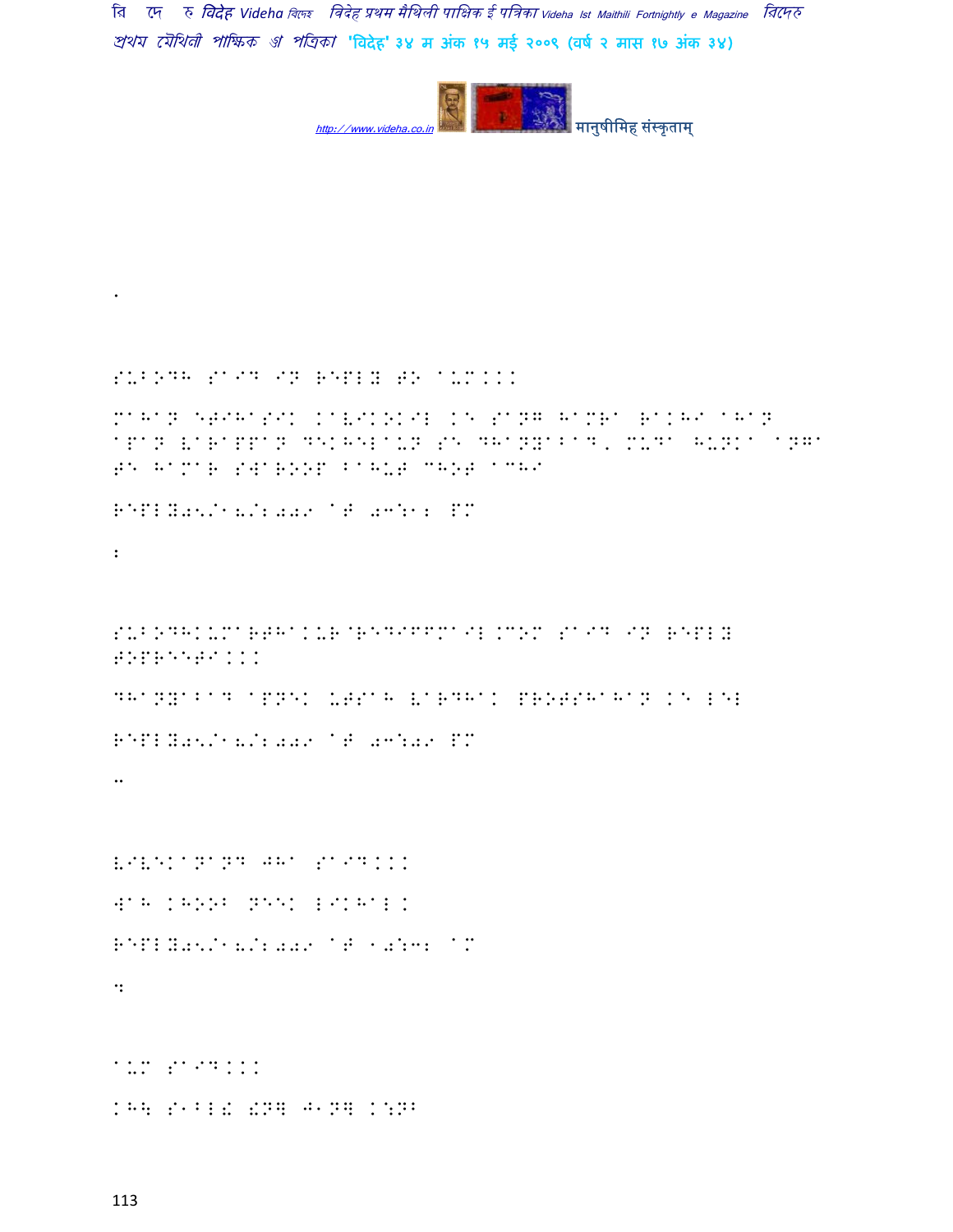.

SUBODH SAID IN REPLY TO AUM...

MAHAN ETIHASIK KAVIKOKIL KE SANG HAMRA RAKHI AHAN APAN VARAPPAN DEKHELAUN SE DHANYABAD, MUDA HUNKA ANGA TE HAMAR SWAROOP BAHUT CHHOT ACHHI

REPLY05/18/2009 AT 03:12 PM

:

SUBODHKUMARTHAKUR@REDIFFMAIL.COM SAID IN REPLY TOPREETA...

DHANYABAD APNEK UTSAH VARDHAK PROTSHAHAN KE LEL

REPLY05/18/2009 AT 03:09 PM

..

VIVEKANAND JHA SAID...

WAH KHOOB NEEK LIKHAL.

REPLY05/18/2009 AT 10:32 AM

:

AUM SAID...

KHE SABLE ...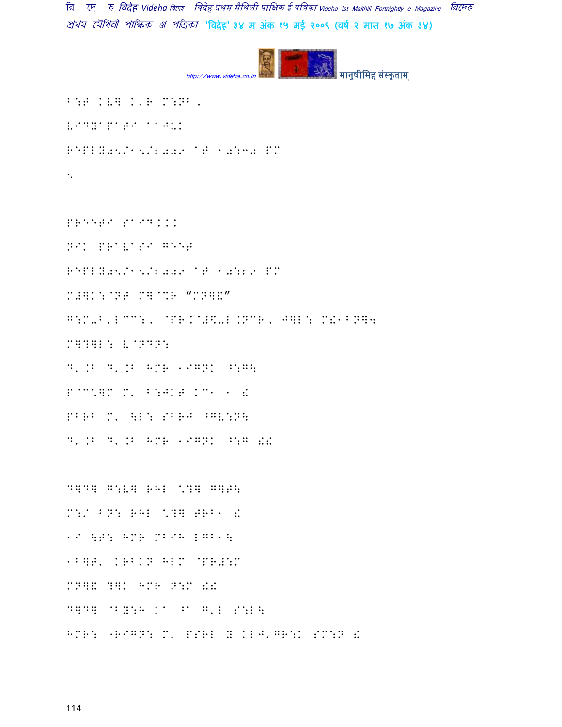B:T KV] K'R M:NB,

VIDYAPATI aaJUK

REPLY05/15/2009 AT 10:30 PM

.

PREETI SAID...

NIK PRAVASI GEET

REPLY05/15/2009 AT 10:29 PM

M#]K:@NT M]@contR "MN]&"

G:M-B'LCC:, @PR.@#<-L.NCR, J]L: M!1BN]4

M]?]L: V@NDN:

D'.B D'.B HMR 1IGNK ^:G\

P@CC\]M M' B:JKT KC1 1 !

PBRB M' \L: SBRJ ^GV:N\

D'.B D'.B HMR 1IGNK ^:G !!

D]D] G:V] RHL \?] G]T\

M:/ BN: RHL \?] TRB1 !

1I \T: HMR MBIH LGB1\

1B]T' KRBKN HLM @PR#:M

MN]& ?]K HMR N:M !!

D]D] @BY:H Ka ^a G'L S:L\

HMR: "RIGN: M' PSRL Y KLJ'GR:K SM:N !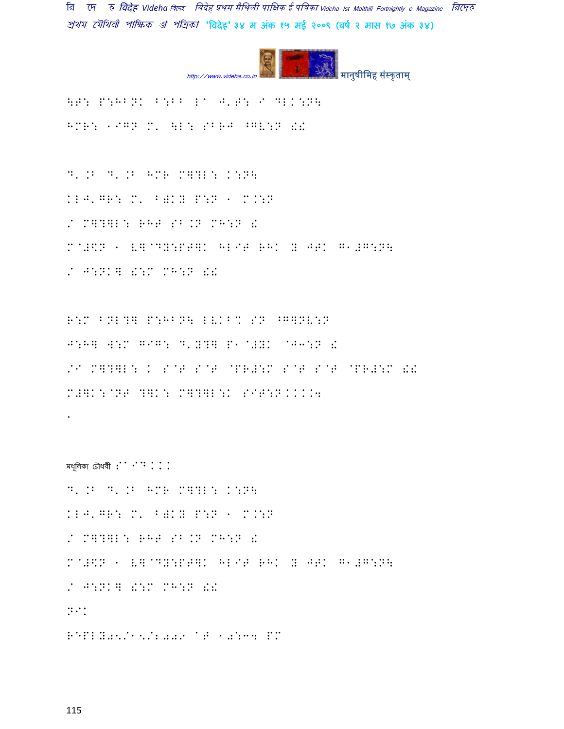\$B: P:H^NK ^:^^ L^ J'\$: I DLK:N\

HMR: ııGN M' \L: S^RJ ^GV:N !!

D'.B D'.B HMR M]?L: K:N\

KLJ'GR: M' ^)KY P:N ı M.:N

/ M]?]L: RHT S^.N MH:N !

M@#\$N ı V]@DY:PT]K HLIT RHK Y JTK G1#G:N\

/ J:NK] !:M MH:N !!

R:M ^NL?] P:H^N\ LVK^% SN ^G]NV:N

J:H] W:M GIG: D'Y?] P1@#YK @J3:N !

/I M]?]L: K S@T S@T @PR#:M S@T S@T @PR#:M !!

M#]K:@NT ?]K: M]?]L:K SIT:N.....

ı

মধূলিকা চৌধবী :^ID...

D'.B D'.B HMR M]?L: K:N\

KLJ'GR: M' ^)KY P:N ı M.:N

/ M]?]L: RHT S^.N MH:N !

M@#\$N ı V]@DY:PT]K HLIT RHK Y JTK G1#G:N\

/ J:NK] !:M MH:N !!

NIK

REPLY05/15/2009 AT 10:34 PM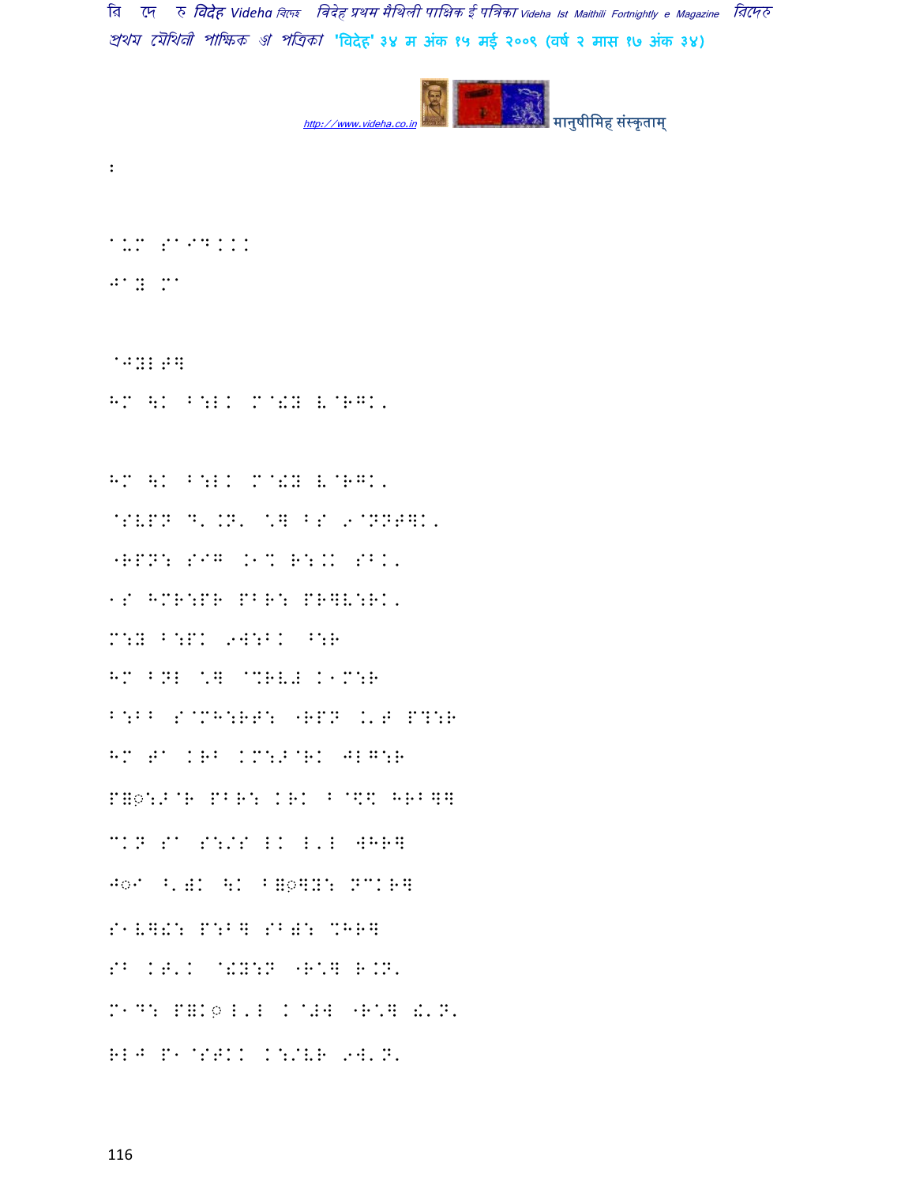:

^.M S^I?...

J^Y M^

@JYL#]

HM \K B:LK M@!Y V@RGK,

HM \K B:LK M@!Y V@RGK,

@SVPN D'.N' \*] BS 9@NNF]K,

"RPN: SIG .1% R:.K SBK,

1S HMR:PR PBR: PR]V:RK,

M:Y B:PK 9W:BK ^:R

HM BNL \*] @%RV# K1M:R

B:BB S@MH:RF: "RPN .'F P?:R

HM T^ KRB KM:>@RK JLG:R

P]◌:>@R PBR: KRK B@\$% HRB]]

CKN S^ S:/S LK L'L WHR]

J◌I ˆ'໘K \K B]◌]Y: NCKR]

S1V]!: P:B] SB): %HR]

SB KF'K @!Y:N "R\*] R.N'

M1D: P]K◌ L'L K@#W "R\*] !'N'

RLJ P1@SFKK K:/VR 9W'N'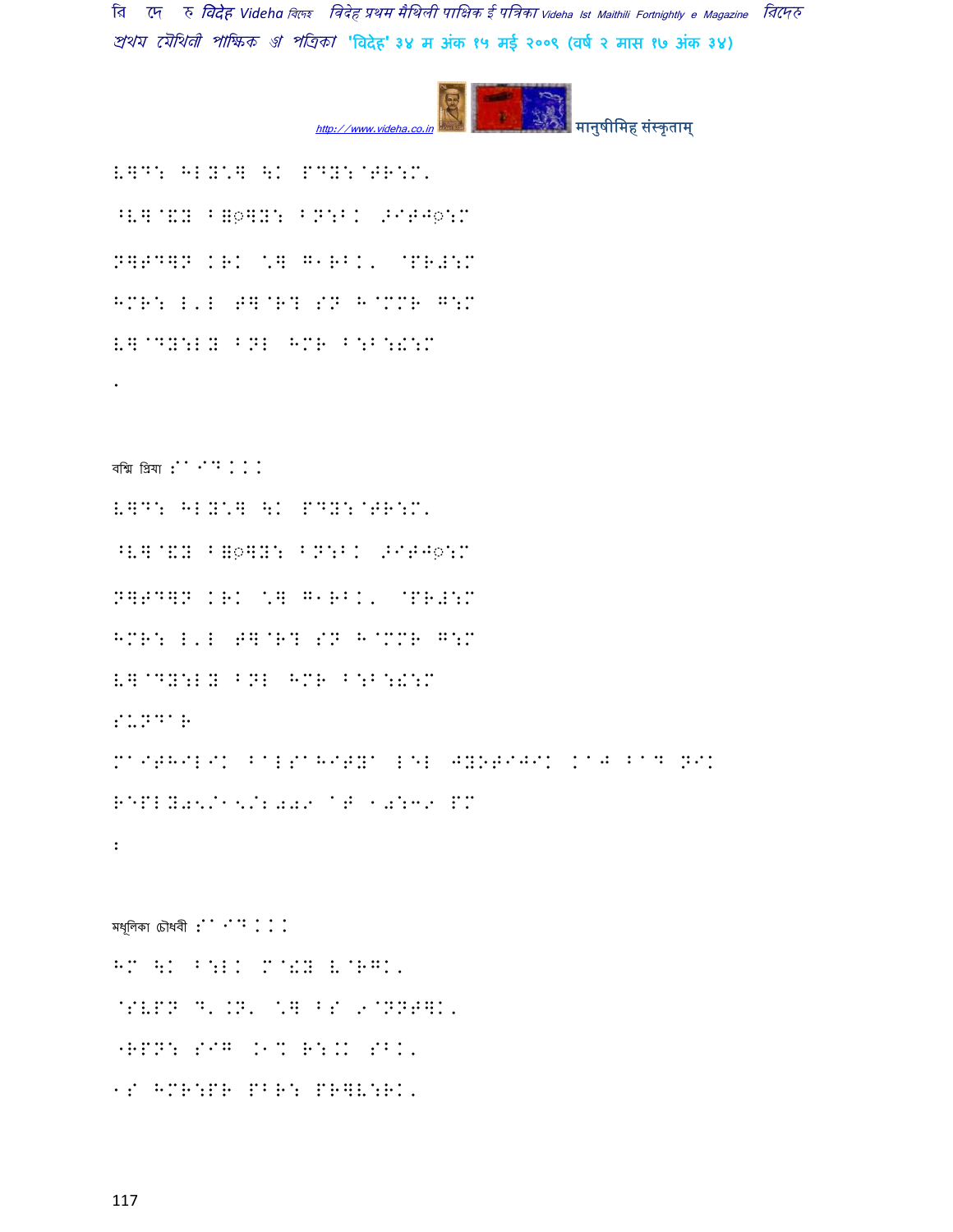L]D: HL Y'] \K PDY:@TR:M.

^V]@&Y B=◌़]Y: BN:BK >IT◌़J◌़:M

N]TD]N KRK '] G1RBK. @PR#:M

HMR: L'L T]@R? SN H@MMR G:M

V]@DY:LY BNL HMR B:B:!:M

.

बश्मि प्रिया :SAID...

L]D: HL Y'] \K PDY:@TR:M.

^V]@&Y B=◌़]Y: BN:BK >IT◌़J◌़:M

N]TD]N KRK '] G1RBK. @PR#:M

HMR: L'L T]@R? SN H@MMR G:M

V]@DY:LY BNL HMR B:B:!:M

SUNDAR

MAITHILIK BALSAHITYA LEL JYOTIJIK KAJ BAD NIK

REPLY05/15/2009 AT 10:39 PM

:

मधूलिका चौधवी :SAID...

HM \K B:LK M@!Y V@RGK.

@SVPN D'.N. '] BS 9@NNT]K.

"RPN: SIG .1% R:.K SBK.

1S HMR:PR PBR: PR]V:RK.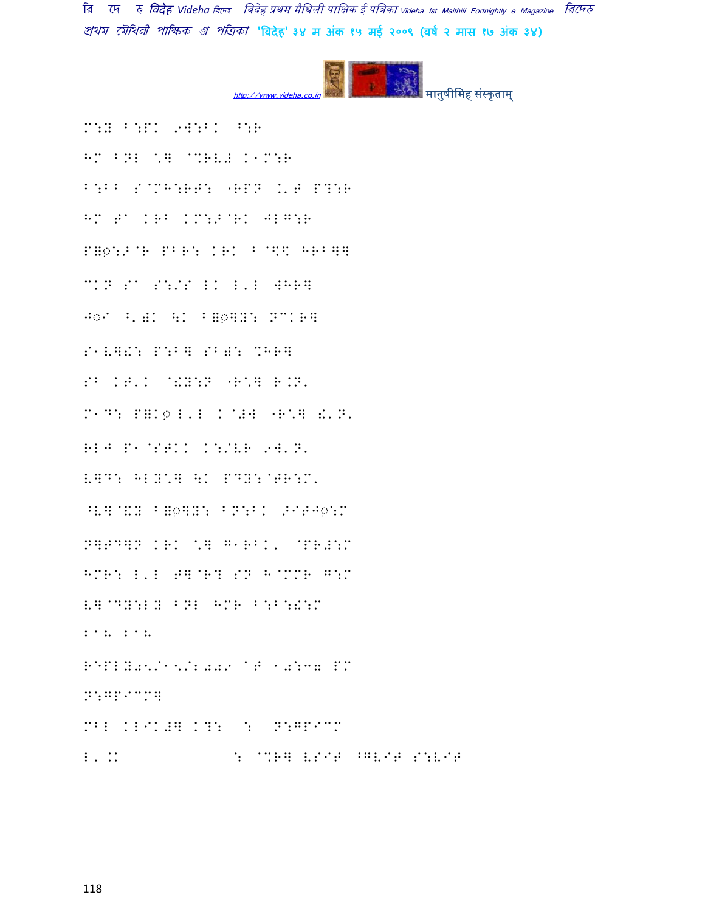M:Y B:PK 9W:BK ^:R

HM BNL '] @%RV# K1M:R

B:BB S@MH:RT: "RPN K'T P?:R

HM T0 KRB KM:>@RK JLG:R

P]◌:>@R PBR: KRK B@$$ HRB]]

MKN S0 S:/S LK L'L WHR]

J◌I ^'(K \K B]◌]Y: NMKR]

S1V]!: P:B] SB(: %HR]

SB KT'K @!Y:N "R*] R.N'

M1D: P]K◌ L'L K@#W "R*] !'N'

RLJ P1@STKK K:/VR 9W'N'

V]D: HLY*] \K PDY:@TR:M'

^V]@XY B]◌]Y: BN:BK >IT J◌:M

N]TD]N KRK *] G1RBK' @PR#:M

HMR: L'L T]@R? SN H@MMR G:M

V]@DY:LY BNL HMR B:B:!:M

:1: :1:

REPLY05/15/2009 at 10:37 PM

N:GPICM]

MBL KLIK#] K?: : N:GPICM

L'.K : @%R] VSIT ^GVIT S:VIT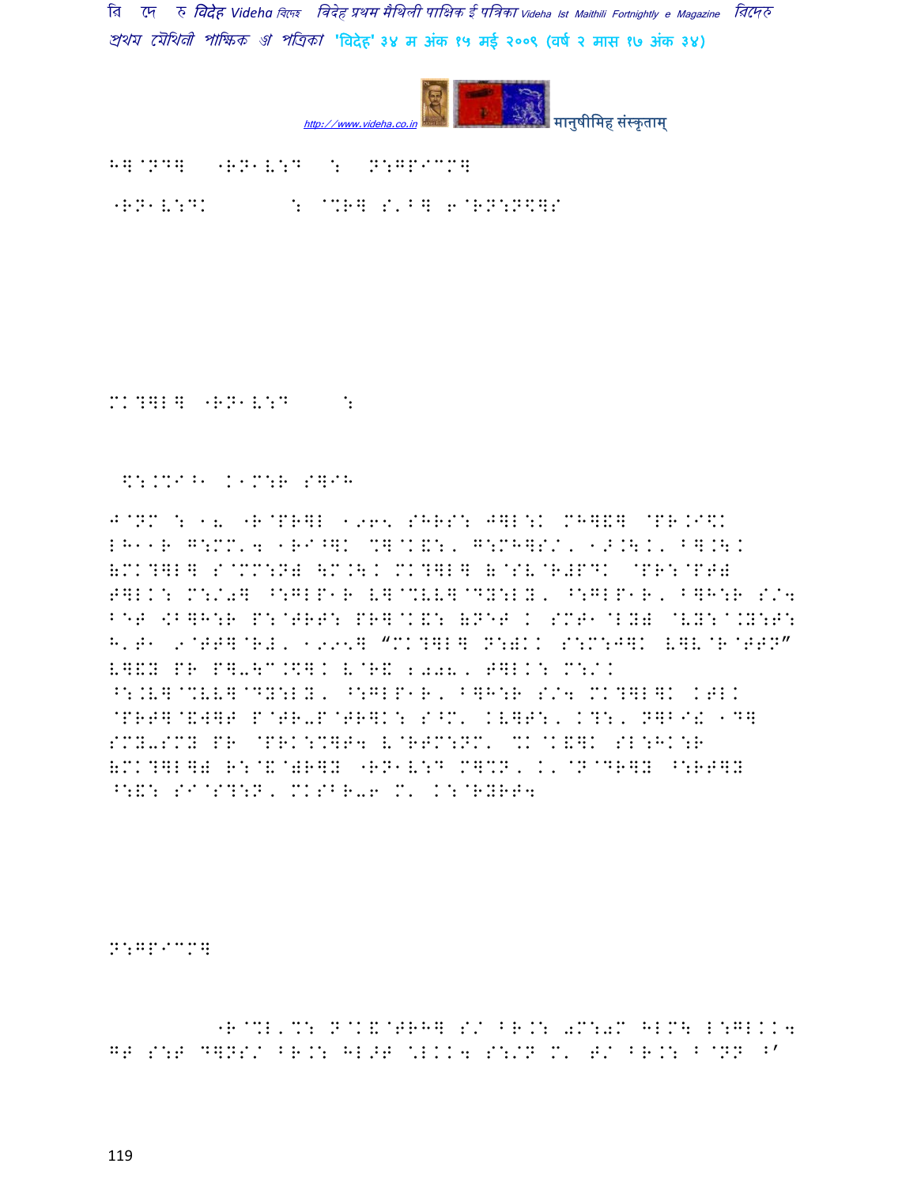H]@ND] "RN1V:D : N:GP"CM]

"RN1V:DK : @%R] S'B] 6@RN:N\$]S

MK?]L] "RN1V:D :

\$:.%I^1 K1M:R S]IH

J@NM : 18 "R@PR]L 1965 SHRS: J]L:K MH]\&] @PR.I\$K LH11R G:MM'4 1RI^]K %]@K\&:, G:MH]S/, 1>.\K, B].\K (MK?]L] S@MM:N) \M.\K MK?]L] (@SV@R#PDK @PR:@PT) T]LK: M:/0] ^:GLP1R V]@%VV]@DY:LY, ^:GLP1R, B]H:R S/4 B]T <B]H:R P:@TRT: PR]@K\&: (NET K SMT1@LY) @VY:@.Y:T: H'T1 9@TT]@R#, 1995] "MK?]L] N:)KK S:M:J]K V]V@R@TTN" V]\&Y PR P].\C.\$]K V@R\& 2008, T]LK: M:/K ^:.V]@%VV]@DY:LY, ^:GLP1R, B]H:R S/4 MK?]L]K KTLK @PRT]@\&W]F P@TR-P@TR]K: S^M' KV]T:, K?:, N]BI! 1D] SMY-SMY PR @PRK:%]T4 V@RTM:NM' %K@K\&]K SL:HK:R (MK?]L]) R:@\&@)R]Y "RN1V:D M]%N, K'@N@DR]Y ^:RT]Y ^:\&: SI@S?:N, MKSBR-6 M' K:@RYRT4

N:GP"CM]

"R@%L'%: N@K\&@TRH] S/ BR.: 0M:0M HLM\ L:GLKK4 GT S:T D]NS/ BR.: HL>T \*LKK4 S:/N M' T/ BR.: B@NN ^'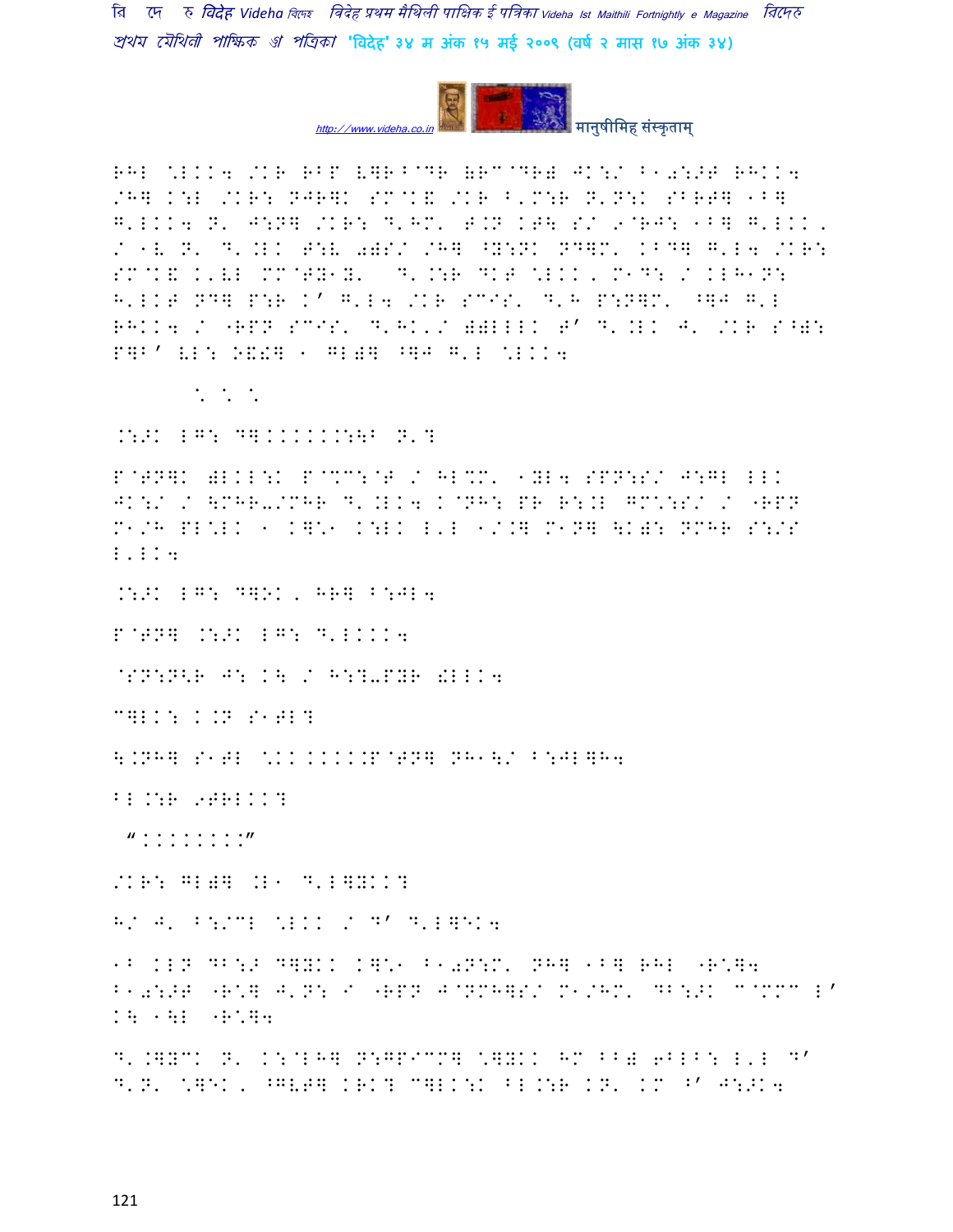RHL \*LKK4 /KR RBP LWR^@DR (RC@DR) JK:/ B10:>T RHKK4 /HW K:L /KR: NJRWK SM@K& /KR B'M:R N'N:K SBRTW 1BW G'LKK4 N' J:NW /KR: D'HM' T.N KT\ S/ 9@RJ: 1BW G'LKK, / 1V N' D'.LK T:V 0)S/ /HW ^Y:NK NDWM' KBDW G'L4 /KR: SM@K& K'VL MM@TY1Y' D'.:R DKT \*LKK, M1D: / KLH1N: H'LKT NDW P:R K' G'L4 /KR SCIS' D'H P:NWM' ^WJ G'L RHKK4 / "RPN SCIS' D'HK'/ )WLLLK T' D'.LK J' /KR S^W: PWB' VL: O&!W ' GL)W ^WJ G'L \*LKK4

\* \* \*

.:>K LG: DWKKKKKKK:\B N'?

P@TNWK )LKL:K P@%C:@T / HL%M' 1YL4 SPN:S/ J:GL LLK JK:/ / \MHR-/MHR D'.LK4 K@NH: PR R:.L GM\*:S/ / "RPN M1/H PL\*LK 1 KW\*1 K:LK L'L 1/.W M1NW \K): NMHR S:/S L'LK4

.:>K LG: DWOK, HRW B:JL4

P@TNW .:>K LG: D'LKKK4

@SN:N<R J: K\ / H:?-PYR !LLK4

CWLK: K.N S1TL?

\.NHW S1TL \*KK KKKK.P@TNW NH1\/ B:JLWH4

BL.:R 9TRLKK?

"KKKKKKK"

/KR: GL)W .L1 D'LWYKK?

H/ J' B:/CL \*LKK / D' D'LWEK4

1B KLN DB:> DWYKK KW\*1 B10N:M' NHW 1BW RHL "R\*W4 B10:>T "R\*W J'N: I "RPN J@NMHWS/ M1/HM' DB:>K C@MMC L' K\ 1\L "R\*W4

D'.WYCK N' K:@LHW N:GPICMW \*WYKK HM BB) 6BLB: L'L D' D'N' \*WEK, ^GVTW KRK? CWLK:K BL.:R KN' KM ^' J:>K4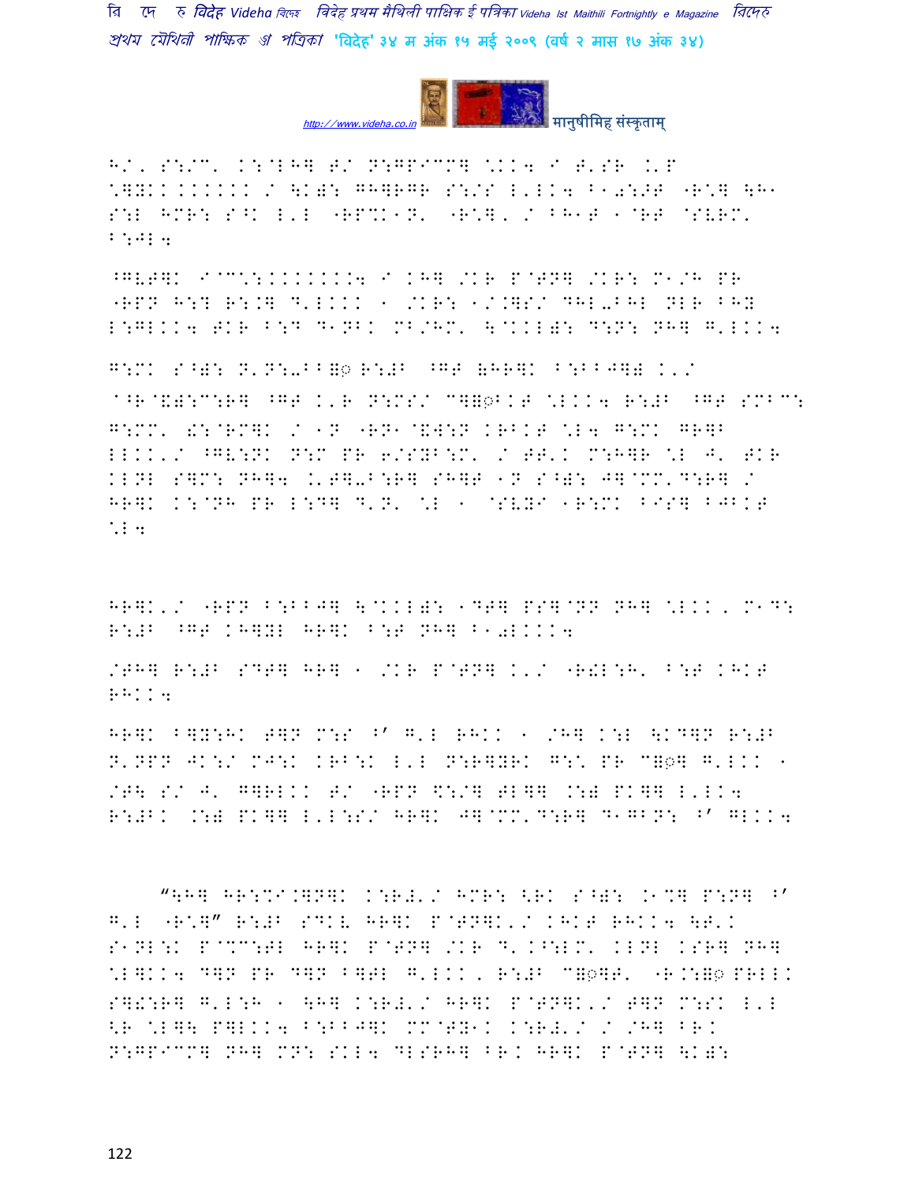H/, S:/C' K:@LH] T/ N:GPICM] \KK4 I T'SR .'P \]YKK KKKKKK / \K=: GH]RGR S:/S L'LK4 B10:>T "R\] \H1 S:L HMR: S^K L'L "RP%K1N' "R\], / BH1T 1@RT @SVRM' B:JL4

^GVT]K I@C\:KKKKKKK4 I KH] /KR P@TN] /KR: M1/H PR "RPN H:? R:.] D'LKKK 1 /KR: 1/.]S/ DHL-BHL NLR BHY L:GLKK4 TKR B:D D1NBK MB/HM' \@KKL=: D:N: NH] G'LKK4

G:MK S^=: N'N:-BB=◌ R:#B ^GT (HR]K B:BBJ]= K'/ ^@R@&=:C:R] ^GT K'R N:MS/ C]=◌BKT \LKK4 R:#B ^GT SMBC: G:MM' £:@RM]K / 1N "RN1@&W:N KRBKT \L4 G:MK GR]B LLKK'/ ^GV:NK N:M PR 6/SYB:M' / TT'K M:H]R \L J' TKR KLNL S]M: NH]4 .'T]-B:R] SH]T 1N S^=: J]@MM'D:R] / HR]K K:@NH PR L:D] D'N' \L 1 @SVYI 1R:MK BIS] BJBKT \L4

HR]K'/ "RPN B:BBJ] \@KKL=: 1DT] PS]@NN NH] \LKK, M1D: R:#B ^GT KH]YL HR]K B:T NH] B10LKKK4

/TH] R:#B SDT] HR] 1 /KR P@TN] K'/ "R!L:H' B:T KHKT RHKK4

HR]K B]Y:HK T]N M:S ^' G'L RHKK 1 /H] K:L \KD]N R:#B N'NPN JK:/ MJ:K KRB:K L'L N:R]YRK G:\ PR C=◌] G'LKK 1 /T\ S/ J' G]RLKK T/ "RPN \$:/] TL]] .:= PK]] L'LK4 R:#BK .:= PK]] L'L:S/ HR]K J]@MM'D:R] D1GBN: ^' GLKK4

"\H] HR:%I.]N]K K:R#'/ HMR: <RK S^=: .1%] P:N] ^' G'L "R\]" R:#B SDKV HR]K P@TN]K'/ KHKT RHKK4 \T'K S1NL:K P@%C:TL HR]K P@TN] /KR D' K^:LM' KLNL KSR] NH] \L]KK4 D]N PR D]N B]TL G'LKK, R:#B C=◌]T' "R.:=◌ PRLLK S]!:R] G'L:H 1 \H] K:R#'/ HR]K P@TN]K'/ T]N M:SK L'L <R \L]\ P]LKK4 B:BBJ]K MM@TY1K K:R#'/ / /H] BRK N:GPICM] NH] MN: SKL4 DLSRH] BRK HR]K P@TN] \K=: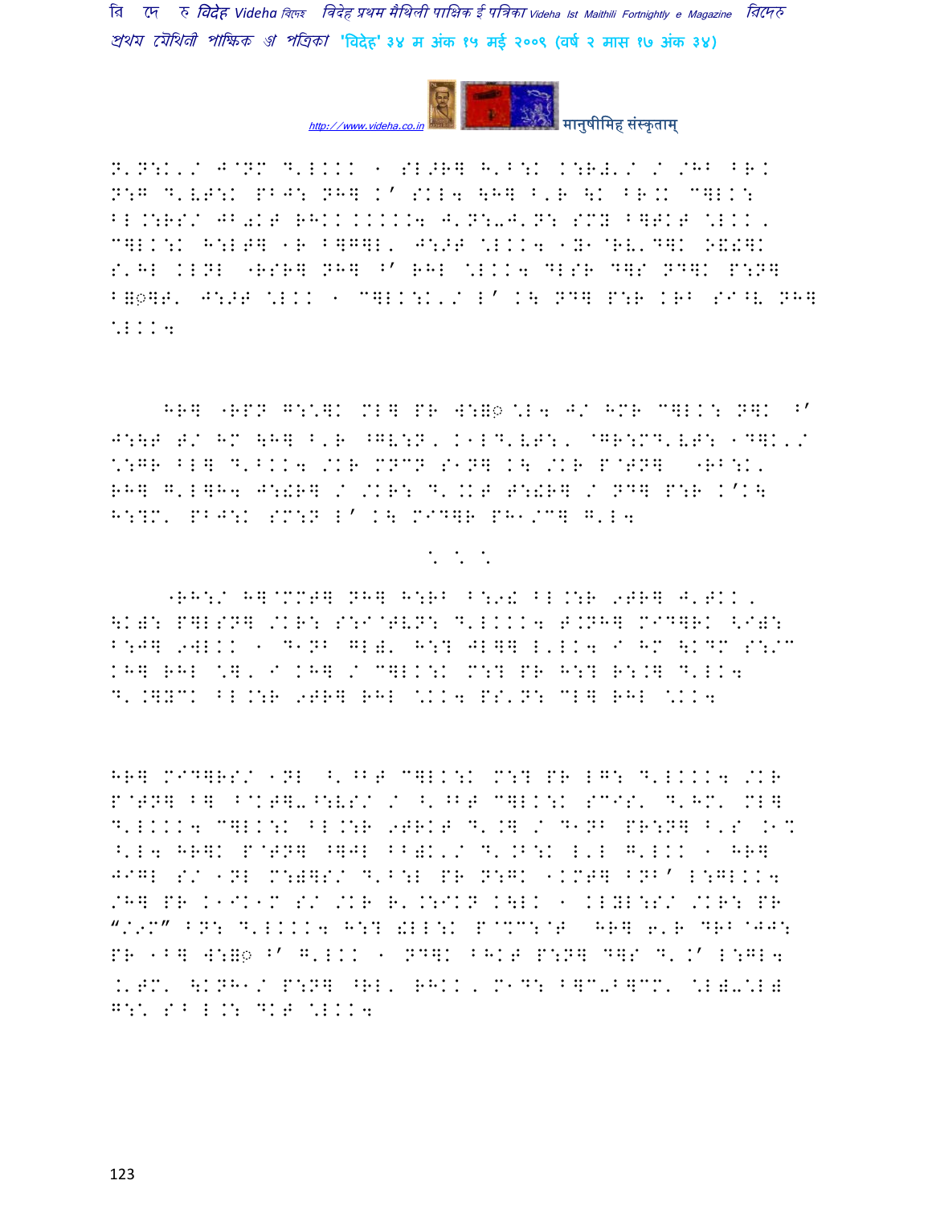N'N:K'/ J@NM D'LKKK 1 SL>R] H'B:K K:R#'/ / /HB BR.
N:G D'VT:K PBJ: NH] K' SKL4 \H] B'R \K BR.K C]LK:
BL.:RS/ JB0KT RHKK.KKKK4 J'N:-J'N: SMY B]TKT \LKK,
C]LK:K H:LT] 1R B]G]L, J:>T \LKK4 1Y1@RV'D]K >&!]K
S'HL KLNL "RSR] NH] B' RHL \LKK4 DLSR D]S ND]K P:N]
B]◌]T' J:>T \LKK 1 C]LK:K'/ L' K\ ND] P:R KRB SI^V NH]
\LKK4

HR] "RPN G:\]K ML] PR W:]◌ \L4 J/ HMR C]LK: N]K B'
J:\T T/ HM \H] B'R ^GV:N, K1LD'VT:, @GR:MD'VT: 1D]K'/
\:GR BL] D'BKK4 /KR MNCN S1N] K\ /KR P@TN] "RB:K'
RH] G'L]H4 J:!R] / /KR: D'.KT T:!R] / ND] P:R K'K\
H:?M' PBJ:K SM:N L' K\ MID]R PH1/C] G'L4

\. \. \.

"RH:/ H]@MMT] NH] H:RB B:9! BL.:R 9TR] J'TKK,
\K): P]LSN] /KR: S:I@TVN: D'LKKK4 T.NH] MID]RK <I):
B:J] 9WLKK 1 D1NB GL)' H:? JL]] L'LK4 I HM \KDM S:/C
KH] RHL \]' I KH] / C]LK:K M:? PR H:? R:.] D'LK4
D'.]YCK BL.:R 9TR] RHL \KK4 PS'N: CL] RHL \KK4

HR] MID]RS/ 1NL ^'^BT C]LK:K M:? PR LG: D'LKKK4 /KR
P@TN] B] B@KT]-^:VS/ / ^'^BT C]LK:K SCIS' D'HM' ML]
D'LKKK4 C]LK:K BL.:R 9TRKT D'.] / D1NB PR:N] B'S .1%
^'L4 HR]K P@TN] ^]JL BB)K'/ D'.B:K L'L G'LKK 1 HR]
JIGL S/ 1NL M:)]S/ D'B:L PR N:GK 1KMT] BNB' L:GLKK4
/H] PR K1IK1M S/ /KR R'.:IKN K\LK 1 KLYL:S/ /KR: PR
"/9M" BN: D'LKKK4 H:? !LL:K P@%C:@T HR] 6'R DRB@JJ:
PR 1B] W:]◌ B' G'LKK 1 ND]K BHKT P:N] D]S D'.' L:GL4
.'TM' \KNH1/ P:N] ^RL' RHKK, M1D: B]C-B]CM' \L)-\L)
G:\ S^ L.: DKT \LKK4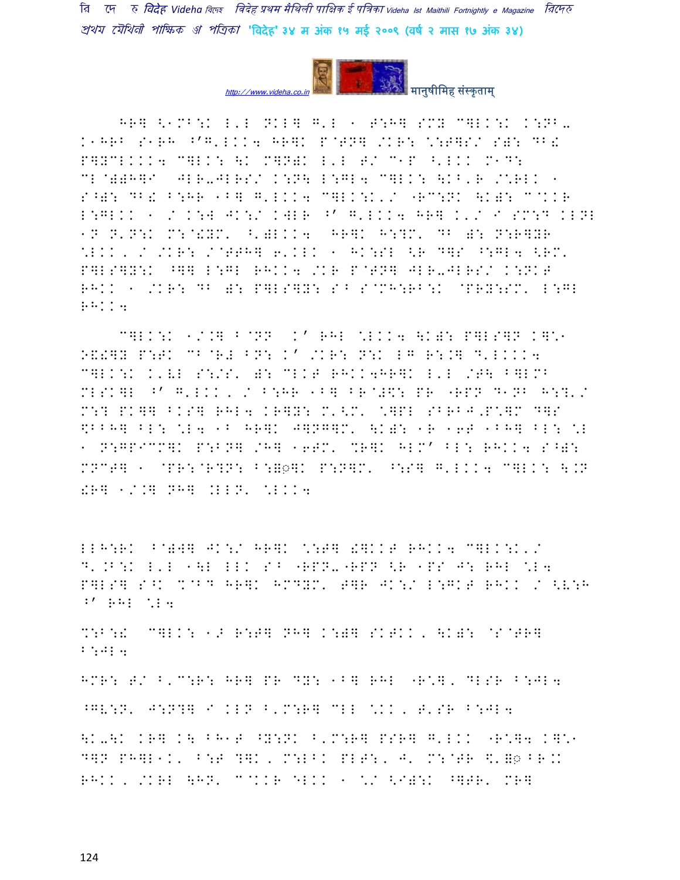HR] <1MB:K L'L NKL] G'L 1 T:H] SMY C]LK:K K:NB- K1HRB S1RH ^'G'LKK4 HR]K P@TN] /KR: \:T]S/ S): DB! P]YCLKKK4 C]LK: \K M]N)K L'L T/ C1P ^'LKK M1D: CL@))H]I JLR-JLRS/ K:N\ L:GL4 C]LK: \KB'R /\RLK 1 S^): DB! B:HR 1B] G'LKK4 C]LK:K'/ "RC:NK \K): C@KKR L:GLKK 1 / K:W JK:/ KWLR ^' G'LKK4 HR] K'/ I SM:D KLNL 1N N'N:K M:@!YM' ^')LKK4 HR]K H:?M' DB ): N:R]YR \LKK, / /KR: /@TTH] 6'KLK 1 HK:SL <R D]S ^:GL4 <RM' P]LS]Y:K ^]] L:GL RHKK4 /KR P@TN] JLR-JLRS/ K:NKT RHKK 1 /KR: DB ): P]LS]Y: S^ S@MH:RB:K @PRY:SM' L:GL RHKK4

C]LK:K 1/.] B@NN K' RHL \LKK4 \K): P]LS]N K]\1 >&!]Y P:TK CB@R! BN: K' /KR: N:K LG R:.] D'LKKK4 C]LK:K K'VL S:/S' ): CLKT RHKK4HR]K L'L /T\ B]LMB MLSK]L ^' G'LKK, / B:HR 1B] BR@#\: PR "RPN D1NB H:?'/ M:? PK]] BKS] RHL4 KR]Y: M'<M' \]PL SBRB J,P\]M D]S $BBH] BL: \L4 1B HR]K J]NG]M' \K): 1R 16T 1BH] BL: \L 1 N:GPICM]K P:BN] /H] 16TM' %R]K HLM' BL: RHKK4 S^): MNCT] 1 @PR:@R?N: B:]◌]K P:N]M' ^:S] G'LKK4 C]LK: \.N !R] 1/.] NH] .LLN' \LKK4

LLH:RK B@)W] JK:/ HR]K \:T] !]KKT RHKK4 C]LK:K'/ D'.B:K L'L 1\L LLK S^ "RPN-"RPN <R 1PS J: RHL \L4 P]LS] S^K %@BD HR]K HMDYM' T]R JK:/ L:GKT RHKK / <V:H ^' RHL \L4

%:B:! C]LK: 1> R:T] NH] K:)] SKTKK, \K): @S@TR] B:JL4

HMR: T/ B'C:R: HR] PR DY: 1B] RHL "R\], DLSR B:JL4

^GV:N' J:N?] I KLN B'M:R] CLL \KK, T'SR B:JL4

\K-\K KR] K\ BH1T ^Y:NK B'M:R] PSR] G'LKK "R\]4 K]\1 D]N PH]L1K' B:T ?]K, M:LBK PLT:, J' M:@TR $'◌BR.K RHKK, /KRL \HN' C@KKR ELKK 1 \/ <I):K ^]TR' MR]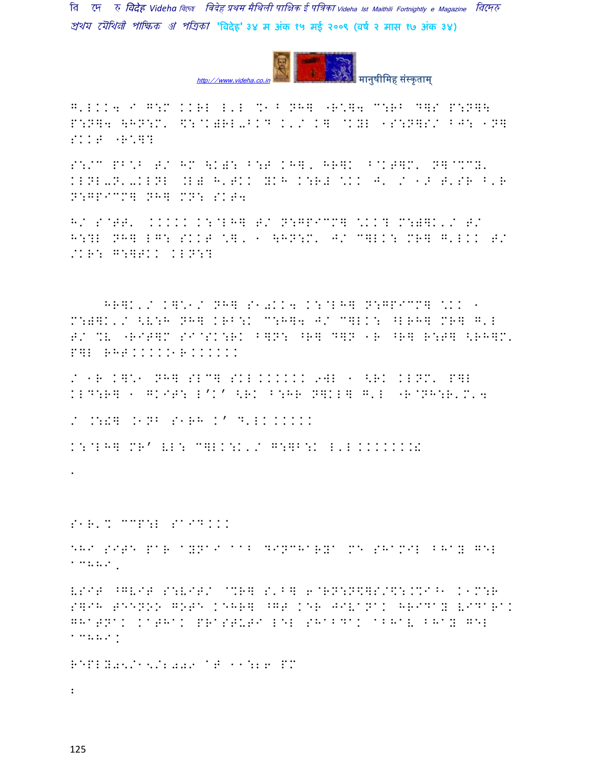H'LKK4 I G:M KKRL L'L %1 B NH] "R\*]4 C:RB D]S P:N]\ P:N]4 \HN:M' \$:@K)RL-BKD K'/ K] @KYL 1S:N]S/ BJ: 1N] SKKT "R\*]?

S:/C PB\*B T/ HM \K): B:T KH], HR]K ^@KT]M' N]@%CY' KLNL-N'-KLNL .L) H'TKK YKH K:R# \*KK J' / 1> T'SR B'R N:GPICM] NH] MN: SKT4

H/ S@TT' KKKKK K:@LH] T/ N:GPICM] \*KK? M:)]K'/ T/ H:?L NH] LG: SKKT \*], 1 \HN:M' J/ C]LK: MR] G'LKK T/ /KR: G:]TKK KLN:?

HR]K'/ K]\*1/ NH] S1)KK4 K:@LH] N:GPICM] \*KK 1 M:)]K'/ <V:H NH] KRB:K C:H]4 J/ C]LK: ^LRH] MR] G'L T/ %V "RIT]M SI@SK:RK B]N: ^R] D]N 1R ^R] R:T] <RH]M' P]L RHTKKKKK1RKKKKKK

/ 1R K]\*1 NH] SLC] SKLKKKKKK9WL 1 <RK KLNM' P]L KLD:R] 1 GKIT: L'K' <RK B:HR N]KL] G'L "R@NH:R'M'4

/ .:!] .1NB S1RH K' D'LKKKKKK

K:@LH] MR' VL: C]LK:K'/ G:]B:K L'L KKKKKKK.!

.

S1R'% CCP:L SAIDKKK

EHI SITE PAR AYNAI AAB DINCHARYA ME SHAMIL BHAY GEL ACHHI.

VSIT ^GVIT S:VIT/ @%R] S'B] 6@RN:N\$]S/\$:.%I^1 K1M:R S]IH TEENOO GOTE KEHR] ^GT KER JIVANAK HRIDAY VIDARAK GHATNAK KATHAK PRASTUTI LEL SHABDAK ABHAV BHAY GEL ACHHI.

REPLY05/15/2009 AT 11:26 PM

: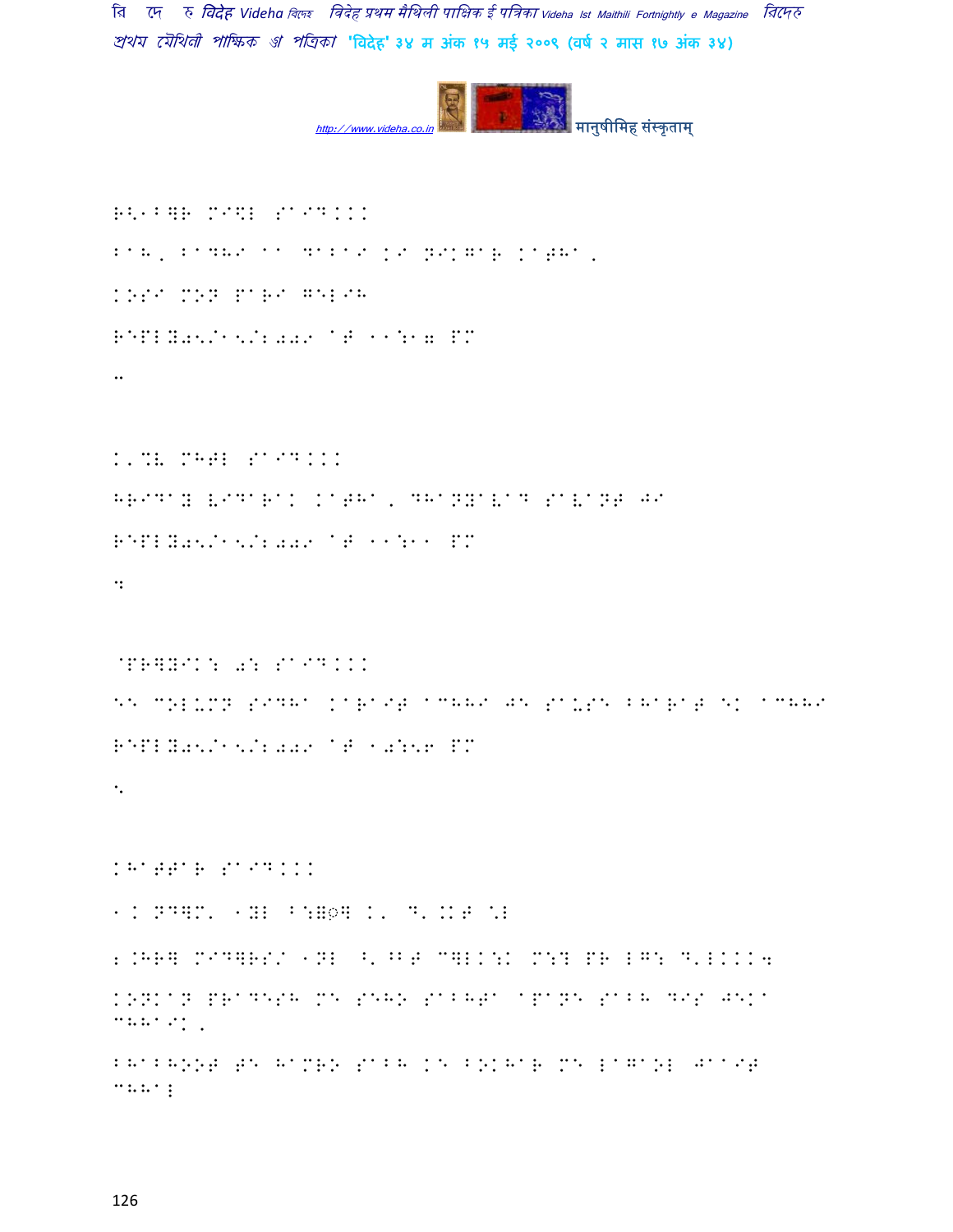R<1BHR MI$L SAID...

BAH, BADHIA AA MARMAK KA NIKGAR KATHA,

KOSI MON PARI GELAH

REPLY05/15/2009 AT 11:17 PM

..

K.%L MHTL SAID...

HRIDAY VIDARAK KATHA, DHANYAVAD SAVANT JI

REPLY05/15/2009 AT 11:11 PM

3

@PREETI: 03 SAID...

EE COLUMN SIDHA KARAIT ACHHI JE SAUSE BHARAT EK ACHHI

REPLY05/15/2009 AT 10:56 PM

4

KHATTAR SAID...

1. NDHM. 1YL B:H@H K. D..KT %L

2.KHRH MIDHRS/ 1NL ^.^BT CHLK:K M:H PR LG: D.LKKK4

KONKAN PRADESH ME SEHO SABHTA APANE SABH DIS JEKA CHHAIK,

BHABHOOT SE HAMRO SABH KE BOKHAR ME LAGAOL JAAIT CHHAI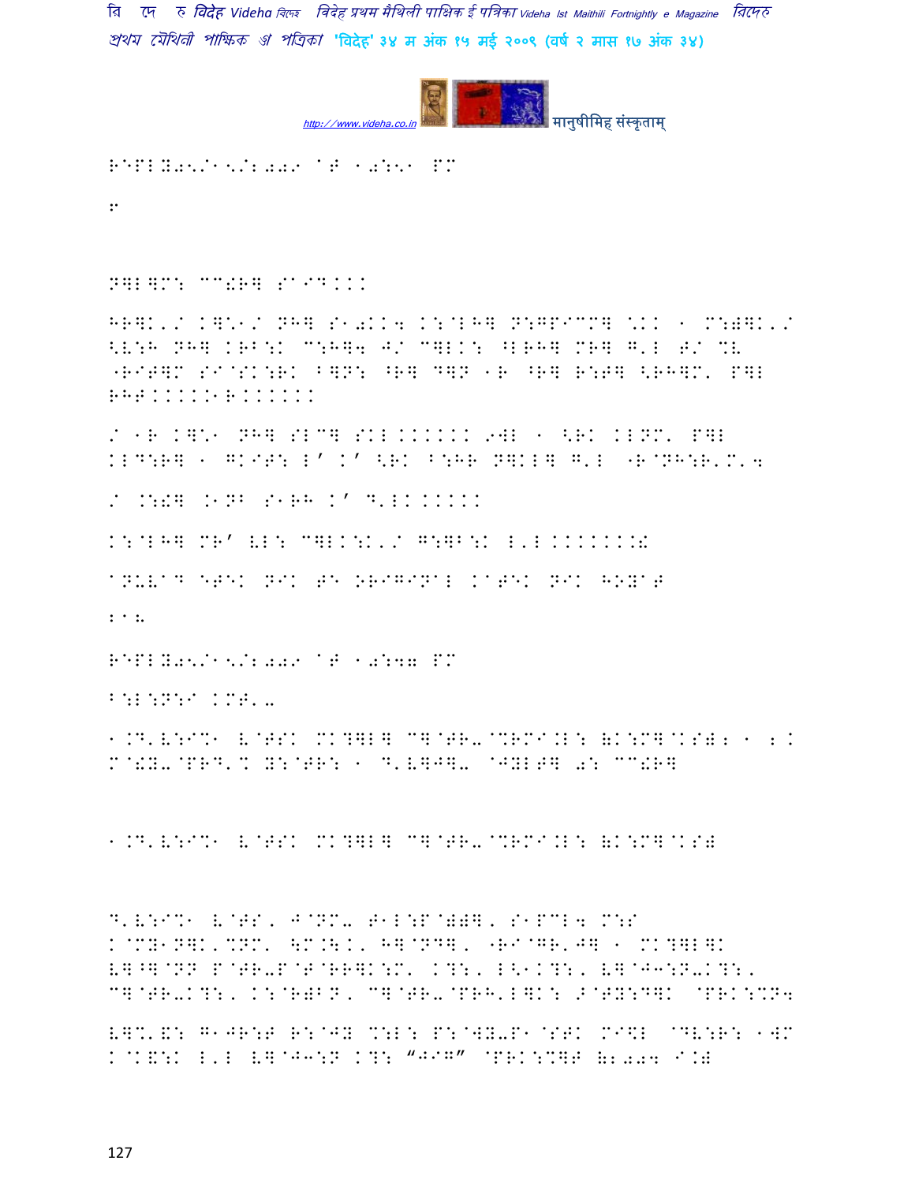R^PLY05/15/2009 AT 10:51 PM

8

N]L]M: CC!R] S1I.....

HR]K'/ K]\*1/ NH] S10KK4 K:@LH] N:GPIC^] \*KK 1 M:@]K'/ <V:H NH] KRB:K C:H]4 J/ C]LK: ^LRH] MR] G'L T/ %V "RIT]M SI@SK:RK B]N: ^R] D]N 1R ^R] R:T] <RH]M' P]L RHT.....1R......

/ 1R K]\*1 NH] SLC] SKL...... 9WL 1 <RK KLNM' P]L KLD:R] 1 GKIT: L' K' <RK B:HR N]KL] G'L "R@NH:R'M'4

/ .:!] .1NB S1RH K' D'LK.....

K:@LH] MR' VL: C]LK:K'/ G:]B:K L'L.......!

ANUVAD ETEK NIK TE ORIGINAL KATEK NIK HOYAT

210

R^PLY05/15/2009 AT 10:47 PM

B:L:N:I KMT'-

1.D'V:I%1 V@TSK MK?]L] C]@TR-@%RMI.L: (K:M]@KS)2 1 2. M@!Y-@PRD'% Y:@TR: 1 D'V]J]- @JYLT] 0: CC!R]

1.D'V:I%1 V@TSK MK?]L] C]@TR-@%RMI.L: (K:M]@KS)

D'V:I%1 V@TS, J@NM- T1L:P@)?], S1PCL4 M:S K@MY1N]K'%NM' \M.\., H]@ND], "RI@GR'J] 1 MK?]L]K V]^]@NN P@TR-P@T@RR]K:M' K?:, L<1K?:, V]@J3:N-K?:, C]@TR-K?:, K:@R)BN, C]@TR-@PRH'L]K: >@TY:D]K @PRK:%N4

V]%'&: G1JR:T R:@JY %:L: P:@WY-P1@STK MI\$L @DV:R: 1WM K@K&:K L'L V]@J3:N K?: "JIG" @PRK:%]T (2004 I.)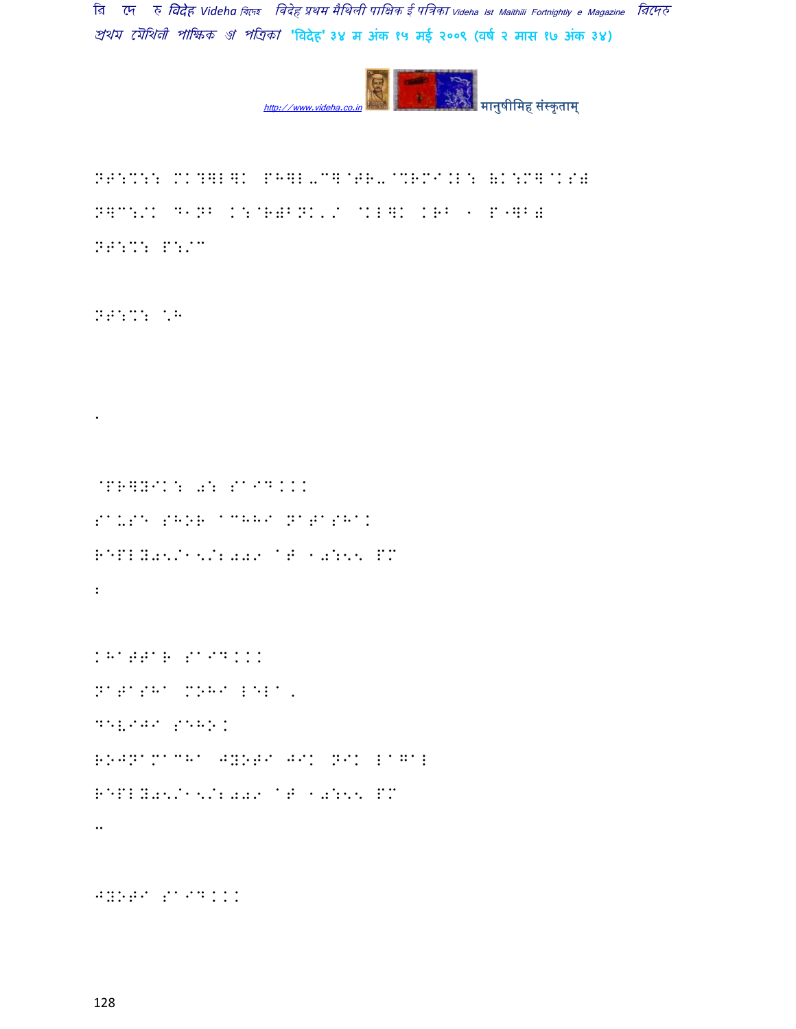NE:X: MK?]L]K PH]L-C]@TR-@XRMI.L: (K:M]@KS)
N]C:/K D1NB K:@R)BNK'/ @KL]K KRB 1 P"]B)
NE:X: P:/C

NE:X: \H

.

@PR]YIK: 0: SAID...
SAUSE SHOR ACHHA NATASHA.
REPLY05/15/2009 AT 10:55 PM
:

KHATTAR SAID...
NATASHA MOHI LELA,
DEVIJI SEHO.
ROJNAMACHA JYOTI JIK NIK LAGAL
REPLY05/15/2009 AT 10:55 PM
..

JYOTI SAID...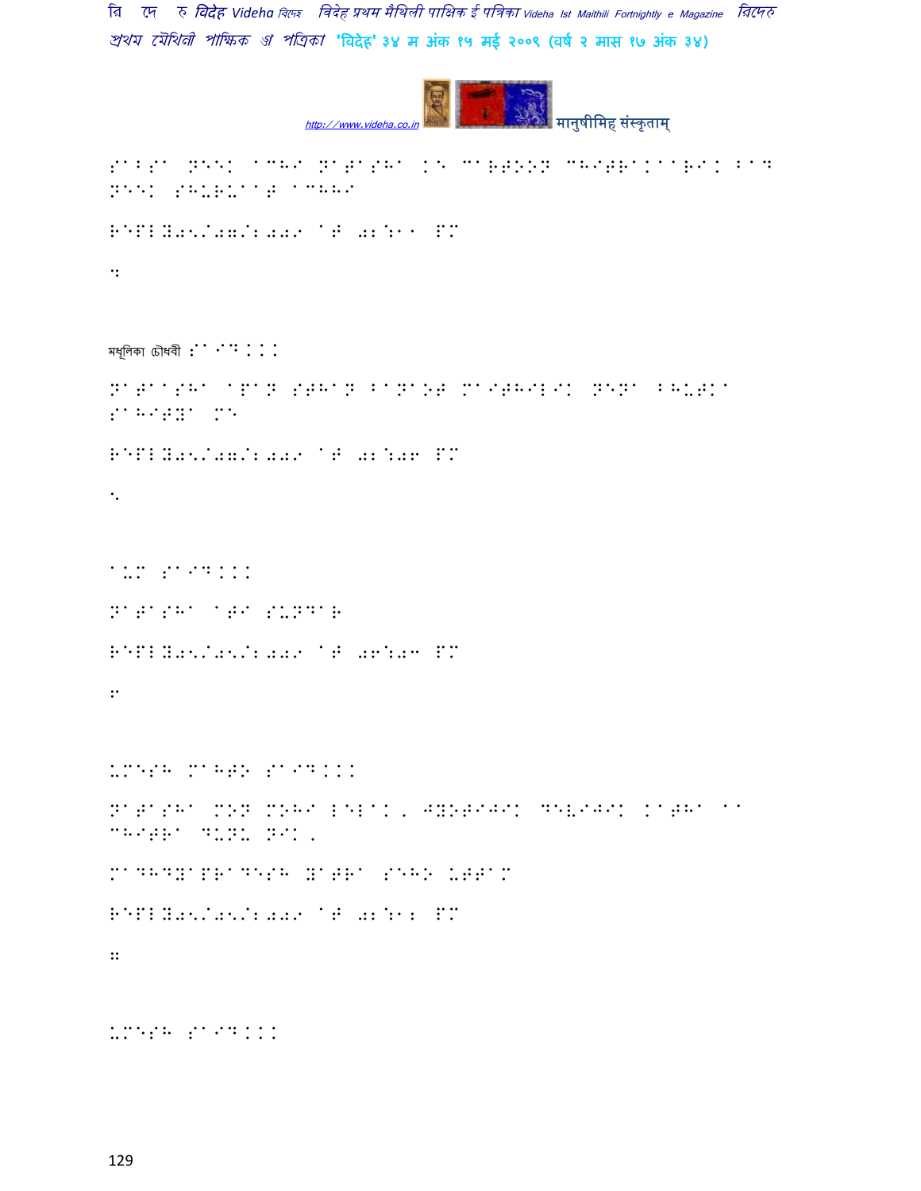SARSA NEEK ACHI NATASHA KE CARTOON CHITRAKAARIK BAD NEEK SHURUAAT ACHHI

REPLY05/07/2009 AT 02:11 PM

4

मधूलिका चौधरी SAID...

NATAASHA APAN STHAN BANAOT MAITHILIK NENA BHUTKA SAHITYA ME

REPLY05/07/2009 AT 02:06 PM

5

AUM SAID...

NATASHA ATI SUNDAR

REPLY05/05/2009 AT 06:03 PM

6

UMESH MAHTO SAID...

NATASHA MON MOHI LELAK, JYOTIJIK DEVIJIK KATHA AA CHITRA DUNU NIK,

MADHYAPRADESH YATRA SEHO UTTAM

REPLY05/05/2009 AT 02:12 PM

7

UMESH SAID...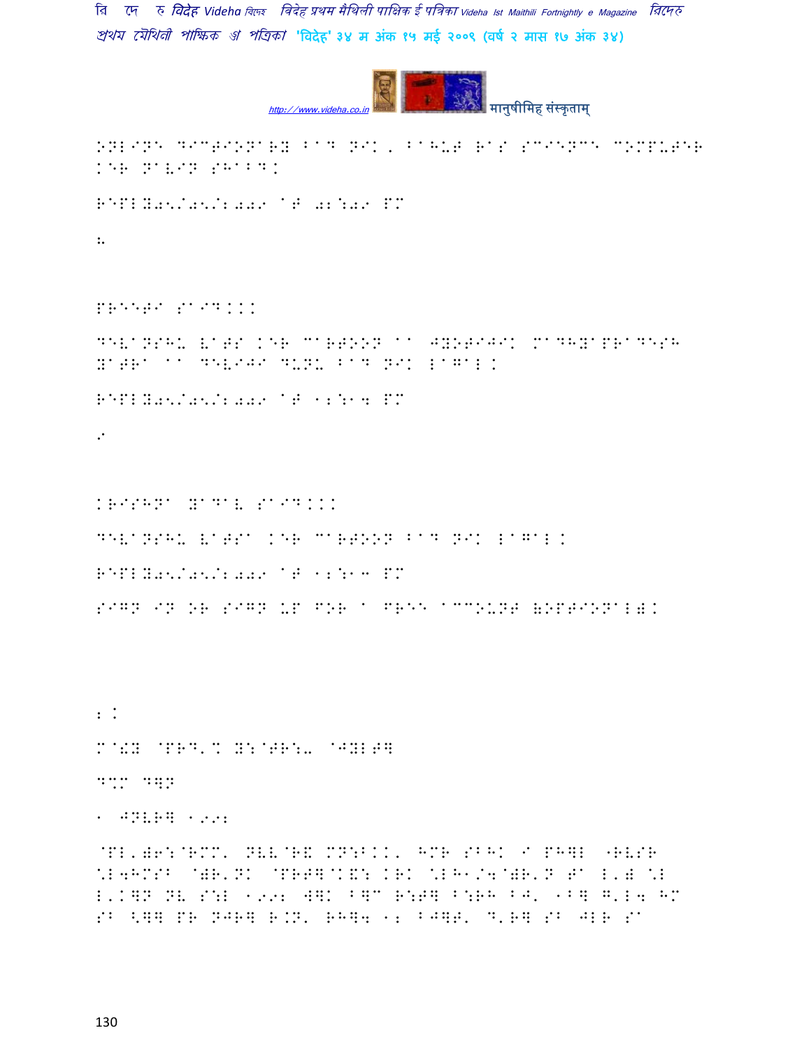ONLINE DICTIONARY BAD NIK, BAHUT RAS SCIENCE COMPUTER KER NAVIN SHABD.

REPLY05/05/2009 AT 02:09 PM

8.

PREETI SAID...

DEVANSHU VATS KER CARTOON AA JYOTIJIK MADHYAPRADESH YATRA AA DEVIJI DUNU BAD NIK LAGAL.

REPLY05/05/2009 AT 12:14 PM

9

KRISHNA YADAV SAID...

DEVANSHU VATSA KER CARTOON BAD NIK LAGAL.

REPLY05/05/2009 AT 12:13 PM

SIGN IN OR SIGN UP FOR A FREE ACCOUNT (OPTIONAL).

2.

M@!Y @PRD'% Y:@TR:- @JYLT]

D%M D]N

1 JNVR] 1992

@PL')6:@RMM' NVV@R& MN:BKK' HMR SBHK I PH]L "RVSR \L4HMSB @)R'NK @PRT]@K&: KRK \LH1/4@)R'N Ta L') \L L'K]N NV S:L 1992 W]K B]M R:T] B:RH BJ' 1B] G'L4 HM SB <]] PR NJR] R.N' RH]4 12 BJ]T' D'R] SB JLR Sa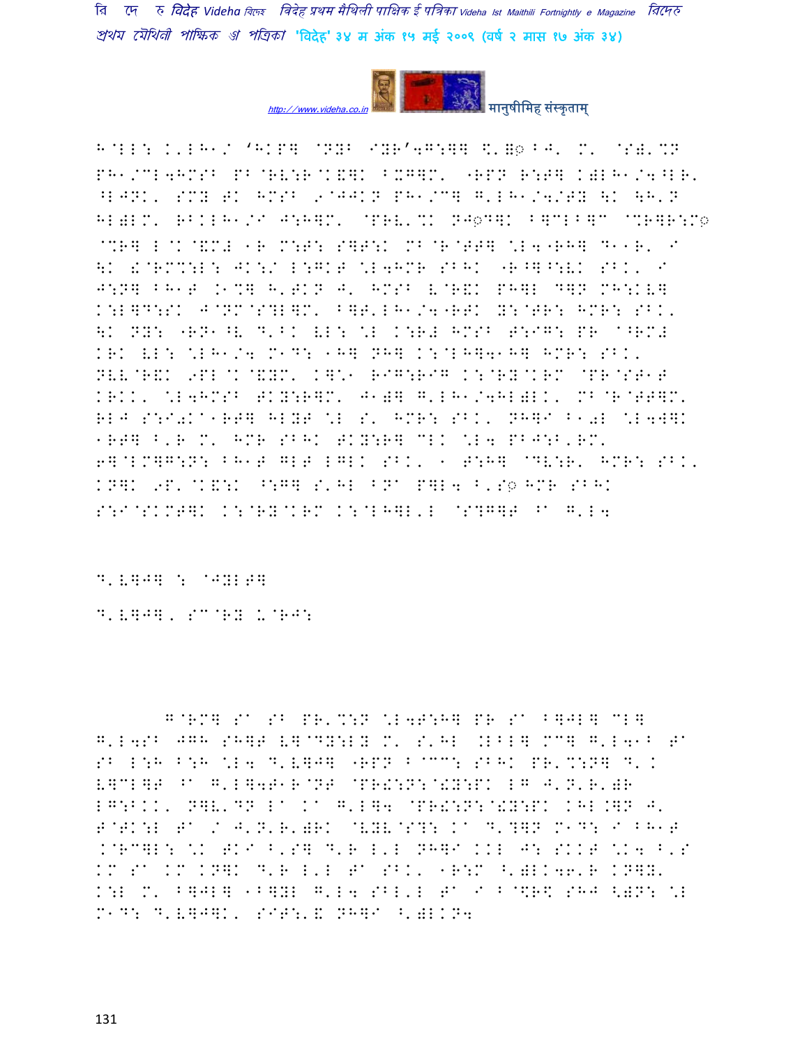H@LL: K'LH1/ 'HKP] @NYB IYR'4G:]] \$'॥◌ BJ' M' @S)'%N PH1/CL4HMSB PB@RV:R@K&]K BXG]M' "RPN R:T] K)LH1/4^LR' ^LJNK' SMY TK HMSB 9@JJKN PH1/C] G'LH1/4/TY \K \H'N HL)LM' RBKLH1/I J:H]M' @PRV'%K NJ◌D]K B]CLB]C @%R]R:M◌ @%R] L@K@&M# 1R M:T: S]T:K MB@R@TT] \*L4"RH] D11R' I \K +@RM%:L: JK:/ L:GKT \*L4HMR SBHK "R^]^:VK SBK' I J:N] BH1T .1%] H'TKN J' HMSB V@R&K PH]L D]N MH:KV] K:L]D:SK J@NM@S?L]M' B]T'LH1/4"RTK Y:@TR: HMR: SBK' \K NY: "RN1^V D'BK VL: \*L K:R# HMSB T:IG: PR @^RM# KRK VL: \*LH1/4 M1D: 1H] NH] K:@LH]41H] HMR: SBK' NVV@R&K 9PL@K@&YM' K]\*1 RIG:RIG K:@RY@KRM @PR@ST1T KRKK' \*L4HMSB TKY:R]M' J1)] G'LH1/4HL)LK' MB@R@TT]M' RLJ S:I0KA1RT] HLYT \*L S' HMR: SBK' NH]I B10L \*L4W]K 1RT] B'R M' HMR SBHK TKY:R] CLK \*L4 PBJ:B'RM' 6]@LM]G:N: BH1T GLT LGLK SBK' 1 T:H] @DV:R' HMR: SBK' KN]K 9P'@K&:K ^:G] S'HL BNA P]L4 B'S◌ HMR SBHK S:I@SKMT]K K:@RY@KRM K:@LH]L'L @S?G]T ^A G'L4

D'V]J] : @JYLT]

D'V]J], SC@RY U@RJ:

G@RM] SA SB PR'%:N \*L4T:H] PR SA B]JL] CL] G'L4SB JGH SH]T V]@DY:LY M' S'HL .LBL] MC] G'L41B TA SB L:H B:H \*L4 D'V]J] "RPN B@CC: SBHK PR'%:N] D'K V]CL]T ^A G'L]4T1R@NT @PR!:N:@!Y:PK LG J'N'R')R LG:BKK' N]V'DN LA KA G'L]4 @PR!:N:@!Y:PK KHL.]N J' T@TK:L TA / J'N'R')RK @VYV@S?: KA D'?]N M1D: I BH1T .@RC]L: \*K TKI B'S] D'R L'L NH]I KKL J: SKKT \*K4 B'S KM SA KM KN]K D'R L'L TA SBK' 1R:M ^')LK46'R KN]Y' K:L M' B]JL] 1B]YL G'L4 SBL'L TA I B@\$R\$ SHJ <)N: \*L M1D: D'V]J]K' SIT:'& NH]I ^')LKN4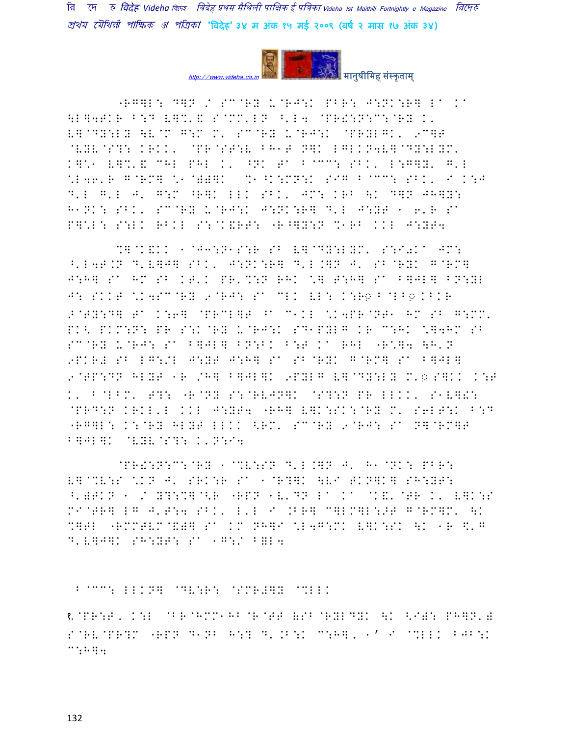"RG]L: D]N / SC@RY U@RJ:K PBR: J:NK:R] LA KA \L]4TKR B:D V]%'& S@MM'LN ^'L4 @PR!:N:C:@RY K' V]@DY:LY \V@M G:M M' SC@RY U@RJ:K @PRYLGK' 9C]T @VYV@S?: KRKK' @PR@ST:V BH1T N]K LGLKN4V]@DY:LYM' K]\*1 V]%'& CHL PHL K' ^NK TA B@CC: SBK' L:G]Y' G'L \*L46'R G@RM] \*1@)#]K %1^K:MN:K SIG B@CC: SBK' I K:J D'L G'L J' G:M ^R]K LLK SBK' JM: KRB \K D]N JH]Y: H1NK: SBK' SC@RY U@RJ:K J:NK:R] D'L J:YT 1 6'R SA P]\*L: S:LK RBKL S:@K&RT: "R^]Y:N %1RB KKL J:YT4

%]@K&KK 1@J3:N1S:R SB V]@DY:LYM' S:I0KA JM: ^'L4T.N D'V]J] SBK' J:NK:R] D'L.]N J' SB@RYK G@RM] J:H] SA HM SB KT'K PR'%:N RHK \*] T:H] SA B]JL] BN:YL J: SKKT \*K4SC@RY 9@RJ: SA CLK VL: K:R◌़ B@LB◌़ KBKR >@TY:D] TA K:6] @PRCL]T ^A C1KL \*K4PR@NT1 HM SB G:MM' PK< PKM:N: PR S:K@RY U@RJ:K SD1PYLG KR C:HK \*]4HM SB SC@RY U@RJ: SA B]JL] BN:BK B:T KA RHL "R\*]4 \H'N 9PKR# SB LG:/L J:YT J:H] SA SB@RYK G@RM] SA B]JL] 9@TP:DN HLYT 1R /H] B]JL]K 9PYLG V]@DY:LY M'◌़ S]KK K:T K' B@LBM' T?: "R@NY S:@RVJN]K @S?:N PR LLKK' S1V]!: @PRD:N KRKL'L KKL J:YT4 "RH] V]K:SK:@RY M' S6LT:K B:D "RG]L: K:@RY HLYT LLKK <RM' SC@RY 9@RJ: SA N]@RM]T B]JL]K @VYV@S?: K'N:I4

@PR!:N:C:@RY 1@%V:SN D'L.]N J' H1@NK: PBR: V]@%V:S \*KN J' SRK:R SA 1@R?]K \VI TKN]K] SH:YT: ^')TKN 1 / Y?:%]@<R "RPN 1V'DN LA KA @K&'@TR K' V]K:S MI@TR] LG J'T:4 SBK' L'L I .BR] C]LM]L:>T G@RM]M' \K %]TL "RMMTVM@&)] SA KM NH]I \*L4G:MK V]K:SK \K 1R \$'G D'V]J]K SH:YT: SA 1G:/ B=L4

B@CC: LLKN] @DV:R: @SMR#]Y @%LLK

१.@PR:T, K:L @BR@HMM1HB@R@TT (SB@RYLDYK \K <I): PH]N') S@RV@PR?M "RPN D1NB H:? D'.B:K C:H], 1' I @%LLK BJB:K C:H]4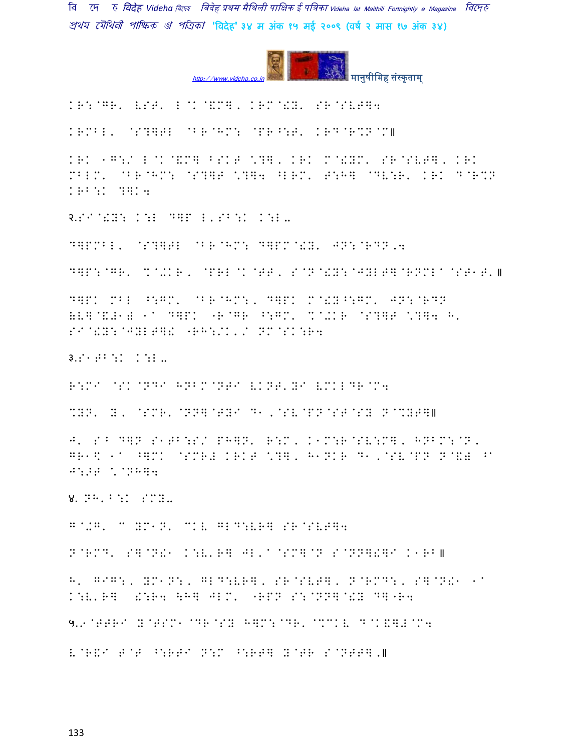KR:@GR' VST' L@K@&M], KRM@!Y' SR@SVT]4

KRMBL' @S?]TL @BR@HM: @PR^:T' KR^@R%N@M॥

KRK 1G:/ L@K@&M] BSKT \?], KRK M@!YM' SR@SVT], KRK MBLM' @BR@HM: @S?]T \?]4 ^LRM' T:H] @DV:R' KRK D@R%N KRB:K ?]K4

२.SI@!Y: K:L D]P L'SB:K K:L–

D]PMBL' @S?]TL @BR@HM: D]PM@!Y' JN:@RDN,4

D]P:@GR' %@+KR, @PRL@K@TT, S@N@!Y:@JYLT]@RNML@@ST1T'॥

D]PK MBL ^:GM' @BR@HM:, D]PK M@!Y^:GM' JN:@RDN (V]@&Z1) 1@ D]PK -R@GR ^:GM' %@+KR @S?]T \?]4 H' SI@!Y:@JYLT]! -RH:/K'/ NM@SK:R4

३.S1TB:K K:L–

R:MI @SK@NDI HNBM@NTI VKNT'YI VMKLDR@M4

%YN' Y, @SMR'@NN]@TYI D1,@SV@PN@ST@SY N@%YT]॥

J' S^ D]N S1TB:S/ PH]N' R:M, K1M:R@SV:M], HNBM:@N, GR1\ 1@ ^]MK @SMR# KRKT \?], H1NKR D1,@SV@PN N@&# ^@ J:>T \@NH]4

४. NH'B:K SMY–

G@+G' C YM1N' CKV GLD:VR] SR@SVT]4

N@RMD' S]@N!1 K:V'R] JL'@@SM]@N S@NN]!]I K1RB॥

H' GIG:, YM1N:, GLD:VR], SR@SVT], N@RMD:, S]@N!1 1@ K:V'R] !:R4 \H] JLM' -RPN S:@NN]@!Y D]-R4

५.9@TTRI Y@TSM1 @DR@SY H]M:@DR' @%CKV D@K&]#@M4

V@R&I T@T ^:RTI N:M ^:RT] Y@TR S@NTT],॥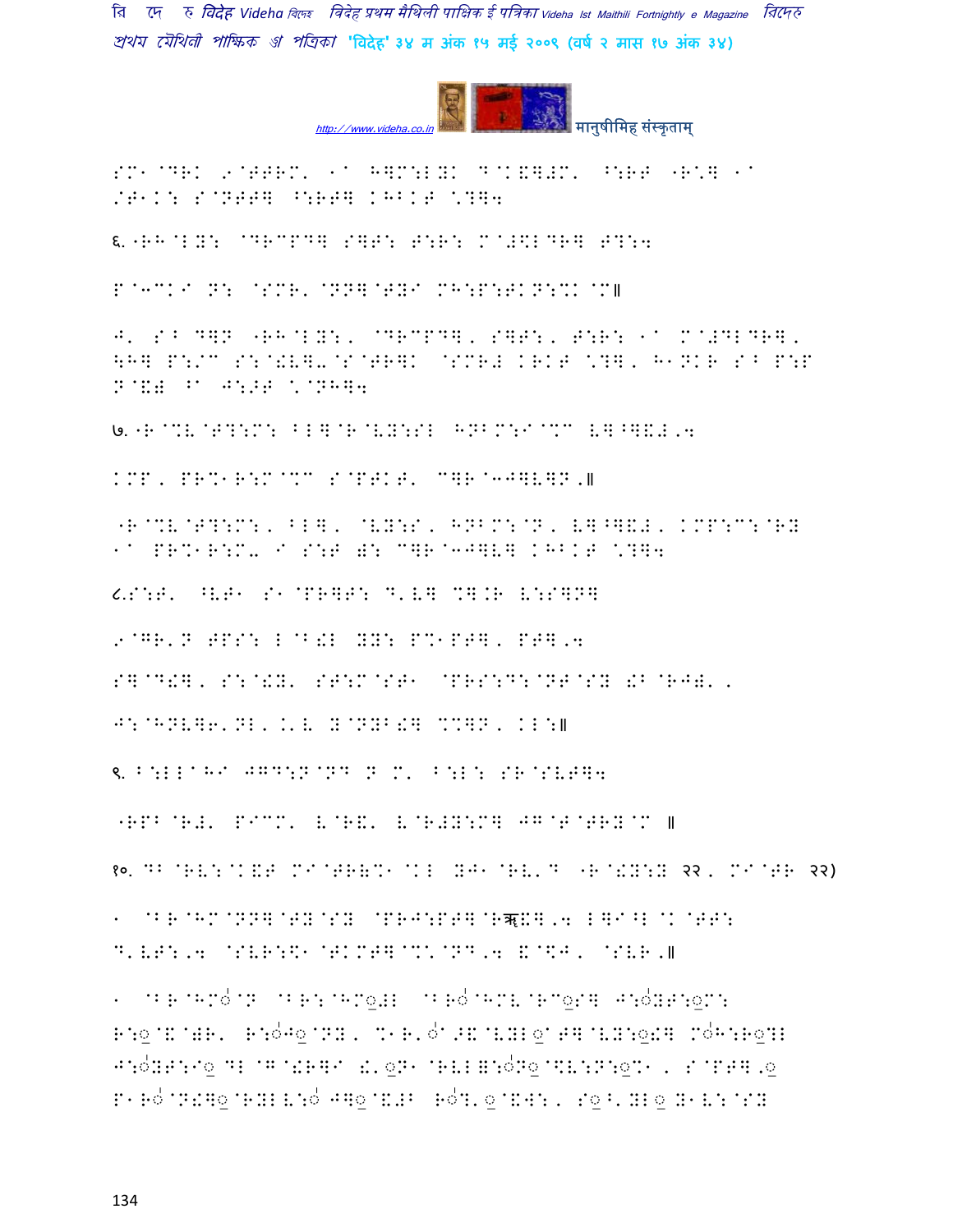SM1@DRK 9@TTRM' 1^ H]M:L!K D@K&]#M' ^:RP "R\] 1^ /T1K: S@NTT] ^:RT] KHBKT \?]4

६. "RH@LY: @DRCPD] S]T: T:R: M@#\$LDR] T?:4

P@3CK I N: @SMR' @NN]@TYI MH:P:TKN:%K@M॥

J' S^ D]N "RH@LY:, @DRCPD], S]T:, T:R: 1^ M@#DLDR], \$H] P:/C S:@!V]-@S@TR]K @SMR# KRKT \?], H1NKR S^ P:P N@&# ^A J:>T \@NH]4

७. "R@%V@T?:M: BL]@R@VY:SL HNBM:I@%C V]^]&#,4

KMP, PR%1R:M@%C S@PTKT' C]R@3J]V]N,॥

"R@%V@T?:M:, BL], @VY:S, HNBM:@N, V]^]&#, KMP:C:@RY 1^ PR%1R:M- I S:T Ê: C]R@3J]V] KHBKT \?]4

८. S:T' ^VT1 S1@PR]T: D'V] %].R V:S]N]

9@GR'N TPS: L@B!L YY: P%1PT], PT],4

S]@D!], S:@!Y' ST:M@ST1 @PRS:D:@NT@SY !B@RJ#',

J:@HNV]6'NL, .'V Y@NYB!] %%]N, KL:॥

९. B:LL@HI JGD:N@ND N M' B:L: SR@SVT]4

"RPB@R#' PICM' V@R&' V@R#Y:M] JG@T@TRY@C ॥

१०. DB@RV:@K&T MI@TR(%1@KL YJ1@RV'D "R@!Y:Y २२, MI@TR २२)

1 @BR@HM@NN]@TY@SY @PRJ:PT]@Rॠ!],4 L]I^L@K@TT: D'VT:,4 @SVR:\$1@TKMT]@%\@ND,4 &@\$J, @SVR,॥

1 @BR@HM◌ॅ@N @BR:@HM◌ॆ#L @BR◌ॅ@HMV@RC◌ॆS] J:◌ॅYT:◌ॆM: R:◌ॆ@&@#R' R:◌ॅJ◌ॆ@NY, %1R'◌ॅ^>&@VYL◌ॆ^T]@VY:◌ॆ!] M◌ॅH:R◌ॆ?L J:◌ॅYT:I◌ॆ DL@G@!R]I !'◌ॆN1@RVL=:◌ॅN◌ॆ@\$V:N:◌ॆ%1, S@PT],◌ॆ P1R◌ॅ@N!]◌ॆ@RYLV:◌ॅ J]◌ॆ@&#B R◌ॅ?'◌ॆ@&W:, S◌ॆ^'YL◌ॆ Y1V:@SY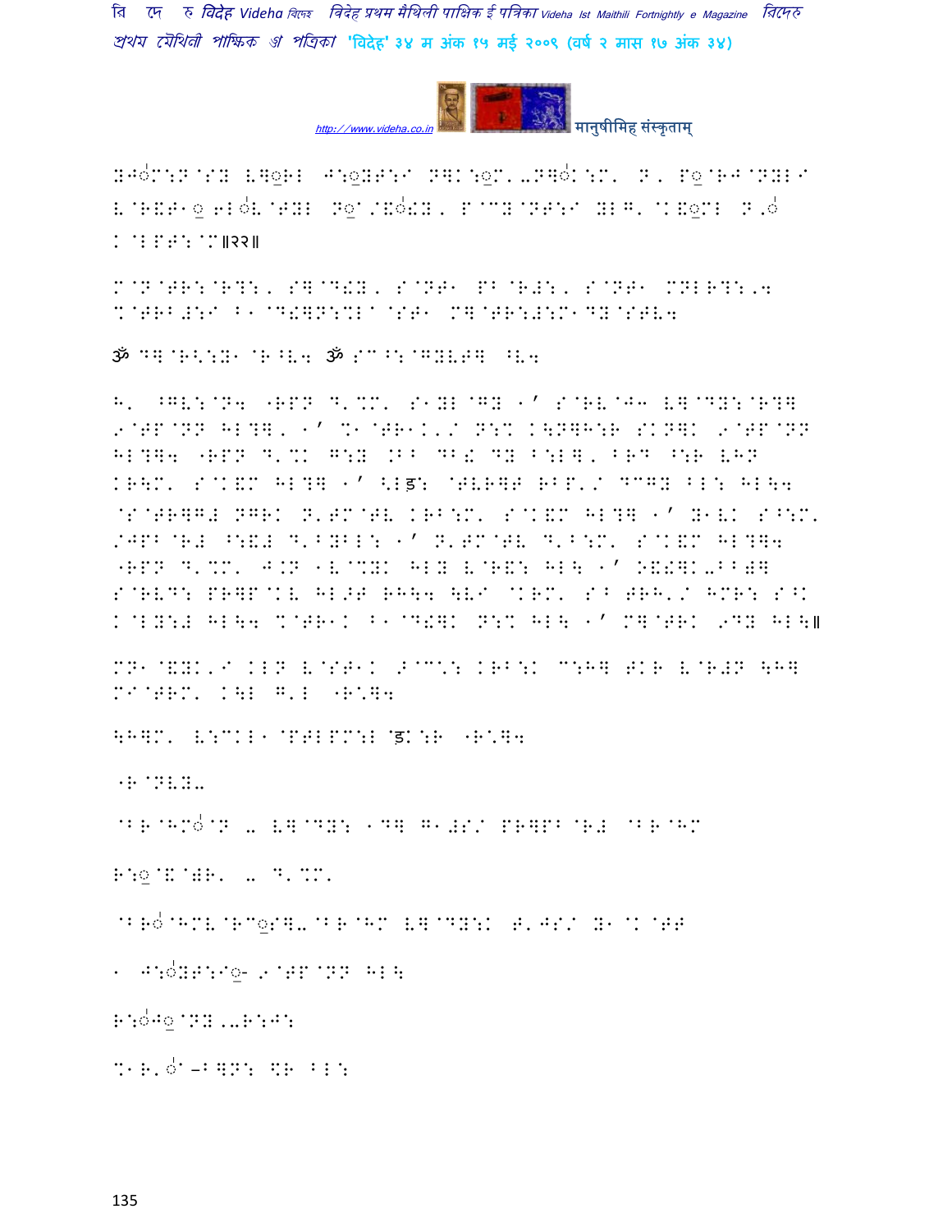YJo͘M:N@SY V]◌͟RL J:◌͟YT:I N]K:◌͟M'-N]o͘K:M' N, P◌͟@RJ@NYLI V@R&T1◌͟ 6Lo͘V@TYL N◌͟/@&o͘!Y, P@CY@NT:I YLG'@K&◌͟ML N'o͘ K@LPT:@M॥२२॥

M@N@TR:@R?:, S]@D!Y, S@NT1 PB@R#:, S@NT1 MNLR?:,4 %@TRB#:I B1@D!]N:%L@ST1 M]@TR:#:M1DY@STV4

ॐ D]@R<:Y1@R^V4 ॐ S@^:@GYVT] ^V4

H' ^GV:@N4 -RPN D'%M' S1YL@GY 1' S@RV@J3 V]@DY:@R?] 9@TP@NN HL?], 1' %1@TR1K'/ N:% K\N]H:R SKN]K 9@TP@NN HL?]4 -RPN D'%K G:Y /BB DB! DY B:L], BRD ^:R VHN KR\M' S@K&M HL?] 1' <Lड़: @TVR]T RBP'/ DCGY BL: HL\4 @S@TR]G# NGRK N'TM@TV KRB:M' S@K&M HL?] 1' Y1VK S^:M' /JPB@R# ^:&# D'BYBL: 1' N'TM@TV D'B:M' S@K&M HL?]4 -RPN D'%M' J.N 1V@%YK HLY V@R&: HL\ 1' O&!]K-BB(] S@RVD: PR]P@KV HL>T RH\4 \VI @KRM' S^ TRH'/ HMR: S^K K@LY:# HL\4 %@TR1K B1@D!]K N:% HL\ 1' M]@TRK 9DY HL\॥

MN1@&YK'I KLN V@ST1K >@C'; KRB:K C:H] TKR V@R#N \H] MI@TRM' K\L G'L -R'N]4

\H]M' V:CKL1@PTLPM:L@ड़K:R -R'N]4

-R@NVY-

@BR@HMo͘@N - V]@DY: 1D] G1#S/ PR]PB@R# @BR@HM

R:◌͟@&@(R' - D'%M'

@BRo͘@HMV@RC◌͟S]-@BR@HM V]@DY:K T'JS/ Y1@K@TT

1 J:o͘YT:I◌͟- 9@TP@NN HL\

R:o͘J◌͟@NY,-R:J:

%1R'o͘-B]N: $R BL: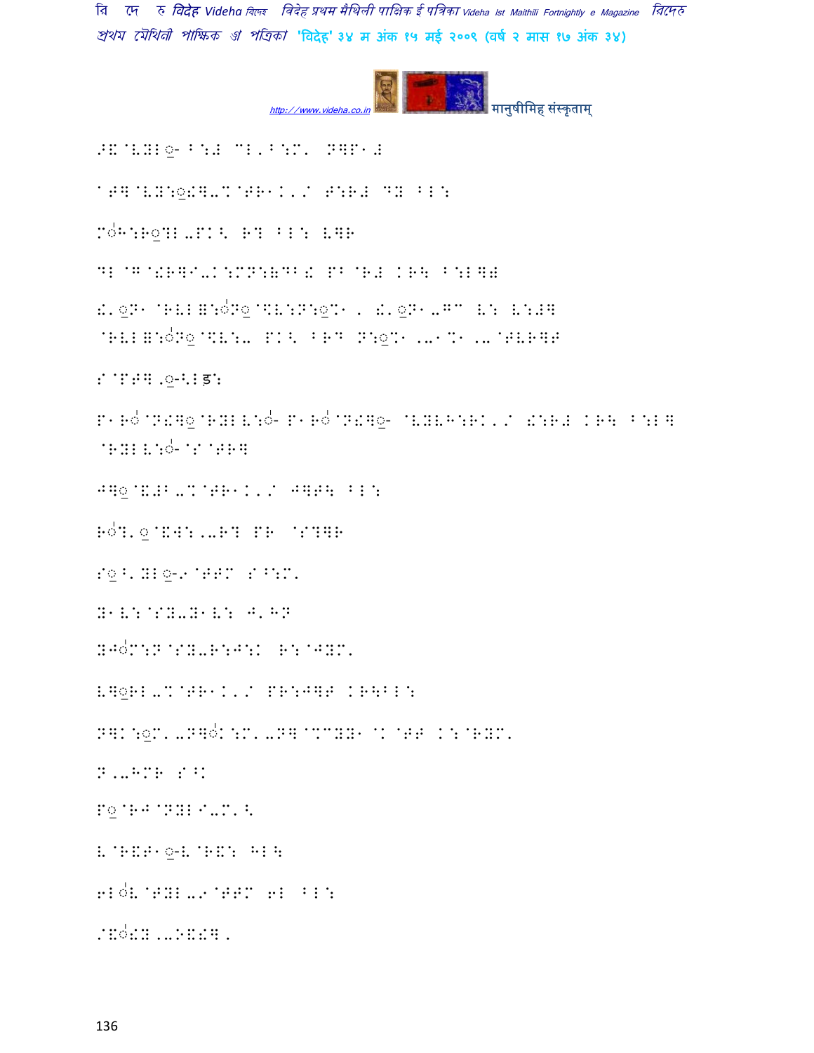>&@V]L◌- B:# CL'B:M' N]P1#

**Garbled text:** The remaining body text on this page is rendered in a non-standard font encoding that maps Maithili characters to Latin glyphs and symbols. It cannot be transcribed reliably.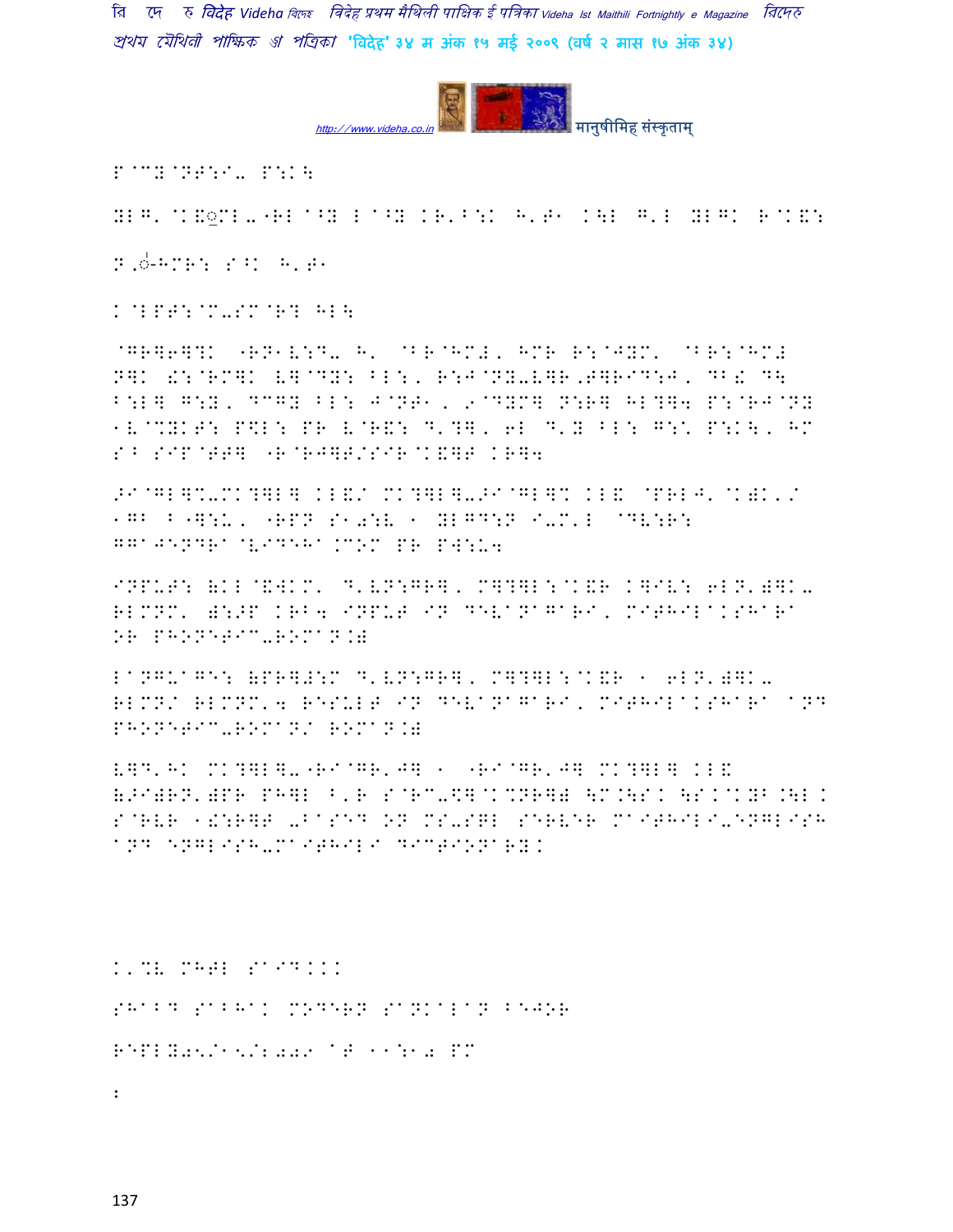P@CY@NT:I- P:K\

YLG' @K&◌़ML-"RL ^⁰Y L ^⁰Y KR'B:K H'T1 K\L G'L YLGK R@K&:

N,◌े-HMR: S^K H'T1

K@LPT:@M-SM@R? HL\

@GR]6]?K "RN1V:D- H' @BR@HM+' HMR R:@JYM' @BR:@HM+ N]K &:@RM]K V]@DY: BL:, R:J@NY-V]R,J]RID:J, DB! D\ B:L] G:Y, DCGY BL: J@NT1, 9@DYM] N:R] HL?]4 P:@RJ@NY 1V@%YKT: P\$L: PR V@R&: D'?], 6L D'Y BL: G:' P:K\, HM S^ SIP@TT] "R@RJ]T/SIR@K&]T KR]4

>I@GL]%-MK?]L] KL&/ MK?]L]->I@GL]% KL& @PRLJ'@K)K'/ 1GB B"]:U, "RPN S10:V 1 YLGD:N I-M'L @DV:R: GGAJENDRA@VIDEHA.COM PR PW:U4

INPUT: (KL@&WKM' D'VN:GR], M]?]L:@K&R K]IV: 6LN')]K- RLMNM' ):>P KRB4 INPUT IN DEVANAGARI, MITHILAKSHARA OR PHONETIC-ROMAN.)

LANGUAGE: (PR]#:M D'VN:GR], M]?]L:@K&R 1 6LN')]K- RLMN/ RLMNM'4 RESULT IN DEVANAGARI, MITHILAKSHARA AND PHONETIC-ROMAN/ ROMAN.)

V]D'HK MK?]L]-"RI@GR'J] 1 "RI@GR'J] MK?]L] KL& (>I)RN')PR PH]L B'R S@RC-\$]@K%NR]) \M.\SK \SK@KYB.\LK S@RVR 1!:R]T -BASED ON MS-SQL SERVER MAITHILI-ENGLISH AND ENGLISH-MAITHILI DICTIONARY.

K'%V MHTL SAID...

SHABD SABHAK MODERN SANKALAN BEJOR

REPLY05/15/2009 AT 11:10 PM

: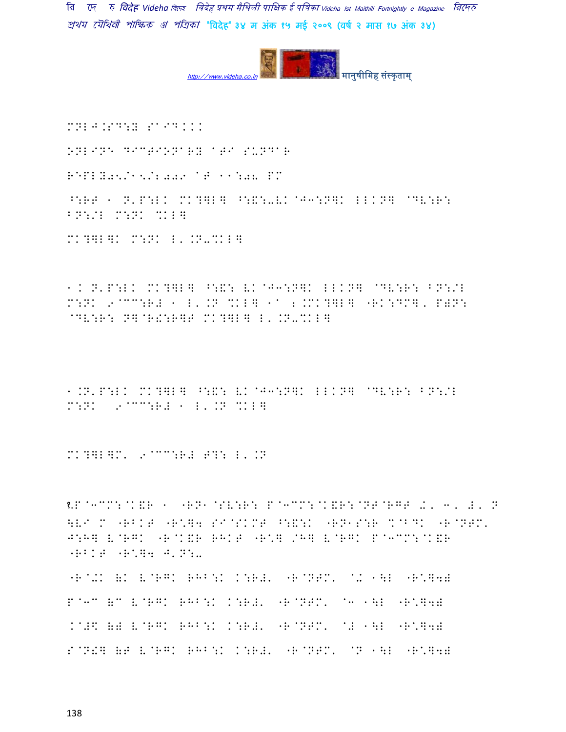MNLJ.SD:Y SAID...

ONLINE DICTIONARY ATI SUNDAR

REPLY05/15/2009 AT 11:08 PM

^:RT 1 N'P:LK MK?]L] ^:&:-VK@J3:N]K LLKN] @DV:R: BN:/L M:NK %KL]

MK?]L]K M:NK L'.N-%KL]

1. N'P:LK MK?]L] ^:&: VK@J3:N]K LLKN] @DV:R: BN:/L M:NK 9@CC:R# 1 L'.N %KL] 1@ 2.MK?]L] "RK:DM]' P)N: @DV:R: N]@R!:R]T MK?]L] L'.N-%KL]

1.N'P:LK MK?]L] ^:&: VK@J3:N]K LLKN] @DV:R: BN:/L M:NK 9@CC:R# 1 L'.N %KL]

MK?]L]M' 9@CC:R# T?: L'.N

१.P@3CM:@K&R 1 "RN1@SV:R: P@3CM:@K&R:@NT@RGT /' 3' #' N \VI M "RBKT "R\]4 SI@SKMT ^:&:K "RN1S:R %@BDK "R@NTM' J:H] V@RGK "R@K&R RHKT "R\] /H] V@RGK P@3CM:@K&R "RBKT "R\]4 J'N:-

"R@/K (K V@RGK RHB:K K:R#' "R@NTM' @/ 1\L "R\]4)

P@3C (C V@RGK RHB:K K:R#' "R@NTM' @3 1\L "R\]4)

.@#\ () V@RGK RHB:K K:R#' "R@NTM' @# 1\L "R\]4)

S@N!] (T V@RGK RHB:K K:R#' "R@NTM' @N 1\L "R\]4)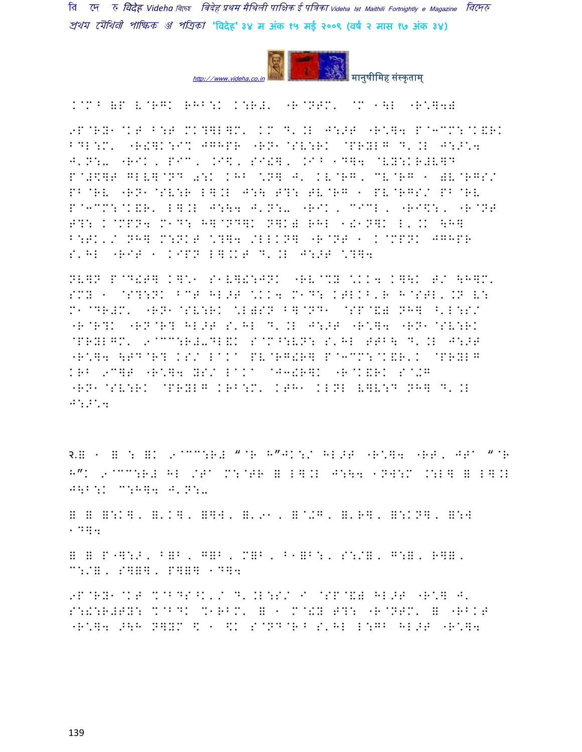K@M^ (P V@RGK RHB:K K:R#' -R@NTM' @M 1\L -R*]4)

9P@RY1@KT B:T MK?]L]M' KM D'.L J:>T -R*]4 P@3CM:@K&RK BDL:M' -R!]K:I% JGHPR -RN1@SV:RK @PRYLG D'.L J:>*4 J'N:- -RIK, PIC, .I$, SI!], .I^ 1D]4 @VY:KR#V]D P@#$]T GLV]@ND 0:K KHB *N] J' KV@RG, CV@RG 1 )V@RGS/ PB@RV -RN1@SV:R L].L J:\ T?: TV@RG 1 PV@RGS/ PB@RV P@3CM:@K&R' L].L J:\4 J'N:- -RIK, CICL, -RI$:, -R@NT T?: K@MPN4 M1D: H]@ND]K N]K) RHL 1!1N]K L'.K \H] B:TK'/ NH] M:NKT *?]4 /LLKN] -R@NT 1 K@MPNK JGHPR S'HL -RIT 1 KIPN L].KT D'.L J:>T *?]4

NV]N P@D!T] K]*1 S1V]!:JNK -RV@%Y *KK4 K]\K T/ \H]M' SMY 1 @S?:NK BCT HL>T *KK4 M1D: KTLKB'R H@STL'.N V: M1@DR#M' -RN1@SV:RK *L)SN B]@ND1 @SP@&) NH] <'L:S/ -R@R?K -RN@R? HL>T S'HL D'.L J:>T -R*]4 -RN1@SV:RK @PRYLGM' 9@CC:R#-DL&K S@M^:VN: S'HL TTB\ D'.L J:>T -R*]4 \TD@R? KS/ LAKA PV@RG!R] P@3CM:@K&R'K @PRYLG KRB 9C]T -R*]4 YS/ LAKA @J3!R]K -R@K&RK S@+G -RN1@SV:RK @PRYLG KRB:M' KTH1 KLNL V]V:D NH] D'.L J:>*4

२.8 1 8 : 8K 9@CC:R# “@R H”JK:/ HL>T -R*]4 -RT, JTA “@R H”K 9@CC:R# HL /TA M:@TR 8 L].L J:\4 1NW:M .:L] 8 L].L J\B:K C:H]4 J'N:-

8 8 8:K], 8'K], 8]W, 8'91, 8@+G, 8'R], 8:KN], 8:W 1D]4

8 8 P-]:>, B8B, G8B, M8B, B18B:, S:/8, G:8, R]8, C:/8, S]8], P]8] 1D]4

9P@RY1@KT %@BDS^K'/ D'.L:S/ I @SP@&) HL>T -R*] J' S:!:R#TY: %@BDK %1RBM' 8 1 M@!Y T?: -R@NTM' 8 -RBKT -R*]4 >\H N]YM $ 1 $K S@ND@R^ S'HL L:GB HL>T -R*]4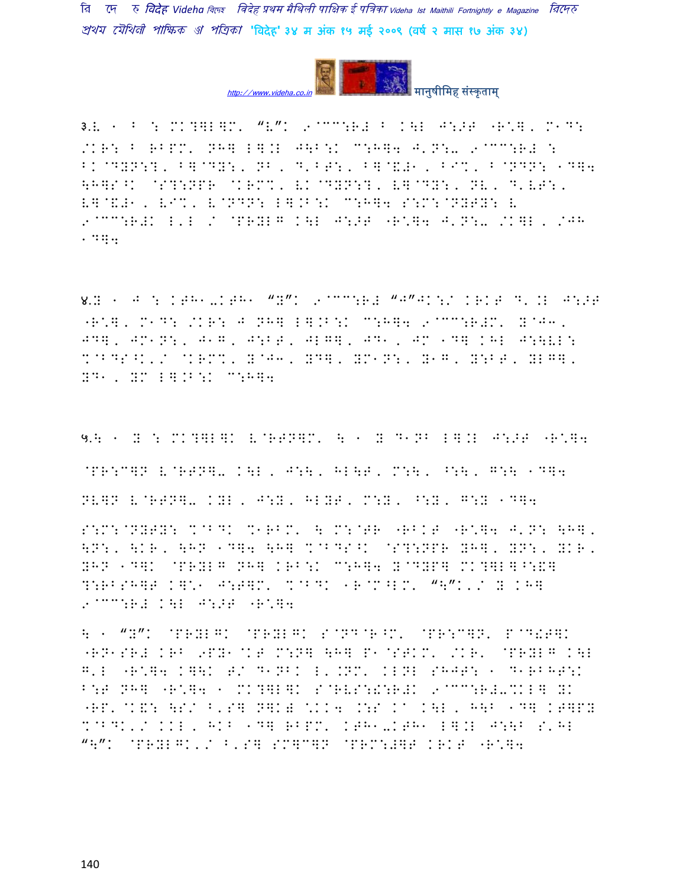३.ख ० B : MK?]L]M' "ख"K 9@CC:R# B K\L J:>T "R*], M1D: /KR: B RBPM' NH] L].L J\B:K C:H]4 J'N:- 9@CC:R# : BK@DYN:?, B]@DY:, NB, D'BT:, B]@&#1, BI%, B@NDN: 1D]4 \H]S^K @S?:NPR @KRM%, VK@DYN:?, V]@DY:, NV, D'VT:, V]@&#1, VI%, V@NDN: L].B:K C:H]4 S:M:@NYTY: V 9@CC:R#K L'L / @PRYLG K\L J:>T "R*]4 J'N:- /K]L, /JH 1D]4

४.ग ० J : KTH1-KTH1 "Y"K 9@CC:R# "J"JK:/ KRKT D'.L J:>T "R*], M1D: /KR: J NH] L].B:K C:H]4 9@CC:R#M' Y@J1, JD], JM1N:, J1G, J:BT, JLG], JD1, JM 1D] KHL J:\VL: %@BDS^K'/ @KRM%, Y@J1, YD], YM1N:, Y1G, Y:BT, YLG], YD1, YM L].B:K C:H]4

५.घ ० Y : MK?]L]K V@RTN]M' \ ० Y D1NB L].L J:>T "R*]4

@PR:C]N V@RTN]- K\L, J:\, HL\T, M:\, ^:\, G:\ 1D]4

NV]N V@RTN]- KYL, J:Y, HLYT, M:Y, ^:Y, G:Y 1D]4

S:M:@NYTY: %@BDK %1RBM' \ M:@TR "RBKT "R*]4 J'N: \H], \N:, \KR, \HN 1D]4 \H] %@BDS^K @S?:NPR YH], YN:, YKR, YHN 1D]K @PRYLG NH] KRB:K C:H]4 Y@DYP] MK?]L]^:&] ?:RBSH]T K]*1 J:T]M' %@BDK 1R@M^LM' "\"K'/ Y KH] 9@CC:R# K\L J:>T "R*]4

\ ० "Y"K @PRYLGK @PRYLGK S@ND@R^M' @PR:C]N' P@D!T]K "RN1SR# KRB 9PY1@KT M:N] \H] P1@STKM' /KR' @PRYLG K\L G'L "R*]4 K]\K T/ D1NBK L'.NM' KLNL SHJT: ० D1RBHT:K B:T NH] "R*]4 ० MK?]L]K S@RVS:!:R#K 9@CC:R#-%KL] YK "RP'@K&: \S/ B'S] N]K) *KK4 .:S Ka K\L, H\B 1D] KT]PY %@BDK'/ KKL, HKB 1D] RBPM' KTH1-KTH1 L].L J:\B S'HL "\"K @PRYLGK'/ B'S] SM]C]N @PRM:#]T KRKT "R*]4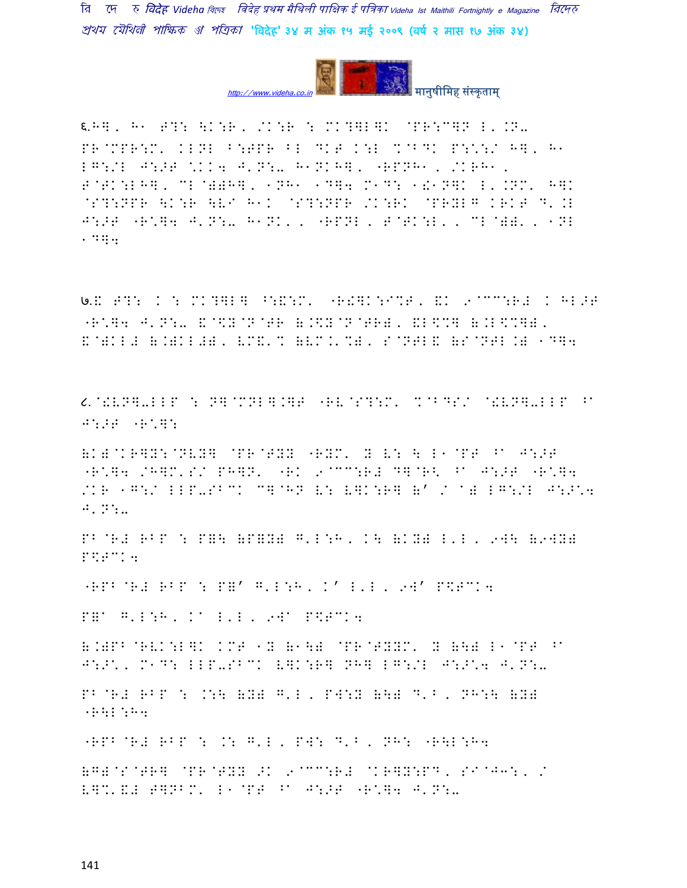६.H], H1 T?: \K:R, /K:R : MK?]L]K @PR:C]P L'.N-PR@MPR:M' KLNL ^:TPR ^L DKT K:L %@BDK P:\*:/ H], H1 LG:/L J:>T \*KK4 J'N:- H1NKH], "RPNH1, /KRH1, T@TK:LH], CL@)(H], 1NH1 1D]4 M1D: 1!1N]K L'.NM' H]K @S?:NPR \K:R \VI H1K @S?:NPR /K:RK @PR8LG KRKT D'.L J:>T "R\*]4 J'N:- H1NK', "RPNL, T@TK:L', CL@)(', 1NL 1D]4

७.! T?: K : MK?]L] ^:!:M' "R!]K:I%T, !K 9@CC:R# K HL>T "R\*]4 J'N:- &@\$Y@N@TR (.\$Y@N@TR), &L\$%] (.L\$%]), &@)KL# (.)KL#), VM&'% (VM.'%), S@NTL& (S@NTL.) 1D]4

८.@!VN]-LLP : N]@MNL].]T "RV@S?:M' %@BDS/ @!VN]-LLP ^a J:>T "R\*]:

(K)@KR]Y:@NVY] @PR@TYY "RYM' Y V: \ L1@PT ^a J:>T "R\*]4 /H]M'S/ PH]N' "RK 9@CC:R# D]@R< ^a J:>T "R\*]4 /KR 1G:/ LLP-SBCK C]@HN V: V]K:R] (' / @) LG:/L J:>\*4 J'N:-

PB@R# RBP : P=\ (P=Y) G'L:H, K\ (KY) L'L, 9W\ (9WY) P\$TCK4

"RPB@R# RBP : P=' G'L:H, K' L'L, 9W' P\$TCK4

P=a G'L:H, Ka L'L, 9Wa P\$TCK4

(.)PB@RVK:L]K KMT 1Y (1\) @PR@TYYM' Y (\) L1@PT ^a J:>\*', M1D: LLP-SBCK V]K:R] NH] LG:/L J:>\*4 J'N:-

PB@R# RBP : .:\ (Y) G'L, PW:Y (\) D'B, NH:\ (Y) "R\L:H4

"RPB@R# RBP : .: G'L, PW: D'B, NH: "R\L:H4

(G)@S@TR] @PR@TYY >K 9@CC:R# @KR]Y:PD, SI@J3:, / V]%'&# T]NBM' L1@PT ^a J:>T "R\*]4 J'N:-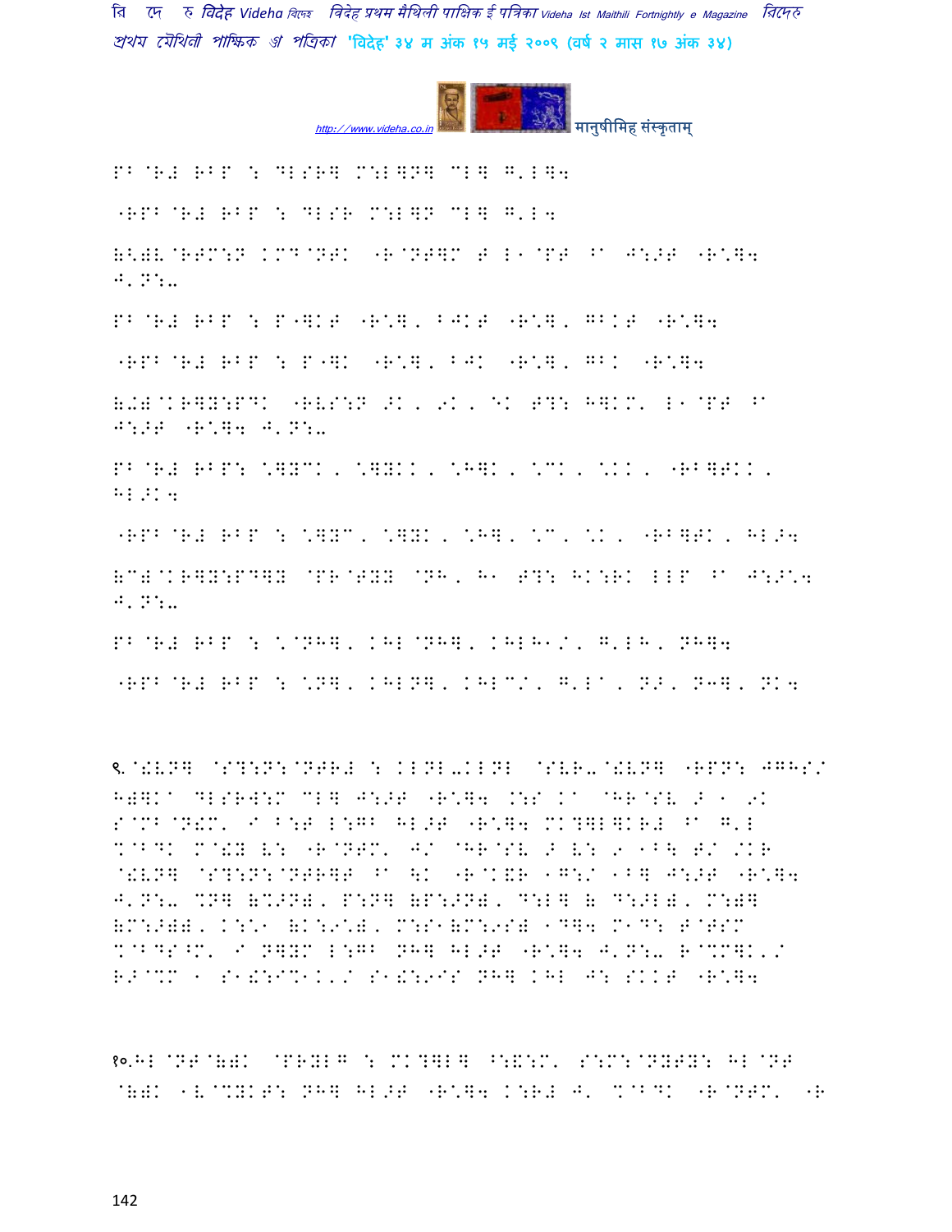PB@R# RBP : DLSR] M:L]N] CL] G'L]4

"RPB@R# RBP : DLSR M:L]N CL] G'L4

(<)V@RTM:N KMD@NTK "R@NT]M T L1@PT ^A J:>T "R\]4 J'N:-

PB@R# RBP : P"]KT "R\], BJKT "R\], GBKT "R\]4

"RPB@R# RBP : P"]K "R\], BJK "R\], GBK "R\]4

(+)@KR]Y:PDK "RVS:N >K, 9K, EK T?: H]KM' L1@PT ^A J:>T "R\]4 J'N:-

PB@R# RBP: \]YCK, \]YKK, \H]K, \CK, \KK, "RB]TKK, HL>K4

"RPB@R# RBP : \]YC, \]YK, \H], \C, \K, "RB]TK, HL>4

(C)@KR]Y:PD]Y @PR@TYY @NH, H1 T?: HK:RK LLP ^A J:>\4 J'N:-

PB@R# RBP : \@NH], KHL@NH], KHLH1/, G'LH, NH]4

"RPB@R# RBP : \N], KHLN], KHLC/, G'LA, N>, NJ], NK4

९.@!VN] @S?:N:@NTR# : KLNL-KLNL @SVR-@!VN] "RPN: JGHS/ H)]KA DLSRW:M CL] J:>T "R\]4 .:S KA @HR@SV > 1 9K S@MB@N!M' I B:T L:GB HL>T "R\]4 MK?]L]KR# ^A G'L %@BDK M@!Y V: "R@NTM' J/ @HR@SV > V: 9 1B\ T/ /KR @!VN] @S?:N:@NTR]T ^A \K "R@K&R 1G:/ 1B] J:>T "R\]4 J'N:- %N] (%>N), P:N] (P:>N), D:L] ( D:>L), M:)] (M:>)), K:\1 (K:9\), M:S1(M:9S) 1D]4 M1D: T@RSM %@BDS^M' I N]YM L:GB NH] HL>T "R\]4 J'N:- R@%M]K'/ R>@%M 1 S1!:I%1K'/ S1!:9IS NH] KHL J: SKKT "R\]4

१०.HL@NT@()K @PRYLG : MK?]L] ^:&:M' S:M:@NYTY: HL@NT @()K 1V@%YKT: NH] HL>T "R\]4 K:R# J' %@BDK "R@NTM' "R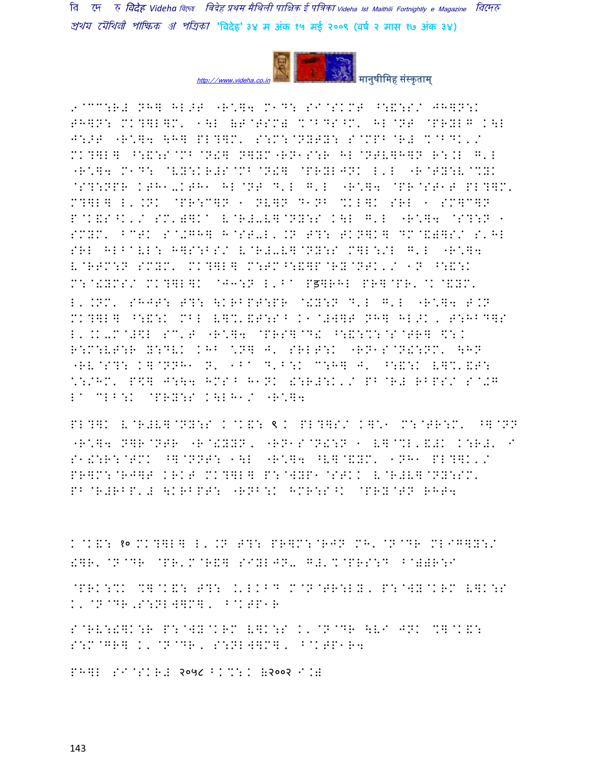९ँटटःर# edn: dharma ghar "dhindra" sample shows garbled font text...

कोडक ९ क

कोडक १० 

२०५८ (२००२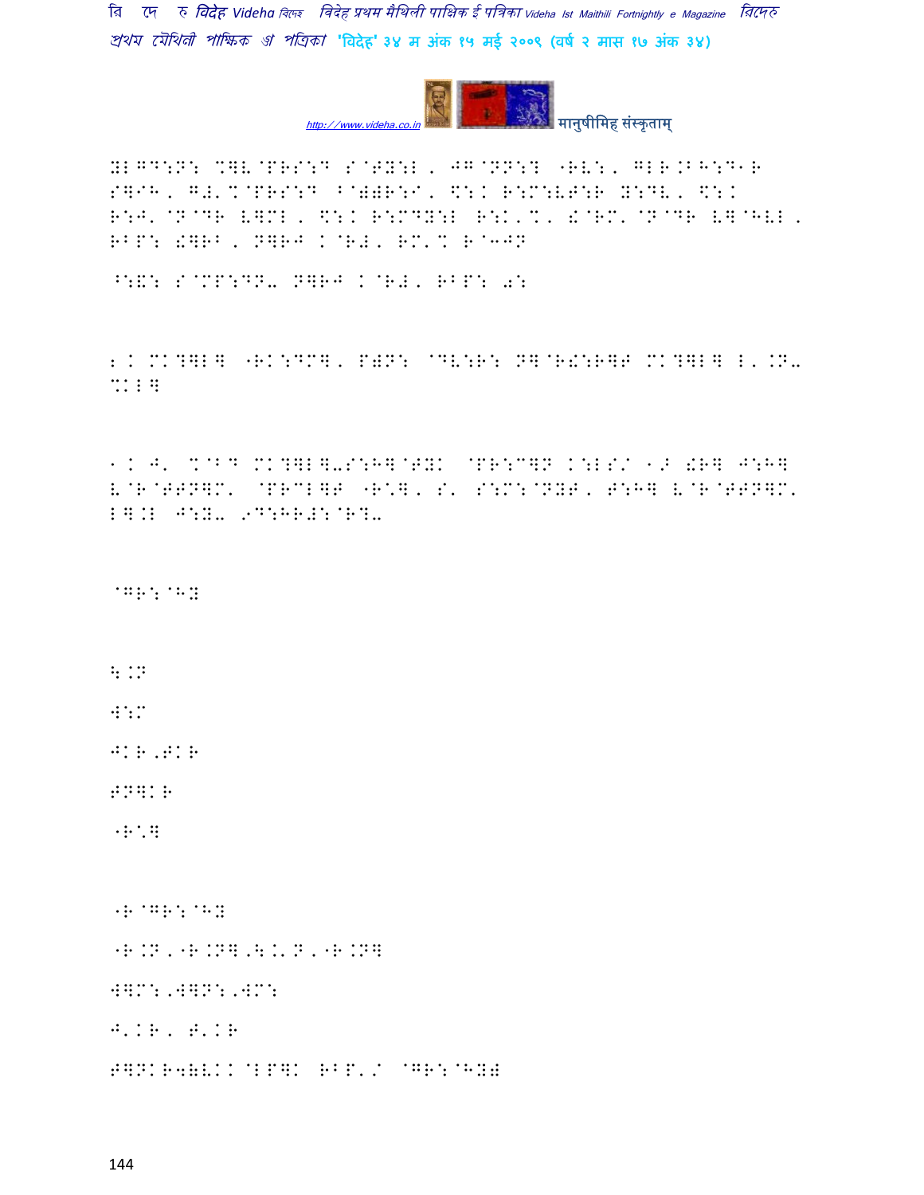YLGD:N: %]V@PRS:D S@TY:L, JG@NN:? "RV:, GLR.BH:D1R S]IH, G#'%@PRS:D ^@))R:I, $:K R:M:VT:R Y:DV, $:K R:J'@N@DR V]ML, $:K R:MDY:L R:K'%, !@RM'@N@DR V]@HVL, RBP: !]RB, N]RJ K@R#, RM'% R@3JN

^:&: S@MP:DN. N]RJ K@R#, RBP: 0:

2 K MK?]L] "RK:DM], P)N: @DV:R: N]@R!:R]T MK?]L] L'.N. %KL]

1 K J' %@B@D MK?]L].S:H]@TYK @PR:C]N K:LS/ 1> !R] J:H] V@R@TTN]M' @PRCL]T "R-], S' S:M:@NYT, T:H] V@R@TTN]M' L].L J:Y. 9D:HR#:@R?.

@GR:@HY

\.N

W:M

JKR,TKR

TN]KR

"R']

"R@GR:@HY

"R.N,"R.N],\.',N,"R.N]

W]M:,W]N:,WM:

J'KR, T'KR

T]NKR4(VKK@LP]K RBP'/ @GR:@HY#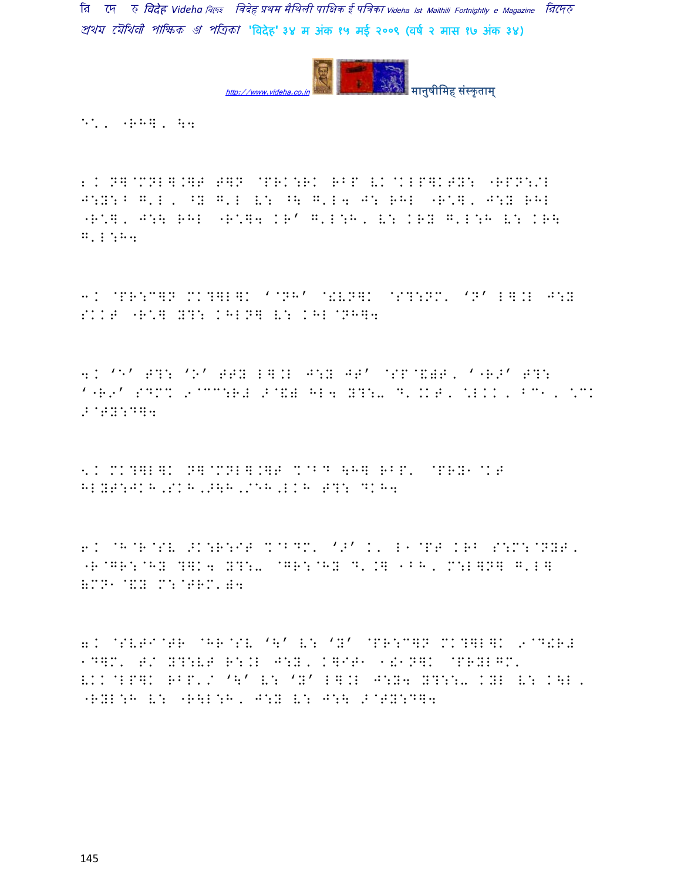ए., "ऱ्ह. ३४

२. टॉल्टलॉग. ईगल्टलॉग ..."

३. ...

४. ...

५. ...

६. ...

७. ...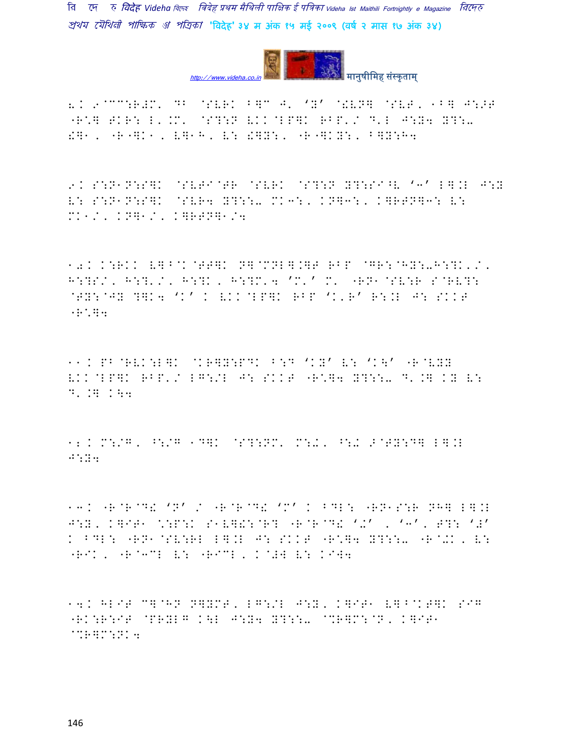8. 9@CC:R+M' DB @SVRK B]C J' 'Y' @!VN] @SVT, 1B] J:>T "R\*] TKR: L'.M' @S?:N VKK@LP]K RBP'/ D'L J:Y4 Y?:- !]1, "R"]K1, V]1H, V: !]Y:, "R"]KY:, B]Y:H4

9. S:N1N:S]K @SVTI@TR @SVRK @S?:N Y?:SI^V '3' L].L J:Y V: S:N1N:S]K @SVR4 Y?::- MK3:, KN]3:, K]RTN]3: V: MK1/, KN]1/, K]RTN]1/4

10. K:RKK V]^@K@TT]K N]@MNL].]T RBP @GR:@HY:-H:?K'/, H:?S/, H:?'/, H:?K, H:?M'4 'M' M' "RN1@SV:R S@RV?: @TY:@JY ?]K4 'K' K VKK@LP]K RBP 'K'R' R:.L J: SKKT "R\*]4

11. PB@RVK:L]K @KR]Y:PDK B:D 'KY' V: 'K\' "R@VYY VKK@LP]K RBP'/ LG:/L J: SKKT "R\*]4 Y?:::- D'.] KY V: D'.] K\4

12. M:/G, ^:/G 1D]K @S?:NM' M:+, ^:+ >@TY:D] L].L J:Y4

13. "R@R@D! 'N' / "R@R@D! 'M' K BDL: "RN1S:R NH] L].L J:Y, K]IT1 \:P:K S1V]!:@R? "R@R@D! '+' , '3', T?: '#' K BDL: "RN1@SV:RL L].L J: SKKT "R\*]4 Y?:::- "R@+K, V: "RIK, "R@3CL V: "RICL, K@#W V: KIW4

14. HLIT C]@HN N]YMT, LG:/L J:Y, K]IT1 V]^@KT]K SIG "RK:R:IT @PRYLG K\L J:Y4 Y?:::- @%R]M:@N, K]IT1 @%R]M:NK4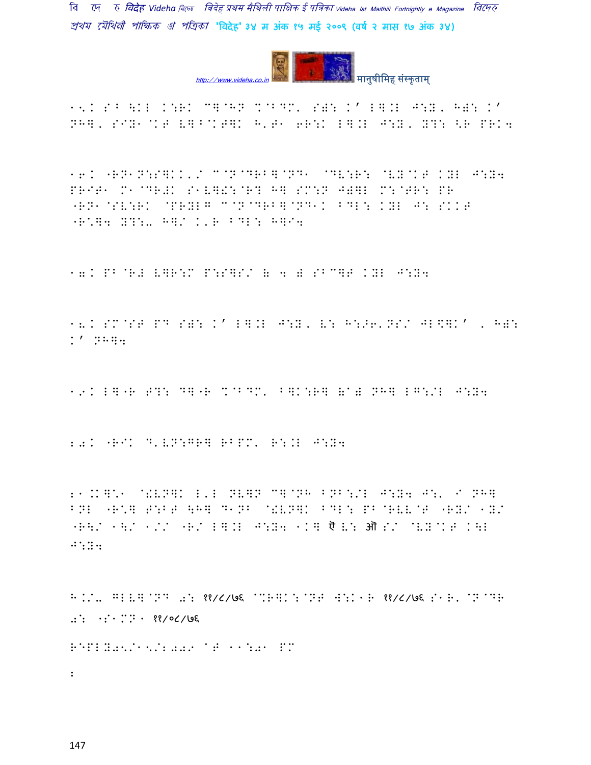15. S^ \KL K:RK C]@HN %@BDM' S^: K' L].L J:Y, H^: K' NH], SIY1@KT V]^@KT]K H'T1 6R:K L].L J:Y, Y?: <R PRK4

16. "RN1N:S]KK'/ C@N@DRB]@ND1 @DV:R: @VY@KT KYL J:Y4 PRIT1 M1@DR#K S1V]!:@R? H] SM:N J^]L M:@TR: PR "RN1@SV:RK @PRYLG C@N@DRB]@ND1K BDL: KYL J: SKKT "R\*]4 Y?:- H]/ K'R BDL: H]I4

17. PB@R# V]R:M P:S]S/ 6 4 8 SBC]T KYL J:Y4

18. SM@ST PD S^: K' L].L J:Y, V: H:>6'NS/ JL<]K' , H^: K' NH]4

19. L]"R T?: D]"R %@BDM' B]K:R] 6@8 NH] LG:/L J:Y4

20. "RIK D'VN:GR] RBPM' R:.L J:Y4

21.KK]\*1 @!VN]K L'L NV]N C]@NH BNB:/L J:Y4 J:' I NH] BNL "R\*] T:BT \H] D1NB @!VN]K BDL: PB@RVV@T "RY/ 1Y/ "R\/ 1\/ 1// "R/ L].L J:Y4 1K] ऎ V: ऒ S/ @VY@KT K\L J:Y4

H.K/- GLV]@ND 0: ११/८/७६ @%R]K:@NT W:K1R ११/८/७६ S1R' @N@DR 0: "S1MN" ११/०८/७६

REPLY05/15/2009 AT 11:01 PM

: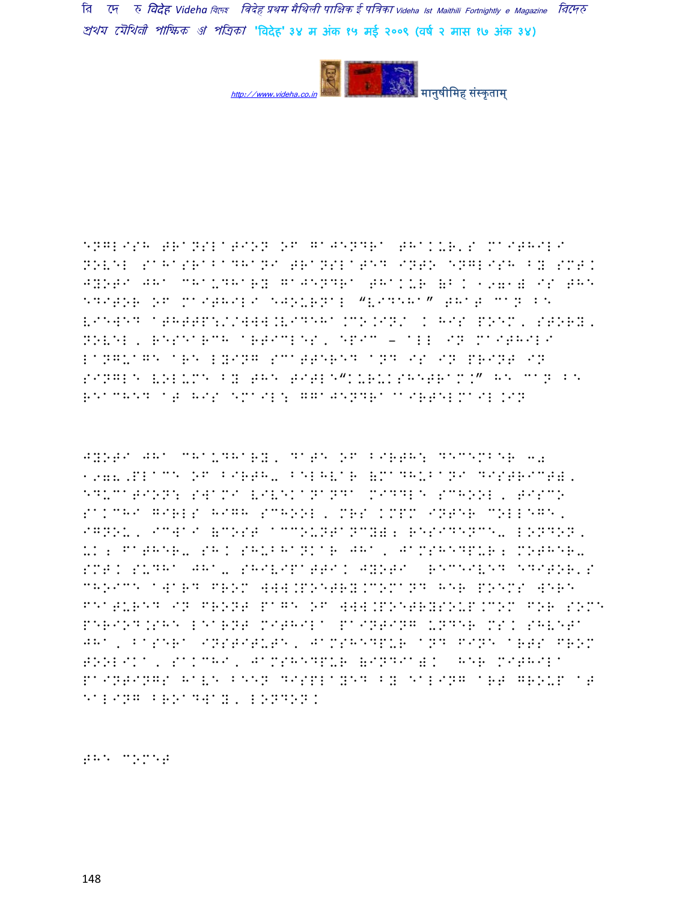ENGLISH TRANSLATION OF GAJENDRA THAKUR'S MAITHILI NOVEL SAHASRABADHANI TRANSLATED INTO ENGLISH BY SMT. JYOTI JHA CHAUDHARY GAJENDRA THAKUR (B. 1971) IS THE EDITOR OF MAITHILI EJOURNAL "VIDEHA" THAT CAN BE VIEWED AT HTTP://WWW.VIDEHA.CO.IN/ . HIS POEM, STORY, NOVEL, RESEARCH ARTICLES, EPIC – ALL IN MAITHILI LANGUAGE ARE LYING SCATTERED AND IS IN PRINT IN SINGLE VOLUME BY THE TITLE "KURUKSHETRAM." HE CAN BE REACHED AT HIS EMAIL: GGAJENDRA@AIRTELMAIL.IN

JYOTI JHA CHAUDHARY, DATE OF BIRTH: DECEMBER 30 1978,PLACE OF BIRTH- BELHVAR (MADHUBANI DISTRICT), EDUCATION: SWAMI VIVEKANANDA MIDDLE SCHOOL, TISCO SAKCHI GIRLS HIGH SCHOOL, MRS KMPM INTER COLLEGE, IGNOU, ICWAI (COST ACCOUNTANCY); RESIDENCE- LONDON, UK; FATHER- SH. SHUBHANKAR JHA, JAMSHEDPUR; MOTHER- SMT. SUDHA JHA- SHIVIPATTI. JYOTI RECEIVED EDITOR'S CHOICE AWARD FROM WWW.POETRY.COMAND HER POEMS WERE FEATURED IN FRONT PAGE OF WWW.POETRYSOUP.COM FOR SOME PERIOD.SHE LEARNT MITHILA PAINTING UNDER MS. SHVETA JHA, BASERA INSTITUTE, JAMSHEDPUR AND FINE ARTS FROM TOOLIKA, SAKCHI, JAMSHEDPUR (INDIA). HER MITHILA PAINTINGS HAVE BEEN DISPLAYED BY EALING ART GROUP AT EALING BROADWAY, LONDON.

THE COMET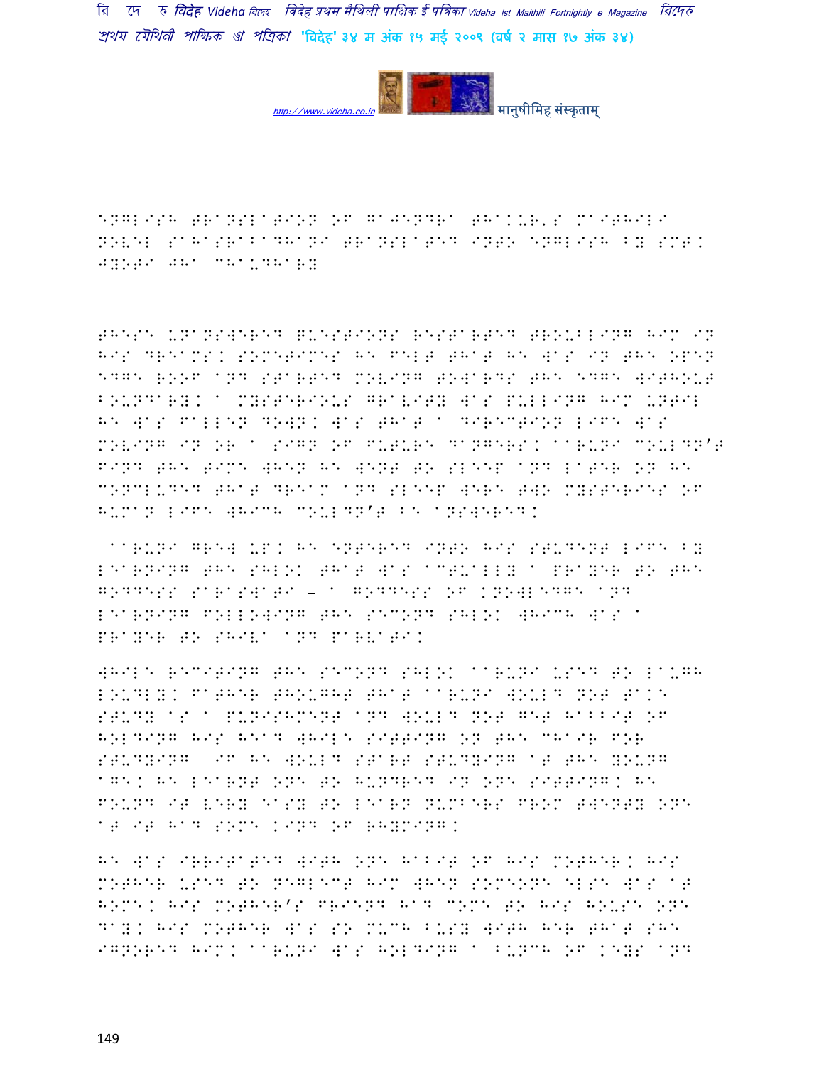ENGLISH TRANSLATION OF GAJENDRA THAKUR'S MAITHILI NOVEL SAHASRABADHANI TRANSLATED INTO ENGLISH BY SMT. JYOTI JHA CHAUDHARY

THESE UNANSWERED QUESTIONS RESTARTED TROUBLING HIM IN HIS DREAMS. SOMETIMES HE FELT THAT HE WAS IN THE OPEN EDGE ROOF AND STARTED MOVING TOWARDS THE EDGE WITHOUT BOUNDARY. A MYSTERIOUS GRAVITY WAS PULLING HIM UNTIL HE WAS FALLEN DOWN. WAS THAT A DIRECTION LIFE WAS MOVING IN OR A SIGN OF FUTURE DANGERS. AARUNI COULDN'T FIND THE TIME WHEN HE WENT TO SLEEP AND LATER ON HE CONCLUDED THAT DREAM AND SLEEP WERE TWO MYSTERIES OF HUMAN LIFE WHICH COULDN'T BE ANSWERED.

AARUNI GREW UP. HE ENTERED INTO HIS STUDENT LIFE BY LEARNING THE SHLOK THAT WAS ACTUALLY A PRAYER TO THE GODDESS SARASWATI – A GODDESS OF KNOWLEDGE AND LEARNING FOLLOWING THE SECOND SHLOK WHICH WAS A PRAYER TO SHIVA AND PARVATI.

WHILE RECITING THE SECOND SHLOK AARUNI USED TO LAUGH LOUDLY. FATHER THOUGHT THAT AARUNI WOULD NOT TAKE STUDY AS A PUNISHMENT AND WOULD NOT GET HABBIT OF HOLDING HIS HEAD WHILE SITTING ON THE CHAIR FOR STUDYING IF HE WOULD START STUDYING AT THE YOUNG AGE. HE LEARNT ONE TO HUNDRED IN ONE SITTING. HE FOUND IT VERY EASY TO LEARN NUMBERS FROM TWENTY ONE AT IT HAD SOME KIND OF RHYMING.

HE WAS IRRITATED WITH ONE HABIT OF HIS MOTHER. HIS MOTHER USED TO NEGLECT HIM WHEN SOMEONE ELSE WAS AT HOME. HIS MOTHER'S FRIEND HAD COME TO HIS HOUSE ONE DAY. HIS MOTHER WAS SO MUCH BUSY WITH HER THAT SHE IGNORED HIM. AARUNI WAS HOLDING A BUNCH OF KEYS AND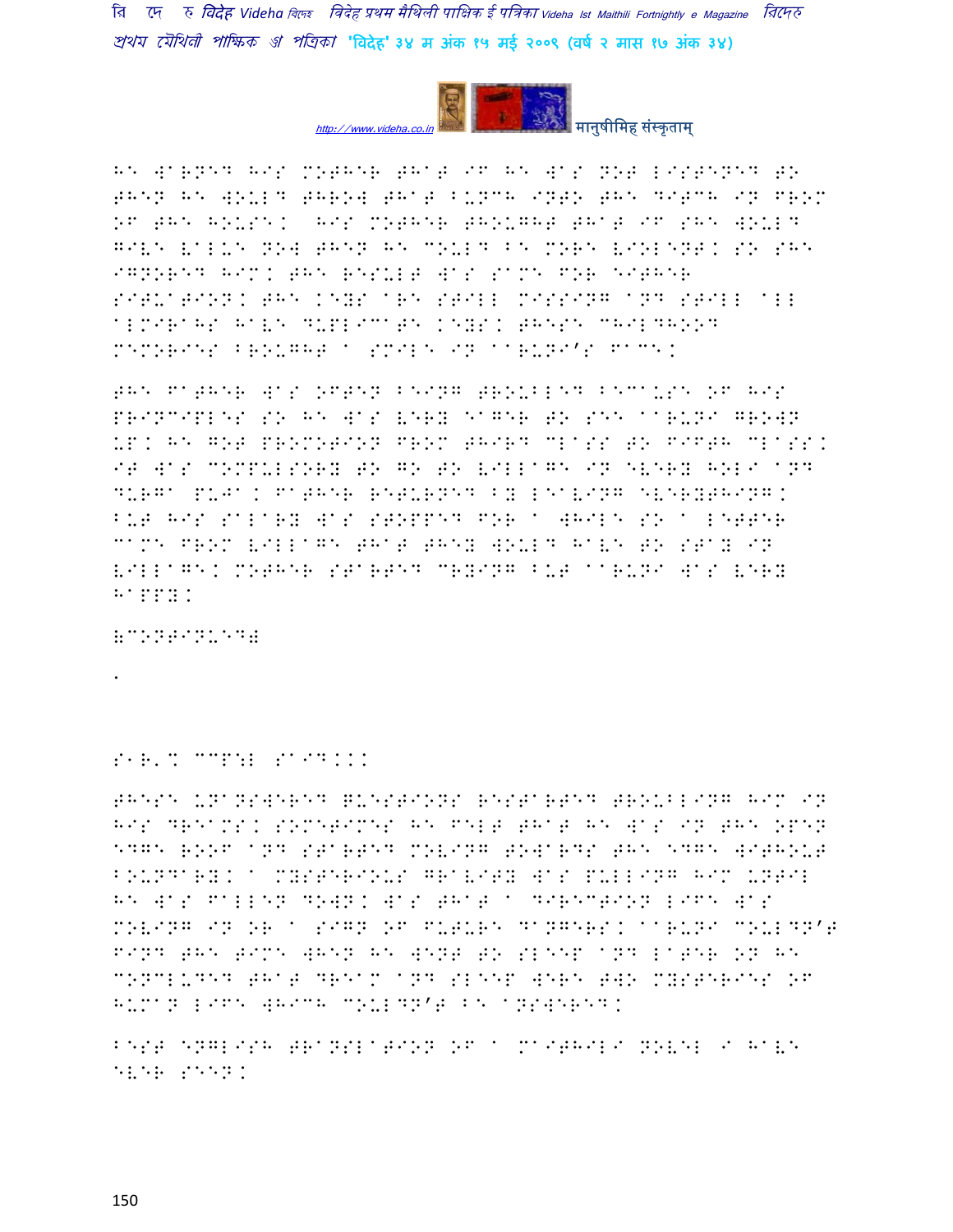HE WARNED HIS MOTHER THAT IF HE WAS NOT LISTENED TO THEN HE WOULD THROW THAT BUNCH INTO THE DITCH IN FROM OF THE HOUSE. HIS MOTHER THOUGHT THAT IF SHE WOULD GIVE VALUE NOW THEN HE COULD BE MORE VIOLENT. SO SHE IGNORED HIM. THE RESULT WAS SAME FOR EITHER SITUATION. THE KEYS ARE STILL MISSING AND STILL ALL ALMIRAHS HAVE DUPLICATE KEYS. THESE CHILDHOOD MEMORIES BROUGHT A SMILE IN AARUNI'S FACE.

THE FATHER WAS OFTEN BEING TROUBLED BECAUSE OF HIS PRINCIPLES SO HE WAS VERY EAGER TO SEE AARUNI GROWN UP. HE GOT PROMOTION FROM THIRD CLASS TO FIFTH CLASS. IT WAS COMPULSORY TO GO TO VILLAGE IN EVERY HOLI AND DURGA PUJA. FATHER RETURNED BY LEAVING EVERYTHING. BUT HIS SALARY WAS STOPPED FOR A WHILE SO A LETTER CAME FROM VILLAGE THAT THEY WOULD HAVE TO STAY IN VILLAGE. MOTHER STARTED CRYING BUT AARUNI WAS VERY HAPPY.

(CONTINUED)

.

S1R.K CCP:L SAID...

THESE UNANSWERED QUESTIONS RESTARTED TROUBLING HIM IN HIS DREAMS. SOMETIMES HE FELT THAT HE WAS IN THE OPEN EDGE ROOF AND STARTED MOVING TOWARDS THE EDGE WITHOUT BOUNDARY. A MYSTERIOUS GRAVITY WAS PULLING HIM UNTIL HE WAS FALLEN DOWN. WAS THAT A DIRECTION LIFE WAS MOVING IN OR A SIGN OF FUTURE DANGERS. AARUNI COULDN'T FIND THE TIME WHEN HE WENT TO SLEEP AND LATER ON HE CONCLUDED THAT DREAM AND SLEEP WERE TWO MYSTERIES OF HUMAN LIFE WHICH COULDN'T BE ANSWERED.

BEST ENGLISH TRANSLATION OF A MAITHILI NOVEL I HAVE EVER SEEN.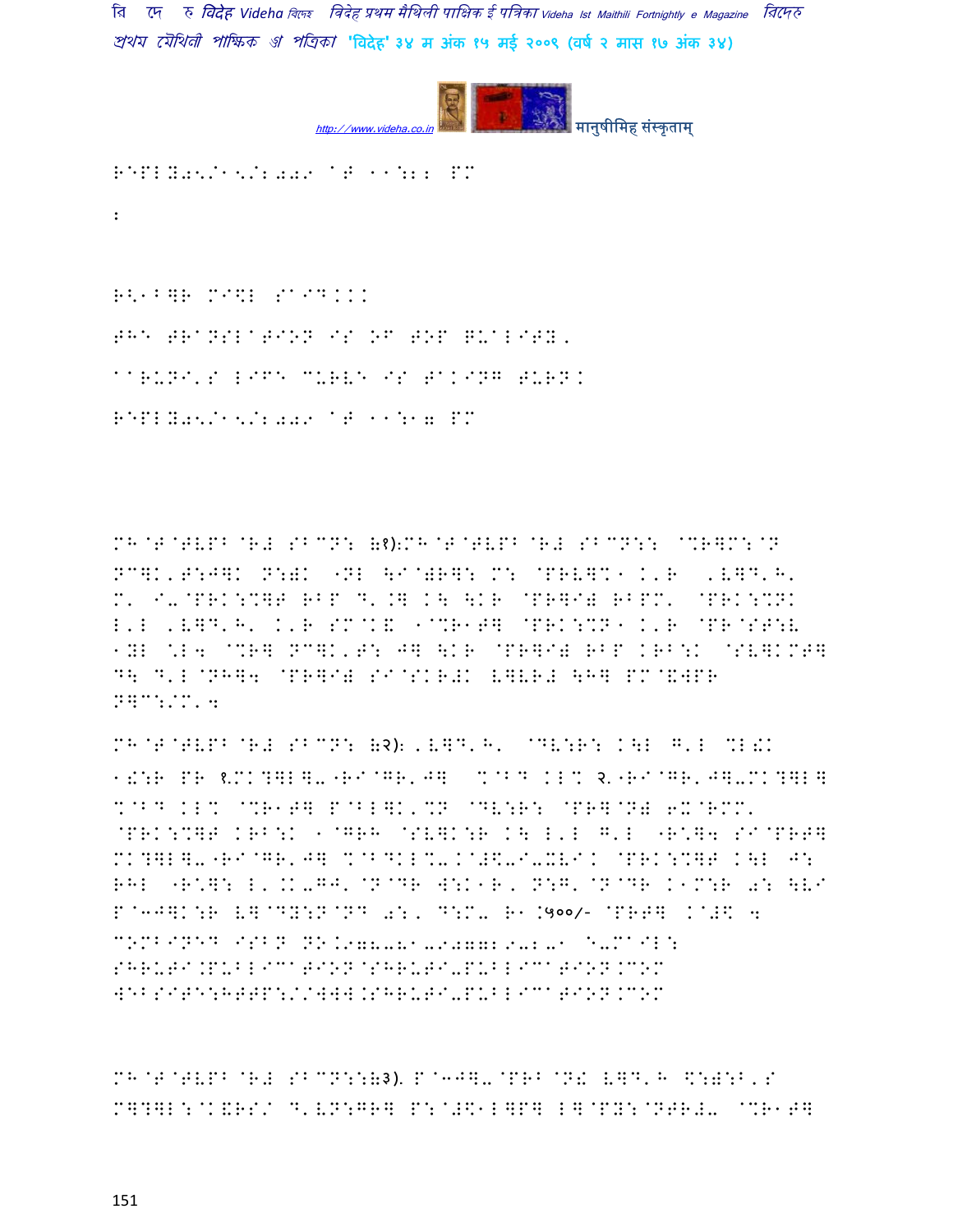REPLY05/15/2009 AT 11:22 PM

:

R<ABHR MISHRA SAID...

THE TRANSLATION IS OF TOP QUALITY.

AARUNI'S LIFE CURVE IS TAKING TURN.

REPLY05/15/2009 AT 11:17 PM

MH@T@TVPB@R# SBCN: (१):MH@T@TVPB@R# SBCN:: @%R]M:@N NC]K'T:J]K N:)K "NL \I@)R]: M: @PRV]%1 K'R ,V]D'H' M' I-@PRK:%]T RBP D'.] K\ \KR @PR]I) RBPM' @PRK:%NK L'L ,V]D'H' K'R SM@K& 1@%R1T] @PRK:%N1 K'R @PR@ST:V 1YL \*L4 @%R] NC]K'T: J] \KR @PR]I) RBP KRB:K @SV]KMT] D\ D'L@NH]4 @PR]I) SI@SKR#K V]VR# \H] PM@&WPR N]C:/M'4

MH@T@TVPB@R# SBCN: (२): ,V]D'H' @DV:R: K\L G'L %L2K 1!:R PR १.MK?]L]-"RI@GR'J] %@BD KL% २."RI@GR'J]-MK?]L] %@BD KL% @%R1T] P@BL]K'%N @DV:R: @PR]@N) 6X@RMM' @PRK:%]T KRB:K 1@GRH @SV]K:R K\ L'L G'L "R\*]4 SI@PRT] MK?]L]-"RI@GR'J] %@BDKL%-.@#\$-I-XVI. @PRK:%]T K\L J: RHL "R\*]: L'.K-GJ'@N@DR W:K1R, N:G'@N@DR K1M:R 0: \VI P@3J]K:R V]@DY:N@ND 0:, D:M- R1.५००/- @PRT] .@#\$ 4 COMBINED ISBN NO.978-81-907729-2-1 E-MAIL: SHRUTI.PUBLICATION@SHRUTI-PUBLICATION.COM WEBSITE:HTTP://WWW.SHRUTI-PUBLICATION.COM

MH@T@TVPB@R# SBCN::(३). P@3J]-@PRB@N! V]D'H \$:):B'S M]?]L:@K&RS/ D'VN:GR] P:@#\$1L]P] L]@PY:@NTR#- @%R1T]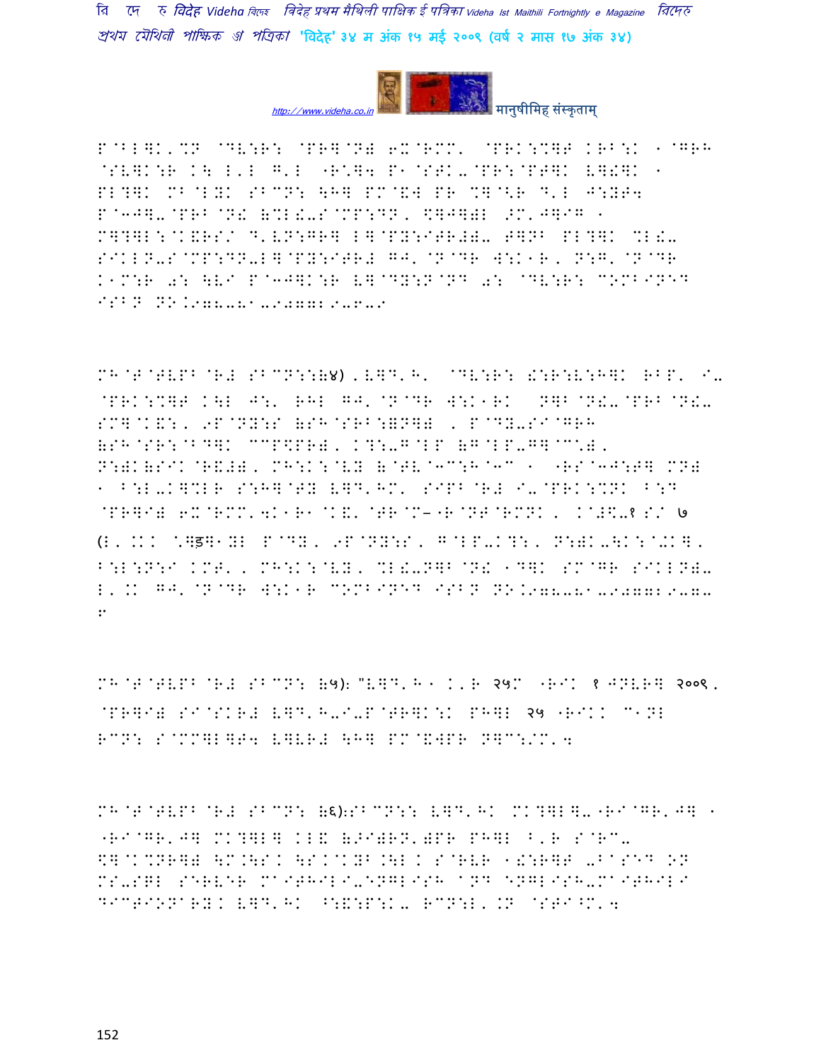P@BL]K'%N @DV:R: @PR]@N) 6X@RMM' @PRK:%]T KRB:K 1@GRH @SV]K:R K\ L'L G'L "R\*]4 P1@STK-@PR:@PT]K V]!]K 1 PL?]K MB@LYK SBCN: \H] PM@&W PR %]@<R D'L J:YY4 P@3J]-@PRB@N! (%L!-S@MP:DN, \$]J])L >M'J]IG 1 M]?]L:@K&RS/ D'VN:GR] L]@PY:ITR#)- Q]NB PL?]K %L!- SIKLN-S@MP:DN-L]@PY:ITR# GJ'@N@DR W:K1R, N:G'@N@DR K1M:R 0: \VI P@3J]K:R V]@DY:N@ND 0: @DV:R: COMBINED ISBN NO.978-81-907729-6-9

MH@T@TVPB@R# SBCN::(४) ,V]D'H' @DV:R: !:R:V:H]K RBP' I- @PRK:%]T K\L J:' RHL GJ'@N@DR W:K1RK N]B@N!-@PRB@N!- SM]@K&:, 9P@NY:S (SH@SRB:=N]) , P@DY-SI@GRH (SH@SR:@BD]K CCP\$PR), K?:-G@LP (G@LP-G]@C\*), N:)K(SIK@R&#), MH:K:@VY (@TV@3C:H@3C 1 "RS@3J:T] MN) 1 B:L-K]%LR S:H]@TY V]D'HM' SIPB@R# I-@PRK:%NK B:D @PR]I) 6X@RMM'4K1R1@K&'@TR@M– "R@NT@RMNK , K@#\$-१ S/ ७ (L, .KK \*]ड]1YL P@DY, 9P@NY:S, G@LP-K?:, N:)K-\K:@+K], B:L:N:I KMT', MH:K:@VY, %L!-N]B@N! 1D]K SM@GR SIKLN)- L,.K GJ'@N@DR W:K1R COMBINED ISBN NO.978-81-907729-7-6

MH@T@TVPB@R# SBCN: (५): "V]D'H1 K'R २५M "RIK १ JNVR] २००९, @PR]I) SI@SKR# V]D'H-I-P@TR]K:K PH]L २५ "RIKK C1NL RCN: S@MM]L]T4 V]VR# \H] PM@&WPR N]C:/M'4

MH@T@TVPB@R# SBCN: (६):SBCN:: V]D'HK MK?]L]-"RI@GR'J] 1 "RI@GR'J] MK?]L] KL& (>I)RN')PR PH]L B'R S@RC- \$]@K%NR]) \M.\SK \SK@KYB.\L K S@RVR 1!:R]T -BASED ON MS-SQL SERVER MAITHILI-ENGLISH AND ENGLISH-MAITHILI DICTIONARY. V]D'HK ^:&:P:K- RCN:L.KN @STI^M'4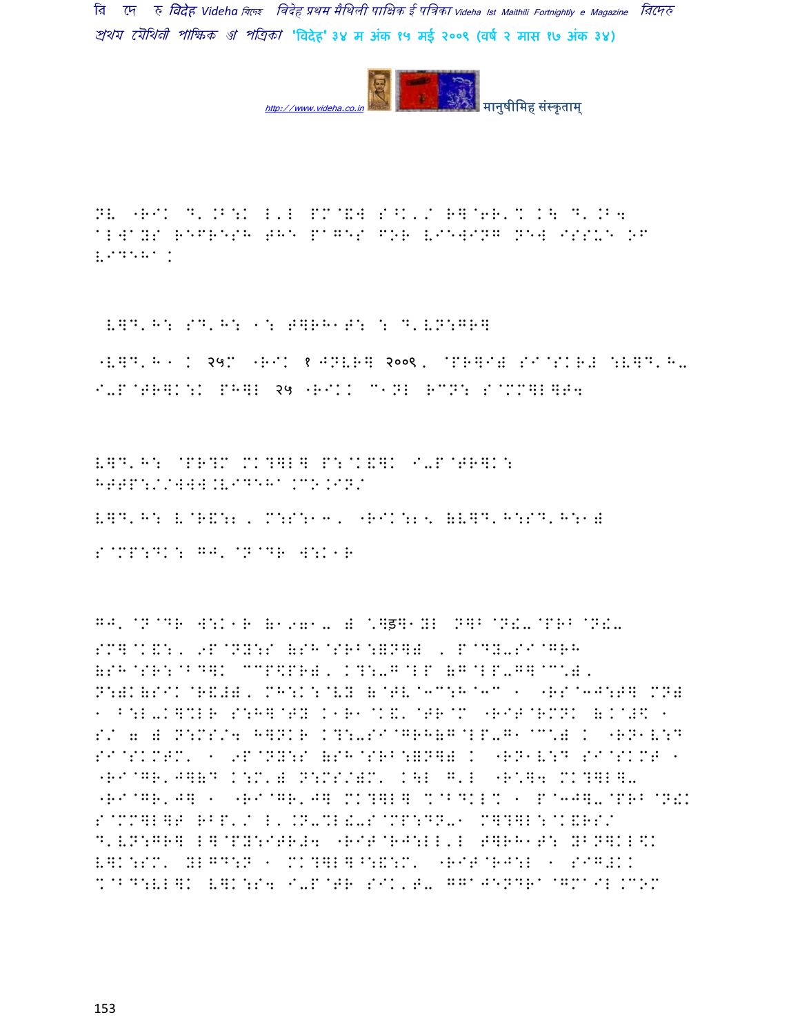NV "RIK D'.B:K L'L PM@&W S^K'/ R]@6R'% K\ D'.B4 aLWaYS REFRESH tHE PaGES FOR VIEWING NEW ISSUE OF VIDEHa.

 V]D'H: SD'H: 1: T]RH1T: : D'VN:GR]

"V]D'H 1 K २५M "RIK १ JNVR] २००९, @PR]I) SI@SKR# :V]D'H- I-P@TR]K:K PH]L २५ "RIKK C1NL RCN: S@MM]L]T4

V]D'H: @PR?M MK?]L] P:@K&]K I-P@TR]K: HTTP://WWW.VIDEHa.CO.IN/

V]D'H: V@R&:2, M:S:13, "RIK:25 )V]D'H:SD'H:1)

S@MP:DK: GJ'@N@DR W:K1R

GJ'@N@DR W:K1R )1971- ) C]ड]1YL N]B@N!-@PRB@N!- SM]@K&:, 9P@NY:S )SH@SRB:=N]) , P@DY-SI@GRH )SH@SR:@BD]K CCP\$PR), K?:-G@LP )G@LP-G]@C\*), N:)K)SIK@R&)), MH:K:@VY )@TV@3C:H@3C 1 "RS@3J:T] MN) 1 B:L-K]%LR S:H]@TY K1R1@K&'@TR@M "RIT@RMNK )K@#\$ 1 S/ 7 ) N:MS/4 H]NKR K?:-SI@GRH)G@LP-G1 @C\*) K "RN1V:D SI@SKMTM' 1 9P@NY:S )SH@SRB:=N]) K "RN1V:D SI@SKMT 1 "RI@GR'J]VD K:M') N:MS/)M' K\L G'L "R\*]4 MK?]L]- "RI@GR'J] 1 "RI@GR'J] MK?]L] %@BDKL% 1 P@-J]-@PRB@N!K S@MM]L]T RBP'/ L'.N-%L!-S@MP:DN-1 M]?]L:@K&RS/ D'VN:GR] L]@PY:ITR#4 "RIT@RJ:LL'L T]RH1T: YBN]KL\$K V]K:SM' YLGD:N 1 MK?]L]^:&:M' "RIT@RJ:L 1 SIG#KK %@BD:VL]K V]K:S4 I-P@TR SIK'T- GGaJENDRa@GMaIL.COM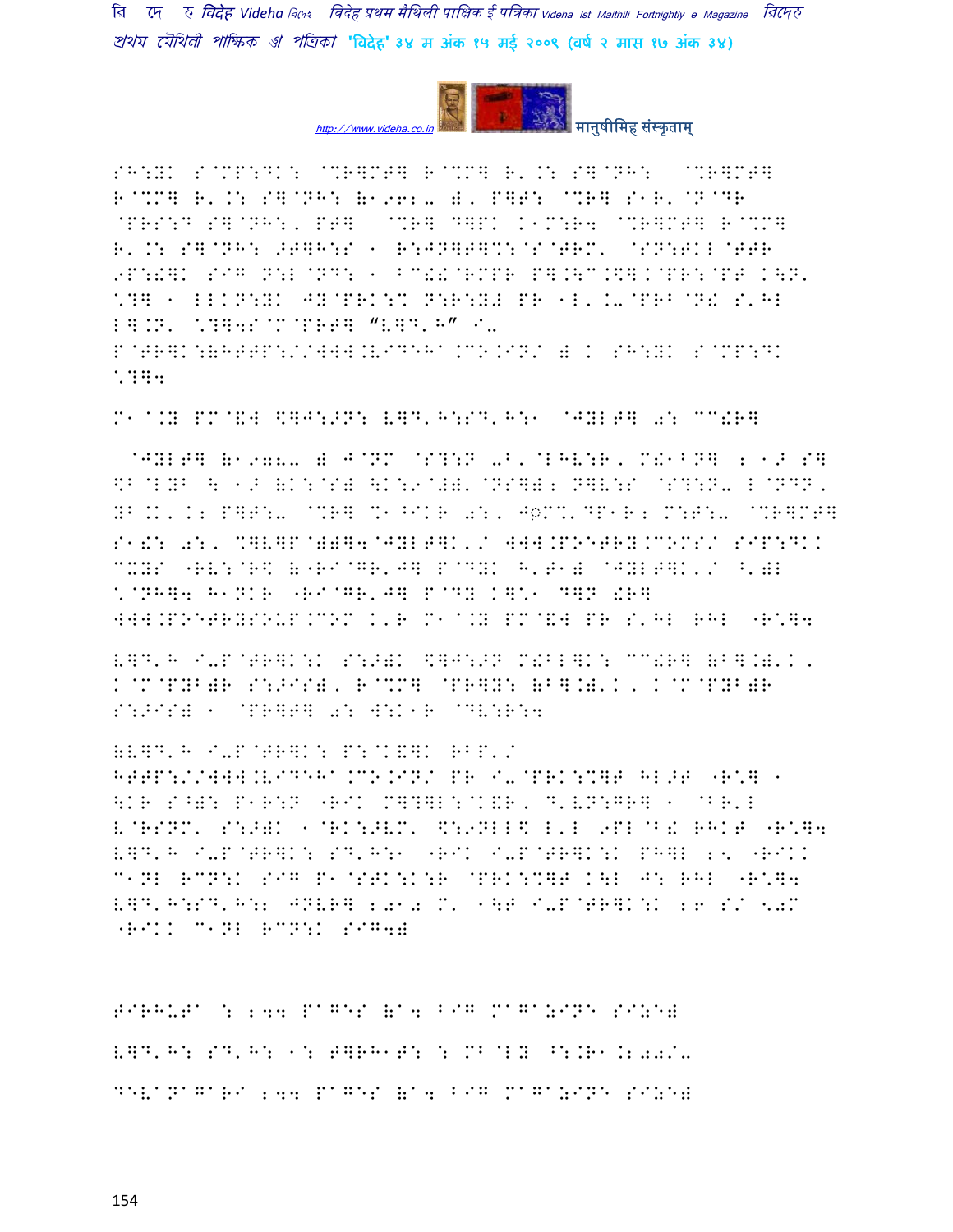SH:YK S@MP:DK: @%R]MT] R@%M] R'.: S]@NH: @%R]MT] R@%M] R'.: S]@NH: (1962- )' P]T: @%R] S1R'@N@DR @PRS:D S]@NH:' PT] @%R] D]PK K1M:R4 @%R]MT] R@%M] R'.: S]@NH: >T]H:S 1 R:J4]T]%:@S@TRM' @SN:TKL@TTR 9P:!]K SIG N:L@ND: 1 BC!!@RMPR P].\C.$].@PR:@PT K\N' *?] 1 LLKN:YK JY@PRK:% N:R:Y# PR 1L'K-@PRB@N! S'HL L].N' *?]4S@M@PRT] "V]D'H" I- P@TR]K:(HTTP://WWW.VIDEHA.CO.IN/ ) K SH:YK S@MP:DK *?]4

M1@.Y PM@&W \$]J:>N: V]D'H:SD'H:1 @JYLT] 0: CC!R]

@JYLT] (1978- ) J@NM @S?:N -B'@LHV:R' M!1BN] 2 1> S] \$B@LYB \ 1> (K:@S) \K:9@#)'@NS]) N]V:S @S?:N- L@NDN' YB.K'.2 P]T:- @%R] %1^IKR 0:' J◌M%'DP1R2 M:T:- @%R]MT] S1!: 0:' %]V]P@))]4@JYLT]K'/ WWW.POETRY.COM/S/ SIP:DKK CXYS "RV:@R\$ ("RI@GR'J] P@DYK H'T1) @JYLT]K'/ ^')L *@NH]4 H1NKR "RI@GR'J] P@DY K]*' D]N !R] WWW.POETRYSOUP.COM K'R M1@.Y PM@&W PR S'HL RHL "R*]4

V]D'H I-P@TR]K:K S:>)K \$]J:>N M!BL]K: CC!R] (B].)'K' K@M@PYB)R S:>IS)' R@%M] @PR]Y: (B].)'K' K@M@PYB)R S:>IS) 1 @PR]T] 0: W:K1R @DV:R:4

(V]D'H I-P@TR]K: P:@K&]K RBP'/ HTTP://WWW.VIDEHA.CO.IN/ PR I-@PRK:%]T HL>T "R*] 1 \KR S^): P1R:N "RIK M]?]L:@K&R' D'VN:GR] 1 @BR'L V@RSNM' S:>)K 1@RK:>VM' \$:9NLL\$ L'L 9PL@B! RHKT "R*]4 V]D'H I-P@TR]K: SD'H:1 "RIK I-P@TR]K:K PH]L 25 "RIKK C1NL RCN:K SIG P1@STK:K:R @PRK:%]T K\L J: RHL "R*]4 V]D'H:SD'H:2 JNVR] 2010 M' 1\T I-P@TR]K:K 26 S/ 50M "RIKK C1NL RCN:K SIG4)

TIRHUTA : 244 PAGES (A4 BIG MAGAZINE SIZE)

V]D'H: SD'H: 1: T]RH1T: : MB@LY ^:.R1.200/-

DEVANAGARI 244 PAGES (A4 BIG MAGAZINE SIZE)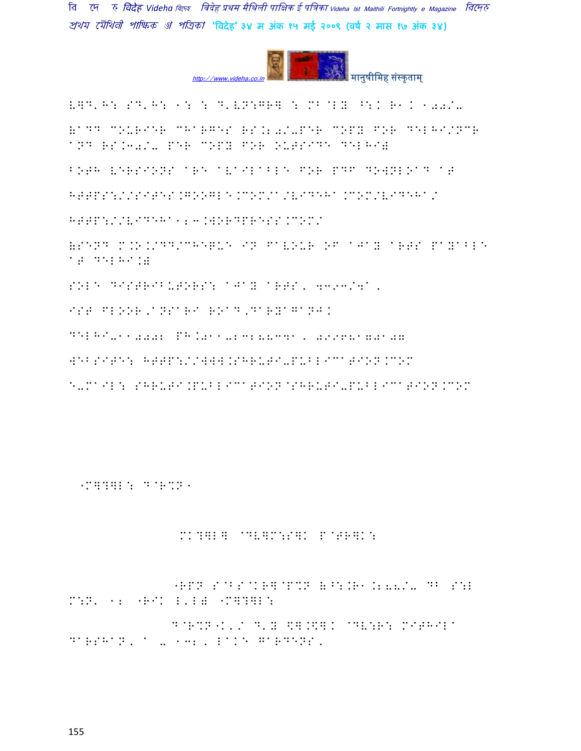VHD'H: SD'H: 1: : D'VN:GRH : MB@LY ^:K R1K 100/-

(ADD COURIER CHARGES RS.20/-PER COPY FOR DELHI/NCR AND RS.30/- PER COPY FOR OUTSIDE DELHI)

BOTH VERSIONS ARE AVAILABLE FOR PDF DOWNLOAD AT

HTTPS://SITES.GOOGLE.COM/A/VIDEHA.COM/VIDEHA/

HTTP://VIDEHA123.WORDPRESS.COM/

(SEND M.O./DD/CHEQUE IN FAVOUR OF AJAY ARTS PAYABLE AT DELHI.)

SOLE DISTRIBUTORS: AJAY ARTS, 4393/4A,

IST FLOOR,ANSARI ROAD,DARYAGANJ.

DELHI-110002 PH.011-23288341, 09968170107

WEBSITE: HTTP://WWW.SHRUTI-PUBLICATION.COM

E-MAIL: SHRUTI.PUBLICATION@SHRUTI-PUBLICATION.COM

"M together: D@R%N"

MK?HLH @DVHM:SHK P@TRHK:

"RPN S@BS@KRH@P%N (^:.R1.200/- DB S:L M:N' 12 "RIK L'LE "M together:

D@R%N"K'/ D'Y \$H.\$HK @DV:R: MITHILA DARSHAN, A - 132, LAKE GARDENS,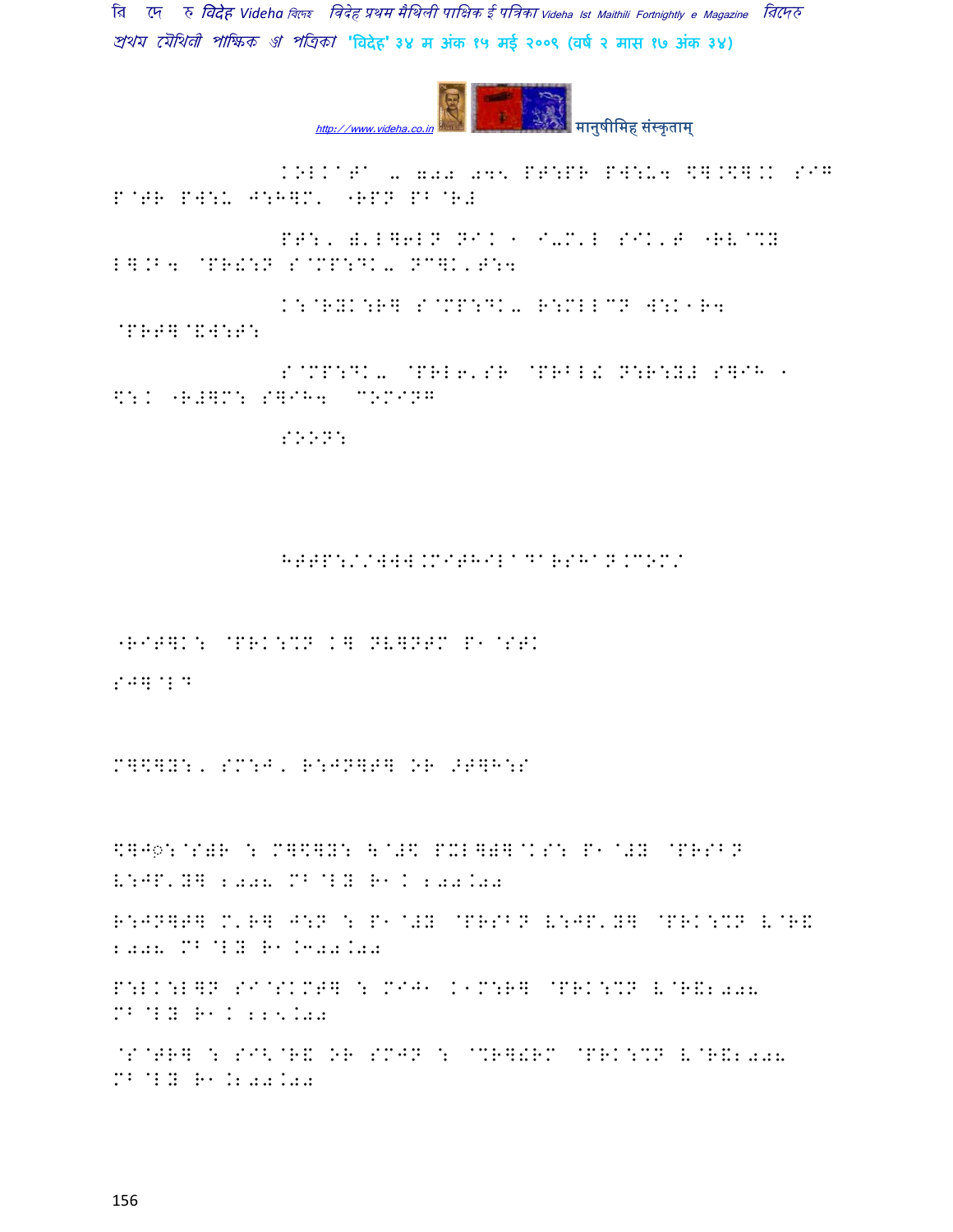KOLKATA - 700 045 PT:PR PW:U4 $].$].. SIG P@TR PW:U J:H]M' "RPN PB@R#

PT:, )'L]6LN NIK 1 I-M'L SIK'T "RV@%Y L].B4 @PR!:N S@MP:DK- NC]K'T:4

K:@RYK:R] S@MP:DK- R:MLLCN W:K1R4 @PRT]@&W:T:

S@MP:DK- @PRL6'SR @PRBL! N:R:Y# S]IH 1 $:K "R#]M: S]IH4 COMING

SOON:

HTTP://WWW.MITHILADARSHAN.COM/

"RIT]K: @PRK:%N K] NV]NTM P1@STK

SJ]@LD

M]$]Y:, SM:J, R:JN]T] OR >T]H:S

$]J◌़:@S)R : M]$]Y: & @#$ PXL])]@KS: P1@#Y @PRSBN V:JP'Y] 2008 MB@LY R1K 200.00

R:JN]T] M'R] J:N : P1@#Y @PRSBN V:JP'Y] @PRK:%N V@R& 2008 MB@LY R1.300.00

P:LK:L]N SI@SKMT] : MIJ1 K1M:R] @PRK:%N V@R&2008 MB@LY R1K 225.00

@S@TR] : SI<@R& OR SMJN : @%R]!RM @PRK:%N V@R&2008 MB@LY R1.200.00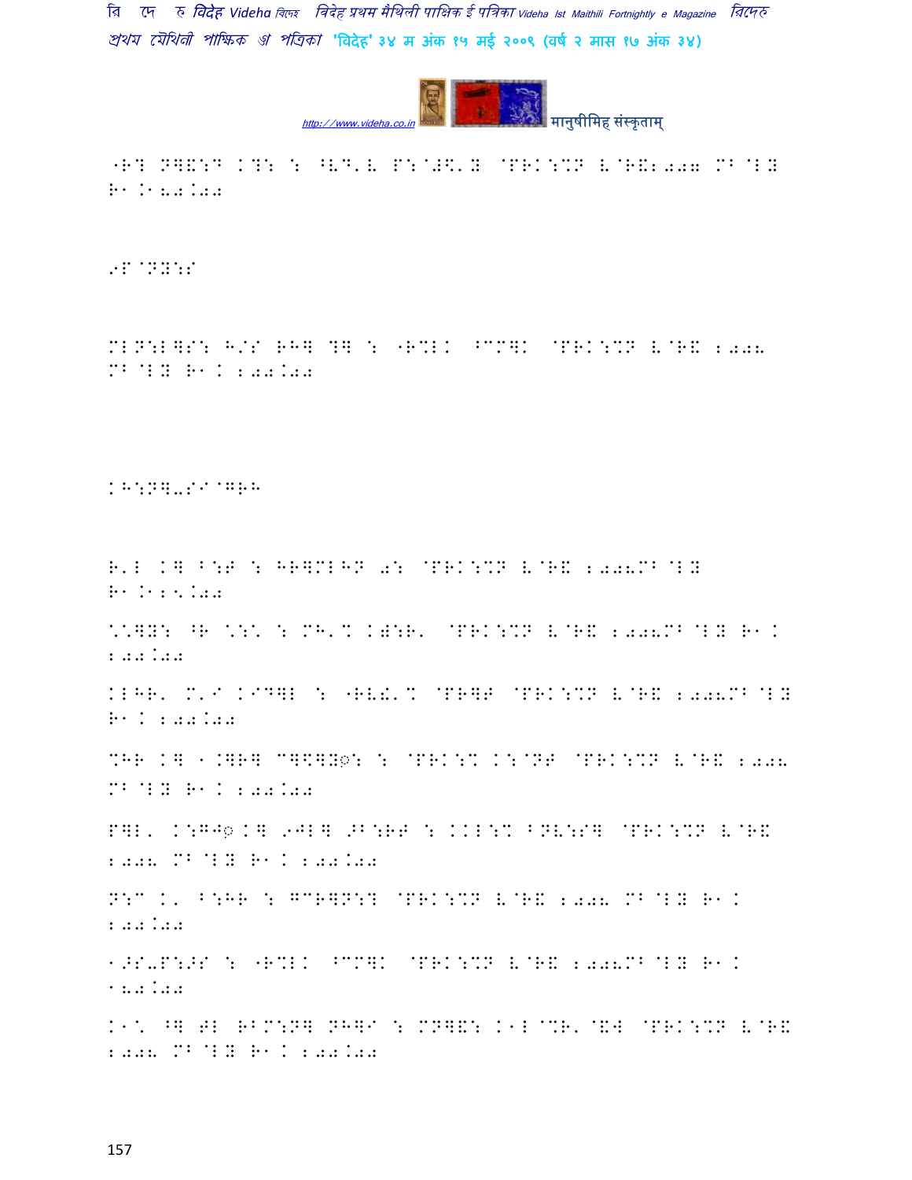"RT PHENT CHE : ^VE'V P:@#\$'Y @PRK:%NO V@R&:2007 MB@LY R1.180.00

9P@NY:S

MLN:L]S: H/S RH] ?] : "R%LK ^CM]K @PRK:%NO V@R& 2008 MB@LY R1K 200.00

KH:N]-SI@GRH

R'L K] B:F : HR]MLHN 0: @PRK:%NO V@R& 2008MB@LY R1.125.00

\^]Y: ^R \:\ : MH'% K):R' @PRK:%NO V@R& 2008MB@LY R1K 200.00

KLHR' M'I KIDEL : "RV&'% @PR]T @PRK:%NO V@R& 2008MB@LY R1K 200.00

%HR K] 1.]R] C]\$]Y◌: : @PRK:% K:@NT @PRK:%NO V@R& 2008 MB@LY R1K 200.00

P]L' K:GJ◌K] 9JL] ^B:RT : KKL:% BNV:S] @PRK:%NO V@R& 2008 MB@LY R1K 200.00

N:C K' B:HR : GCR]N:? @PRK:%NO V@R& 2008 MB@LY R1K 200.00

1>S-P:>S : "R%LK ^CM]K @PRK:%NO V@R& 2008MB@LY R1K 180.00

K1\ ^] TL RBM:N] NH]I : MN]&: K1L@%R'@&W @PRK:%NO V@R& 2008 MB@LY R1K 200.00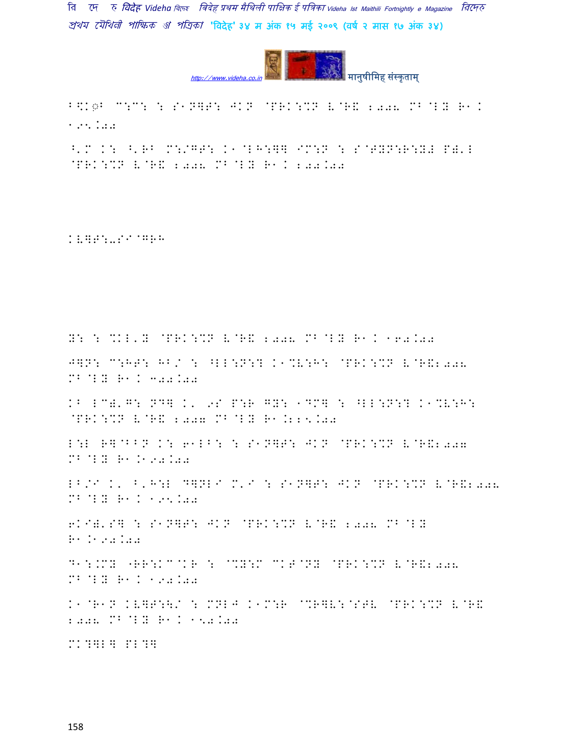B\$K◌B C:C: : S1N]T: JKN @PRK:%N V@R& 2008 MB@LY R1K 195.00

^'M K: ^'RB M:/GT: K1@LH:]] IM:N : S@TYN:R:Y# P)'L @PRK:%N V@R& 2008 MB@LY R1K 200.00

KV]T:-SI@GRH

Y: : %KL'Y @PRK:%N V@R& 2008 MB@LY R1K 160.00

J]N: C:HT: HB/ : ^LL:N:? K1%V:H: @PRK:%N V@R&2008 MB@LY R1K 300.00

KB LC)'G: ND] K' 9S P:R GY: 1DM] : ^LL:N:? K1%V:H: @PRK:%N V@R& 2007 MB@LY R1.225.00

L:L R]@BBN K: 61LB: : S1N]T: JKN @PRK:%N V@R&2007 MB@LY R1.190.00

LB/I K' B'H:L D]NLI M'I : S1N]T: JKN @PRK:%N V@R&2008 MB@LY R1K 195.00

6KI)'S] : S1N]T: JKN @PRK:%N V@R& 2008 MB@LY R1.190.00

D1:.MY "RR:KC@KR : @%Y:M CKT@NY @PRK:%N V@R&2008 MB@LY R1K 190.00

K1@R1N KV]T:\/ : MNLJ K1M:R @%R]V:@STV @PRK:%N V@R& 2008 MB@LY R1K 150.00

MK?]L] PL?]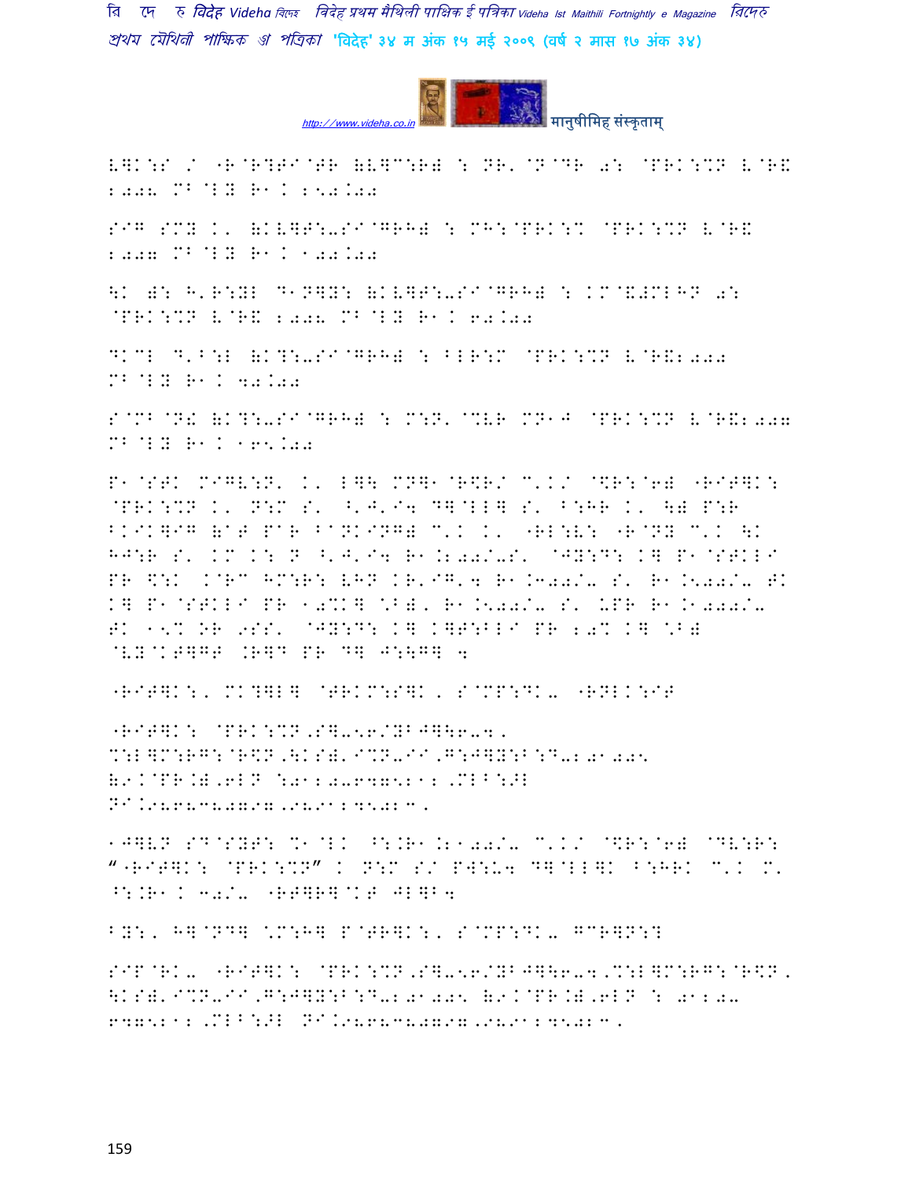V]K:S / "R@R?TI@TR (V]C:R) : NR'@N@DR 0: @PRK:%N V@R&
2008 MB@LY R1K 250.00

SIG SMY K' (KV]T:-SI@GRH) : MH:@PRK:% @PRK:%N V@R&
2007 MB@LY R1K 100.00

\K ): H'R:YL D1N]Y: (KV]T:-SI@GRH) : KM@&#MLHN 0:
@PRK:%N V@R& 2008 MB@LY R1K 60.00

DKCL D'B:L (K?:-SI@GRH) : BLR:M @PRK:%N V@R&2008
MB@LY R1K 40.00

S@MB@N! (K?:-SI@GRH) : M:N' @%VR MN1J @PRK:%N V@R&2007
MB@LY R1K 165.00

P1@STK MIGV:N' K' L]\ MN]1@R$R/ C'K/ @$R:@6) "RIT]K:
@PRK:%N K' N:M S' ^'J'I4 D]@LL] S' B:HR K' \) P:R
BKIK]IG (aT PaR BaNKING) C'K K' "RL:V: "R@NY C'K \K
HJ:R S' KM K: N ^'J'I4 R1.200/-S' @JY:D: K] P1@STKLI
PR $:K K@RC HM:R: VHN KR'IG'4 R1.300/- S' R1.500/- TK
K] P1@STKLI PR 10%K] *B), R1.500/- S' UPR R1.1000/-
TK 15% OR 9SS' @JY:D: K] K]T:BLI PR 20% K] *B)
@VY@KT]GT .R]D PR D] J:\G] 4

"RIT]K:, MK?]L] @TRKM:S]K, S@MP:DK- "RNLK:IT

"RIT]K: @PRK:%N,S]-56/YBJ]\6-4,
%:L]M:RG:@R$N,\KS)'I%N-II,G:J]Y:B:D-201005
(9K@PR.),6LN :0120-6475212,MLB:>L
NI.9868380797,9891245023.

1J]VN SD@SYT: %1@LK ^:.R1.2100/- C'K/ @$R:@6) @DV:R:
""RIT]K: @PRK:%N" K N:M S/ PW:U4 D]@LL]K B:HRK C'K M'
^:.R1K 30/- "RT]R]@KT JL]B4

BY:, H]@ND] *M:H] P@TR]K:, S@MP:DK- GCR]N:?

SIP@RK- "RIT]K: @PRK:%N,S]-56/YBJ]\6-4,%:L]M:RG:@R$N,
\KS)'I%N-II,G:J]Y:B:D-201005 (9K@PR.),6LN : 0120-
6475212,MLB:>L NI.9868380797,9891245023.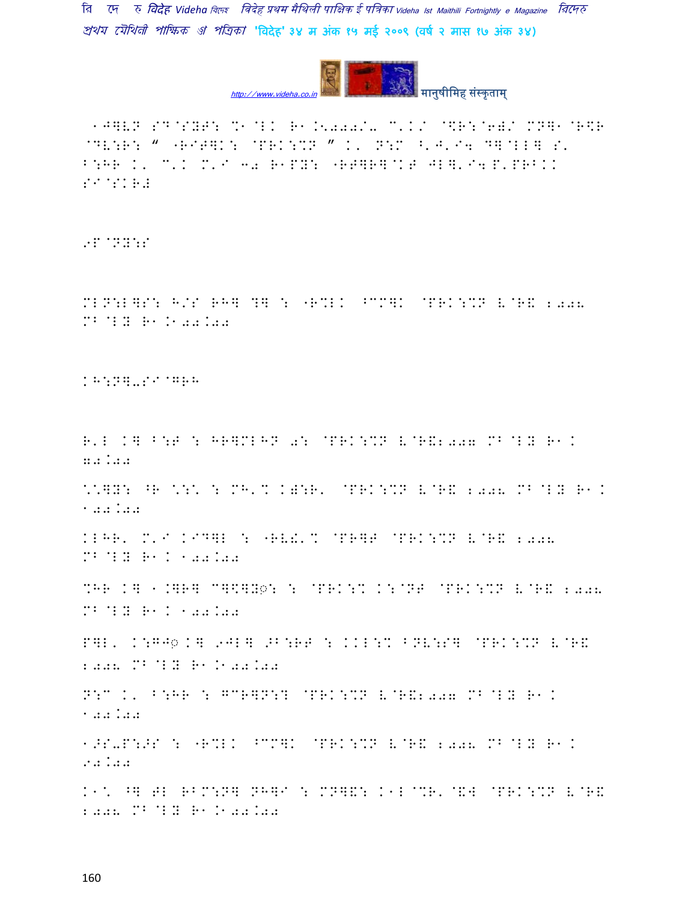1J]VN SD@SYT: %1@LK R1.5000/- C'K/ @\R:@6)/ MN]1@R\R @DV:R: " "RIT]K: @PRK:%N " K' N:M ^'J'I4 D]@LL] S' B:HR K' C'K M'I 30 R1PY: "RT]R]@KT JL]'I4 P'PRBKK SI@SKR#

9P@NY:S

MLN:L]S: H/S RH] ?] : "R%LK ^CC]K @PRK:%N V@R& 2006 MB@LY R1.100.00

KH:N]-SI@GRH

R'L K] B:T : HR]MLHN 0: @PRK:%N V@R&2007 MB@LY R1. 70.00

\@]Y: ^R \:\ : MH'% K):R' @PRK:%N V@R& 2008 MB@LY R1. 100.00

KLHR' M'I KID]L : "RV!'% @PR]T @PRK:%N V@R& 2006 MB@LY R1. 100.00

%HR K] 1.]R] C]\]Y◌: : @PRK:% K:@NT @PRK:%N V@R& 2006 MB@LY R1. 100.00

P]L' K:GJ◌ K] 9JL] >B:RT : KKL:% BNV:S] @PRK:%N V@R& 2006 MB@LY R1.100.00

N:C K' B:HR : GCR]N:? @PRK:%N V@R&2007 MB@LY R1. 100.00

1>S-P:>S : "R%LK ^CC]K @PRK:%N V@R& 2006 MB@LY R1. 90.00

K1\ ^] TL RBM:N] NH]I : MN]&: K1L@%R'@&4 @PRK:%N V@R& 2006 MB@LY R1.100.00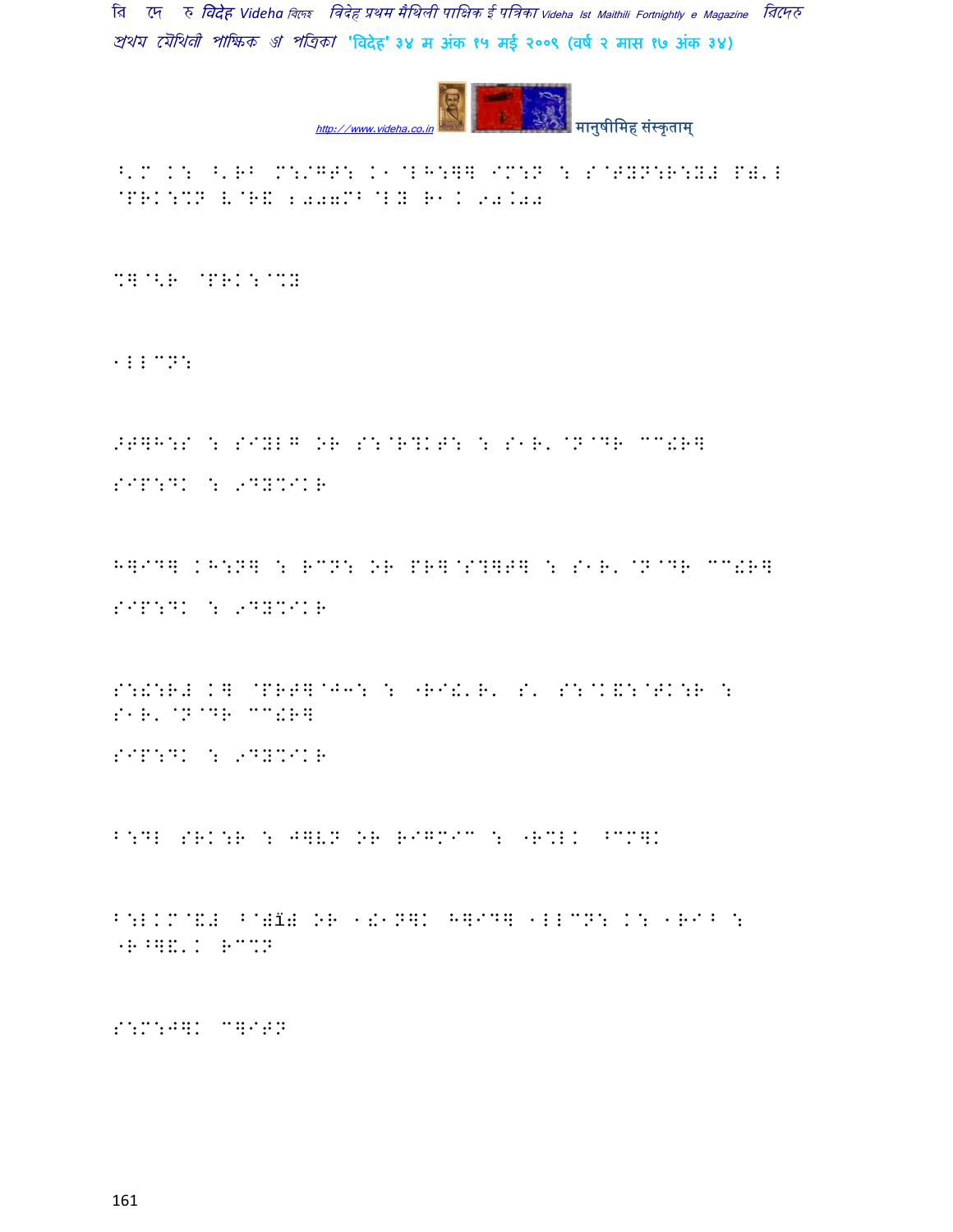^'M K: ^'RB M:/GF: K1@LH:]] IM:N : S@TYN:R:Y# P#'L @PRK:%N V@R& 2007M^@LY R1K 94.00

%]@<R @PRK:@%Y

1LLCN:

>T]H:S : SIYLG OR S:@R?KT: : S1R'@N@DR CC!R]

SIP:DK : 9DY%IKR

H]ID] KH:N] : RCN: OR PR]@S?]T] : S1R'@N@DR CC!R]

SIP:DK : 9DY%IKR

S:!:R# K] @PRT]@J3: : "RI!'R' S' S:@K&:@TK:R : S1R'@N@DR CC!R]

SIP:DK : 9DY%IKR

B:DL SRK:R : J]VN OR RIG%IC : "R%LK ^CM]K

B:LKM@&# ^@#ï# OR 1!1N]K H]ID] 1LLCN: K: 1RI^ : "R^]&'K RC%N

S:M:J]K C]ITN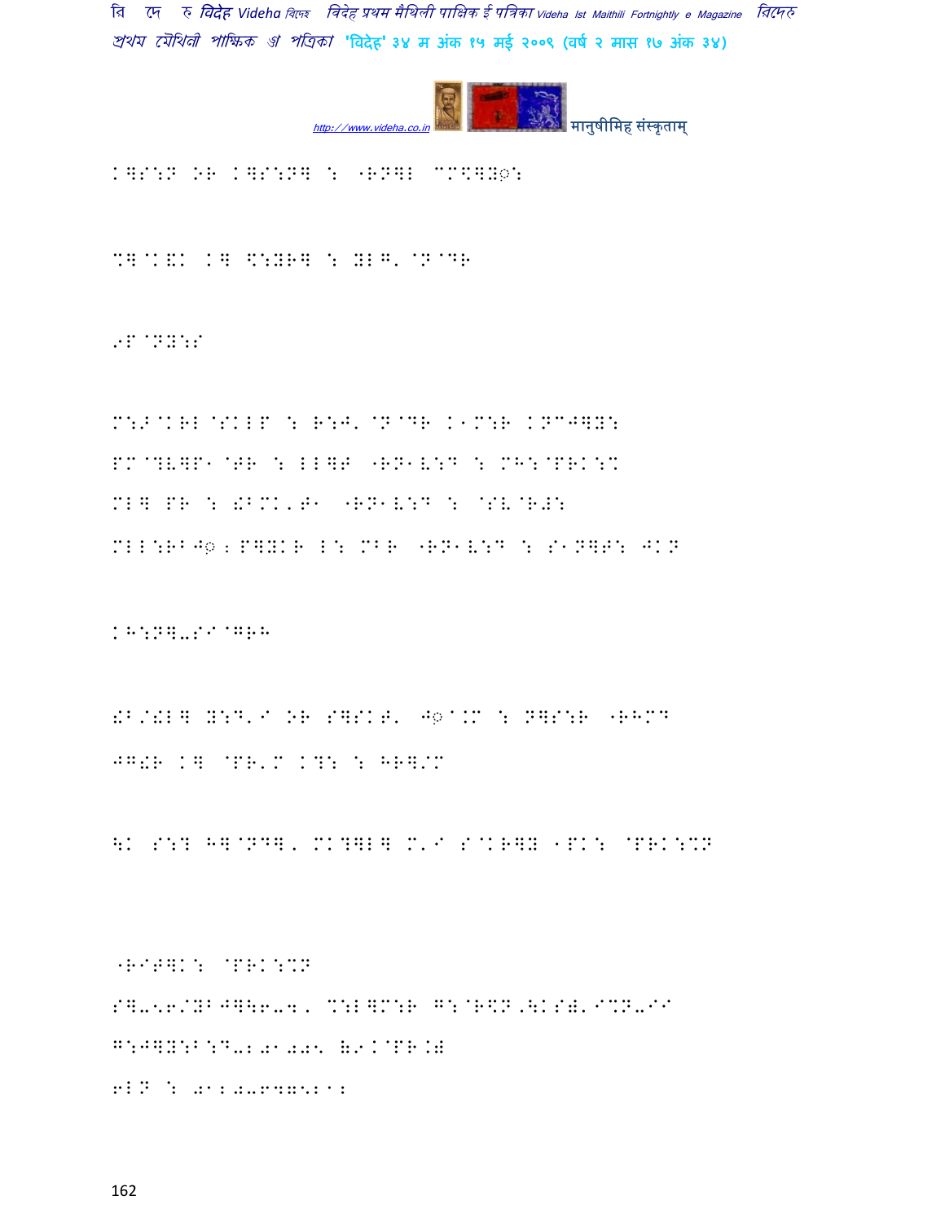K](:N OR K](:N] : "RN]LCM<]Y◌:

%]@K&K K] \:YR] : YLG'@N@DR

9P@NY:S

M:> @KRL@SKLP : R:J'@N@DR K1M:R KNCJ]Y: PM@?V]P1@TR : LL]T "RN1V:D : MH:@PRK:% ML] PR : [BMK'T1 "RN1V:D : @SV@R>: MLL:RBJ◌;P]YKR L: MBR "RN1V:D : S1N]T: JKN

KH:N]-SI@GRH

[B/[L] Y:D'I OR S]SKT' J◌@.M : N]S:R "RHMD JG[R K] @PR'M K?: : HR]/M

\K S:? H]@ND], MK?]L] M'I S@KR]Y 1PK: @PRK:%N

"RIT]K: @PRK:%N
S]-56/YBJ]\6-4, %:L]M:R G:@R\N,\KS&'I%N-II
G:J]Y:B:D-2 01 005 (9K@PR.)
6LN : 012-6470521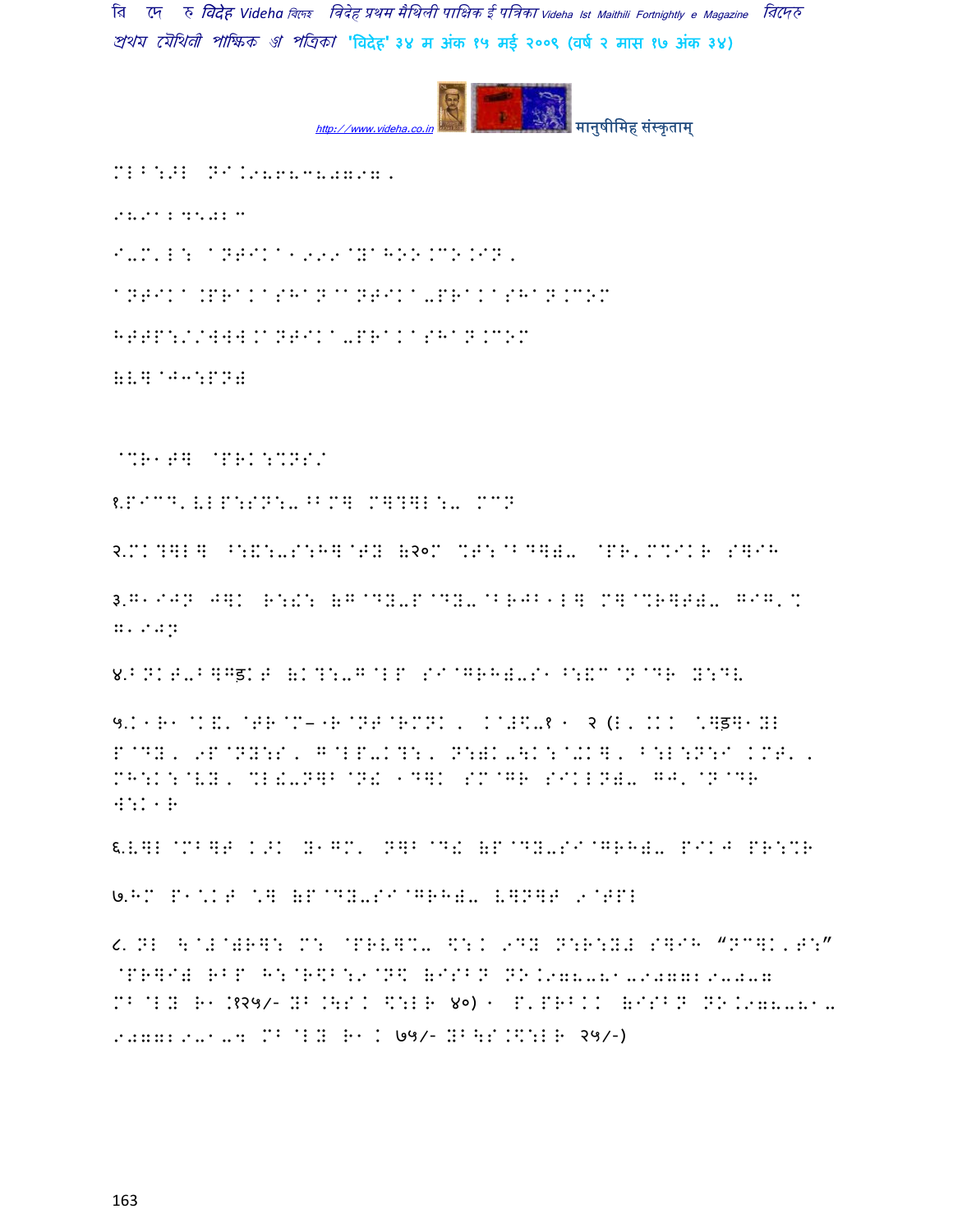MLB:>L NI.98687808978,

9891245028

I-M'L: ANTIKA1999@YAHOO.CO.IN,

ANTIKA.PRAKASHAN@ANTIKA-PRAKASHAN.COM

HTTP://WWW.ANTIKA-PRAKASHAN.COM

(L. @J3:PN)

@%R1T] @PRK:%NS/

१.PICE'(LP:SN:-^BM] M]?]L:- MCN

२.MK?]L] ^:&:-S:H]@TY (२०M %T:@BD]). @PR'M%IKR S]IH

३.G1IJN J]K R:!: (G@DY-P@DY-@BRJB1L] M]@%R]T)- GIG'% G1IJN

४.BNKT-B]G<KT (K?:-G@LP SI@GRH)-S1^:&C@N@DR Y:DV

५.K1R1@K&'@TR@M–1R@NT@RMNK, K@#\$-१ - २ (I, .KK \*]<]1YL P@DY, 9P@NY:S, G@LP-K?:, N:)K-\K:@+K], B:L:N:I KMT', MH:K:@VY, %L!-N]B@N! 1D]K SM@GR SIKLN)- GJ'@N@DR W:K1R

६.V]L@MB]T K>K Y1GM' N]B@D! (P@DY-SI@GRH)- PIKJ PR:%R

७.HM P1\*KT \*] (P@DY-SI@GRH)- V]N]T 9@TPL

८. NL \@#@)R]: M: @PRV]%- \$:K 9DY N:R:Y# S]IH "NC]K'T:" @PR]I) RBP H:@R\$B:9@N\$ (ISBN NO.978-81-907729-0-7 MB@LY R1.१२५/- YB.\S.K \$:LR ४०) - P'PRBKK (ISBN NO.978-81-907729-1-4 MB@LY R1K ७५/- YB\S.\$:LR २५/-)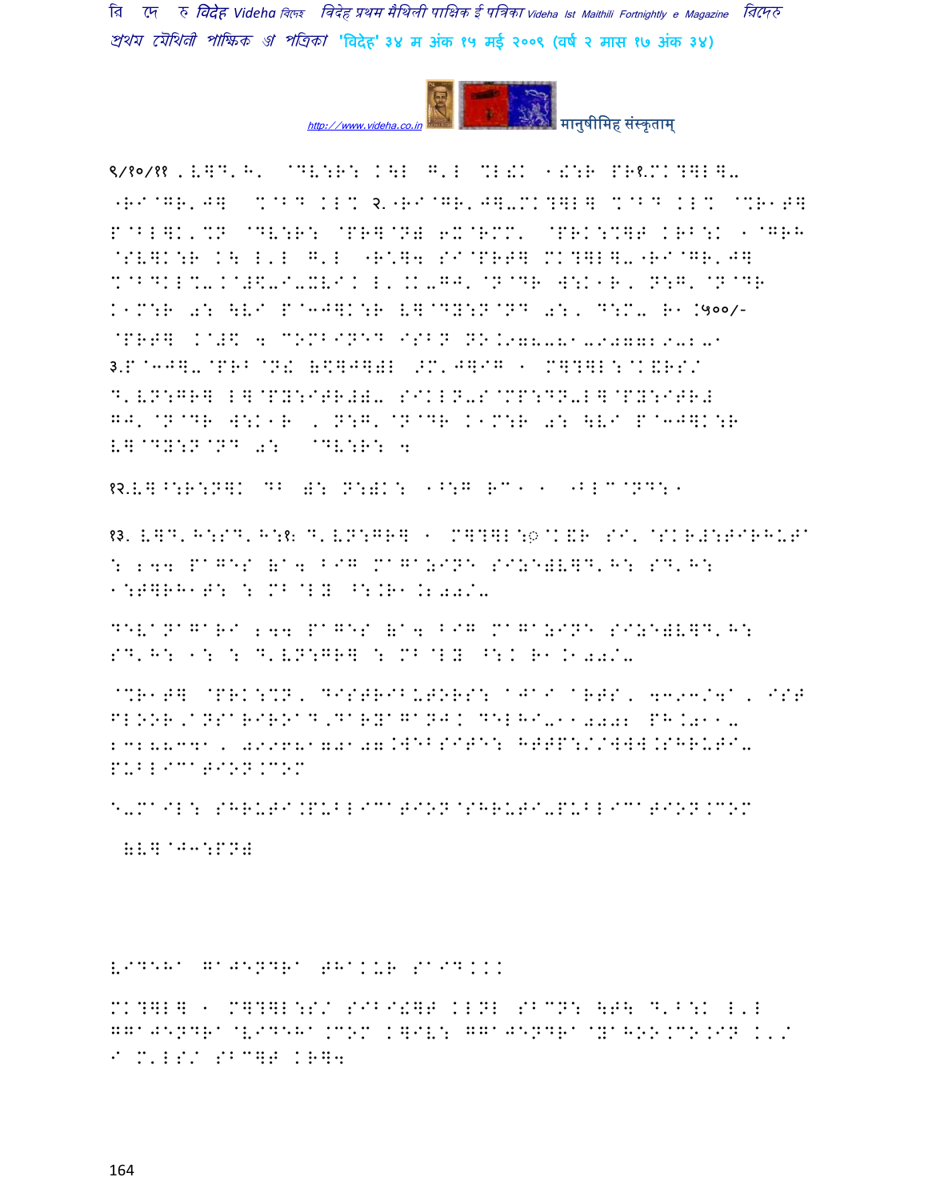९/१०/११ .ৱ৩ᴰ'ᴴ' ᴰᴰᴰ:ᴰ: ᴷ\ᴸ ᴳ'ᴸ ᴰᴸᴰᴷ ᴷᴰ:ᴿ ᴾᴿ१.ᴹᴷ?ᴱᴸᴱ-

"RI@GR'J] %@BD KL% २."RI@GR'J]-MK?]L] %@BD KL% @%R1T] P@BL]K'%N @DV:R: @PR]@N) 6X@RMM' @PRK:%]T KRB:K 1@GRH @SV]K:R K\ L'L G'L "R\*]4 SI@PRT] MK?]L]-"RI@GR'J] %@BDKL%-K@#\$-I-XVIK L'.K-GJ'@N@DR W:K1R, N:G'@N@DR K1M:R 0: \VI P@3J]K:R V]@DY:N@ND 0:, D:M- R1.५००/- @PRT] K@#\$ 4 COMBINED ISBN NO.978-81-907729-2-1 ३.P@3J]-@PRB@N! (\$]J])L >M'J]IG 1 M]?]L:@K&RS/ D'VN:GR] L]@PY:ITR#)- SIKLN-S@MP:DN-L]@PY:ITR# GJ'@N@DR W:K1R , N:G'@N@DR K1M:R 0: \VI P@3J]K:R V]@DY:N@ND 0: @DV:R: 4

१२.V]^:R:N]K DB ): N:)K: 1^:G RC1 1 "BLC@ND:1

१३. V]D'H:SD'H:१ D'VN:GR] 1 M]?]L:◎K&R SI'@SKR#:TIRHUTA : 244 PAGES (A4 BIG MAGAZINE SIZE)V]D'H: SD'H: 1:T]RH1T: : MB@LY ^:.R1.200/-

DEVANAGARI 244 PAGES (A4 BIG MAGAZINE SIZE)V]D'H: SD'H: 1: : D'VN:GR] : MB@LY ^:K R1.100/-

@%R1T] @PRK:%N, DISTRIBUTORS: AJAI ARTS, 4393/4A, IST FLOOR,ANSARIROAD,DARYAGANJ. DELHI-110002 PH.011-23288341, 09968170107.WEBSITE: HTTP://WWW.SHRUTI-PUBLICATION.COM

E-MAIL: SHRUTI.PUBLICATION@SHRUTI-PUBLICATION.COM

(V]@J3:PN)

VIDEHA GAJENDRA THAKUR SAID...

MK?]L] 1 M]?]L:S/ SIBI!]T KLNL SBCN: \T\ D'B:K L'L GGAJENDRA@VIDEHA.COM K]IV: GGAJENDRA@YAHOO.CO.IN K'/ I M'LS/ SBC]T KR]4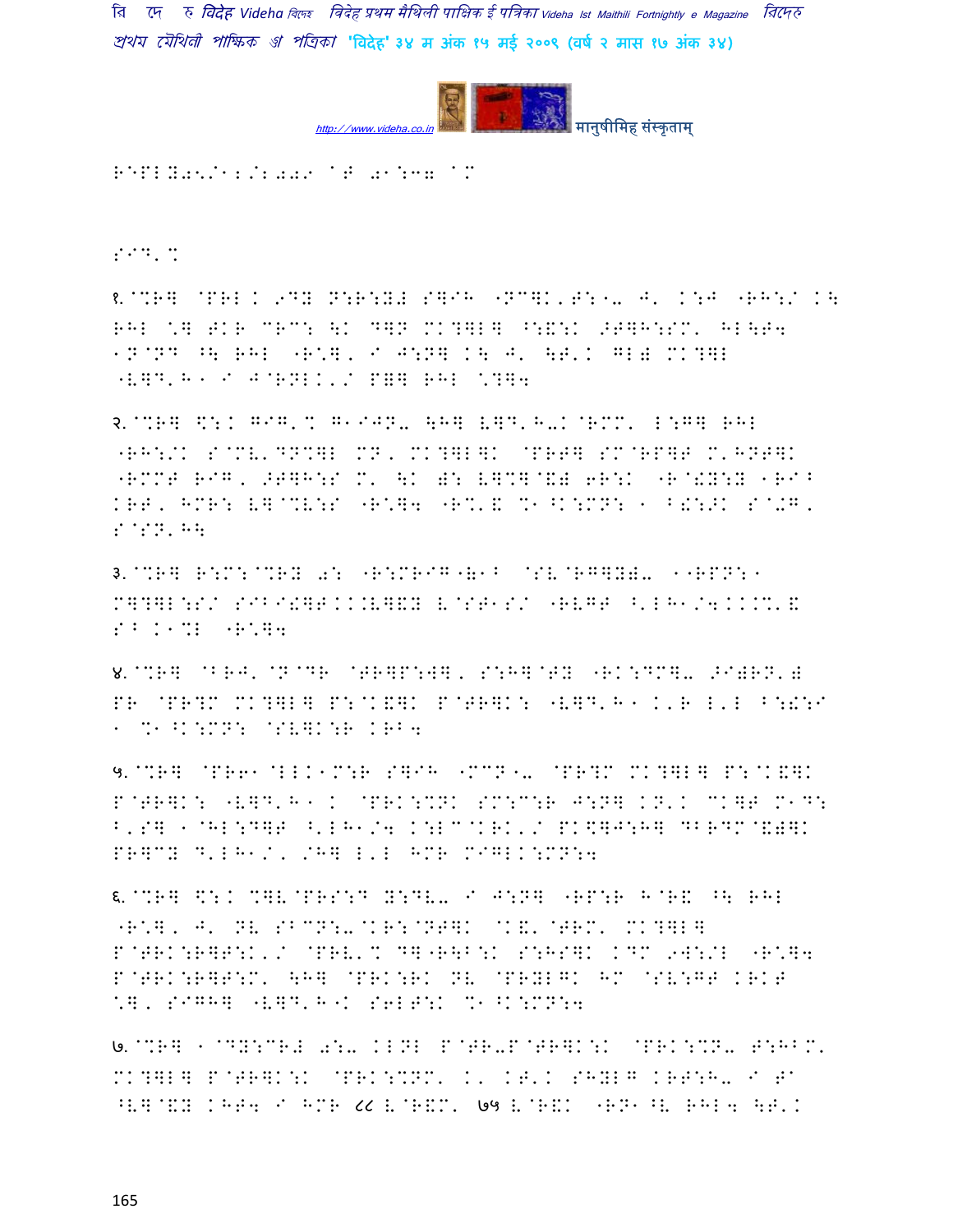R^PLY05/12/2009 ^T 01:37 ^M

S|D'%

१.@%R] @PRL K 9DY N:R:Y# S]|H "NC]K'T:Dै J' K:J "RH:/ K\ RHL \*] TKR CRC: \K D]N MK?]L] ^:&:K >T]H:SM' HL\T4 1N@ND ^\ RHL "R\*], I J:N] K\ J' \T'K GL) MK?]L "V]D'H1 I J@RNLK'/ P&] RHL \*?]4

२.@%R] \$:K G|G'% G1|JN- \H] V]D'H-K@RMM' L:G] RHL "RH:/K S@MV'DN%]L MN, MK?]L]K @PRT] SM@RP]T M'HNT]K "RMMT R|G, >T]H:S M' \K ): V]%]@&) 6R:K "R@!Y:Y 1R|^ KRT, HMR: V]@%V:S "R\*]4 "R%'& %1^K:MN: 1 B!:>K S@+G, S@SN'H\

३.@%R] R:M:@%RY 0: "R:MR|G"&1^ @SV@RG]Y)- 1"RPN:1 M]?]L:S/ S|B|!]TKKV]&Y V@ST1S/ "RVGT ^'LH1/4KK%'& S^ K1%L "R\*]4

४.@%R] @BRJ'@N@DR @TR]P:W], S:H]@TY "RK:DM]- >|)RN') PR @PR?M MK?]L] P:@K&]K P@TR]K: "V]D'H1 K'R L'L B:!:I 1 %1^K:MN: @SV]K:R KRB4

५.@%R] @PR61@LLK1M:R S]|H 1MCN1- @PR?M MK?]L] P:@K&]K P@TR]K: "V]D'H1 K @PRK:%NK SM:C:R J:N] KN'K CK]T M1D: B'S] 1@HL:D]T ^'LH1/4 K:LC@KRK'/ PK\$]J:H] DBRDM@&)]K PR]CY D'LH1/, /H] L'L HMR M|GLK:MN:4

६.@%R] \$:K %]V@PRS:D Y:DV- I J:N] "RP:R H@R& ^\ RHL "R\*], J' NV SBCN:-@KR:@NT]K @K&'@TRM' MK?]L] P@TRK:R]T:K'/ @PRV'% D]"R\B:K S:HS]K KDM 9W:/L "R\*]4 P@TRK:R]T:M' \H] @PRK:RK NV @PRYLGK HM @SV:GT KRKT \*], S|GH] "V]D'H1K S6LT:K %1^K:MN:4

७.@%R] 1@DY:CR# 0:- KLNL P@TR-P@TR]K:K @PRK:%N- T:HBM' MK?]L] P@TR]K:K @PRK:%NM' K, KT'K SHYLG KRT:H- I TC ^V]@&Y KHT4 I HMR ८८ V@R&M' ७५ V@R&K "RN1^V RHL4 \T'K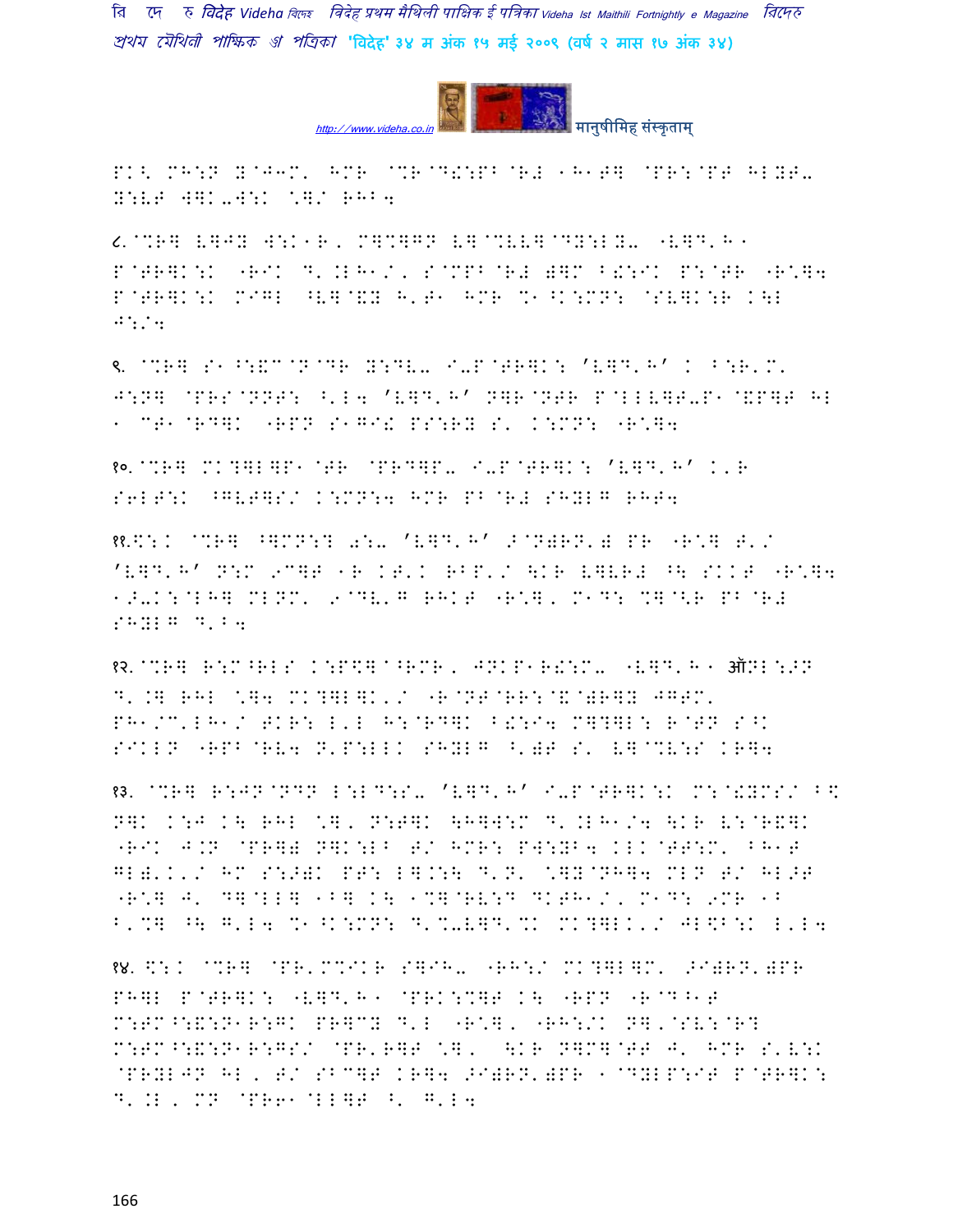PK< MH:N Y@J3M' HMR @%R@D!:PB@R# 1H1T] @PR:@PT HLYT-Y:VT W]K-W:K \]/ RHB4

८.@%R] V]JY W:K1R, M]%]GN V]@%VV]@DY:LY- "V]D'H1 P@TR]K:K "RIK D'.LH1/, S@MPB@R# )]M B!:IK P:@TR "R\]4 P@TR]K:K MIGL ^V]@&Y H'T1 HMR %1^K:MN: @SV]K:R K\L J:/4

९. @%R] S1^:&C@N@DR Y:DV- I-P@TR]K: 'V]D'H' K B:R'M' J:N] @PRS@NNT: <'L4 'V]D'H' N]R@NTR P@LLV]T-P1@&P]T HL 1 CT1@RD]K "RPN S1GI! PS:RY S' K:MN: "R\]4

१०.@%R] MK?]L]P1@TR @PRD]P- I-P@TR]K: 'V]D'H' K'R S6LT:K ^GVT]S/ K:MN:4 HMR PB@R# SHYLG RHT4

११.\$:K @%R] ^]MN:? 0:- 'V]D'H' >@N)RN') PR "R\] T'/ 'V]D'H' N:M 9C]T 1R KT'K RBP'/ \KR V]VR# ^\ SKKT "R\]4 1>-K:@LH] MLNM' 9@DV'G RHKT "R\]' M1D: %]@<R PB@R# SHYLG D'B4

१२.@%R] R:M^RLS K:P\$]^RMR, JNKP1R!:M- "V]D'H1 ऑNL:>N D'.] RHL \]4 MK?]L]K'/ "R@NT@RR:@&@)R]Y JGTM' PH1/C'LH1/ TKR: L'L H:@RD]K B!:I4 M]?]L: R@TN S^K SIKLN "RPB@RV4 N'P:LLK SHYLG ^')T S' V]@%V:S KR]4

१३. @%R] R:JN@NDN L:LD:S- 'V]D'H' I-P@TR]K:K M:@!YMS/ B\$ N]K K:J K\ RHL \]' N:T]K \H]W:M D'.LH1/4 \KR V:@R&]K "RIK J.N @PR]) N]K:LB T/ HMR: PW:YB4 KLK@TT:M' BH1T GL)'K'/ HM S:>)K PT: L].:\ D'N' \]Y@NH]4 MLN T/ HL>T "R\] J' D]@LL] 1B] K\ 1%]@RV:D DKTH1/, M1D: 9MR 1B B'%] ^\ G'L4 %1^K:MN: D'%-V]D'%K MK?]LK'/ JL\$B:K L'L4

१४. \$:K @%R] @PR'M%IKR S]IH- "RH:/ MK?]L]M' >I)RN')PR PH]L P@TR]K: "V]D'H1 @PRK:%]T K\ "RPN "R@D^1T M:TM^:&:N1R:GK PR]CY D'L "R\], "RH:/K N]'@SV:@R? M:TM^:&:N1R:GS/ @PR'R]T \]' \KR N]M]@TT J' HMR S'V:K @PRYLJN HL, T/ SBC]T KR]4 >I)RN')PR 1@DYLP:IT P@TR]K: D'.L, MN @PR61@LL]T <' G'L4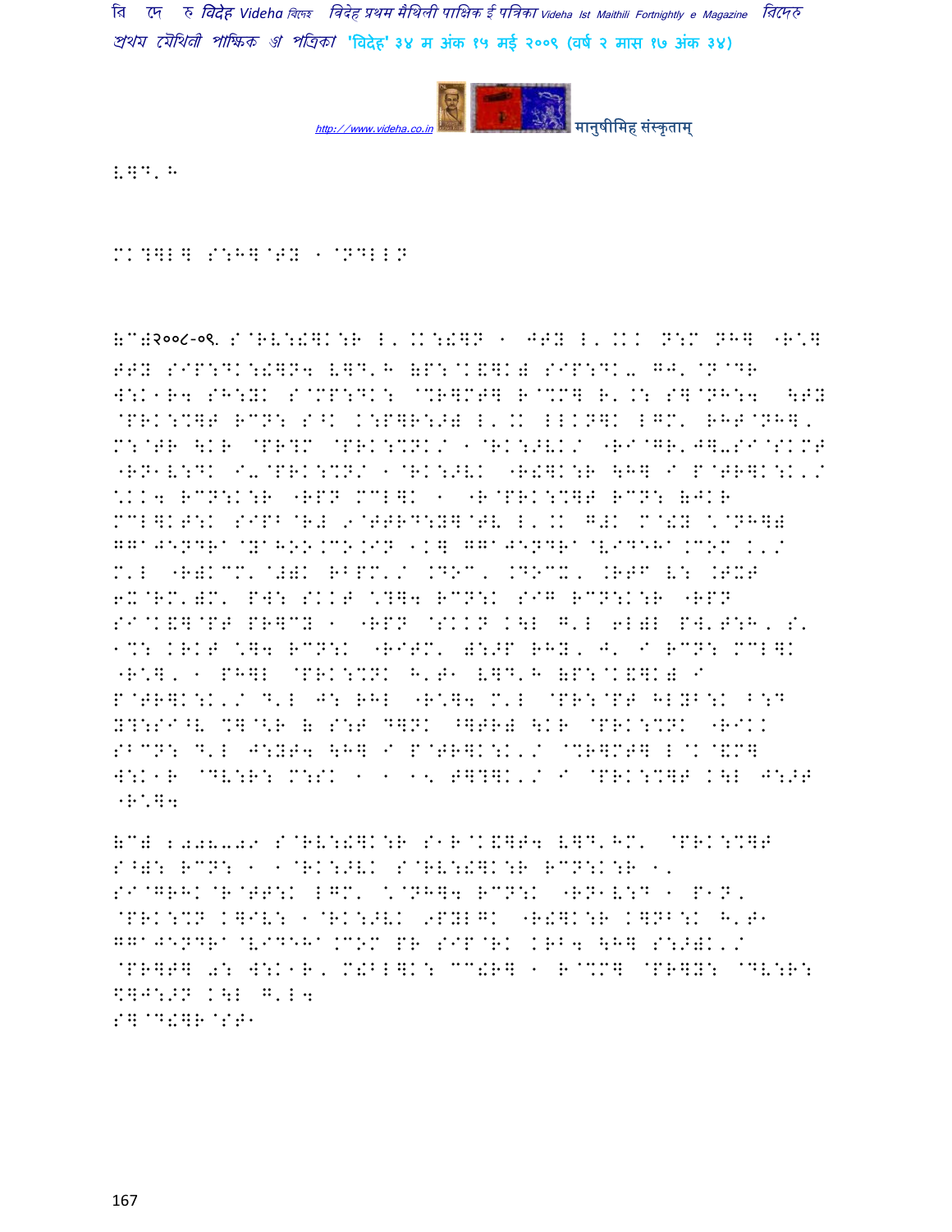मानुषीमिह संस्कृताम्